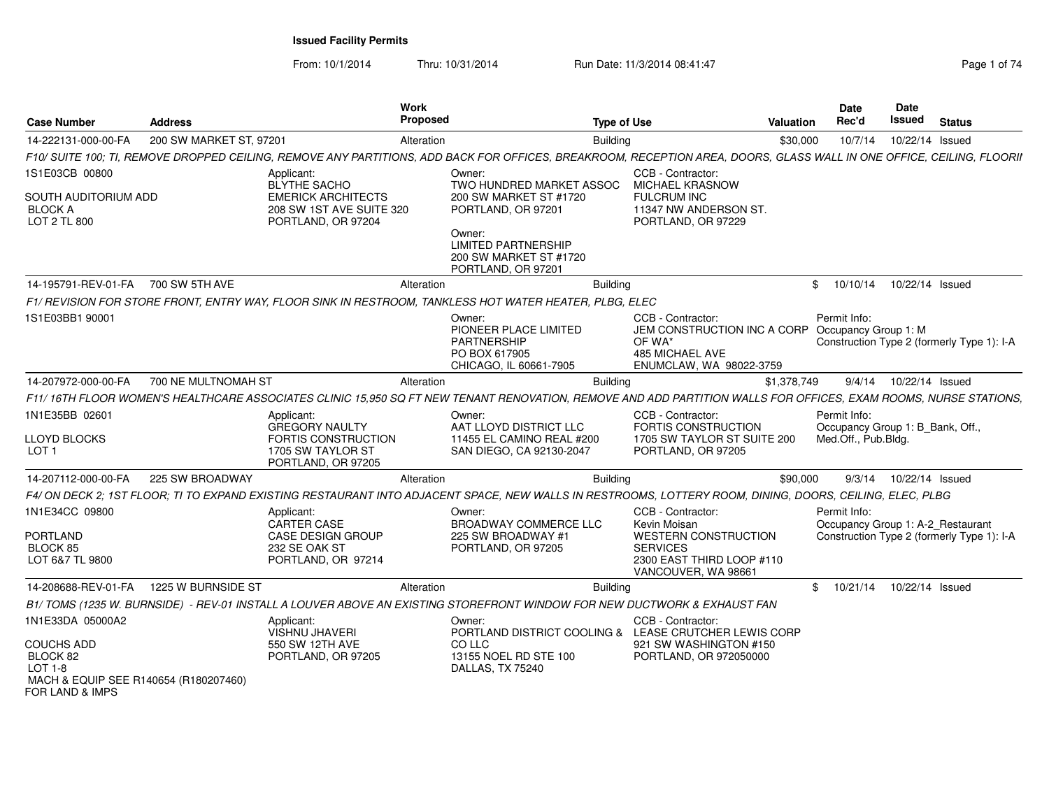# Issued Facility Permits

From: 10/1/2014 Thru: 10/31/2014 Run Date: 11/3/2014 08:41:47

| Case Number | Address | Work Proposed | Type of Use | Valuation | Date Rec'd | Date Issued | Status |
|---|---|---|---|---|---|---|---|
| 14-222131-000-00-FA | 200 SW MARKET ST, 97201 | Alteration | Building | $30,000 | 10/7/14 | 10/22/14 | Issued |

*F10/ SUITE 100; TI, REMOVE DROPPED CEILING, REMOVE ANY PARTITIONS, ADD BACK FOR OFFICES, BREAKROOM, RECEPTION AREA, DOORS, GLASS WALL IN ONE OFFICE, CEILING, FLOORI*

1S1E03CB 00800
SOUTH AUDITORIUM ADD
BLOCK A
LOT 2 TL 800

Applicant:
BLYTHE SACHO
EMERICK ARCHITECTS
208 SW 1ST AVE SUITE 320
PORTLAND, OR 97204

Owner:
TWO HUNDRED MARKET ASSOC
200 SW MARKET ST #1720
PORTLAND, OR 97201

Owner:
LIMITED PARTNERSHIP
200 SW MARKET ST #1720
PORTLAND, OR 97201

CCB - Contractor:
MICHAEL KRASNOW
FULCRUM INC
11347 NW ANDERSON ST.
PORTLAND, OR 97229

| Case Number | Address | Work Proposed | Type of Use | Valuation | Date Rec'd | Date Issued | Status |
|---|---|---|---|---|---|---|---|
| 14-195791-REV-01-FA | 700 SW 5TH AVE | Alteration | Building | $ | 10/10/14 | 10/22/14 | Issued |

*F1/ REVISION FOR STORE FRONT, ENTRY WAY, FLOOR SINK IN RESTROOM, TANKLESS HOT WATER HEATER, PLBG, ELEC*

1S1E03BB1 90001

Owner:
PIONEER PLACE LIMITED
PARTNERSHIP
PO BOX 617905
CHICAGO, IL 60661-7905

CCB - Contractor:
JEM CONSTRUCTION INC A CORP
OF WA*
485 MICHAEL AVE
ENUMCLAW, WA 98022-3759

Permit Info:
Occupancy Group 1: M
Construction Type 2 (formerly Type 1): I-A

| Case Number | Address | Work Proposed | Type of Use | Valuation | Date Rec'd | Date Issued | Status |
|---|---|---|---|---|---|---|---|
| 14-207972-000-00-FA | 700 NE MULTNOMAH ST | Alteration | Building | $1,378,749 | 9/4/14 | 10/22/14 | Issued |

*F11/ 16TH FLOOR WOMEN'S HEALTHCARE ASSOCIATES CLINIC 15,950 SQ FT NEW TENANT RENOVATION, REMOVE AND ADD PARTITION WALLS FOR OFFICES, EXAM ROOMS, NURSE STATIONS,*

1N1E35BB 02601
LLOYD BLOCKS
LOT 1

Applicant:
GREGORY NAULTY
FORTIS CONSTRUCTION
1705 SW TAYLOR ST
PORTLAND, OR 97205

Owner:
AAT LLOYD DISTRICT LLC
11455 EL CAMINO REAL #200
SAN DIEGO, CA 92130-2047

CCB - Contractor:
FORTIS CONSTRUCTION
1705 SW TAYLOR ST SUITE 200
PORTLAND, OR 97205

Permit Info:
Occupancy Group 1: B_Bank, Off., Med.Off., Pub.Bldg.

| Case Number | Address | Work Proposed | Type of Use | Valuation | Date Rec'd | Date Issued | Status |
|---|---|---|---|---|---|---|---|
| 14-207112-000-00-FA | 225 SW BROADWAY | Alteration | Building | $90,000 | 9/3/14 | 10/22/14 | Issued |

*F4/ ON DECK 2; 1ST FLOOR; TI TO EXPAND EXISTING RESTAURANT INTO ADJACENT SPACE, NEW WALLS IN RESTROOMS, LOTTERY ROOM, DINING, DOORS, CEILING, ELEC, PLBG*

1N1E34CC 09800
PORTLAND
BLOCK 85
LOT 6&7 TL 9800

Applicant:
CARTER CASE
CASE DESIGN GROUP
232 SE OAK ST
PORTLAND, OR 97214

Owner:
BROADWAY COMMERCE LLC
225 SW BROADWAY #1
PORTLAND, OR 97205

CCB - Contractor:
Kevin Moisan
WESTERN CONSTRUCTION
SERVICES
2300 EAST THIRD LOOP #110
VANCOUVER, WA 98661

Permit Info:
Occupancy Group 1: A-2_Restaurant
Construction Type 2 (formerly Type 1): I-A

| Case Number | Address | Work Proposed | Type of Use | Valuation | Date Rec'd | Date Issued | Status |
|---|---|---|---|---|---|---|---|
| 14-208688-REV-01-FA | 1225 W BURNSIDE ST | Alteration | Building | $ | 10/21/14 | 10/22/14 | Issued |

*B1/ TOMS (1235 W. BURNSIDE) - REV-01 INSTALL A LOUVER ABOVE AN EXISTING STOREFRONT WINDOW FOR NEW DUCTWORK & EXHAUST FAN*

1N1E33DA 05000A2
COUCHS ADD
BLOCK 82
LOT 1-8
MACH & EQUIP SEE R140654 (R180207460)
FOR LAND & IMPS

Applicant:
VISHNU JHAVERI
550 SW 12TH AVE
PORTLAND, OR 97205

Owner:
PORTLAND DISTRICT COOLING &
CO LLC
13155 NOEL RD STE 100
DALLAS, TX 75240

CCB - Contractor:
LEASE CRUTCHER LEWIS CORP
921 SW WASHINGTON #150
PORTLAND, OR 972050000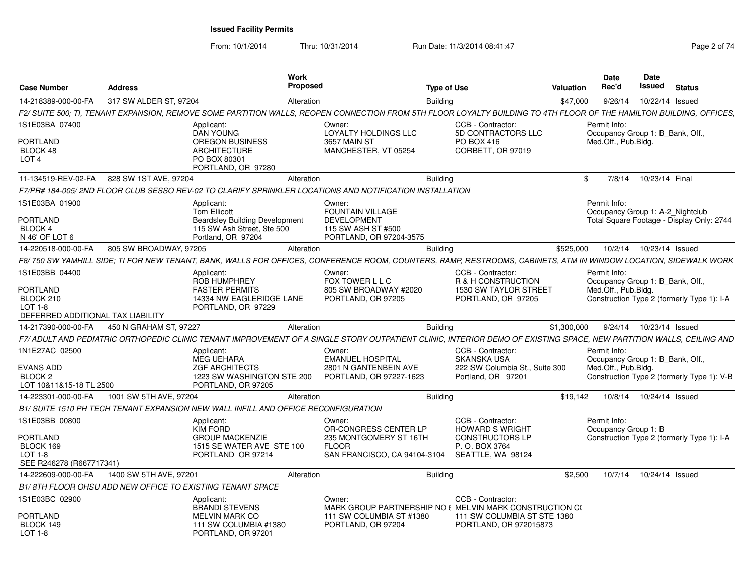**Issued Facility Permits**

From: 10/1/2014 Thru: 10/31/2014 Run Date: 11/3/2014 08:41:47

| Case Number | Address | Work Proposed | Type of Use | Valuation | Date Rec'd | Date Issued | Status |
|---|---|---|---|---|---|---|---|
| 14-218389-000-00-FA | 317 SW ALDER ST, 97204 | Alteration | Building | $47,000 | 9/26/14 | 10/22/14 | Issued |

*F2/ SUITE 500; TI, TENANT EXPANSION, REMOVE SOME PARTITION WALLS, REOPEN CONNECTION FROM 5TH FLOOR LOYALTY BUILDING TO 4TH FLOOR OF THE HAMILTON BUILDING, OFFICES,*

1S1E03BA 07400
PORTLAND
BLOCK 48
LOT 4

Applicant: DAN YOUNG, OREGON BUSINESS ARCHITECTURE, PO BOX 80301, PORTLAND, OR 97280

Owner: LOYALTY HOLDINGS LLC, 3657 MAIN ST, MANCHESTER, VT 05254

CCB - Contractor: 5D CONTRACTORS LLC, PO BOX 416, CORBETT, OR 97019

Permit Info: Occupancy Group 1: B_Bank, Off., Med.Off., Pub.Bldg.

| Case Number | Address | Work Proposed | Type of Use | Valuation | Date Rec'd | Date Issued | Status |
|---|---|---|---|---|---|---|---|
| 11-134519-REV-02-FA | 828 SW 1ST AVE, 97204 | Alteration | Building | $ | 7/8/14 | 10/23/14 | Final |

*F7/PR# 184-005/ 2ND FLOOR CLUB SESSO REV-02 TO CLARIFY SPRINKLER LOCATIONS AND NOTIFICATION INSTALLATION*

1S1E03BA 01900
PORTLAND
BLOCK 4
N 46' OF LOT 6

Applicant: Tom Ellicott, Beardsley Building Development, 115 SW Ash Street, Ste 500, Portland, OR 97204

Owner: FOUNTAIN VILLAGE DEVELOPMENT, 115 SW ASH ST #500, PORTLAND, OR 97204-3575

Permit Info: Occupancy Group 1: A-2_Nightclub; Total Square Footage - Display Only: 2744

| Case Number | Address | Work Proposed | Type of Use | Valuation | Date Rec'd | Date Issued | Status |
|---|---|---|---|---|---|---|---|
| 14-220518-000-00-FA | 805 SW BROADWAY, 97205 | Alteration | Building | $525,000 | 10/2/14 | 10/23/14 | Issued |

*F8/ 750 SW YAMHILL SIDE; TI FOR NEW TENANT, BANK, WALLS FOR OFFICES, CONFERENCE ROOM, COUNTERS, RAMP, RESTROOMS, CABINETS, ATM IN WINDOW LOCATION, SIDEWALK WORK*

1S1E03BB 04400
PORTLAND
BLOCK 210
LOT 1-8
DEFERRED ADDITIONAL TAX LIABILITY

Applicant: ROB HUMPHREY, FASTER PERMITS, 14334 NW EAGLERIDGE LANE, PORTLAND, OR 97229

Owner: FOX TOWER L L C, 805 SW BROADWAY #2020, PORTLAND, OR 97205

CCB - Contractor: R & H CONSTRUCTION, 1530 SW TAYLOR STREET, PORTLAND, OR 97205

Permit Info: Occupancy Group 1: B_Bank, Off., Med.Off., Pub.Bldg.; Construction Type 2 (formerly Type 1): I-A

| Case Number | Address | Work Proposed | Type of Use | Valuation | Date Rec'd | Date Issued | Status |
|---|---|---|---|---|---|---|---|
| 14-217390-000-00-FA | 450 N GRAHAM ST, 97227 | Alteration | Building | $1,300,000 | 9/24/14 | 10/23/14 | Issued |

*F7/ ADULT AND PEDIATRIC ORTHOPEDIC CLINIC TENANT IMPROVEMENT OF A SINGLE STORY OUTPATIENT CLINIC, INTERIOR DEMO OF EXISTING SPACE, NEW PARTITION WALLS, CEILING AND*

1N1E27AC 02500
EVANS ADD
BLOCK 2
LOT 10&11&15-18 TL 2500

Applicant: MEG UEHARA, ZGF ARCHITECTS, 1223 SW WASHINGTON STE 200, PORTLAND, OR 97205

Owner: EMANUEL HOSPITAL, 2801 N GANTENBEIN AVE, PORTLAND, OR 97227-1623

CCB - Contractor: SKANSKA USA, 222 SW Columbia St., Suite 300, Portland, OR 97201

Permit Info: Occupancy Group 1: B_Bank, Off., Med.Off., Pub.Bldg.; Construction Type 2 (formerly Type 1): V-B

| Case Number | Address | Work Proposed | Type of Use | Valuation | Date Rec'd | Date Issued | Status |
|---|---|---|---|---|---|---|---|
| 14-223301-000-00-FA | 1001 SW 5TH AVE, 97204 | Alteration | Building | $19,142 | 10/8/14 | 10/24/14 | Issued |

*B1/ SUITE 1510 PH TECH TENANT EXPANSION NEW WALL INFILL AND OFFICE RECONFIGURATION*

1S1E03BB 00800
PORTLAND
BLOCK 169
LOT 1-8
SEE R246278 (R667717341)

Applicant: KIM FORD, GROUP MACKENZIE, 1515 SE WATER AVE STE 100, PORTLAND OR 97214

Owner: OR-CONGRESS CENTER LP, 235 MONTGOMERY ST 16TH FLOOR, SAN FRANCISCO, CA 94104-3104

CCB - Contractor: HOWARD S WRIGHT CONSTRUCTORS LP, P. O. BOX 3764, SEATTLE, WA 98124

Permit Info: Occupancy Group 1: B; Construction Type 2 (formerly Type 1): I-A

| Case Number | Address | Work Proposed | Type of Use | Valuation | Date Rec'd | Date Issued | Status |
|---|---|---|---|---|---|---|---|
| 14-222609-000-00-FA | 1400 SW 5TH AVE, 97201 | Alteration | Building | $2,500 | 10/7/14 | 10/24/14 | Issued |

*B1/ 8TH FLOOR OHSU ADD NEW OFFICE TO EXISTING TENANT SPACE*

1S1E03BC 02900
PORTLAND
BLOCK 149
LOT 1-8

Applicant: BRANDI STEVENS, MELVIN MARK CO, 111 SW COLUMBIA #1380, PORTLAND, OR 97201

Owner: MARK GROUP PARTNERSHIP NO (, 111 SW COLUMBIA ST #1380, PORTLAND, OR 97204

CCB - Contractor: MELVIN MARK CONSTRUCTION C(, 111 SW COLUMBIA ST STE 1380, PORTLAND, OR 972015873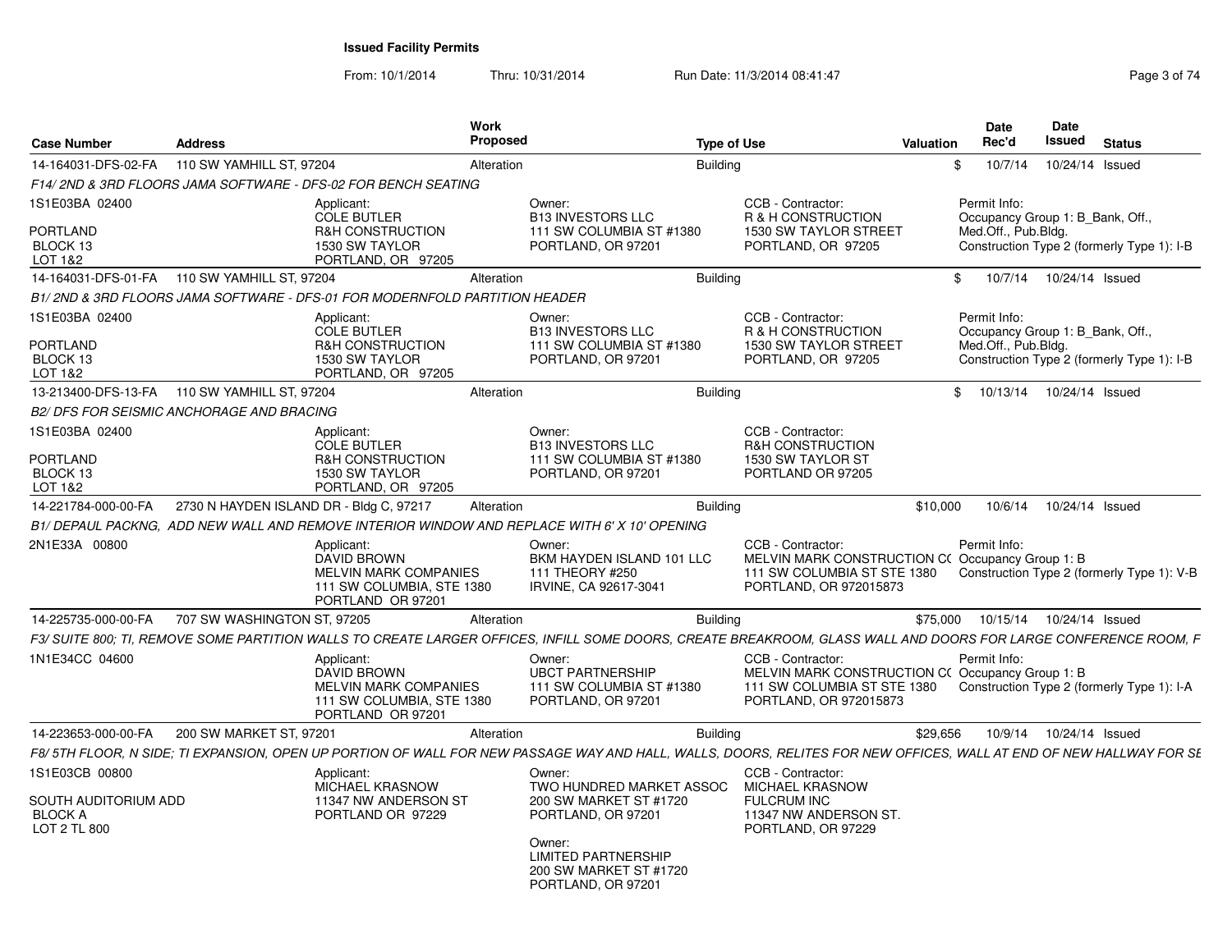**Issued Facility Permits**

From: 10/1/2014 Thru: 10/31/2014 Run Date: 11/3/2014 08:41:47

| Case Number | Address | Work Proposed | Type of Use | Valuation | Date Rec'd | Date Issued | Status |
|---|---|---|---|---|---|---|---|
| 14-164031-DFS-02-FA | 110 SW YAMHILL ST, 97204 | Alteration | Building | $ | 10/7/14 | 10/24/14 | Issued |

*F14/ 2ND & 3RD FLOORS JAMA SOFTWARE - DFS-02 FOR BENCH SEATING*

1S1E03BA 02400
PORTLAND
BLOCK 13
LOT 1&2

Applicant: COLE BUTLER, R&H CONSTRUCTION, 1530 SW TAYLOR, PORTLAND, OR 97205

Owner: B13 INVESTORS LLC, 111 SW COLUMBIA ST #1380, PORTLAND, OR 97201

CCB - Contractor: R & H CONSTRUCTION, 1530 SW TAYLOR STREET, PORTLAND, OR 97205

Permit Info: Occupancy Group 1: B_Bank, Off., Med.Off., Pub.Bldg. Construction Type 2 (formerly Type 1): I-B

| Case Number | Address | Work Proposed | Type of Use | Valuation | Date Rec'd | Date Issued | Status |
|---|---|---|---|---|---|---|---|
| 14-164031-DFS-01-FA | 110 SW YAMHILL ST, 97204 | Alteration | Building | $ | 10/7/14 | 10/24/14 | Issued |

*B1/ 2ND & 3RD FLOORS JAMA SOFTWARE - DFS-01 FOR MODERNFOLD PARTITION HEADER*

1S1E03BA 02400
PORTLAND
BLOCK 13
LOT 1&2

Applicant: COLE BUTLER, R&H CONSTRUCTION, 1530 SW TAYLOR, PORTLAND, OR 97205

Owner: B13 INVESTORS LLC, 111 SW COLUMBIA ST #1380, PORTLAND, OR 97201

CCB - Contractor: R & H CONSTRUCTION, 1530 SW TAYLOR STREET, PORTLAND, OR 97205

Permit Info: Occupancy Group 1: B_Bank, Off., Med.Off., Pub.Bldg. Construction Type 2 (formerly Type 1): I-B

| Case Number | Address | Work Proposed | Type of Use | Valuation | Date Rec'd | Date Issued | Status |
|---|---|---|---|---|---|---|---|
| 13-213400-DFS-13-FA | 110 SW YAMHILL ST, 97204 | Alteration | Building | $ | 10/13/14 | 10/24/14 | Issued |

*B2/ DFS FOR SEISMIC ANCHORAGE AND BRACING*

1S1E03BA 02400
PORTLAND
BLOCK 13
LOT 1&2

Applicant: COLE BUTLER, R&H CONSTRUCTION, 1530 SW TAYLOR, PORTLAND, OR 97205

Owner: B13 INVESTORS LLC, 111 SW COLUMBIA ST #1380, PORTLAND, OR 97201

CCB - Contractor: R&H CONSTRUCTION, 1530 SW TAYLOR ST, PORTLAND OR 97205

| Case Number | Address | Work Proposed | Type of Use | Valuation | Date Rec'd | Date Issued | Status |
|---|---|---|---|---|---|---|---|
| 14-221784-000-00-FA | 2730 N HAYDEN ISLAND DR - Bldg C, 97217 | Alteration | Building | $10,000 | 10/6/14 | 10/24/14 | Issued |

*B1/ DEPAUL PACKNG, ADD NEW WALL AND REMOVE INTERIOR WINDOW AND REPLACE WITH 6' X 10' OPENING*

2N1E33A 00800

Applicant: DAVID BROWN, MELVIN MARK COMPANIES, 111 SW COLUMBIA, STE 1380, PORTLAND OR 97201

Owner: BKM HAYDEN ISLAND 101 LLC, 111 THEORY #250, IRVINE, CA 92617-3041

CCB - Contractor: MELVIN MARK CONSTRUCTION CO, 111 SW COLUMBIA ST STE 1380, PORTLAND, OR 972015873

Permit Info: Occupancy Group 1: B. Construction Type 2 (formerly Type 1): V-B

| Case Number | Address | Work Proposed | Type of Use | Valuation | Date Rec'd | Date Issued | Status |
|---|---|---|---|---|---|---|---|
| 14-225735-000-00-FA | 707 SW WASHINGTON ST, 97205 | Alteration | Building | $75,000 | 10/15/14 | 10/24/14 | Issued |

*F3/ SUITE 800; TI, REMOVE SOME PARTITION WALLS TO CREATE LARGER OFFICES, INFILL SOME DOORS, CREATE BREAKROOM, GLASS WALL AND DOORS FOR LARGE CONFERENCE ROOM, F*

1N1E34CC 04600

Applicant: DAVID BROWN, MELVIN MARK COMPANIES, 111 SW COLUMBIA, STE 1380, PORTLAND OR 97201

Owner: UBCT PARTNERSHIP, 111 SW COLUMBIA ST #1380, PORTLAND, OR 97201

CCB - Contractor: MELVIN MARK CONSTRUCTION CO, 111 SW COLUMBIA ST STE 1380, PORTLAND, OR 972015873

Permit Info: Occupancy Group 1: B. Construction Type 2 (formerly Type 1): I-A

| Case Number | Address | Work Proposed | Type of Use | Valuation | Date Rec'd | Date Issued | Status |
|---|---|---|---|---|---|---|---|
| 14-223653-000-00-FA | 200 SW MARKET ST, 97201 | Alteration | Building | $29,656 | 10/9/14 | 10/24/14 | Issued |

*F8/ 5TH FLOOR, N SIDE; TI EXPANSION, OPEN UP PORTION OF WALL FOR NEW PASSAGE WAY AND HALL, WALLS, DOORS, RELITES FOR NEW OFFICES, WALL AT END OF NEW HALLWAY FOR SE*

1S1E03CB 00800
SOUTH AUDITORIUM ADD
BLOCK A
LOT 2 TL 800

Applicant: MICHAEL KRASNOW, 11347 NW ANDERSON ST, PORTLAND OR 97229

Owner: TWO HUNDRED MARKET ASSOC, 200 SW MARKET ST #1720, PORTLAND, OR 97201

Owner: LIMITED PARTNERSHIP, 200 SW MARKET ST #1720, PORTLAND, OR 97201

CCB - Contractor: MICHAEL KRASNOW, FULCRUM INC, 11347 NW ANDERSON ST., PORTLAND, OR 97229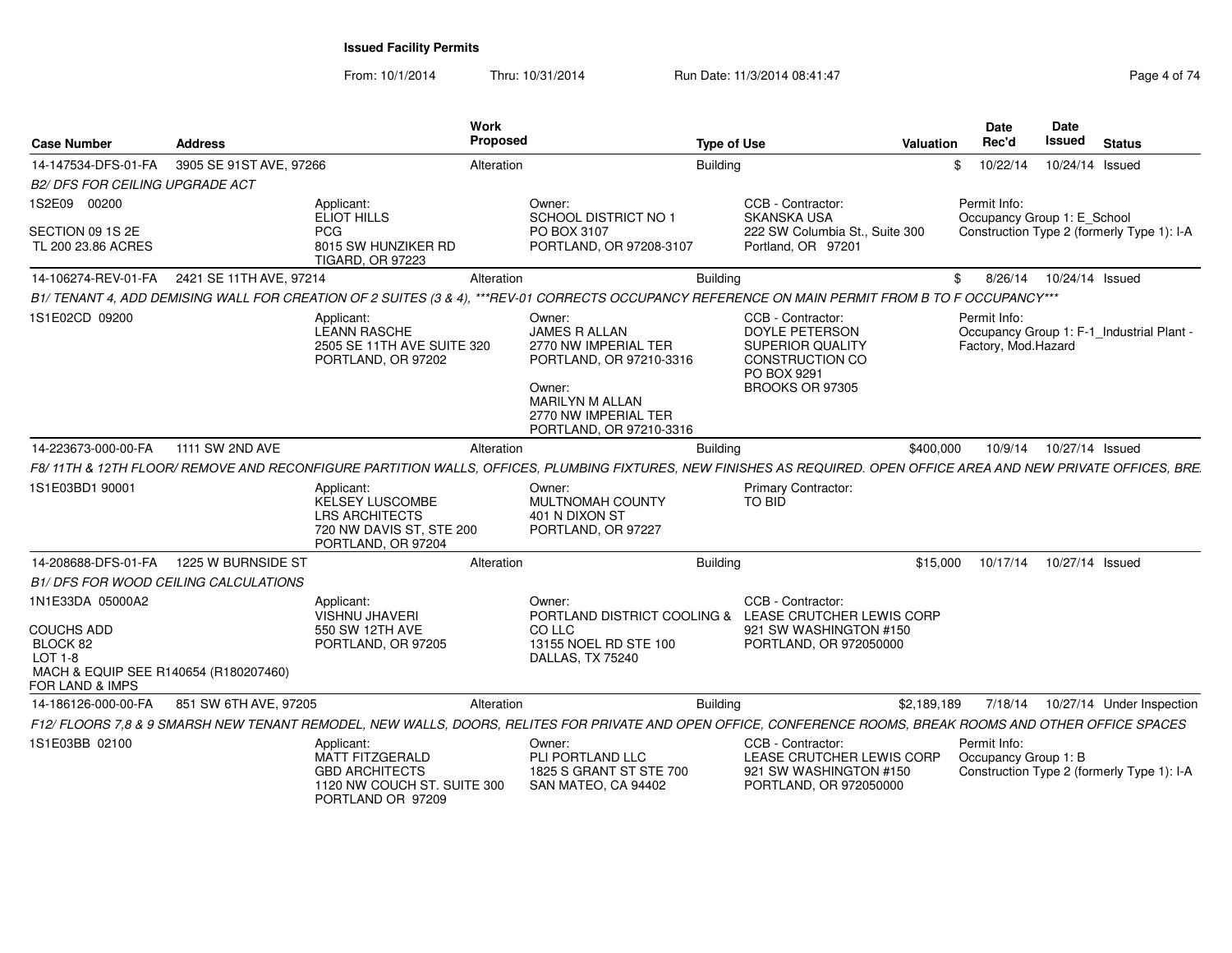**Issued Facility Permits**

From: 10/1/2014 Thru: 10/31/2014 Run Date: 11/3/2014 08:41:47

| Case Number | Address | Work Proposed | Type of Use | Valuation | Date Rec'd | Date Issued | Status |
|---|---|---|---|---|---|---|---|
| 14-147534-DFS-01-FA | 3905 SE 91ST AVE, 97266 | Alteration | Building | $ | 10/22/14 | 10/24/14 | Issued |

*B2/ DFS FOR CEILING UPGRADE ACT*

1S2E09 00200

SECTION 09 1S 2E
TL 200 23.86 ACRES

Applicant: ELIOT HILLS, PCG, 8015 SW HUNZIKER RD, TIGARD, OR 97223

Owner: SCHOOL DISTRICT NO 1, PO BOX 3107, PORTLAND, OR 97208-3107

CCB - Contractor: SKANSKA USA, 222 SW Columbia St., Suite 300, Portland, OR 97201

Permit Info: Occupancy Group 1: E_School; Construction Type 2 (formerly Type 1): I-A

| Case Number | Address | Work Proposed | Type of Use | Valuation | Date Rec'd | Date Issued | Status |
|---|---|---|---|---|---|---|---|
| 14-106274-REV-01-FA | 2421 SE 11TH AVE, 97214 | Alteration | Building | $ | 8/26/14 | 10/24/14 | Issued |

*B1/ TENANT 4, ADD DEMISING WALL FOR CREATION OF 2 SUITES (3 & 4), ***REV-01 CORRECTS OCCUPANCY REFERENCE ON MAIN PERMIT FROM B TO F OCCUPANCY****

1S1E02CD 09200

Applicant: LEANN RASCHE, 2505 SE 11TH AVE SUITE 320, PORTLAND, OR 97202

Owner: JAMES R ALLAN, 2770 NW IMPERIAL TER, PORTLAND, OR 97210-3316

Owner: MARILYN M ALLAN, 2770 NW IMPERIAL TER, PORTLAND, OR 97210-3316

CCB - Contractor: DOYLE PETERSON, SUPERIOR QUALITY CONSTRUCTION CO, PO BOX 9291, BROOKS OR 97305

Permit Info: Occupancy Group 1: F-1_Industrial Plant - Factory, Mod.Hazard

| Case Number | Address | Work Proposed | Type of Use | Valuation | Date Rec'd | Date Issued | Status |
|---|---|---|---|---|---|---|---|
| 14-223673-000-00-FA | 1111 SW 2ND AVE | Alteration | Building | $400,000 | 10/9/14 | 10/27/14 | Issued |

*F8/ 11TH & 12TH FLOOR/ REMOVE AND RECONFIGURE PARTITION WALLS, OFFICES, PLUMBING FIXTURES, NEW FINISHES AS REQUIRED. OPEN OFFICE AREA AND NEW PRIVATE OFFICES, BRE*

1S1E03BD1 90001

Applicant: KELSEY LUSCOMBE, LRS ARCHITECTS, 720 NW DAVIS ST, STE 200, PORTLAND, OR 97204

Owner: MULTNOMAH COUNTY, 401 N DIXON ST, PORTLAND, OR 97227

Primary Contractor: TO BID

| Case Number | Address | Work Proposed | Type of Use | Valuation | Date Rec'd | Date Issued | Status |
|---|---|---|---|---|---|---|---|
| 14-208688-DFS-01-FA | 1225 W BURNSIDE ST | Alteration | Building | $15,000 | 10/17/14 | 10/27/14 | Issued |

*B1/ DFS FOR WOOD CEILING CALCULATIONS*

1N1E33DA 05000A2

COUCHS ADD
BLOCK 82
LOT 1-8
MACH & EQUIP SEE R140654 (R180207460)
FOR LAND & IMPS

Applicant: VISHNU JHAVERI, 550 SW 12TH AVE, PORTLAND, OR 97205

Owner: PORTLAND DISTRICT COOLING & CO LLC, 13155 NOEL RD STE 100, DALLAS, TX 75240

CCB - Contractor: LEASE CRUTCHER LEWIS CORP, 921 SW WASHINGTON #150, PORTLAND, OR 972050000

| Case Number | Address | Work Proposed | Type of Use | Valuation | Date Rec'd | Date Issued | Status |
|---|---|---|---|---|---|---|---|
| 14-186126-000-00-FA | 851 SW 6TH AVE, 97205 | Alteration | Building | $2,189,189 | 7/18/14 | 10/27/14 | Under Inspection |

*F12/ FLOORS 7,8 & 9 SMARSH NEW TENANT REMODEL, NEW WALLS, DOORS, RELITES FOR PRIVATE AND OPEN OFFICE, CONFERENCE ROOMS, BREAK ROOMS AND OTHER OFFICE SPACES*

1S1E03BB 02100

Applicant: MATT FITZGERALD, GBD ARCHITECTS, 1120 NW COUCH ST. SUITE 300, PORTLAND OR 97209

Owner: PLI PORTLAND LLC, 1825 S GRANT ST STE 700, SAN MATEO, CA 94402

CCB - Contractor: LEASE CRUTCHER LEWIS CORP, 921 SW WASHINGTON #150, PORTLAND, OR 972050000

Permit Info: Occupancy Group 1: B; Construction Type 2 (formerly Type 1): I-A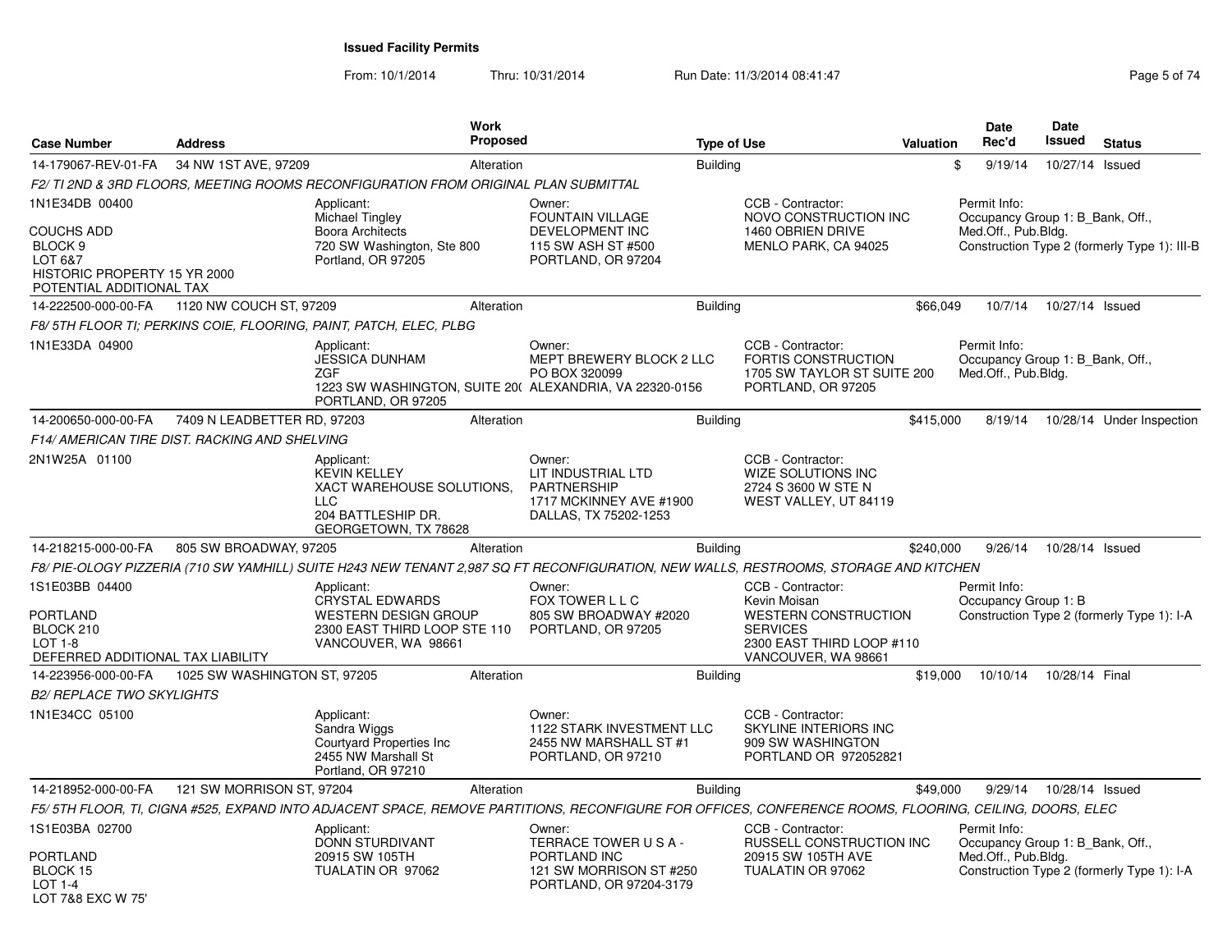**Issued Facility Permits**

From: 10/1/2014 Thru: 10/31/2014 Run Date: 11/3/2014 08:41:47

| Case Number | Address | Work Proposed | Type of Use | Valuation | Date Rec'd | Date Issued | Status |
|---|---|---|---|---|---|---|---|
| 14-179067-REV-01-FA | 34 NW 1ST AVE, 97209 | Alteration | Building | $ | 9/19/14 | 10/27/14 | Issued |

*F2/ TI 2ND & 3RD FLOORS, MEETING ROOMS RECONFIGURATION FROM ORIGINAL PLAN SUBMITTAL*

1N1E34DB 00400

COUCHS ADD
BLOCK 9
LOT 6&7
HISTORIC PROPERTY 15 YR 2000
POTENTIAL ADDITIONAL TAX

Applicant: Michael Tingley, Boora Architects, 720 SW Washington, Ste 800, Portland, OR 97205

Owner: FOUNTAIN VILLAGE DEVELOPMENT INC, 115 SW ASH ST #500, PORTLAND, OR 97204

CCB - Contractor: NOVO CONSTRUCTION INC, 1460 OBRIEN DRIVE, MENLO PARK, CA 94025

Permit Info: Occupancy Group 1: B_Bank, Off., Med.Off., Pub.Bldg. Construction Type 2 (formerly Type 1): III-B

| Case Number | Address | Work Proposed | Type of Use | Valuation | Date Rec'd | Date Issued | Status |
|---|---|---|---|---|---|---|---|
| 14-222500-000-00-FA | 1120 NW COUCH ST, 97209 | Alteration | Building | $66,049 | 10/7/14 | 10/27/14 | Issued |

*F8/ 5TH FLOOR TI; PERKINS COIE, FLOORING, PAINT, PATCH, ELEC, PLBG*

1N1E33DA 04900

Applicant: JESSICA DUNHAM, ZGF, 1223 SW WASHINGTON, SUITE 200, PORTLAND, OR 97205

Owner: MEPT BREWERY BLOCK 2 LLC, PO BOX 320099, ALEXANDRIA, VA 22320-0156

CCB - Contractor: FORTIS CONSTRUCTION, 1705 SW TAYLOR ST SUITE 200, PORTLAND, OR 97205

Permit Info: Occupancy Group 1: B_Bank, Off., Med.Off., Pub.Bldg.

| Case Number | Address | Work Proposed | Type of Use | Valuation | Date Rec'd | Date Issued | Status |
|---|---|---|---|---|---|---|---|
| 14-200650-000-00-FA | 7409 N LEADBETTER RD, 97203 | Alteration | Building | $415,000 | 8/19/14 | 10/28/14 | Under Inspection |

*F14/ AMERICAN TIRE DIST. RACKING AND SHELVING*

2N1W25A 01100

Applicant: KEVIN KELLEY, XACT WAREHOUSE SOLUTIONS, LLC, 204 BATTLESHIP DR., GEORGETOWN, TX 78628

Owner: LIT INDUSTRIAL LTD PARTNERSHIP, 1717 MCKINNEY AVE #1900, DALLAS, TX 75202-1253

CCB - Contractor: WIZE SOLUTIONS INC, 2724 S 3600 W STE N, WEST VALLEY, UT 84119

| Case Number | Address | Work Proposed | Type of Use | Valuation | Date Rec'd | Date Issued | Status |
|---|---|---|---|---|---|---|---|
| 14-218215-000-00-FA | 805 SW BROADWAY, 97205 | Alteration | Building | $240,000 | 9/26/14 | 10/28/14 | Issued |

*F8/ PIE-OLOGY PIZZERIA (710 SW YAMHILL) SUITE H243 NEW TENANT 2,987 SQ FT RECONFIGURATION, NEW WALLS, RESTROOMS, STORAGE AND KITCHEN*

1S1E03BB 04400

PORTLAND
BLOCK 210
LOT 1-8
DEFERRED ADDITIONAL TAX LIABILITY

Applicant: CRYSTAL EDWARDS, WESTERN DESIGN GROUP, 2300 EAST THIRD LOOP STE 110, VANCOUVER, WA 98661

Owner: FOX TOWER L L C, 805 SW BROADWAY #2020, PORTLAND, OR 97205

CCB - Contractor: Kevin Moisan, WESTERN CONSTRUCTION SERVICES, 2300 EAST THIRD LOOP #110, VANCOUVER, WA 98661

Permit Info: Occupancy Group 1: B. Construction Type 2 (formerly Type 1): I-A

| Case Number | Address | Work Proposed | Type of Use | Valuation | Date Rec'd | Date Issued | Status |
|---|---|---|---|---|---|---|---|
| 14-223956-000-00-FA | 1025 SW WASHINGTON ST, 97205 | Alteration | Building | $19,000 | 10/10/14 | 10/28/14 | Final |

*B2/ REPLACE TWO SKYLIGHTS*

1N1E34CC 05100

Applicant: Sandra Wiggs, Courtyard Properties Inc, 2455 NW Marshall St, Portland, OR 97210

Owner: 1122 STARK INVESTMENT LLC, 2455 NW MARSHALL ST #1, PORTLAND, OR 97210

CCB - Contractor: SKYLINE INTERIORS INC, 909 SW WASHINGTON, PORTLAND OR 972052821

| Case Number | Address | Work Proposed | Type of Use | Valuation | Date Rec'd | Date Issued | Status |
|---|---|---|---|---|---|---|---|
| 14-218952-000-00-FA | 121 SW MORRISON ST, 97204 | Alteration | Building | $49,000 | 9/29/14 | 10/28/14 | Issued |

*F5/ 5TH FLOOR, TI, CIGNA #525, EXPAND INTO ADJACENT SPACE, REMOVE PARTITIONS, RECONFIGURE FOR OFFICES, CONFERENCE ROOMS, FLOORING, CEILING, DOORS, ELEC*

1S1E03BA 02700

PORTLAND
BLOCK 15
LOT 1-4
LOT 7&8 EXC W 75'

Applicant: DONN STURDIVANT, 20915 SW 105TH, TUALATIN OR 97062

Owner: TERRACE TOWER U S A - PORTLAND INC, 121 SW MORRISON ST #250, PORTLAND, OR 97204-3179

CCB - Contractor: RUSSELL CONSTRUCTION INC, 20915 SW 105TH AVE, TUALATIN OR 97062

Permit Info: Occupancy Group 1: B_Bank, Off., Med.Off., Pub.Bldg. Construction Type 2 (formerly Type 1): I-A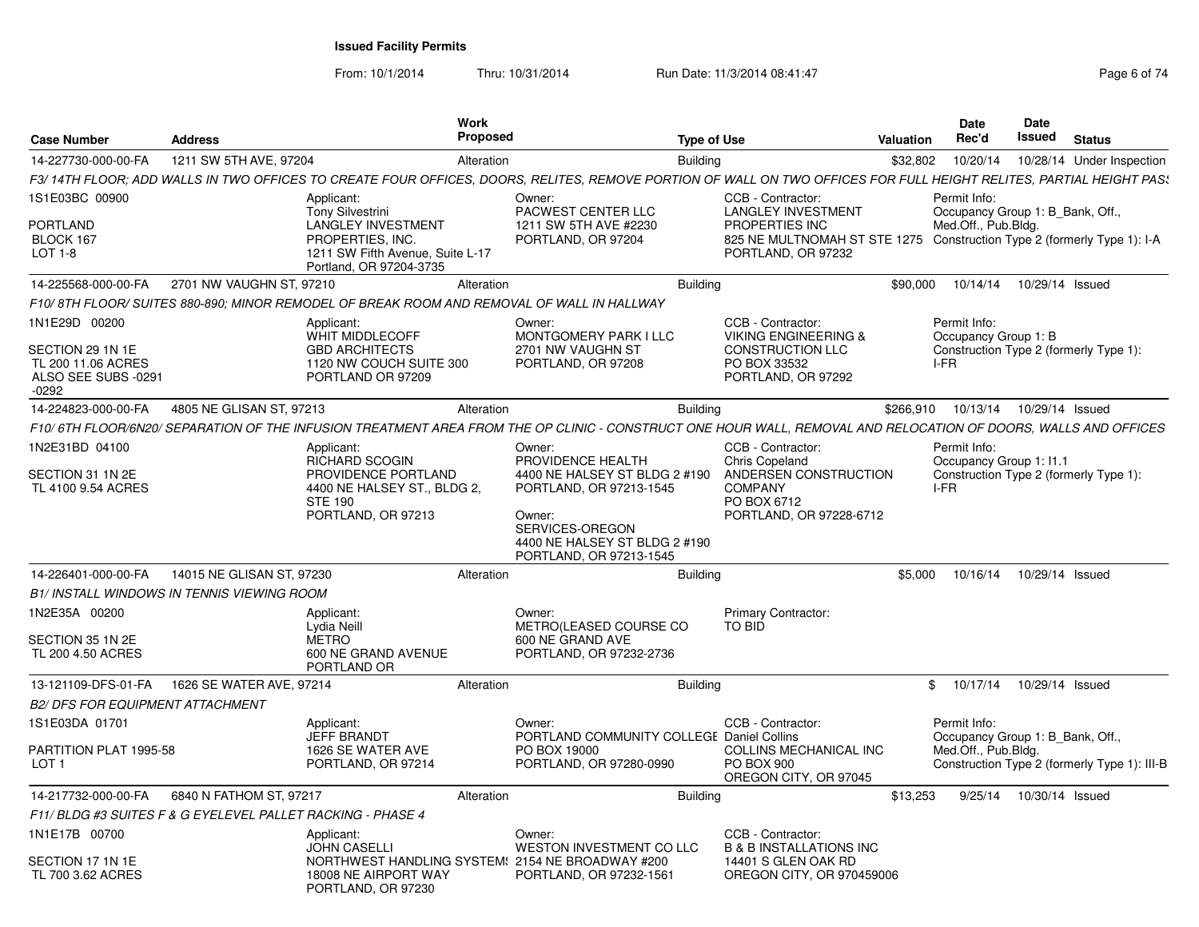# Issued Facility Permits

From: 10/1/2014 Thru: 10/31/2014 Run Date: 11/3/2014 08:41:47

| Case Number | Address | Work Proposed | Type of Use | Valuation | Date Rec'd | Date Issued | Status |
|---|---|---|---|---|---|---|---|
| 14-227730-000-00-FA | 1211 SW 5TH AVE, 97204 | Alteration | Building | $32,802 | 10/20/14 | 10/28/14 | Under Inspection |

*F3/ 14TH FLOOR; ADD WALLS IN TWO OFFICES TO CREATE FOUR OFFICES, DOORS, RELITES, REMOVE PORTION OF WALL ON TWO OFFICES FOR FULL HEIGHT RELITES, PARTIAL HEIGHT PASS*

1S1E03BC 00900
PORTLAND
BLOCK 167
LOT 1-8

Applicant: Tony Silvestrini, LANGLEY INVESTMENT PROPERTIES, INC., 1211 SW Fifth Avenue, Suite L-17, Portland, OR 97204-3735

Owner: PACWEST CENTER LLC, 1211 SW 5TH AVE #2230, PORTLAND, OR 97204

CCB - Contractor: LANGLEY INVESTMENT PROPERTIES INC, 825 NE MULTNOMAH ST STE 1275, PORTLAND, OR 97232

Permit Info: Occupancy Group 1: B_Bank, Off., Med.Off., Pub.Bldg. Construction Type 2 (formerly Type 1): I-A

| Case Number | Address | Work Proposed | Type of Use | Valuation | Date Rec'd | Date Issued | Status |
|---|---|---|---|---|---|---|---|
| 14-225568-000-00-FA | 2701 NW VAUGHN ST, 97210 | Alteration | Building | $90,000 | 10/14/14 | 10/29/14 | Issued |

*F10/ 8TH FLOOR/ SUITES 880-890; MINOR REMODEL OF BREAK ROOM AND REMOVAL OF WALL IN HALLWAY*

1N1E29D 00200
SECTION 29 1N 1E
TL 200 11.06 ACRES
ALSO SEE SUBS -0291 -0292

Applicant: WHIT MIDDLECOFF, GBD ARCHITECTS, 1120 NW COUCH SUITE 300, PORTLAND OR 97209

Owner: MONTGOMERY PARK I LLC, 2701 NW VAUGHN ST, PORTLAND, OR 97208

CCB - Contractor: VIKING ENGINEERING & CONSTRUCTION LLC, PO BOX 33532, PORTLAND, OR 97292

Permit Info: Occupancy Group 1: B, Construction Type 2 (formerly Type 1): I-FR

| Case Number | Address | Work Proposed | Type of Use | Valuation | Date Rec'd | Date Issued | Status |
|---|---|---|---|---|---|---|---|
| 14-224823-000-00-FA | 4805 NE GLISAN ST, 97213 | Alteration | Building | $266,910 | 10/13/14 | 10/29/14 | Issued |

*F10/ 6TH FLOOR/6N20/ SEPARATION OF THE INFUSION TREATMENT AREA FROM THE OP CLINIC - CONSTRUCT ONE HOUR WALL, REMOVAL AND RELOCATION OF DOORS, WALLS AND OFFICES*

1N2E31BD 04100
SECTION 31 1N 2E
TL 4100 9.54 ACRES

Applicant: RICHARD SCOGIN, PROVIDENCE PORTLAND, 4400 NE HALSEY ST., BLDG 2, STE 190, PORTLAND, OR 97213

Owner: PROVIDENCE HEALTH, 4400 NE HALSEY ST BLDG 2 #190, PORTLAND, OR 97213-1545

Owner: SERVICES-OREGON, 4400 NE HALSEY ST BLDG 2 #190, PORTLAND, OR 97213-1545

CCB - Contractor: Chris Copeland, ANDERSEN CONSTRUCTION COMPANY, PO BOX 6712, PORTLAND, OR 97228-6712

Permit Info: Occupancy Group 1: I1.1, Construction Type 2 (formerly Type 1): I-FR

| Case Number | Address | Work Proposed | Type of Use | Valuation | Date Rec'd | Date Issued | Status |
|---|---|---|---|---|---|---|---|
| 14-226401-000-00-FA | 14015 NE GLISAN ST, 97230 | Alteration | Building | $5,000 | 10/16/14 | 10/29/14 | Issued |

*B1/ INSTALL WINDOWS IN TENNIS VIEWING ROOM*

1N2E35A 00200
SECTION 35 1N 2E
TL 200 4.50 ACRES

Applicant: Lydia Neill, METRO, 600 NE GRAND AVENUE, PORTLAND OR

Owner: METRO(LEASED COURSE CO, 600 NE GRAND AVE, PORTLAND, OR 97232-2736

Primary Contractor: TO BID

| Case Number | Address | Work Proposed | Type of Use | Valuation | Date Rec'd | Date Issued | Status |
|---|---|---|---|---|---|---|---|
| 13-121109-DFS-01-FA | 1626 SE WATER AVE, 97214 | Alteration | Building | $ | 10/17/14 | 10/29/14 | Issued |

*B2/ DFS FOR EQUIPMENT ATTACHMENT*

1S1E03DA 01701
PARTITION PLAT 1995-58
LOT 1

Applicant: JEFF BRANDT, 1626 SE WATER AVE, PORTLAND, OR 97214

Owner: PORTLAND COMMUNITY COLLEGE, PO BOX 19000, PORTLAND, OR 97280-0990

CCB - Contractor: Daniel Collins, COLLINS MECHANICAL INC, PO BOX 900, OREGON CITY, OR 97045

Permit Info: Occupancy Group 1: B_Bank, Off., Med.Off., Pub.Bldg. Construction Type 2 (formerly Type 1): III-B

| Case Number | Address | Work Proposed | Type of Use | Valuation | Date Rec'd | Date Issued | Status |
|---|---|---|---|---|---|---|---|
| 14-217732-000-00-FA | 6840 N FATHOM ST, 97217 | Alteration | Building | $13,253 | 9/25/14 | 10/30/14 | Issued |

*F11/ BLDG #3 SUITES F & G EYELEVEL PALLET RACKING - PHASE 4*

1N1E17B 00700
SECTION 17 1N 1E
TL 700 3.62 ACRES

Applicant: JOHN CASELLI, NORTHWEST HANDLING SYSTEMS, 18008 NE AIRPORT WAY, PORTLAND, OR 97230

Owner: WESTON INVESTMENT CO LLC, 2154 NE BROADWAY #200, PORTLAND, OR 97232-1561

CCB - Contractor: B & B INSTALLATIONS INC, 14401 S GLEN OAK RD, OREGON CITY, OR 970459006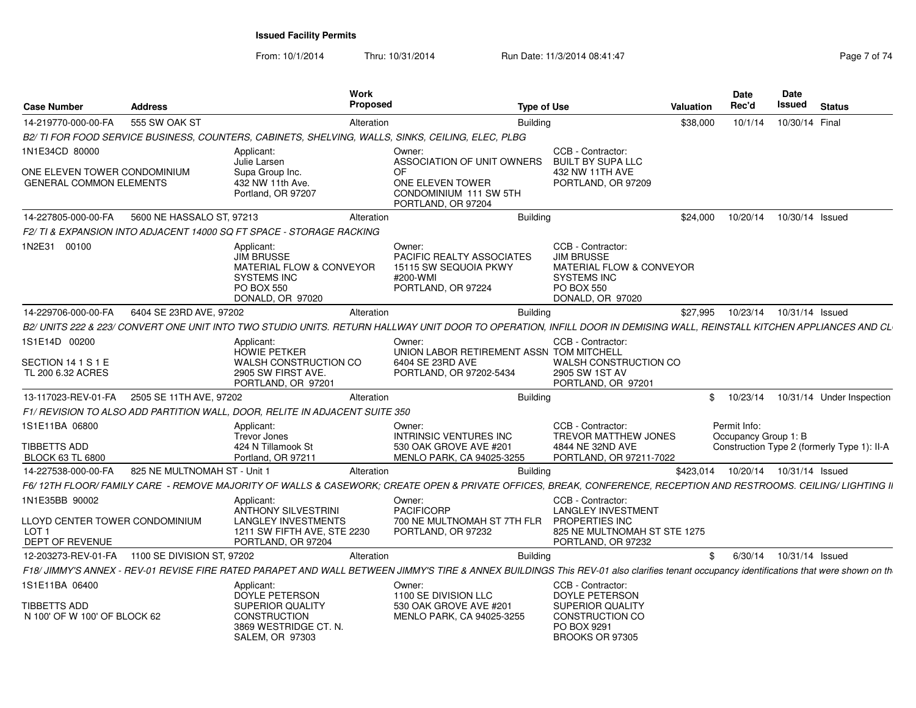# Issued Facility Permits

From: 10/1/2014 Thru: 10/31/2014 Run Date: 11/3/2014 08:41:47

| Case Number | Address | Work Proposed | Type of Use | Valuation | Date Rec'd | Date Issued | Status |
|---|---|---|---|---|---|---|---|
| 14-219770-000-00-FA | 555 SW OAK ST | Alteration | Building | $38,000 | 10/1/14 | 10/30/14 | Final |

*B2/ TI FOR FOOD SERVICE BUSINESS, COUNTERS, CABINETS, SHELVING, WALLS, SINKS, CEILING, ELEC, PLBG*

1N1E34CD 80000

ONE ELEVEN TOWER CONDOMINIUM
GENERAL COMMON ELEMENTS

Applicant: Julie Larsen, Supa Group Inc., 432 NW 11th Ave., Portland, OR 97207

Owner: ASSOCIATION OF UNIT OWNERS OF ONE ELEVEN TOWER CONDOMINIUM 111 SW 5TH, PORTLAND, OR 97204

CCB - Contractor: BUILT BY SUPA LLC, 432 NW 11TH AVE, PORTLAND, OR 97209

---

| Case Number | Address | Work Proposed | Type of Use | Valuation | Date Rec'd | Date Issued | Status |
|---|---|---|---|---|---|---|---|
| 14-227805-000-00-FA | 5600 NE HASSALO ST, 97213 | Alteration | Building | $24,000 | 10/20/14 | 10/30/14 | Issued |

*F2/ TI & EXPANSION INTO ADJACENT 14000 SQ FT SPACE - STORAGE RACKING*

1N2E31 00100

Applicant: JIM BRUSSE, MATERIAL FLOW & CONVEYOR SYSTEMS INC, PO BOX 550, DONALD, OR 97020

Owner: PACIFIC REALTY ASSOCIATES, 15115 SW SEQUOIA PKWY #200-WMI, PORTLAND, OR 97224

CCB - Contractor: JIM BRUSSE, MATERIAL FLOW & CONVEYOR SYSTEMS INC, PO BOX 550, DONALD, OR 97020

---

| Case Number | Address | Work Proposed | Type of Use | Valuation | Date Rec'd | Date Issued | Status |
|---|---|---|---|---|---|---|---|
| 14-229706-000-00-FA | 6404 SE 23RD AVE, 97202 | Alteration | Building | $27,995 | 10/23/14 | 10/31/14 | Issued |

*B2/ UNITS 222 & 223/ CONVERT ONE UNIT INTO TWO STUDIO UNITS. RETURN HALLWAY UNIT DOOR TO OPERATION, INFILL DOOR IN DEMISING WALL, REINSTALL KITCHEN APPLIANCES AND CL*

1S1E14D 00200

SECTION 14 1 S 1 E
TL 200 6.32 ACRES

Applicant: HOWIE PETKER, WALSH CONSTRUCTION CO, 2905 SW FIRST AVE., PORTLAND, OR 97201

Owner: UNION LABOR RETIREMENT ASSN, 6404 SE 23RD AVE, PORTLAND, OR 97202-5434

CCB - Contractor: TOM MITCHELL, WALSH CONSTRUCTION CO, 2905 SW 1ST AV, PORTLAND, OR 97201

---

| Case Number | Address | Work Proposed | Type of Use | Valuation | Date Rec'd | Date Issued | Status |
|---|---|---|---|---|---|---|---|
| 13-117023-REV-01-FA | 2505 SE 11TH AVE, 97202 | Alteration | Building | $ | 10/23/14 | 10/31/14 | Under Inspection |

*F1/ REVISION TO ALSO ADD PARTITION WALL, DOOR, RELITE IN ADJACENT SUITE 350*

1S1E11BA 06800

TIBBETTS ADD
BLOCK 63 TL 6800

Applicant: Trevor Jones, 424 N Tillamook St, Portland, OR 97211

Owner: INTRINSIC VENTURES INC, 530 OAK GROVE AVE #201, MENLO PARK, CA 94025-3255

CCB - Contractor: TREVOR MATTHEW JONES, 4844 NE 32ND AVE, PORTLAND, OR 97211-7022

Permit Info:
Occupancy Group 1: B
Construction Type 2 (formerly Type 1): II-A

---

| Case Number | Address | Work Proposed | Type of Use | Valuation | Date Rec'd | Date Issued | Status |
|---|---|---|---|---|---|---|---|
| 14-227538-000-00-FA | 825 NE MULTNOMAH ST - Unit 1 | Alteration | Building | $423,014 | 10/20/14 | 10/31/14 | Issued |

*F6/ 12TH FLOOR/ FAMILY CARE - REMOVE MAJORITY OF WALLS & CASEWORK; CREATE OPEN & PRIVATE OFFICES, BREAK, CONFERENCE, RECEPTION AND RESTROOMS. CEILING/ LIGHTING II*

1N1E35BB 90002

LLOYD CENTER TOWER CONDOMINIUM
LOT 1
DEPT OF REVENUE

Applicant: ANTHONY SILVESTRINI, LANGLEY INVESTMENTS, 1211 SW FIFTH AVE, STE 2230, PORTLAND, OR 97204

Owner: PACIFICORP, 700 NE MULTNOMAH ST 7TH FLR, PORTLAND, OR 97232

CCB - Contractor: LANGLEY INVESTMENT PROPERTIES INC, 825 NE MULTNOMAH ST STE 1275, PORTLAND, OR 97232

---

| Case Number | Address | Work Proposed | Type of Use | Valuation | Date Rec'd | Date Issued | Status |
|---|---|---|---|---|---|---|---|
| 12-203273-REV-01-FA | 1100 SE DIVISION ST, 97202 | Alteration | Building | $ | 6/30/14 | 10/31/14 | Issued |

*F18/ JIMMY'S ANNEX - REV-01 REVISE FIRE RATED PARAPET AND WALL BETWEEN JIMMY'S TIRE & ANNEX BUILDINGS This REV-01 also clarifies tenant occupancy identifications that were shown on th*

1S1E11BA 06400

TIBBETTS ADD
N 100' OF W 100' OF BLOCK 62

Applicant: DOYLE PETERSON, SUPERIOR QUALITY CONSTRUCTION, 3869 WESTRIDGE CT. N., SALEM, OR 97303

Owner: 1100 SE DIVISION LLC, 530 OAK GROVE AVE #201, MENLO PARK, CA 94025-3255

CCB - Contractor: DOYLE PETERSON, SUPERIOR QUALITY CONSTRUCTION CO, PO BOX 9291, BROOKS OR 97305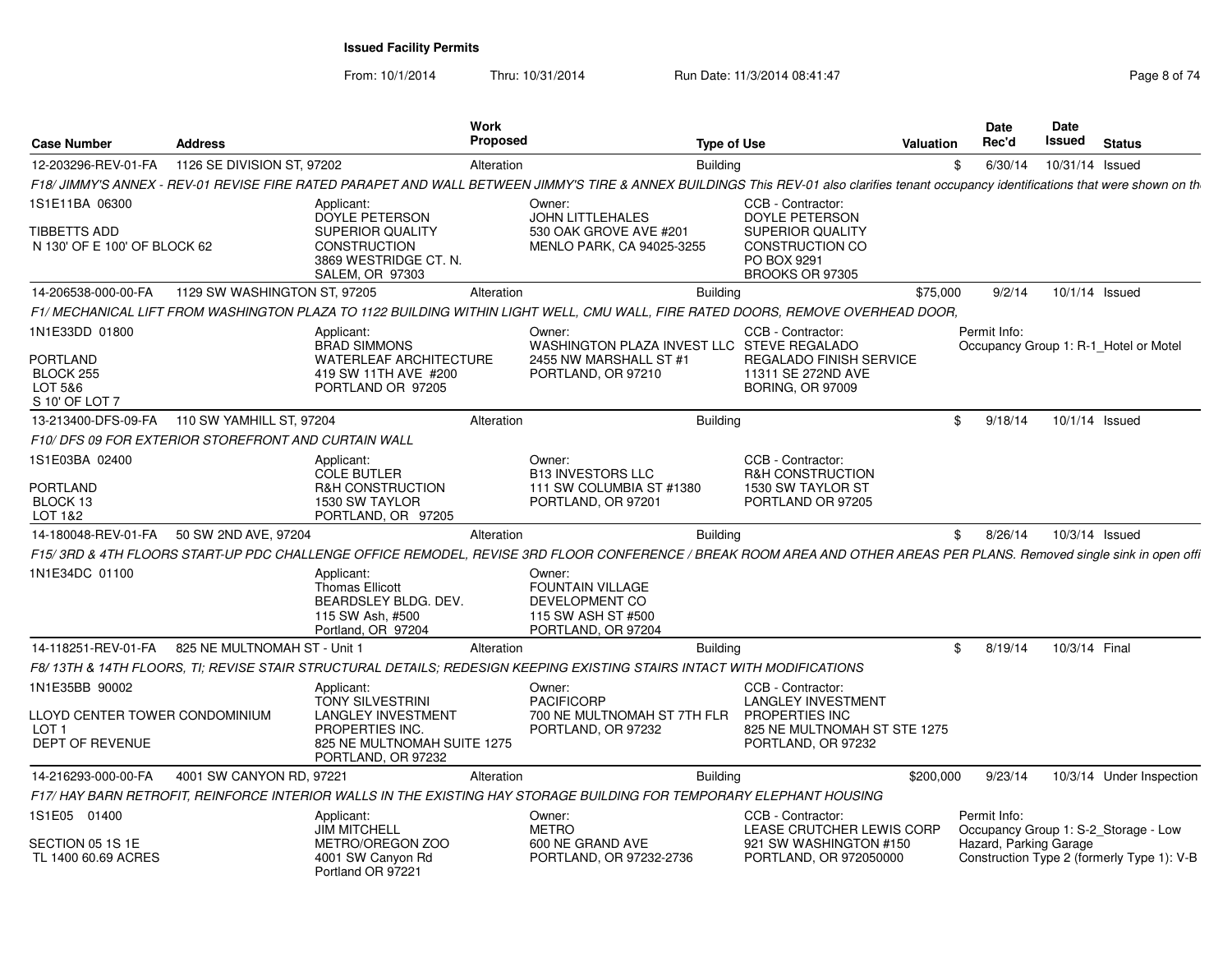# Issued Facility Permits

From: 10/1/2014 Thru: 10/31/2014 Run Date: 11/3/2014 08:41:47

| Case Number | Address | Work Proposed | Type of Use | Valuation | Date Rec'd | Date Issued | Status |
|---|---|---|---|---|---|---|---|
| 12-203296-REV-01-FA | 1126 SE DIVISION ST, 97202 | Alteration | Building | $ | 6/30/14 | 10/31/14 | Issued |

*F18/ JIMMY'S ANNEX - REV-01 REVISE FIRE RATED PARAPET AND WALL BETWEEN JIMMY'S TIRE & ANNEX BUILDINGS This REV-01 also clarifies tenant occupancy identifications that were shown on th*

1S1E11BA 06300
TIBBETTS ADD
N 130' OF E 100' OF BLOCK 62

Applicant: DOYLE PETERSON, SUPERIOR QUALITY CONSTRUCTION, 3869 WESTRIDGE CT. N., SALEM, OR 97303

Owner: JOHN LITTLEHALES, 530 OAK GROVE AVE #201, MENLO PARK, CA 94025-3255

CCB - Contractor: DOYLE PETERSON, SUPERIOR QUALITY CONSTRUCTION CO, PO BOX 9291, BROOKS OR 97305

| Case Number | Address | Work Proposed | Type of Use | Valuation | Date Rec'd | Date Issued | Status |
|---|---|---|---|---|---|---|---|
| 14-206538-000-00-FA | 1129 SW WASHINGTON ST, 97205 | Alteration | Building | $75,000 | 9/2/14 | 10/1/14 | Issued |

*F1/ MECHANICAL LIFT FROM WASHINGTON PLAZA TO 1122 BUILDING WITHIN LIGHT WELL, CMU WALL, FIRE RATED DOORS, REMOVE OVERHEAD DOOR,*

1N1E33DD 01800
PORTLAND
BLOCK 255
LOT 5&6
S 10' OF LOT 7

Applicant: BRAD SIMMONS, WATERLEAF ARCHITECTURE, 419 SW 11TH AVE #200, PORTLAND OR 97205

Owner: WASHINGTON PLAZA INVEST LLC, 2455 NW MARSHALL ST #1, PORTLAND, OR 97210

CCB - Contractor: STEVE REGALADO, REGALADO FINISH SERVICE, 11311 SE 272ND AVE, BORING, OR 97009

Permit Info: Occupancy Group 1: R-1_Hotel or Motel

| Case Number | Address | Work Proposed | Type of Use | Valuation | Date Rec'd | Date Issued | Status |
|---|---|---|---|---|---|---|---|
| 13-213400-DFS-09-FA | 110 SW YAMHILL ST, 97204 | Alteration | Building | $ | 9/18/14 | 10/1/14 | Issued |

*F10/ DFS 09 FOR EXTERIOR STOREFRONT AND CURTAIN WALL*

1S1E03BA 02400
PORTLAND
BLOCK 13
LOT 1&2

Applicant: COLE BUTLER, R&H CONSTRUCTION, 1530 SW TAYLOR, PORTLAND, OR 97205

Owner: B13 INVESTORS LLC, 111 SW COLUMBIA ST #1380, PORTLAND, OR 97201

CCB - Contractor: R&H CONSTRUCTION, 1530 SW TAYLOR ST, PORTLAND OR 97205

| Case Number | Address | Work Proposed | Type of Use | Valuation | Date Rec'd | Date Issued | Status |
|---|---|---|---|---|---|---|---|
| 14-180048-REV-01-FA | 50 SW 2ND AVE, 97204 | Alteration | Building | $ | 8/26/14 | 10/3/14 | Issued |

*F15/ 3RD & 4TH FLOORS START-UP PDC CHALLENGE OFFICE REMODEL, REVISE 3RD FLOOR CONFERENCE / BREAK ROOM AREA AND OTHER AREAS PER PLANS. Removed single sink in open offi*

1N1E34DC 01100

Applicant: Thomas Ellicott, BEARDSLEY BLDG. DEV., 115 SW Ash, #500, Portland, OR 97204

Owner: FOUNTAIN VILLAGE DEVELOPMENT CO, 115 SW ASH ST #500, PORTLAND, OR 97204

| Case Number | Address | Work Proposed | Type of Use | Valuation | Date Rec'd | Date Issued | Status |
|---|---|---|---|---|---|---|---|
| 14-118251-REV-01-FA | 825 NE MULTNOMAH ST - Unit 1 | Alteration | Building | $ | 8/19/14 | 10/3/14 | Final |

*F8/ 13TH & 14TH FLOORS, TI; REVISE STAIR STRUCTURAL DETAILS; REDESIGN KEEPING EXISTING STAIRS INTACT WITH MODIFICATIONS*

1N1E35BB 90002
LLOYD CENTER TOWER CONDOMINIUM
LOT 1
DEPT OF REVENUE

Applicant: TONY SILVESTRINI, LANGLEY INVESTMENT PROPERTIES INC., 825 NE MULTNOMAH SUITE 1275, PORTLAND, OR 97232

Owner: PACIFICORP, 700 NE MULTNOMAH ST 7TH FLR, PORTLAND, OR 97232

CCB - Contractor: LANGLEY INVESTMENT PROPERTIES INC, 825 NE MULTNOMAH ST STE 1275, PORTLAND, OR 97232

| Case Number | Address | Work Proposed | Type of Use | Valuation | Date Rec'd | Date Issued | Status |
|---|---|---|---|---|---|---|---|
| 14-216293-000-00-FA | 4001 SW CANYON RD, 97221 | Alteration | Building | $200,000 | 9/23/14 | 10/3/14 | Under Inspection |

*F17/ HAY BARN RETROFIT, REINFORCE INTERIOR WALLS IN THE EXISTING HAY STORAGE BUILDING FOR TEMPORARY ELEPHANT HOUSING*

1S1E05 01400
SECTION 05 1S 1E
TL 1400 60.69 ACRES

Applicant: JIM MITCHELL, METRO/OREGON ZOO, 4001 SW Canyon Rd, Portland OR 97221

Owner: METRO, 600 NE GRAND AVE, PORTLAND, OR 97232-2736

CCB - Contractor: LEASE CRUTCHER LEWIS CORP, 921 SW WASHINGTON #150, PORTLAND, OR 972050000

Permit Info: Occupancy Group 1: S-2_Storage - Low Hazard, Parking Garage; Construction Type 2 (formerly Type 1): V-B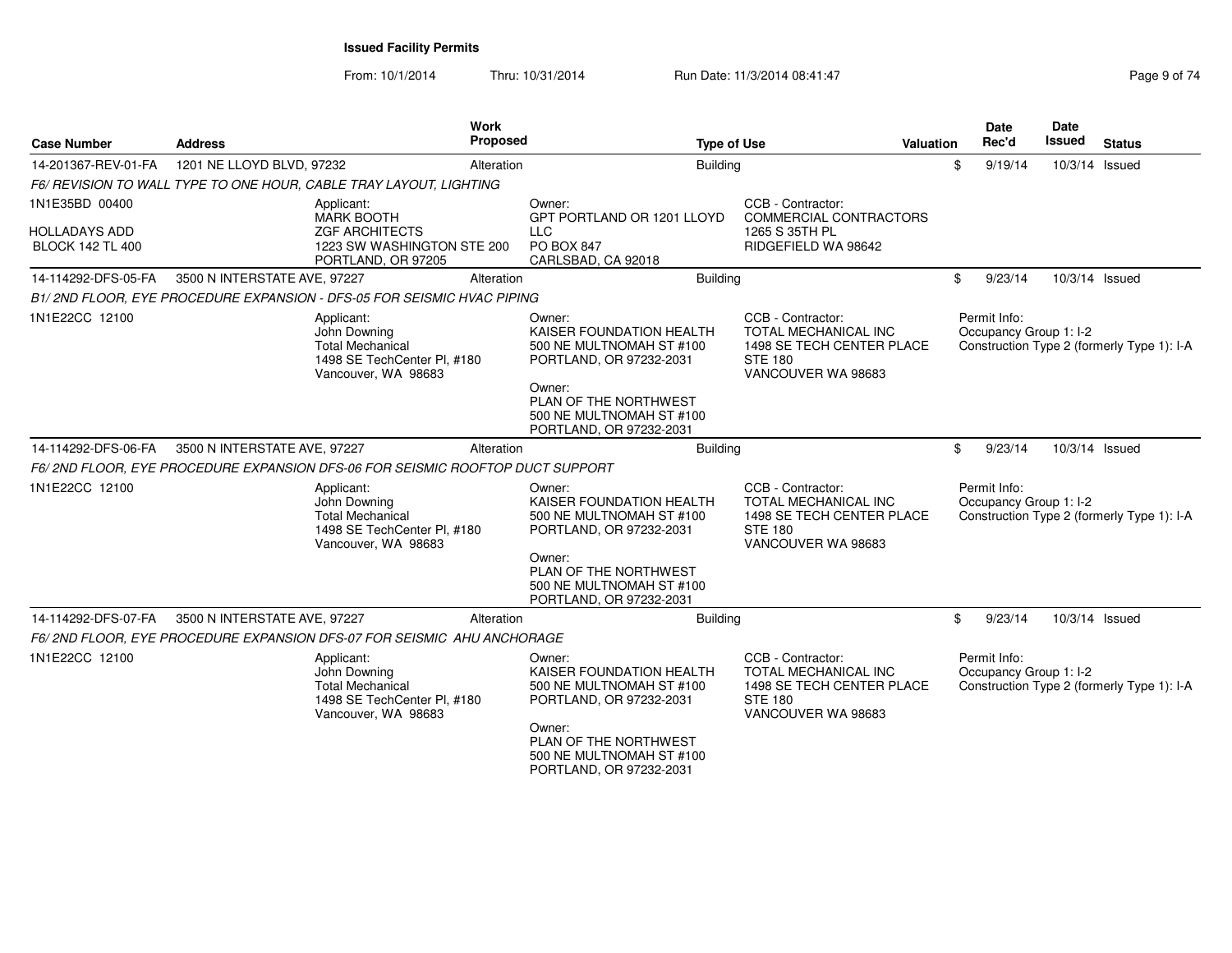**Issued Facility Permits**

From: 10/1/2014 Thru: 10/31/2014 Run Date: 11/3/2014 08:41:47

| Case Number | Address | Work Proposed | Type of Use | Valuation | Date Rec'd | Date Issued | Status |
|---|---|---|---|---|---|---|---|
| 14-201367-REV-01-FA | 1201 NE LLOYD BLVD, 97232 | Alteration | Building | $ | 9/19/14 | 10/3/14 | Issued |

*F6/ REVISION TO WALL TYPE TO ONE HOUR, CABLE TRAY LAYOUT, LIGHTING*

1N1E35BD 00400
HOLLADAYS ADD
BLOCK 142 TL 400

Applicant:
MARK BOOTH
ZGF ARCHITECTS
1223 SW WASHINGTON STE 200
PORTLAND, OR 97205

Owner:
GPT PORTLAND OR 1201 LLOYD LLC
PO BOX 847
CARLSBAD, CA 92018

CCB - Contractor:
COMMERCIAL CONTRACTORS
1265 S 35TH PL
RIDGEFIELD WA 98642

| Case Number | Address | Work Proposed | Type of Use | Valuation | Date Rec'd | Date Issued | Status |
|---|---|---|---|---|---|---|---|
| 14-114292-DFS-05-FA | 3500 N INTERSTATE AVE, 97227 | Alteration | Building | $ | 9/23/14 | 10/3/14 | Issued |

*B1/ 2ND FLOOR, EYE PROCEDURE EXPANSION - DFS-05 FOR SEISMIC HVAC PIPING*

1N1E22CC 12100

Applicant:
John Downing
Total Mechanical
1498 SE TechCenter Pl, #180
Vancouver, WA 98683

Owner:
KAISER FOUNDATION HEALTH
500 NE MULTNOMAH ST #100
PORTLAND, OR 97232-2031

Owner:
PLAN OF THE NORTHWEST
500 NE MULTNOMAH ST #100
PORTLAND, OR 97232-2031

CCB - Contractor:
TOTAL MECHANICAL INC
1498 SE TECH CENTER PLACE
STE 180
VANCOUVER WA 98683

Permit Info:
Occupancy Group 1: I-2
Construction Type 2 (formerly Type 1): I-A

| Case Number | Address | Work Proposed | Type of Use | Valuation | Date Rec'd | Date Issued | Status |
|---|---|---|---|---|---|---|---|
| 14-114292-DFS-06-FA | 3500 N INTERSTATE AVE, 97227 | Alteration | Building | $ | 9/23/14 | 10/3/14 | Issued |

*F6/ 2ND FLOOR, EYE PROCEDURE EXPANSION DFS-06 FOR SEISMIC ROOFTOP DUCT SUPPORT*

1N1E22CC 12100

Applicant:
John Downing
Total Mechanical
1498 SE TechCenter Pl, #180
Vancouver, WA 98683

Owner:
KAISER FOUNDATION HEALTH
500 NE MULTNOMAH ST #100
PORTLAND, OR 97232-2031

Owner:
PLAN OF THE NORTHWEST
500 NE MULTNOMAH ST #100
PORTLAND, OR 97232-2031

CCB - Contractor:
TOTAL MECHANICAL INC
1498 SE TECH CENTER PLACE
STE 180
VANCOUVER WA 98683

Permit Info:
Occupancy Group 1: I-2
Construction Type 2 (formerly Type 1): I-A

| Case Number | Address | Work Proposed | Type of Use | Valuation | Date Rec'd | Date Issued | Status |
|---|---|---|---|---|---|---|---|
| 14-114292-DFS-07-FA | 3500 N INTERSTATE AVE, 97227 | Alteration | Building | $ | 9/23/14 | 10/3/14 | Issued |

*F6/ 2ND FLOOR, EYE PROCEDURE EXPANSION DFS-07 FOR SEISMIC AHU ANCHORAGE*

1N1E22CC 12100

Applicant:
John Downing
Total Mechanical
1498 SE TechCenter Pl, #180
Vancouver, WA 98683

Owner:
KAISER FOUNDATION HEALTH
500 NE MULTNOMAH ST #100
PORTLAND, OR 97232-2031

Owner:
PLAN OF THE NORTHWEST
500 NE MULTNOMAH ST #100
PORTLAND, OR 97232-2031

CCB - Contractor:
TOTAL MECHANICAL INC
1498 SE TECH CENTER PLACE
STE 180
VANCOUVER WA 98683

Permit Info:
Occupancy Group 1: I-2
Construction Type 2 (formerly Type 1): I-A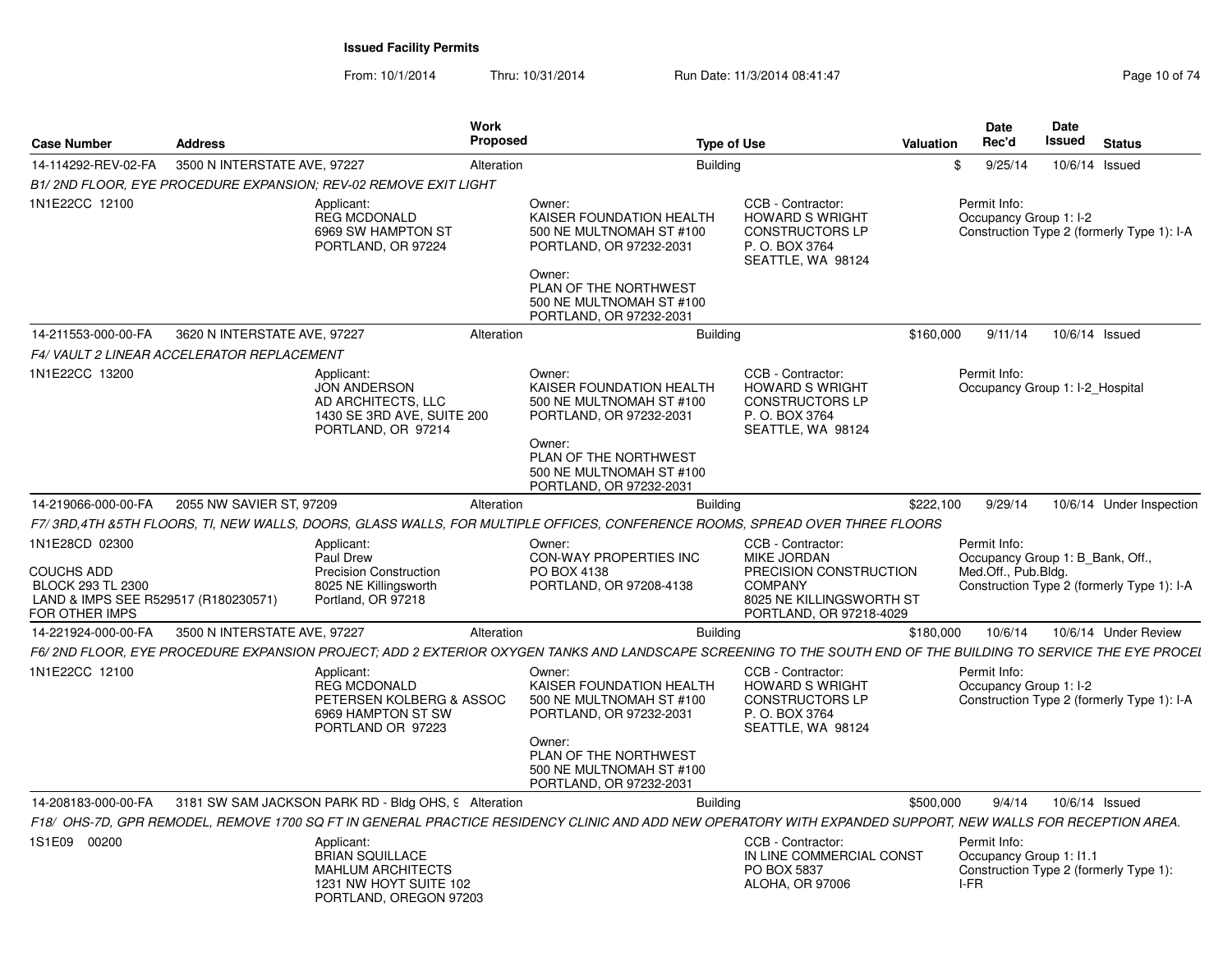# Issued Facility Permits

From: 10/1/2014 Thru: 10/31/2014 Run Date: 11/3/2014 08:41:47

| Case Number | Address | Work Proposed | Type of Use | Valuation | Date Rec'd | Date Issued | Status |
|---|---|---|---|---|---|---|---|
| 14-114292-REV-02-FA | 3500 N INTERSTATE AVE, 97227 | Alteration | Building | $ | 9/25/14 | 10/6/14 | Issued |
| 14-211553-000-00-FA | 3620 N INTERSTATE AVE, 97227 | Alteration | Building | $160,000 | 9/11/14 | 10/6/14 | Issued |
| 14-219066-000-00-FA | 2055 NW SAVIER ST, 97209 | Alteration | Building | $222,100 | 9/29/14 | 10/6/14 | Under Inspection |
| 14-221924-000-00-FA | 3500 N INTERSTATE AVE, 97227 | Alteration | Building | $180,000 | 10/6/14 | 10/6/14 | Under Review |
| 14-208183-000-00-FA | 3181 SW SAM JACKSON PARK RD - Bldg OHS, 9 | Alteration | Building | $500,000 | 9/4/14 | 10/6/14 | Issued |

## 14-114292-REV-02-FA

*B1/ 2ND FLOOR, EYE PROCEDURE EXPANSION; REV-02 REMOVE EXIT LIGHT*

1N1E22CC 12100

Applicant:
REG MCDONALD
6969 SW HAMPTON ST
PORTLAND, OR 97224

Owner:
KAISER FOUNDATION HEALTH
500 NE MULTNOMAH ST #100
PORTLAND, OR 97232-2031

Owner:
PLAN OF THE NORTHWEST
500 NE MULTNOMAH ST #100
PORTLAND, OR 97232-2031

CCB - Contractor:
HOWARD S WRIGHT
CONSTRUCTORS LP
P. O. BOX 3764
SEATTLE, WA 98124

Permit Info:
Occupancy Group 1: I-2
Construction Type 2 (formerly Type 1): I-A

## 14-211553-000-00-FA

*F4/ VAULT 2 LINEAR ACCELERATOR REPLACEMENT*

1N1E22CC 13200

Applicant:
JON ANDERSON
AD ARCHITECTS, LLC
1430 SE 3RD AVE, SUITE 200
PORTLAND, OR 97214

Owner:
KAISER FOUNDATION HEALTH
500 NE MULTNOMAH ST #100
PORTLAND, OR 97232-2031

Owner:
PLAN OF THE NORTHWEST
500 NE MULTNOMAH ST #100
PORTLAND, OR 97232-2031

CCB - Contractor:
HOWARD S WRIGHT
CONSTRUCTORS LP
P. O. BOX 3764
SEATTLE, WA 98124

Permit Info:
Occupancy Group 1: I-2_Hospital

## 14-219066-000-00-FA

*F7/ 3RD,4TH &5TH FLOORS, TI, NEW WALLS, DOORS, GLASS WALLS, FOR MULTIPLE OFFICES, CONFERENCE ROOMS, SPREAD OVER THREE FLOORS*

1N1E28CD 02300

COUCHS ADD
BLOCK 293 TL 2300
LAND & IMPS SEE R529517 (R180230571)
FOR OTHER IMPS

Applicant:
Paul Drew
Precision Construction
8025 NE Killingsworth
Portland, OR 97218

Owner:
CON-WAY PROPERTIES INC
PO BOX 4138
PORTLAND, OR 97208-4138

CCB - Contractor:
MIKE JORDAN
PRECISION CONSTRUCTION
COMPANY
8025 NE KILLINGSWORTH ST
PORTLAND, OR 97218-4029

Permit Info:
Occupancy Group 1: B_Bank, Off., Med.Off., Pub.Bldg.
Construction Type 2 (formerly Type 1): I-A

## 14-221924-000-00-FA

*F6/ 2ND FLOOR, EYE PROCEDURE EXPANSION PROJECT; ADD 2 EXTERIOR OXYGEN TANKS AND LANDSCAPE SCREENING TO THE SOUTH END OF THE BUILDING TO SERVICE THE EYE PROCEI*

1N1E22CC 12100

Applicant:
REG MCDONALD
PETERSEN KOLBERG & ASSOC
6969 HAMPTON ST SW
PORTLAND OR 97223

Owner:
KAISER FOUNDATION HEALTH
500 NE MULTNOMAH ST #100
PORTLAND, OR 97232-2031

Owner:
PLAN OF THE NORTHWEST
500 NE MULTNOMAH ST #100
PORTLAND, OR 97232-2031

CCB - Contractor:
HOWARD S WRIGHT
CONSTRUCTORS LP
P. O. BOX 3764
SEATTLE, WA 98124

Permit Info:
Occupancy Group 1: I-2
Construction Type 2 (formerly Type 1): I-A

## 14-208183-000-00-FA

*F18/ OHS-7D, GPR REMODEL, REMOVE 1700 SQ FT IN GENERAL PRACTICE RESIDENCY CLINIC AND ADD NEW OPERATORY WITH EXPANDED SUPPORT, NEW WALLS FOR RECEPTION AREA.*

1S1E09 00200

Applicant:
BRIAN SQUILLACE
MAHLUM ARCHITECTS
1231 NW HOYT SUITE 102
PORTLAND, OREGON 97203

CCB - Contractor:
IN LINE COMMERCIAL CONST
PO BOX 5837
ALOHA, OR 97006

Permit Info:
Occupancy Group 1: I1.1
Construction Type 2 (formerly Type 1): I-FR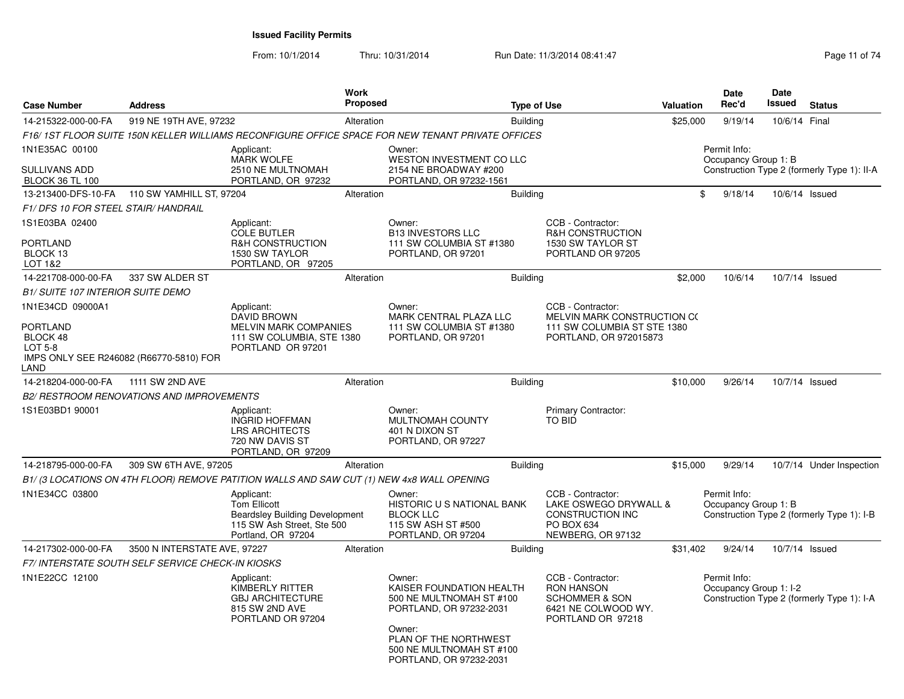# Issued Facility Permits

From: 10/1/2014 Thru: 10/31/2014 Run Date: 11/3/2014 08:41:47

| Case Number | Address | Work Proposed | Type of Use | Valuation | Date Rec'd | Date Issued | Status |
|---|---|---|---|---|---|---|---|
| 14-215322-000-00-FA | 919 NE 19TH AVE, 97232 | Alteration | Building | $25,000 | 9/19/14 | 10/6/14 | Final |

*F16/ 1ST FLOOR SUITE 150N KELLER WILLIAMS RECONFIGURE OFFICE SPACE FOR NEW TENANT PRIVATE OFFICES*

1N1E35AC 00100
SULLIVANS ADD
BLOCK 36 TL 100

Applicant: MARK WOLFE, 2510 NE MULTNOMAH, PORTLAND, OR 97232

Owner: WESTON INVESTMENT CO LLC, 2154 NE BROADWAY #200, PORTLAND, OR 97232-1561

Permit Info: Occupancy Group 1: B; Construction Type 2 (formerly Type 1): II-A

---

| Case Number | Address | Work Proposed | Type of Use | Valuation | Date Rec'd | Date Issued | Status |
|---|---|---|---|---|---|---|---|
| 13-213400-DFS-10-FA | 110 SW YAMHILL ST, 97204 | Alteration | Building | $ | 9/18/14 | 10/6/14 | Issued |

*F1/ DFS 10 FOR STEEL STAIR/ HANDRAIL*

1S1E03BA 02400
PORTLAND
BLOCK 13
LOT 1&2

Applicant: COLE BUTLER, R&H CONSTRUCTION, 1530 SW TAYLOR, PORTLAND, OR 97205

Owner: B13 INVESTORS LLC, 111 SW COLUMBIA ST #1380, PORTLAND, OR 97201

CCB - Contractor: R&H CONSTRUCTION, 1530 SW TAYLOR ST, PORTLAND OR 97205

---

| Case Number | Address | Work Proposed | Type of Use | Valuation | Date Rec'd | Date Issued | Status |
|---|---|---|---|---|---|---|---|
| 14-221708-000-00-FA | 337 SW ALDER ST | Alteration | Building | $2,000 | 10/6/14 | 10/7/14 | Issued |

*B1/ SUITE 107 INTERIOR SUITE DEMO*

1N1E34CD 09000A1
PORTLAND
BLOCK 48
LOT 5-8
IMPS ONLY SEE R246082 (R66770-5810) FOR LAND

Applicant: DAVID BROWN, MELVIN MARK COMPANIES, 111 SW COLUMBIA, STE 1380, PORTLAND OR 97201

Owner: MARK CENTRAL PLAZA LLC, 111 SW COLUMBIA ST #1380, PORTLAND, OR 97201

CCB - Contractor: MELVIN MARK CONSTRUCTION CO, 111 SW COLUMBIA ST STE 1380, PORTLAND, OR 972015873

---

| Case Number | Address | Work Proposed | Type of Use | Valuation | Date Rec'd | Date Issued | Status |
|---|---|---|---|---|---|---|---|
| 14-218204-000-00-FA | 1111 SW 2ND AVE | Alteration | Building | $10,000 | 9/26/14 | 10/7/14 | Issued |

*B2/ RESTROOM RENOVATIONS AND IMPROVEMENTS*

1S1E03BD1 90001

Applicant: INGRID HOFFMAN, LRS ARCHITECTS, 720 NW DAVIS ST, PORTLAND, OR 97209

Owner: MULTNOMAH COUNTY, 401 N DIXON ST, PORTLAND, OR 97227

Primary Contractor: TO BID

---

| Case Number | Address | Work Proposed | Type of Use | Valuation | Date Rec'd | Date Issued | Status |
|---|---|---|---|---|---|---|---|
| 14-218795-000-00-FA | 309 SW 6TH AVE, 97205 | Alteration | Building | $15,000 | 9/29/14 | 10/7/14 | Under Inspection |

*B1/ (3 LOCATIONS ON 4TH FLOOR) REMOVE PATITION WALLS AND SAW CUT (1) NEW 4x8 WALL OPENING*

1N1E34CC 03800

Applicant: Tom Ellicott, Beardsley Building Development, 115 SW Ash Street, Ste 500, Portland, OR 97204

Owner: HISTORIC U S NATIONAL BANK BLOCK LLC, 115 SW ASH ST #500, PORTLAND, OR 97204

CCB - Contractor: LAKE OSWEGO DRYWALL & CONSTRUCTION INC, PO BOX 634, NEWBERG, OR 97132

Permit Info: Occupancy Group 1: B; Construction Type 2 (formerly Type 1): I-B

---

| Case Number | Address | Work Proposed | Type of Use | Valuation | Date Rec'd | Date Issued | Status |
|---|---|---|---|---|---|---|---|
| 14-217302-000-00-FA | 3500 N INTERSTATE AVE, 97227 | Alteration | Building | $31,402 | 9/24/14 | 10/7/14 | Issued |

*F7/ INTERSTATE SOUTH SELF SERVICE CHECK-IN KIOSKS*

1N1E22CC 12100

Applicant: KIMBERLY RITTER, GBJ ARCHITECTURE, 815 SW 2ND AVE, PORTLAND OR 97204

Owner: KAISER FOUNDATION HEALTH, 500 NE MULTNOMAH ST #100, PORTLAND, OR 97232-2031

Owner: PLAN OF THE NORTHWEST, 500 NE MULTNOMAH ST #100, PORTLAND, OR 97232-2031

CCB - Contractor: RON HANSON, SCHOMMER & SON, 6421 NE COLWOOD WY., PORTLAND OR 97218

Permit Info: Occupancy Group 1: I-2; Construction Type 2 (formerly Type 1): I-A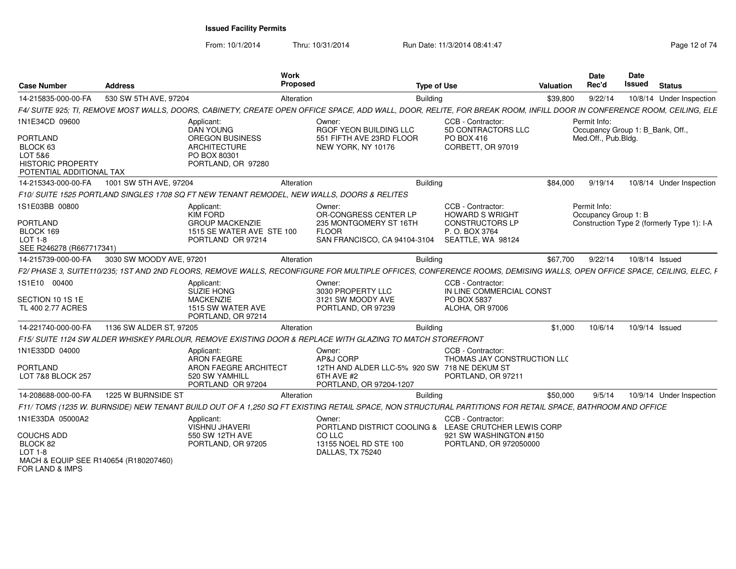# Issued Facility Permits

From: 10/1/2014 Thru: 10/31/2014 Run Date: 11/3/2014 08:41:47

| Case Number | Address | Work Proposed | Type of Use | Valuation | Date Rec'd | Date Issued | Status |
|---|---|---|---|---|---|---|---|
| 14-215835-000-00-FA | 530 SW 5TH AVE, 97204 | Alteration | Building | $39,800 | 9/22/14 | 10/8/14 | Under Inspection |

*F4/ SUITE 925; TI, REMOVE MOST WALLS, DOORS, CABINETY, CREATE OPEN OFFICE SPACE, ADD WALL, DOOR, RELITE, FOR BREAK ROOM, INFILL DOOR IN CONFERENCE ROOM, CEILING, ELE*

1N1E34CD 09600
PORTLAND
BLOCK 63
LOT 5&6
HISTORIC PROPERTY
POTENTIAL ADDITIONAL TAX

Applicant: DAN YOUNG, OREGON BUSINESS ARCHITECTURE, PO BOX 80301, PORTLAND, OR 97280

Owner: RGOF YEON BUILDING LLC, 551 FIFTH AVE 23RD FLOOR, NEW YORK, NY 10176

CCB - Contractor: 5D CONTRACTORS LLC, PO BOX 416, CORBETT, OR 97019

Permit Info: Occupancy Group 1: B_Bank, Off., Med.Off., Pub.Bldg.

| Case Number | Address | Work Proposed | Type of Use | Valuation | Date Rec'd | Date Issued | Status |
|---|---|---|---|---|---|---|---|
| 14-215343-000-00-FA | 1001 SW 5TH AVE, 97204 | Alteration | Building | $84,000 | 9/19/14 | 10/8/14 | Under Inspection |

*F10/ SUITE 1525 PORTLAND SINGLES 1708 SQ FT NEW TENANT REMODEL, NEW WALLS, DOORS & RELITES*

1S1E03BB 00800
PORTLAND
BLOCK 169
LOT 1-8
SEE R246278 (R667717341)

Applicant: KIM FORD, GROUP MACKENZIE, 1515 SE WATER AVE STE 100, PORTLAND OR 97214

Owner: OR-CONGRESS CENTER LP, 235 MONTGOMERY ST 16TH FLOOR, SAN FRANCISCO, CA 94104-3104

CCB - Contractor: HOWARD S WRIGHT CONSTRUCTORS LP, P. O. BOX 3764, SEATTLE, WA 98124

Permit Info: Occupancy Group 1: B, Construction Type 2 (formerly Type 1): I-A

| Case Number | Address | Work Proposed | Type of Use | Valuation | Date Rec'd | Date Issued | Status |
|---|---|---|---|---|---|---|---|
| 14-215739-000-00-FA | 3030 SW MOODY AVE, 97201 | Alteration | Building | $67,700 | 9/22/14 | 10/8/14 | Issued |

*F2/ PHASE 3, SUITE110/235; 1ST AND 2ND FLOORS, REMOVE WALLS, RECONFIGURE FOR MULTIPLE OFFICES, CONFERENCE ROOMS, DEMISING WALLS, OPEN OFFICE SPACE, CEILING, ELEC, I*

1S1E10 00400
SECTION 10 1S 1E
TL 400 2.77 ACRES

Applicant: SUZIE HONG, MACKENZIE, 1515 SW WATER AVE, PORTLAND, OR 97214

Owner: 3030 PROPERTY LLC, 3121 SW MOODY AVE, PORTLAND, OR 97239

CCB - Contractor: IN LINE COMMERCIAL CONST, PO BOX 5837, ALOHA, OR 97006

| Case Number | Address | Work Proposed | Type of Use | Valuation | Date Rec'd | Date Issued | Status |
|---|---|---|---|---|---|---|---|
| 14-221740-000-00-FA | 1136 SW ALDER ST, 97205 | Alteration | Building | $1,000 | 10/6/14 | 10/9/14 | Issued |

*F15/ SUITE 1124 SW ALDER WHISKEY PARLOUR, REMOVE EXISTING DOOR & REPLACE WITH GLAZING TO MATCH STOREFRONT*

1N1E33DD 04000
PORTLAND
LOT 7&8 BLOCK 257

Applicant: ARON FAEGRE, ARON FAEGRE ARCHITECT, 520 SW YAMHILL, PORTLAND OR 97204

Owner: AP&J CORP, 12TH AND ALDER LLC-5% 920 SW 6TH AVE #2, PORTLAND, OR 97204-1207

CCB - Contractor: THOMAS JAY CONSTRUCTION LLC, 718 NE DEKUM ST, PORTLAND, OR 97211

| Case Number | Address | Work Proposed | Type of Use | Valuation | Date Rec'd | Date Issued | Status |
|---|---|---|---|---|---|---|---|
| 14-208688-000-00-FA | 1225 W BURNSIDE ST | Alteration | Building | $50,000 | 9/5/14 | 10/9/14 | Under Inspection |

*F11/ TOMS (1235 W. BURNSIDE) NEW TENANT BUILD OUT OF A 1,250 SQ FT EXISTING RETAIL SPACE, NON STRUCTURAL PARTITIONS FOR RETAIL SPACE, BATHROOM AND OFFICE*

1N1E33DA 05000A2
COUCHS ADD
BLOCK 82
LOT 1-8
MACH & EQUIP SEE R140654 (R180207460)
FOR LAND & IMPS

Applicant: VISHNU JHAVERI, 550 SW 12TH AVE, PORTLAND, OR 97205

Owner: PORTLAND DISTRICT COOLING & CO LLC, 13155 NOEL RD STE 100, DALLAS, TX 75240

CCB - Contractor: LEASE CRUTCHER LEWIS CORP, 921 SW WASHINGTON #150, PORTLAND, OR 972050000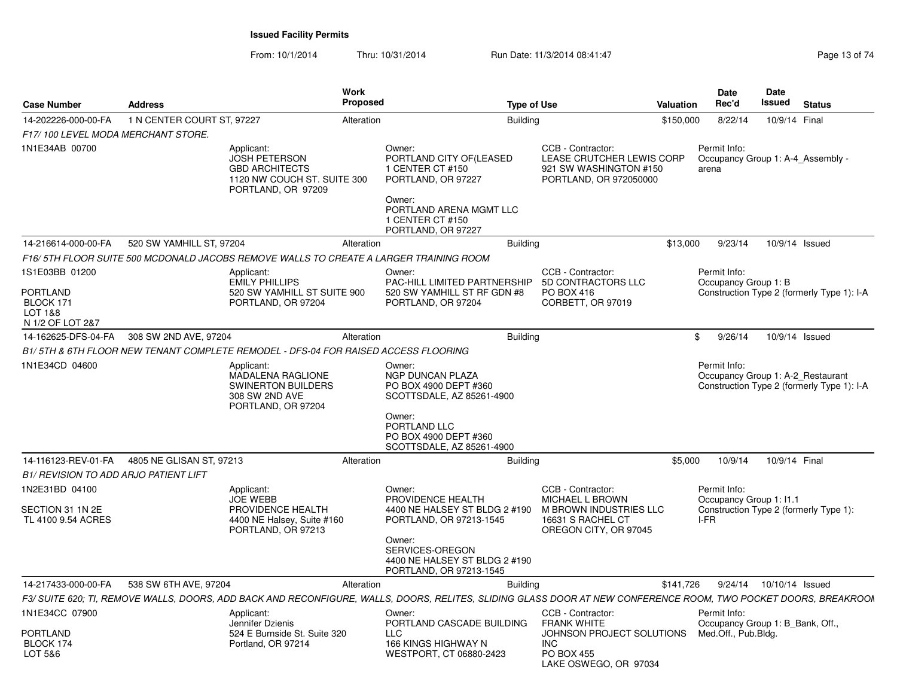**Issued Facility Permits**

From: 10/1/2014 Thru: 10/31/2014 Run Date: 11/3/2014 08:41:47

| Case Number | Address | Work Proposed | Type of Use | Valuation | Date Rec'd | Date Issued | Status |
|---|---|---|---|---|---|---|---|
| 14-202226-000-00-FA | 1 N CENTER COURT ST, 97227 | Alteration | Building | $150,000 | 8/22/14 | 10/9/14 | Final |

*F17/ 100 LEVEL MODA MERCHANT STORE.*

1N1E34AB 00700

Applicant: JOSH PETERSON, GBD ARCHITECTS, 1120 NW COUCH ST. SUITE 300, PORTLAND, OR 97209

Owner: PORTLAND CITY OF(LEASED, 1 CENTER CT #150, PORTLAND, OR 97227

Owner: PORTLAND ARENA MGMT LLC, 1 CENTER CT #150, PORTLAND, OR 97227

CCB - Contractor: LEASE CRUTCHER LEWIS CORP, 921 SW WASHINGTON #150, PORTLAND, OR 972050000

Permit Info: Occupancy Group 1: A-4_Assembly - arena

---

| Case Number | Address | Work Proposed | Type of Use | Valuation | Date Rec'd | Date Issued | Status |
|---|---|---|---|---|---|---|---|
| 14-216614-000-00-FA | 520 SW YAMHILL ST, 97204 | Alteration | Building | $13,000 | 9/23/14 | 10/9/14 | Issued |

*F16/ 5TH FLOOR SUITE 500 MCDONALD JACOBS REMOVE WALLS TO CREATE A LARGER TRAINING ROOM*

1S1E03BB 01200
PORTLAND
BLOCK 171
LOT 1&8
N 1/2 OF LOT 2&7

Applicant: EMILY PHILLIPS, 520 SW YAMHILL ST SUITE 900, PORTLAND, OR 97204

Owner: PAC-HILL LIMITED PARTNERSHIP, 520 SW YAMHILL ST RF GDN #8, PORTLAND, OR 97204

CCB - Contractor: 5D CONTRACTORS LLC, PO BOX 416, CORBETT, OR 97019

Permit Info: Occupancy Group 1: B; Construction Type 2 (formerly Type 1): I-A

---

| Case Number | Address | Work Proposed | Type of Use | Valuation | Date Rec'd | Date Issued | Status |
|---|---|---|---|---|---|---|---|
| 14-162625-DFS-04-FA | 308 SW 2ND AVE, 97204 | Alteration | Building | $ | 9/26/14 | 10/9/14 | Issued |

*B1/ 5TH & 6TH FLOOR NEW TENANT COMPLETE REMODEL - DFS-04 FOR RAISED ACCESS FLOORING*

1N1E34CD 04600

Applicant: MADALENA RAGLIONE, SWINERTON BUILDERS, 308 SW 2ND AVE, PORTLAND, OR 97204

Owner: NGP DUNCAN PLAZA, PO BOX 4900 DEPT #360, SCOTTSDALE, AZ 85261-4900

Owner: PORTLAND LLC, PO BOX 4900 DEPT #360, SCOTTSDALE, AZ 85261-4900

Permit Info: Occupancy Group 1: A-2_Restaurant; Construction Type 2 (formerly Type 1): I-A

---

| Case Number | Address | Work Proposed | Type of Use | Valuation | Date Rec'd | Date Issued | Status |
|---|---|---|---|---|---|---|---|
| 14-116123-REV-01-FA | 4805 NE GLISAN ST, 97213 | Alteration | Building | $5,000 | 10/9/14 | 10/9/14 | Final |

*B1/ REVISION TO ADD ARJO PATIENT LIFT*

1N2E31BD 04100
SECTION 31 1N 2E
TL 4100 9.54 ACRES

Applicant: JOE WEBB, PROVIDENCE HEALTH, 4400 NE Halsey, Suite #160, PORTLAND, OR 97213

Owner: PROVIDENCE HEALTH, 4400 NE HALSEY ST BLDG 2 #190, PORTLAND, OR 97213-1545

Owner: SERVICES-OREGON, 4400 NE HALSEY ST BLDG 2 #190, PORTLAND, OR 97213-1545

CCB - Contractor: MICHAEL L BROWN, M BROWN INDUSTRIES LLC, 16631 S RACHEL CT, OREGON CITY, OR 97045

Permit Info: Occupancy Group 1: I1.1; Construction Type 2 (formerly Type 1): I-FR

---

| Case Number | Address | Work Proposed | Type of Use | Valuation | Date Rec'd | Date Issued | Status |
|---|---|---|---|---|---|---|---|
| 14-217433-000-00-FA | 538 SW 6TH AVE, 97204 | Alteration | Building | $141,726 | 9/24/14 | 10/10/14 | Issued |

*F3/ SUITE 620; TI, REMOVE WALLS, DOORS, ADD BACK AND RECONFIGURE, WALLS, DOORS, RELITES, SLIDING GLASS DOOR AT NEW CONFERENCE ROOM, TWO POCKET DOORS, BREAKROOM*

1N1E34CC 07900
PORTLAND
BLOCK 174
LOT 5&6

Applicant: Jennifer Dzienis, 524 E Burnside St. Suite 320, Portland, OR 97214

Owner: PORTLAND CASCADE BUILDING LLC, 166 KINGS HIGHWAY N, WESTPORT, CT 06880-2423

CCB - Contractor: FRANK WHITE, JOHNSON PROJECT SOLUTIONS INC, PO BOX 455, LAKE OSWEGO, OR 97034

Permit Info: Occupancy Group 1: B_Bank, Off., Med.Off., Pub.Bldg.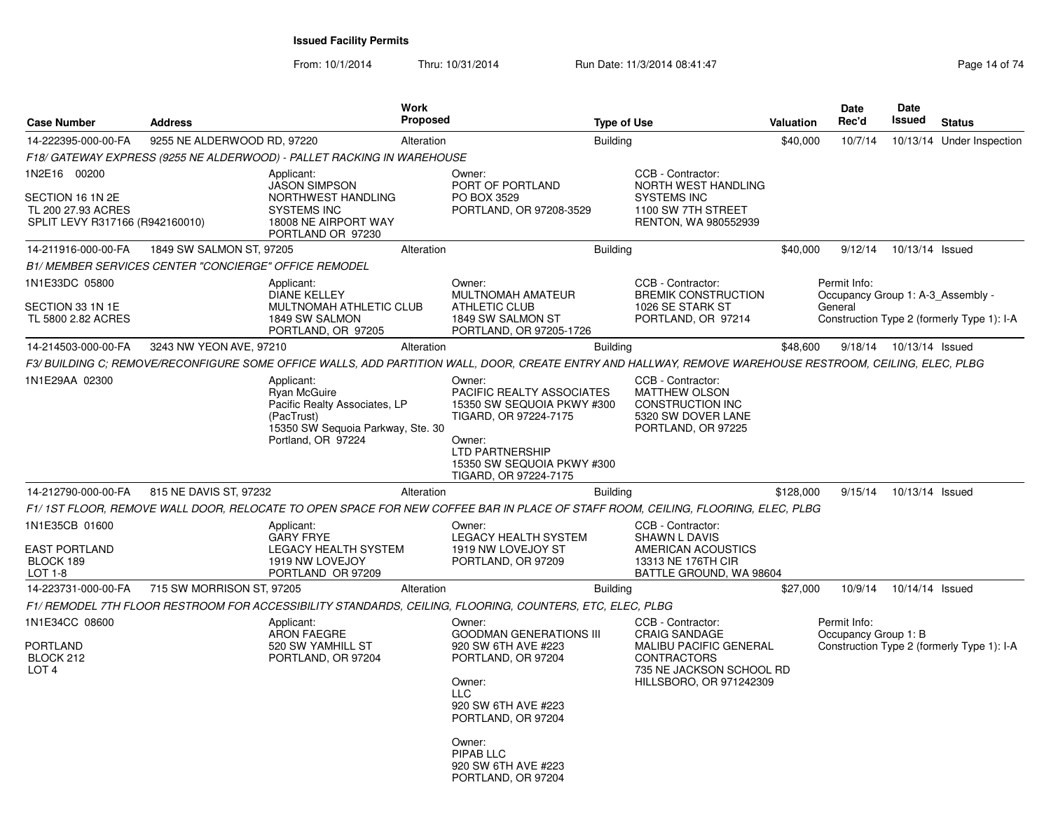# Issued Facility Permits

From: 10/1/2014 Thru: 10/31/2014 Run Date: 11/3/2014 08:41:47

| Case Number | Address | Work Proposed | Type of Use | Valuation | Date Rec'd | Date Issued | Status |
|---|---|---|---|---|---|---|---|
| 14-222395-000-00-FA | 9255 NE ALDERWOOD RD, 97220 | Alteration | Building | $40,000 | 10/7/14 | 10/13/14 | Under Inspection |

*F18/ GATEWAY EXPRESS (9255 NE ALDERWOOD) - PALLET RACKING IN WAREHOUSE*

1N2E16 00200

SECTION 16 1N 2E
TL 200 27.93 ACRES
SPLIT LEVY R317166 (R942160010)

Applicant:
JASON SIMPSON
NORTHWEST HANDLING SYSTEMS INC
18008 NE AIRPORT WAY
PORTLAND OR 97230

Owner:
PORT OF PORTLAND
PO BOX 3529
PORTLAND, OR 97208-3529

CCB - Contractor:
NORTH WEST HANDLING SYSTEMS INC
1100 SW 7TH STREET
RENTON, WA 980552939

| Case Number | Address | Work Proposed | Type of Use | Valuation | Date Rec'd | Date Issued | Status |
|---|---|---|---|---|---|---|---|
| 14-211916-000-00-FA | 1849 SW SALMON ST, 97205 | Alteration | Building | $40,000 | 9/12/14 | 10/13/14 | Issued |

*B1/ MEMBER SERVICES CENTER "CONCIERGE" OFFICE REMODEL*

1N1E33DC 05800

SECTION 33 1N 1E
TL 5800 2.82 ACRES

Applicant:
DIANE KELLEY
MULTNOMAH ATHLETIC CLUB
1849 SW SALMON
PORTLAND, OR 97205

Owner:
MULTNOMAH AMATEUR ATHLETIC CLUB
1849 SW SALMON ST
PORTLAND, OR 97205-1726

CCB - Contractor:
BREMIK CONSTRUCTION
1026 SE STARK ST
PORTLAND, OR 97214

Permit Info:
Occupancy Group 1: A-3_Assembly - General
Construction Type 2 (formerly Type 1): I-A

| Case Number | Address | Work Proposed | Type of Use | Valuation | Date Rec'd | Date Issued | Status |
|---|---|---|---|---|---|---|---|
| 14-214503-000-00-FA | 3243 NW YEON AVE, 97210 | Alteration | Building | $48,600 | 9/18/14 | 10/13/14 | Issued |

*F3/ BUILDING C; REMOVE/RECONFIGURE SOME OFFICE WALLS, ADD PARTITION WALL, DOOR, CREATE ENTRY AND HALLWAY, REMOVE WAREHOUSE RESTROOM, CEILING, ELEC, PLBG*

1N1E29AA 02300

Applicant:
Ryan McGuire
Pacific Realty Associates, LP (PacTrust)
15350 SW Sequoia Parkway, Ste. 30
Portland, OR 97224

Owner:
PACIFIC REALTY ASSOCIATES
15350 SW SEQUOIA PKWY #300
TIGARD, OR 97224-7175

Owner:
LTD PARTNERSHIP
15350 SW SEQUOIA PKWY #300
TIGARD, OR 97224-7175

CCB - Contractor:
MATTHEW OLSON CONSTRUCTION INC
5320 SW DOVER LANE
PORTLAND, OR 97225

| Case Number | Address | Work Proposed | Type of Use | Valuation | Date Rec'd | Date Issued | Status |
|---|---|---|---|---|---|---|---|
| 14-212790-000-00-FA | 815 NE DAVIS ST, 97232 | Alteration | Building | $128,000 | 9/15/14 | 10/13/14 | Issued |

*F1/ 1ST FLOOR, REMOVE WALL DOOR, RELOCATE TO OPEN SPACE FOR NEW COFFEE BAR IN PLACE OF STAFF ROOM, CEILING, FLOORING, ELEC, PLBG*

1N1E35CB 01600

EAST PORTLAND
BLOCK 189
LOT 1-8

Applicant:
GARY FRYE
LEGACY HEALTH SYSTEM
1919 NW LOVEJOY
PORTLAND OR 97209

Owner:
LEGACY HEALTH SYSTEM
1919 NW LOVEJOY ST
PORTLAND, OR 97209

CCB - Contractor:
SHAWN L DAVIS
AMERICAN ACOUSTICS
13313 NE 176TH CIR
BATTLE GROUND, WA 98604

| Case Number | Address | Work Proposed | Type of Use | Valuation | Date Rec'd | Date Issued | Status |
|---|---|---|---|---|---|---|---|
| 14-223731-000-00-FA | 715 SW MORRISON ST, 97205 | Alteration | Building | $27,000 | 10/9/14 | 10/14/14 | Issued |

*F1/ REMODEL 7TH FLOOR RESTROOM FOR ACCESSIBILITY STANDARDS, CEILING, FLOORING, COUNTERS, ETC, ELEC, PLBG*

1N1E34CC 08600

PORTLAND
BLOCK 212
LOT 4

Applicant:
ARON FAEGRE
520 SW YAMHILL ST
PORTLAND, OR 97204

Owner:
GOODMAN GENERATIONS III
920 SW 6TH AVE #223
PORTLAND, OR 97204

Owner:
LLC
920 SW 6TH AVE #223
PORTLAND, OR 97204

Owner:
PIPAB LLC
920 SW 6TH AVE #223
PORTLAND, OR 97204

CCB - Contractor:
CRAIG SANDAGE
MALIBU PACIFIC GENERAL CONTRACTORS
735 NE JACKSON SCHOOL RD
HILLSBORO, OR 971242309

Permit Info:
Occupancy Group 1: B
Construction Type 2 (formerly Type 1): I-A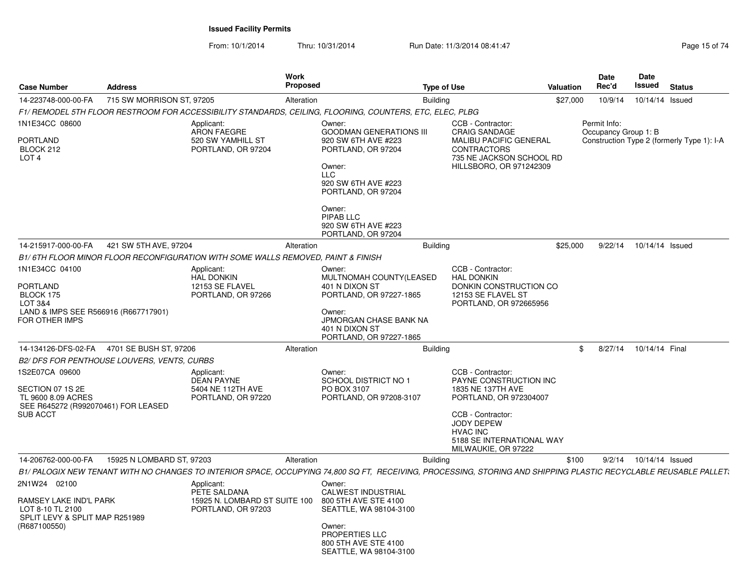**Issued Facility Permits**

From: 10/1/2014 Thru: 10/31/2014 Run Date: 11/3/2014 08:41:47

| Case Number | Address | Work Proposed | Type of Use | Valuation | Date Rec'd | Date Issued | Status |
|---|---|---|---|---|---|---|---|
| 14-223748-000-00-FA | 715 SW MORRISON ST, 97205 | Alteration | Building | $27,000 | 10/9/14 | 10/14/14 | Issued |

*F1/ REMODEL 5TH FLOOR RESTROOM FOR ACCESSIBILITY STANDARDS, CEILING, FLOORING, COUNTERS, ETC, ELEC, PLBG*

1N1E34CC 08600
PORTLAND
BLOCK 212
LOT 4

Applicant:
ARON FAEGRE
520 SW YAMHILL ST
PORTLAND, OR 97204

Owner:
GOODMAN GENERATIONS III
920 SW 6TH AVE #223
PORTLAND, OR 97204

Owner:
LLC
920 SW 6TH AVE #223
PORTLAND, OR 97204

Owner:
PIPAB LLC
920 SW 6TH AVE #223
PORTLAND, OR 97204

CCB - Contractor:
CRAIG SANDAGE
MALIBU PACIFIC GENERAL CONTRACTORS
735 NE JACKSON SCHOOL RD
HILLSBORO, OR 971242309

Permit Info:
Occupancy Group 1: B
Construction Type 2 (formerly Type 1): I-A

| Case Number | Address | Work Proposed | Type of Use | Valuation | Date Rec'd | Date Issued | Status |
|---|---|---|---|---|---|---|---|
| 14-215917-000-00-FA | 421 SW 5TH AVE, 97204 | Alteration | Building | $25,000 | 9/22/14 | 10/14/14 | Issued |

*B1/ 6TH FLOOR MINOR FLOOR RECONFIGURATION WITH SOME WALLS REMOVED, PAINT & FINISH*

1N1E34CC 04100
PORTLAND
BLOCK 175
LOT 3&4
LAND & IMPS SEE R566916 (R667717901) FOR OTHER IMPS

Applicant:
HAL DONKIN
12153 SE FLAVEL
PORTLAND, OR 97266

Owner:
MULTNOMAH COUNTY(LEASED
401 N DIXON ST
PORTLAND, OR 97227-1865

Owner:
JPMORGAN CHASE BANK NA
401 N DIXON ST
PORTLAND, OR 97227-1865

CCB - Contractor:
HAL DONKIN
DONKIN CONSTRUCTION CO
12153 SE FLAVEL ST
PORTLAND, OR 972665956

| Case Number | Address | Work Proposed | Type of Use | Valuation | Date Rec'd | Date Issued | Status |
|---|---|---|---|---|---|---|---|
| 14-134126-DFS-02-FA | 4701 SE BUSH ST, 97206 | Alteration | Building | $ | 8/27/14 | 10/14/14 | Final |

*B2/ DFS FOR PENTHOUSE LOUVERS, VENTS, CURBS*

1S2E07CA 09600
SECTION 07 1S 2E
TL 9600 8.09 ACRES
SEE R645272 (R992070461) FOR LEASED SUB ACCT

Applicant:
DEAN PAYNE
5404 NE 112TH AVE
PORTLAND, OR 97220

Owner:
SCHOOL DISTRICT NO 1
PO BOX 3107
PORTLAND, OR 97208-3107

CCB - Contractor:
PAYNE CONSTRUCTION INC
1835 NE 137TH AVE
PORTLAND, OR 972304007

CCB - Contractor:
JODY DEPEW
HVAC INC
5188 SE INTERNATIONAL WAY
MILWAUKIE, OR 97222

| Case Number | Address | Work Proposed | Type of Use | Valuation | Date Rec'd | Date Issued | Status |
|---|---|---|---|---|---|---|---|
| 14-206762-000-00-FA | 15925 N LOMBARD ST, 97203 | Alteration | Building | $100 | 9/2/14 | 10/14/14 | Issued |

*B1/ PALOGIX NEW TENANT WITH NO CHANGES TO INTERIOR SPACE, OCCUPYING 74,800 SQ FT, RECEIVING, PROCESSING, STORING AND SHIPPING PLASTIC RECYCLABLE REUSABLE PALLETS*

2N1W24 02100
RAMSEY LAKE IND'L PARK
LOT 8-10 TL 2100
SPLIT LEVY & SPLIT MAP R251989 (R687100550)

Applicant:
PETE SALDANA
15925 N. LOMBARD ST SUITE 100
PORTLAND, OR 97203

Owner:
CALWEST INDUSTRIAL
800 5TH AVE STE 4100
SEATTLE, WA 98104-3100

Owner:
PROPERTIES LLC
800 5TH AVE STE 4100
SEATTLE, WA 98104-3100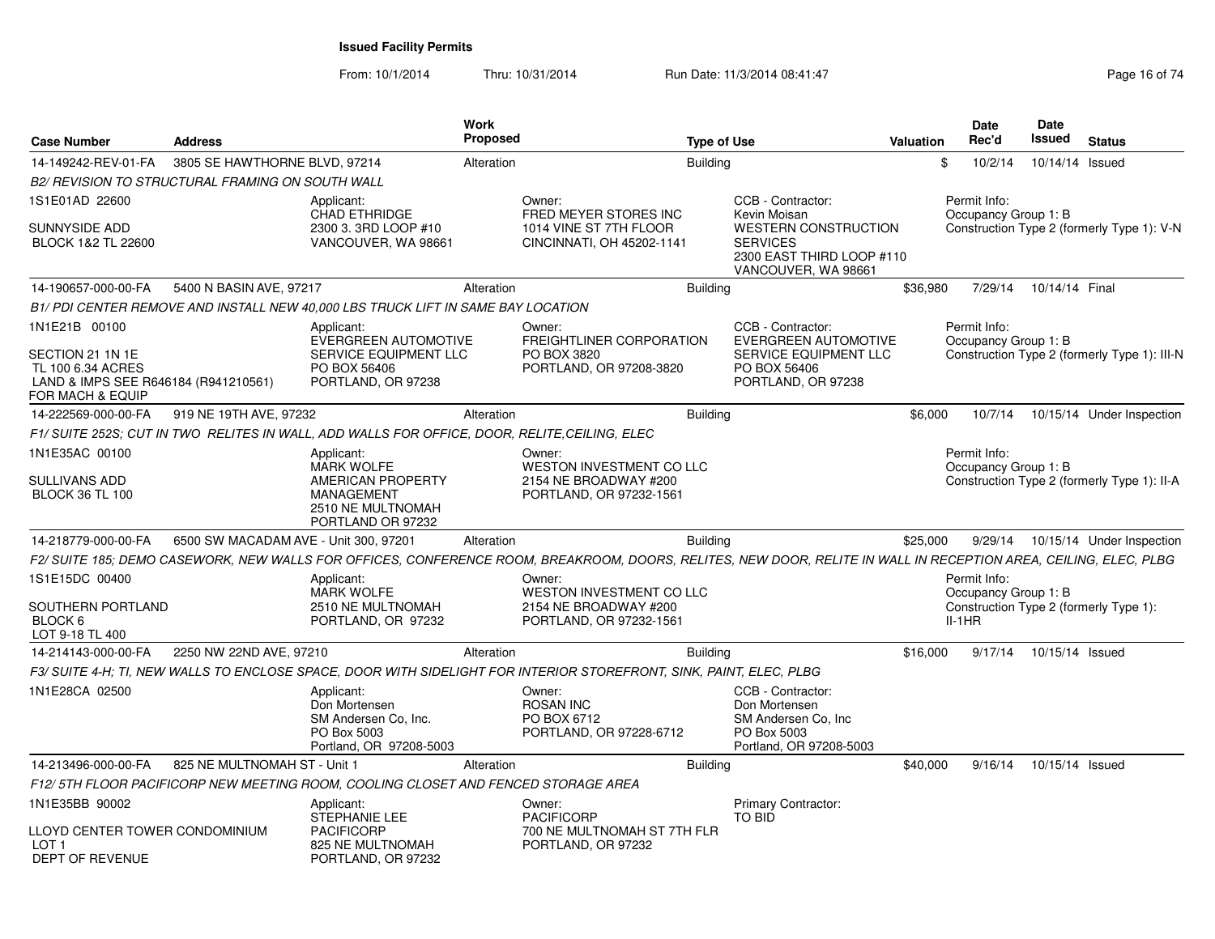# Issued Facility Permits

From: 10/1/2014 Thru: 10/31/2014 Run Date: 11/3/2014 08:41:47

| Case Number | Address | Work Proposed | Type of Use | Valuation | Date Rec'd | Date Issued | Status |
|---|---|---|---|---|---|---|---|
| 14-149242-REV-01-FA | 3805 SE HAWTHORNE BLVD, 97214 | Alteration | Building | $ | 10/2/14 | 10/14/14 | Issued |

*B2/ REVISION TO STRUCTURAL FRAMING ON SOUTH WALL*

1S1E01AD 22600
SUNNYSIDE ADD
BLOCK 1&2 TL 22600

Applicant: CHAD ETHRIDGE, 2300 3. 3RD LOOP #10, VANCOUVER, WA 98661

Owner: FRED MEYER STORES INC, 1014 VINE ST 7TH FLOOR, CINCINNATI, OH 45202-1141

CCB - Contractor: Kevin Moisan, WESTERN CONSTRUCTION SERVICES, 2300 EAST THIRD LOOP #110, VANCOUVER, WA 98661

Permit Info: Occupancy Group 1: B; Construction Type 2 (formerly Type 1): V-N

---

| Case Number | Address | Work Proposed | Type of Use | Valuation | Date Rec'd | Date Issued | Status |
|---|---|---|---|---|---|---|---|
| 14-190657-000-00-FA | 5400 N BASIN AVE, 97217 | Alteration | Building | $36,980 | 7/29/14 | 10/14/14 | Final |

*B1/ PDI CENTER REMOVE AND INSTALL NEW 40,000 LBS TRUCK LIFT IN SAME BAY LOCATION*

1N1E21B 00100
SECTION 21 1N 1E
TL 100 6.34 ACRES
LAND & IMPS SEE R646184 (R941210561) FOR MACH & EQUIP

Applicant: EVERGREEN AUTOMOTIVE SERVICE EQUIPMENT LLC, PO BOX 56406, PORTLAND, OR 97238

Owner: FREIGHTLINER CORPORATION, PO BOX 3820, PORTLAND, OR 97208-3820

CCB - Contractor: EVERGREEN AUTOMOTIVE SERVICE EQUIPMENT LLC, PO BOX 56406, PORTLAND, OR 97238

Permit Info: Occupancy Group 1: B; Construction Type 2 (formerly Type 1): III-N

---

| Case Number | Address | Work Proposed | Type of Use | Valuation | Date Rec'd | Date Issued | Status |
|---|---|---|---|---|---|---|---|
| 14-222569-000-00-FA | 919 NE 19TH AVE, 97232 | Alteration | Building | $6,000 | 10/7/14 | 10/15/14 | Under Inspection |

*F1/ SUITE 252S; CUT IN TWO RELITES IN WALL, ADD WALLS FOR OFFICE, DOOR, RELITE,CEILING, ELEC*

1N1E35AC 00100
SULLIVANS ADD
BLOCK 36 TL 100

Applicant: MARK WOLFE, AMERICAN PROPERTY MANAGEMENT, 2510 NE MULTNOMAH, PORTLAND OR 97232

Owner: WESTON INVESTMENT CO LLC, 2154 NE BROADWAY #200, PORTLAND, OR 97232-1561

Permit Info: Occupancy Group 1: B; Construction Type 2 (formerly Type 1): II-A

---

| Case Number | Address | Work Proposed | Type of Use | Valuation | Date Rec'd | Date Issued | Status |
|---|---|---|---|---|---|---|---|
| 14-218779-000-00-FA | 6500 SW MACADAM AVE - Unit 300, 97201 | Alteration | Building | $25,000 | 9/29/14 | 10/15/14 | Under Inspection |

*F2/ SUITE 185; DEMO CASEWORK, NEW WALLS FOR OFFICES, CONFERENCE ROOM, BREAKROOM, DOORS, RELITES, NEW DOOR, RELITE IN WALL IN RECEPTION AREA, CEILING, ELEC, PLBG*

1S1E15DC 00400
SOUTHERN PORTLAND
BLOCK 6
LOT 9-18 TL 400

Applicant: MARK WOLFE, 2510 NE MULTNOMAH, PORTLAND, OR 97232

Owner: WESTON INVESTMENT CO LLC, 2154 NE BROADWAY #200, PORTLAND, OR 97232-1561

Permit Info: Occupancy Group 1: B; Construction Type 2 (formerly Type 1): II-1HR

---

| Case Number | Address | Work Proposed | Type of Use | Valuation | Date Rec'd | Date Issued | Status |
|---|---|---|---|---|---|---|---|
| 14-214143-000-00-FA | 2250 NW 22ND AVE, 97210 | Alteration | Building | $16,000 | 9/17/14 | 10/15/14 | Issued |

*F3/ SUITE 4-H; TI, NEW WALLS TO ENCLOSE SPACE, DOOR WITH SIDELIGHT FOR INTERIOR STOREFRONT, SINK, PAINT, ELEC, PLBG*

1N1E28CA 02500

Applicant: Don Mortensen, SM Andersen Co, Inc., PO Box 5003, Portland, OR 97208-5003

Owner: ROSAN INC, PO BOX 6712, PORTLAND, OR 97228-6712

CCB - Contractor: Don Mortensen, SM Andersen Co, Inc, PO Box 5003, Portland, OR 97208-5003

---

| Case Number | Address | Work Proposed | Type of Use | Valuation | Date Rec'd | Date Issued | Status |
|---|---|---|---|---|---|---|---|
| 14-213496-000-00-FA | 825 NE MULTNOMAH ST - Unit 1 | Alteration | Building | $40,000 | 9/16/14 | 10/15/14 | Issued |

*F12/ 5TH FLOOR PACIFICORP NEW MEETING ROOM, COOLING CLOSET AND FENCED STORAGE AREA*

1N1E35BB 90002
LLOYD CENTER TOWER CONDOMINIUM
LOT 1
DEPT OF REVENUE

Applicant: STEPHANIE LEE, PACIFICORP, 825 NE MULTNOMAH, PORTLAND, OR 97232

Owner: PACIFICORP, 700 NE MULTNOMAH ST 7TH FLR, PORTLAND, OR 97232

Primary Contractor: TO BID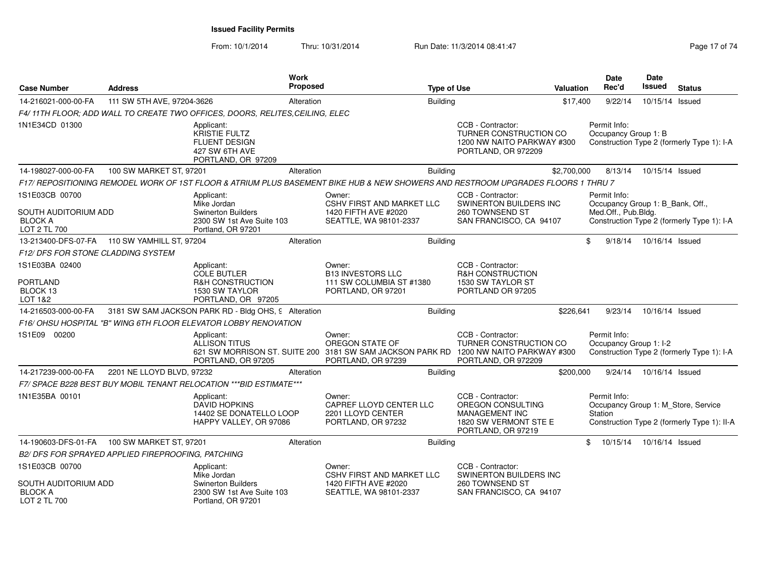**Issued Facility Permits**

From: 10/1/2014 Thru: 10/31/2014 Run Date: 11/3/2014 08:41:47

| Case Number | Address | Work Proposed | Type of Use | Valuation | Date Rec'd | Date Issued | Status |
|---|---|---|---|---|---|---|---|
| 14-216021-000-00-FA | 111 SW 5TH AVE, 97204-3626 | Alteration | Building | $17,400 | 9/22/14 | 10/15/14 | Issued |

F4/ 11TH FLOOR; ADD WALL TO CREATE TWO OFFICES, DOORS, RELITES,CEILING, ELEC

1N1E34CD 01300

Applicant: KRISTIE FULTZ, FLUENT DESIGN, 427 SW 6TH AVE, PORTLAND, OR 97209

CCB - Contractor: TURNER CONSTRUCTION CO, 1200 NW NAITO PARKWAY #300, PORTLAND, OR 972209

Permit Info: Occupancy Group 1: B; Construction Type 2 (formerly Type 1): I-A

| Case Number | Address | Work Proposed | Type of Use | Valuation | Date Rec'd | Date Issued | Status |
|---|---|---|---|---|---|---|---|
| 14-198027-000-00-FA | 100 SW MARKET ST, 97201 | Alteration | Building | $2,700,000 | 8/13/14 | 10/15/14 | Issued |

F17/ REPOSITIONING REMODEL WORK OF 1ST FLOOR & ATRIUM PLUS BASEMENT BIKE HUB & NEW SHOWERS AND RESTROOM UPGRADES FLOORS 1 THRU 7

1S1E03CB 00700; SOUTH AUDITORIUM ADD; BLOCK A; LOT 2 TL 700

Applicant: Mike Jordan, Swinerton Builders, 2300 SW 1st Ave Suite 103, Portland, OR 97201

Owner: CSHV FIRST AND MARKET LLC, 1420 FIFTH AVE #2020, SEATTLE, WA 98101-2337

CCB - Contractor: SWINERTON BUILDERS INC, 260 TOWNSEND ST, SAN FRANCISCO, CA 94107

Permit Info: Occupancy Group 1: B_Bank, Off., Med.Off., Pub.Bldg.; Construction Type 2 (formerly Type 1): I-A

| Case Number | Address | Work Proposed | Type of Use | Valuation | Date Rec'd | Date Issued | Status |
|---|---|---|---|---|---|---|---|
| 13-213400-DFS-07-FA | 110 SW YAMHILL ST, 97204 | Alteration | Building | $ | 9/18/14 | 10/16/14 | Issued |

F12/ DFS FOR STONE CLADDING SYSTEM

1S1E03BA 02400; PORTLAND; BLOCK 13; LOT 1&2

Applicant: COLE BUTLER, R&H CONSTRUCTION, 1530 SW TAYLOR, PORTLAND, OR 97205

Owner: B13 INVESTORS LLC, 111 SW COLUMBIA ST #1380, PORTLAND, OR 97201

CCB - Contractor: R&H CONSTRUCTION, 1530 SW TAYLOR ST, PORTLAND OR 97205

| Case Number | Address | Work Proposed | Type of Use | Valuation | Date Rec'd | Date Issued | Status |
|---|---|---|---|---|---|---|---|
| 14-216503-000-00-FA | 3181 SW SAM JACKSON PARK RD - Bldg OHS, 9 | Alteration | Building | $226,641 | 9/23/14 | 10/16/14 | Issued |

F16/ OHSU HOSPITAL "B" WING 6TH FLOOR ELEVATOR LOBBY RENOVATION

1S1E09 00200

Applicant: ALLISON TITUS, 621 SW MORRISON ST. SUITE 200, PORTLAND, OR 97205

Owner: OREGON STATE OF, 3181 SW SAM JACKSON PARK RD, PORTLAND, OR 97239

CCB - Contractor: TURNER CONSTRUCTION CO, 1200 NW NAITO PARKWAY #300, PORTLAND, OR 972209

Permit Info: Occupancy Group 1: I-2; Construction Type 2 (formerly Type 1): I-A

| Case Number | Address | Work Proposed | Type of Use | Valuation | Date Rec'd | Date Issued | Status |
|---|---|---|---|---|---|---|---|
| 14-217239-000-00-FA | 2201 NE LLOYD BLVD, 97232 | Alteration | Building | $200,000 | 9/24/14 | 10/16/14 | Issued |

F7/ SPACE B228 BEST BUY MOBIL TENANT RELOCATION ***BID ESTIMATE***

1N1E35BA 00101

Applicant: DAVID HOPKINS, 14402 SE DONATELLO LOOP, HAPPY VALLEY, OR 97086

Owner: CAPREF LLOYD CENTER LLC, 2201 LLOYD CENTER, PORTLAND, OR 97232

CCB - Contractor: OREGON CONSULTING MANAGEMENT INC, 1820 SW VERMONT STE E, PORTLAND, OR 97219

Permit Info: Occupancy Group 1: M_Store, Service Station; Construction Type 2 (formerly Type 1): II-A

| Case Number | Address | Work Proposed | Type of Use | Valuation | Date Rec'd | Date Issued | Status |
|---|---|---|---|---|---|---|---|
| 14-190603-DFS-01-FA | 100 SW MARKET ST, 97201 | Alteration | Building | $ | 10/15/14 | 10/16/14 | Issued |

B2/ DFS FOR SPRAYED APPLIED FIREPROOFING, PATCHING

1S1E03CB 00700; SOUTH AUDITORIUM ADD; BLOCK A; LOT 2 TL 700

Applicant: Mike Jordan, Swinerton Builders, 2300 SW 1st Ave Suite 103, Portland, OR 97201

Owner: CSHV FIRST AND MARKET LLC, 1420 FIFTH AVE #2020, SEATTLE, WA 98101-2337

CCB - Contractor: SWINERTON BUILDERS INC, 260 TOWNSEND ST, SAN FRANCISCO, CA 94107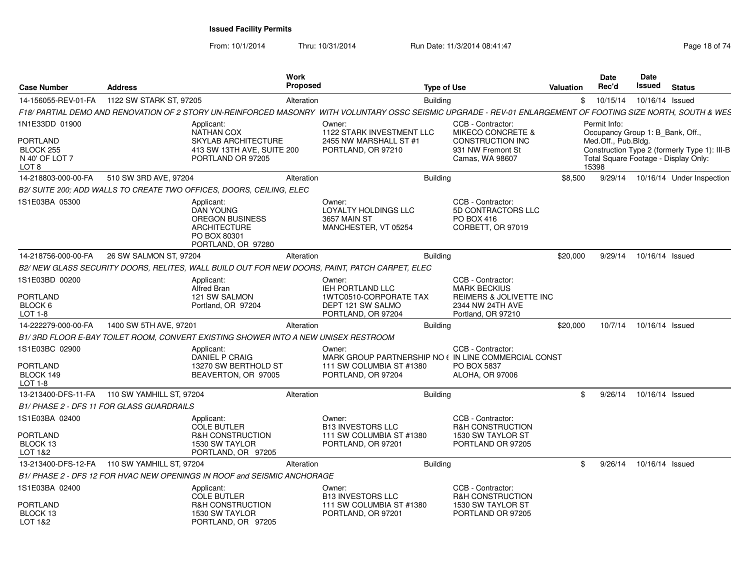**Issued Facility Permits**

From: 10/1/2014 Thru: 10/31/2014 Run Date: 11/3/2014 08:41:47

| Case Number | Address | Work Proposed | Type of Use | Valuation | Date Rec'd | Date Issued | Status |
|---|---|---|---|---|---|---|---|
| 14-156055-REV-01-FA | 1122 SW STARK ST, 97205 | Alteration | Building | $ | 10/15/14 | 10/16/14 | Issued |

F18/ PARTIAL DEMO AND RENOVATION OF 2 STORY UN-REINFORCED MASONRY WITH VOLUNTARY OSSC SEISMIC UPGRADE - REV-01 ENLARGEMENT OF FOOTING SIZE NORTH, SOUTH & WES

1N1E33DD 01900
PORTLAND
BLOCK 255
N 40' OF LOT 7
LOT 8

Applicant:
NATHAN COX
SKYLAB ARCHITECTURE
413 SW 13TH AVE, SUITE 200
PORTLAND OR 97205

Owner:
1122 STARK INVESTMENT LLC
2455 NW MARSHALL ST #1
PORTLAND, OR 97210

CCB - Contractor:
MIKECO CONCRETE & CONSTRUCTION INC
931 NW Fremont St
Camas, WA 98607

Permit Info:
Occupancy Group 1: B_Bank, Off., Med.Off., Pub.Bldg.
Construction Type 2 (formerly Type 1): III-B
Total Square Footage - Display Only: 15398

| Case Number | Address | Work Proposed | Type of Use | Valuation | Date Rec'd | Date Issued | Status |
|---|---|---|---|---|---|---|---|
| 14-218803-000-00-FA | 510 SW 3RD AVE, 97204 | Alteration | Building | $8,500 | 9/29/14 | 10/16/14 | Under Inspection |

B2/ SUITE 200; ADD WALLS TO CREATE TWO OFFICES, DOORS, CEILING, ELEC

1S1E03BA 05300

Applicant:
DAN YOUNG
OREGON BUSINESS ARCHITECTURE
PO BOX 80301
PORTLAND, OR 97280

Owner:
LOYALTY HOLDINGS LLC
3657 MAIN ST
MANCHESTER, VT 05254

CCB - Contractor:
5D CONTRACTORS LLC
PO BOX 416
CORBETT, OR 97019

| Case Number | Address | Work Proposed | Type of Use | Valuation | Date Rec'd | Date Issued | Status |
|---|---|---|---|---|---|---|---|
| 14-218756-000-00-FA | 26 SW SALMON ST, 97204 | Alteration | Building | $20,000 | 9/29/14 | 10/16/14 | Issued |

B2/ NEW GLASS SECURITY DOORS, RELITES, WALL BUILD OUT FOR NEW DOORS, PAINT, PATCH CARPET, ELEC

1S1E03BD 00200
PORTLAND
BLOCK 6
LOT 1-8

Applicant:
Alfred Bran
121 SW SALMON
Portland, OR 97204

Owner:
IEH PORTLAND LLC
1WTC0510-CORPORATE TAX
DEPT 121 SW SALMO
PORTLAND, OR 97204

CCB - Contractor:
MARK BECKIUS
REIMERS & JOLIVETTE INC
2344 NW 24TH AVE
Portland, OR 97210

| Case Number | Address | Work Proposed | Type of Use | Valuation | Date Rec'd | Date Issued | Status |
|---|---|---|---|---|---|---|---|
| 14-222279-000-00-FA | 1400 SW 5TH AVE, 97201 | Alteration | Building | $20,000 | 10/7/14 | 10/16/14 | Issued |

B1/ 3RD FLOOR E-BAY TOILET ROOM, CONVERT EXISTING SHOWER INTO A NEW UNISEX RESTROOM

1S1E03BC 02900
PORTLAND
BLOCK 149
LOT 1-8

Applicant:
DANIEL P CRAIG
13270 SW BERTHOLD ST
BEAVERTON, OR 97005

Owner:
MARK GROUP PARTNERSHIP NO (
111 SW COLUMBIA ST #1380
PORTLAND, OR 97204

CCB - Contractor:
IN LINE COMMERCIAL CONST
PO BOX 5837
ALOHA, OR 97006

| Case Number | Address | Work Proposed | Type of Use | Valuation | Date Rec'd | Date Issued | Status |
|---|---|---|---|---|---|---|---|
| 13-213400-DFS-11-FA | 110 SW YAMHILL ST, 97204 | Alteration | Building | $ | 9/26/14 | 10/16/14 | Issued |

B1/ PHASE 2 - DFS 11 FOR GLASS GUARDRAILS

1S1E03BA 02400
PORTLAND
BLOCK 13
LOT 1&2

Applicant:
COLE BUTLER
R&H CONSTRUCTION
1530 SW TAYLOR
PORTLAND, OR 97205

Owner:
B13 INVESTORS LLC
111 SW COLUMBIA ST #1380
PORTLAND, OR 97201

CCB - Contractor:
R&H CONSTRUCTION
1530 SW TAYLOR ST
PORTLAND OR 97205

| Case Number | Address | Work Proposed | Type of Use | Valuation | Date Rec'd | Date Issued | Status |
|---|---|---|---|---|---|---|---|
| 13-213400-DFS-12-FA | 110 SW YAMHILL ST, 97204 | Alteration | Building | $ | 9/26/14 | 10/16/14 | Issued |

B1/ PHASE 2 - DFS 12 FOR HVAC NEW OPENINGS IN ROOF and SEISMIC ANCHORAGE

1S1E03BA 02400
PORTLAND
BLOCK 13
LOT 1&2

Applicant:
COLE BUTLER
R&H CONSTRUCTION
1530 SW TAYLOR
PORTLAND, OR 97205

Owner:
B13 INVESTORS LLC
111 SW COLUMBIA ST #1380
PORTLAND, OR 97201

CCB - Contractor:
R&H CONSTRUCTION
1530 SW TAYLOR ST
PORTLAND OR 97205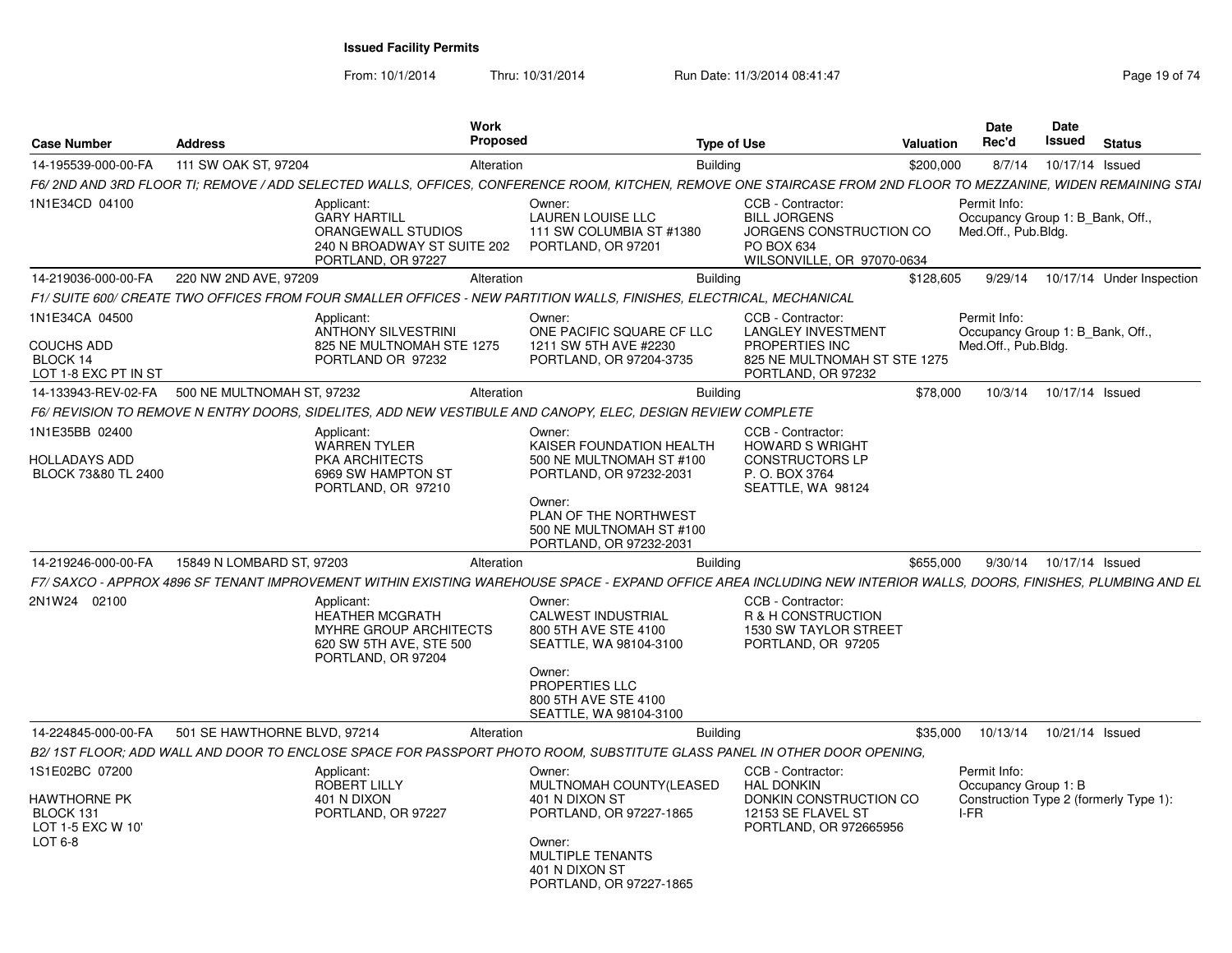**Issued Facility Permits**

From: 10/1/2014 Thru: 10/31/2014 Run Date: 11/3/2014 08:41:47

| Case Number | Address | Work Proposed | Type of Use | Valuation | Date Rec'd | Date Issued | Status |
|---|---|---|---|---|---|---|---|
| 14-195539-000-00-FA | 111 SW OAK ST, 97204 | Alteration | Building | $200,000 | 8/7/14 | 10/17/14 | Issued |

*F6/ 2ND AND 3RD FLOOR TI; REMOVE / ADD SELECTED WALLS, OFFICES, CONFERENCE ROOM, KITCHEN, REMOVE ONE STAIRCASE FROM 2ND FLOOR TO MEZZANINE, WIDEN REMAINING STAI*

1N1E34CD 04100

Applicant: GARY HARTILL, ORANGEWALL STUDIOS, 240 N BROADWAY ST SUITE 202, PORTLAND, OR 97227

Owner: LAUREN LOUISE LLC, 111 SW COLUMBIA ST #1380, PORTLAND, OR 97201

CCB - Contractor: BILL JORGENS, JORGENS CONSTRUCTION CO, PO BOX 634, WILSONVILLE, OR 97070-0634

Permit Info: Occupancy Group 1: B_Bank, Off., Med.Off., Pub.Bldg.

| Case Number | Address | Work Proposed | Type of Use | Valuation | Date Rec'd | Date Issued | Status |
|---|---|---|---|---|---|---|---|
| 14-219036-000-00-FA | 220 NW 2ND AVE, 97209 | Alteration | Building | $128,605 | 9/29/14 | 10/17/14 | Under Inspection |

*F1/ SUITE 600/ CREATE TWO OFFICES FROM FOUR SMALLER OFFICES - NEW PARTITION WALLS, FINISHES, ELECTRICAL, MECHANICAL*

1N1E34CA 04500
COUCHS ADD
BLOCK 14
LOT 1-8 EXC PT IN ST

Applicant: ANTHONY SILVESTRINI, 825 NE MULTNOMAH STE 1275, PORTLAND OR 97232

Owner: ONE PACIFIC SQUARE CF LLC, 1211 SW 5TH AVE #2230, PORTLAND, OR 97204-3735

CCB - Contractor: LANGLEY INVESTMENT PROPERTIES INC, 825 NE MULTNOMAH ST STE 1275, PORTLAND, OR 97232

Permit Info: Occupancy Group 1: B_Bank, Off., Med.Off., Pub.Bldg.

| Case Number | Address | Work Proposed | Type of Use | Valuation | Date Rec'd | Date Issued | Status |
|---|---|---|---|---|---|---|---|
| 14-133943-REV-02-FA | 500 NE MULTNOMAH ST, 97232 | Alteration | Building | $78,000 | 10/3/14 | 10/17/14 | Issued |

*F6/ REVISION TO REMOVE N ENTRY DOORS, SIDELITES, ADD NEW VESTIBULE AND CANOPY, ELEC, DESIGN REVIEW COMPLETE*

1N1E35BB 02400
HOLLADAYS ADD
BLOCK 73&80 TL 2400

Applicant: WARREN TYLER, PKA ARCHITECTS, 6969 SW HAMPTON ST, PORTLAND, OR 97210

Owner: KAISER FOUNDATION HEALTH, 500 NE MULTNOMAH ST #100, PORTLAND, OR 97232-2031

Owner: PLAN OF THE NORTHWEST, 500 NE MULTNOMAH ST #100, PORTLAND, OR 97232-2031

CCB - Contractor: HOWARD S WRIGHT CONSTRUCTORS LP, P. O. BOX 3764, SEATTLE, WA 98124

| Case Number | Address | Work Proposed | Type of Use | Valuation | Date Rec'd | Date Issued | Status |
|---|---|---|---|---|---|---|---|
| 14-219246-000-00-FA | 15849 N LOMBARD ST, 97203 | Alteration | Building | $655,000 | 9/30/14 | 10/17/14 | Issued |

*F7/ SAXCO - APPROX 4896 SF TENANT IMPROVEMENT WITHIN EXISTING WAREHOUSE SPACE - EXPAND OFFICE AREA INCLUDING NEW INTERIOR WALLS, DOORS, FINISHES, PLUMBING AND EL*

2N1W24 02100

Applicant: HEATHER MCGRATH, MYHRE GROUP ARCHITECTS, 620 SW 5TH AVE, STE 500, PORTLAND, OR 97204

Owner: CALWEST INDUSTRIAL, 800 5TH AVE STE 4100, SEATTLE, WA 98104-3100

Owner: PROPERTIES LLC, 800 5TH AVE STE 4100, SEATTLE, WA 98104-3100

CCB - Contractor: R & H CONSTRUCTION, 1530 SW TAYLOR STREET, PORTLAND, OR 97205

| Case Number | Address | Work Proposed | Type of Use | Valuation | Date Rec'd | Date Issued | Status |
|---|---|---|---|---|---|---|---|
| 14-224845-000-00-FA | 501 SE HAWTHORNE BLVD, 97214 | Alteration | Building | $35,000 | 10/13/14 | 10/21/14 | Issued |

*B2/ 1ST FLOOR; ADD WALL AND DOOR TO ENCLOSE SPACE FOR PASSPORT PHOTO ROOM, SUBSTITUTE GLASS PANEL IN OTHER DOOR OPENING,*

1S1E02BC 07200
HAWTHORNE PK
BLOCK 131
LOT 1-5 EXC W 10'
LOT 6-8

Applicant: ROBERT LILLY, 401 N DIXON, PORTLAND, OR 97227

Owner: MULTNOMAH COUNTY(LEASED, 401 N DIXON ST, PORTLAND, OR 97227-1865

Owner: MULTIPLE TENANTS, 401 N DIXON ST, PORTLAND, OR 97227-1865

CCB - Contractor: HAL DONKIN, DONKIN CONSTRUCTION CO, 12153 SE FLAVEL ST, PORTLAND, OR 972665956

Permit Info: Occupancy Group 1: B, Construction Type 2 (formerly Type 1): I-FR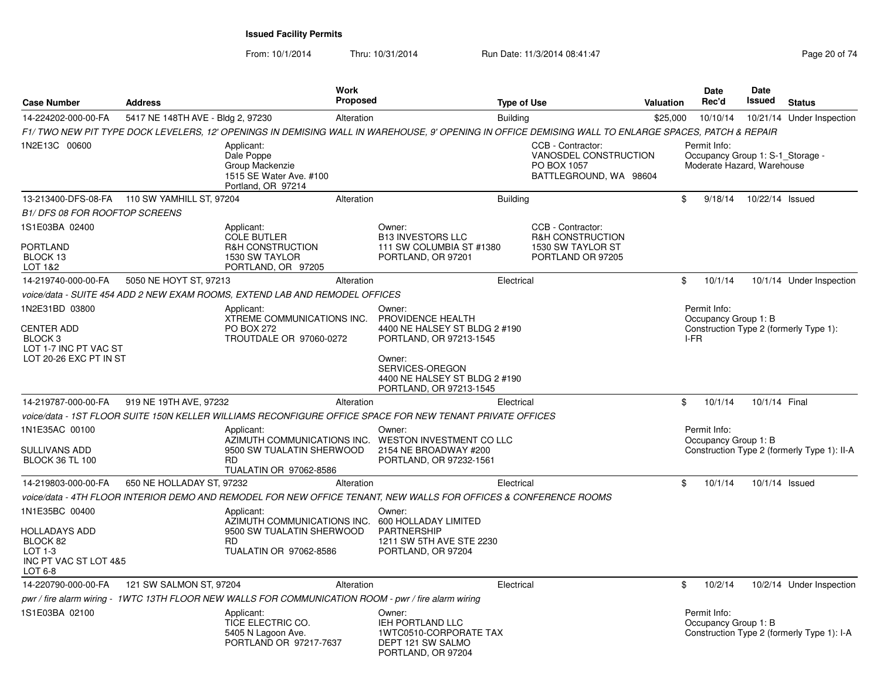# Issued Facility Permits

From: 10/1/2014 Thru: 10/31/2014 Run Date: 11/3/2014 08:41:47

| Case Number | Address | Work Proposed | Type of Use | Valuation | Date Rec'd | Date Issued | Status |
|---|---|---|---|---|---|---|---|
| 14-224202-000-00-FA | 5417 NE 148TH AVE - Bldg 2, 97230 | Alteration | Building | $25,000 | 10/10/14 | 10/21/14 | Under Inspection |

*F1/ TWO NEW PIT TYPE DOCK LEVELERS, 12' OPENINGS IN DEMISING WALL IN WAREHOUSE, 9' OPENING IN OFFICE DEMISING WALL TO ENLARGE SPACES, PATCH & REPAIR*

1N2E13C 00600

Applicant: Dale Poppe, Group Mackenzie, 1515 SE Water Ave. #100, Portland, OR 97214

CCB - Contractor: VANOSDEL CONSTRUCTION, PO BOX 1057, BATTLEGROUND, WA 98604

Permit Info: Occupancy Group 1: S-1_Storage - Moderate Hazard, Warehouse

---

| Case Number | Address | Work Proposed | Type of Use | Valuation | Date Rec'd | Date Issued | Status |
|---|---|---|---|---|---|---|---|
| 13-213400-DFS-08-FA | 110 SW YAMHILL ST, 97204 | Alteration | Building | $ | 9/18/14 | 10/22/14 | Issued |

*B1/ DFS 08 FOR ROOFTOP SCREENS*

1S1E03BA 02400

PORTLAND
BLOCK 13
LOT 1&2

Applicant: COLE BUTLER, R&H CONSTRUCTION, 1530 SW TAYLOR, PORTLAND, OR 97205

Owner: B13 INVESTORS LLC, 111 SW COLUMBIA ST #1380, PORTLAND, OR 97201

CCB - Contractor: R&H CONSTRUCTION, 1530 SW TAYLOR ST, PORTLAND OR 97205

---

| Case Number | Address | Work Proposed | Type of Use | Valuation | Date Rec'd | Date Issued | Status |
|---|---|---|---|---|---|---|---|
| 14-219740-000-00-FA | 5050 NE HOYT ST, 97213 | Alteration | Electrical | $ | 10/1/14 | 10/1/14 | Under Inspection |

*voice/data - SUITE 454 ADD 2 NEW EXAM ROOMS, EXTEND LAB AND REMODEL OFFICES*

1N2E31BD 03800

CENTER ADD
BLOCK 3
LOT 1-7 INC PT VAC ST
LOT 20-26 EXC PT IN ST

Applicant: XTREME COMMUNICATIONS INC., PO BOX 272, TROUTDALE OR 97060-0272

Owner: PROVIDENCE HEALTH, 4400 NE HALSEY ST BLDG 2 #190, PORTLAND, OR 97213-1545

Owner: SERVICES-OREGON, 4400 NE HALSEY ST BLDG 2 #190, PORTLAND, OR 97213-1545

Permit Info: Occupancy Group 1: B, Construction Type 2 (formerly Type 1): I-FR

---

| Case Number | Address | Work Proposed | Type of Use | Valuation | Date Rec'd | Date Issued | Status |
|---|---|---|---|---|---|---|---|
| 14-219787-000-00-FA | 919 NE 19TH AVE, 97232 | Alteration | Electrical | $ | 10/1/14 | 10/1/14 | Final |

*voice/data - 1ST FLOOR SUITE 150N KELLER WILLIAMS RECONFIGURE OFFICE SPACE FOR NEW TENANT PRIVATE OFFICES*

1N1E35AC 00100

SULLIVANS ADD
BLOCK 36 TL 100

Applicant: AZIMUTH COMMUNICATIONS INC., 9500 SW TUALATIN SHERWOOD RD, TUALATIN OR 97062-8586

Owner: WESTON INVESTMENT CO LLC, 2154 NE BROADWAY #200, PORTLAND, OR 97232-1561

Permit Info: Occupancy Group 1: B, Construction Type 2 (formerly Type 1): II-A

---

| Case Number | Address | Work Proposed | Type of Use | Valuation | Date Rec'd | Date Issued | Status |
|---|---|---|---|---|---|---|---|
| 14-219803-000-00-FA | 650 NE HOLLADAY ST, 97232 | Alteration | Electrical | $ | 10/1/14 | 10/1/14 | Issued |

*voice/data - 4TH FLOOR INTERIOR DEMO AND REMODEL FOR NEW OFFICE TENANT, NEW WALLS FOR OFFICES & CONFERENCE ROOMS*

1N1E35BC 00400

HOLLADAYS ADD
BLOCK 82
LOT 1-3
INC PT VAC ST LOT 4&5
LOT 6-8

Applicant: AZIMUTH COMMUNICATIONS INC., 9500 SW TUALATIN SHERWOOD RD, TUALATIN OR 97062-8586

Owner: 600 HOLLADAY LIMITED PARTNERSHIP, 1211 SW 5TH AVE STE 2230, PORTLAND, OR 97204

---

| Case Number | Address | Work Proposed | Type of Use | Valuation | Date Rec'd | Date Issued | Status |
|---|---|---|---|---|---|---|---|
| 14-220790-000-00-FA | 121 SW SALMON ST, 97204 | Alteration | Electrical | $ | 10/2/14 | 10/2/14 | Under Inspection |

*pwr / fire alarm wiring - 1WTC 13TH FLOOR NEW WALLS FOR COMMUNICATION ROOM - pwr / fire alarm wiring*

1S1E03BA 02100

Applicant: TICE ELECTRIC CO., 5405 N Lagoon Ave., PORTLAND OR 97217-7637

Owner: IEH PORTLAND LLC, 1WTC0510-CORPORATE TAX, DEPT 121 SW SALMO, PORTLAND, OR 97204

Permit Info: Occupancy Group 1: B, Construction Type 2 (formerly Type 1): I-A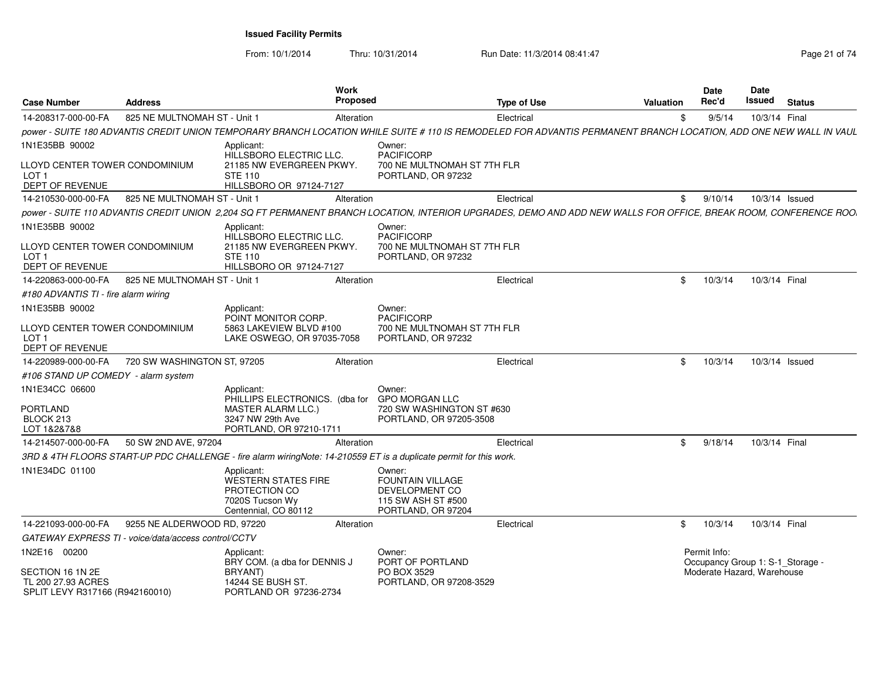**Issued Facility Permits**

From: 10/1/2014 Thru: 10/31/2014 Run Date: 11/3/2014 08:41:47

| Case Number | Address | Work Proposed | Type of Use | Valuation | Date Rec'd | Date Issued | Status |
|---|---|---|---|---|---|---|---|
| 14-208317-000-00-FA | 825 NE MULTNOMAH ST - Unit 1 | Alteration | Electrical | $ | 9/5/14 | 10/3/14 | Final |

*power - SUITE 180 ADVANTIS CREDIT UNION TEMPORARY BRANCH LOCATION WHILE SUITE # 110 IS REMODELED FOR ADVANTIS PERMANENT BRANCH LOCATION, ADD ONE NEW WALL IN VAUL*

1N1E35BB 90002
LLOYD CENTER TOWER CONDOMINIUM
LOT 1
DEPT OF REVENUE

Applicant: HILLSBORO ELECTRIC LLC. 21185 NW EVERGREEN PKWY. STE 110 HILLSBORO OR 97124-7127

Owner: PACIFICORP 700 NE MULTNOMAH ST 7TH FLR PORTLAND, OR 97232

| Case Number | Address | Work Proposed | Type of Use | Valuation | Date Rec'd | Date Issued | Status |
|---|---|---|---|---|---|---|---|
| 14-210530-000-00-FA | 825 NE MULTNOMAH ST - Unit 1 | Alteration | Electrical | $ | 9/10/14 | 10/3/14 | Issued |

*power - SUITE 110 ADVANTIS CREDIT UNION 2,204 SQ FT PERMANENT BRANCH LOCATION, INTERIOR UPGRADES, DEMO AND ADD NEW WALLS FOR OFFICE, BREAK ROOM, CONFERENCE ROO*

1N1E35BB 90002
LLOYD CENTER TOWER CONDOMINIUM
LOT 1
DEPT OF REVENUE

Applicant: HILLSBORO ELECTRIC LLC. 21185 NW EVERGREEN PKWY. STE 110 HILLSBORO OR 97124-7127

Owner: PACIFICORP 700 NE MULTNOMAH ST 7TH FLR PORTLAND, OR 97232

| Case Number | Address | Work Proposed | Type of Use | Valuation | Date Rec'd | Date Issued | Status |
|---|---|---|---|---|---|---|---|
| 14-220863-000-00-FA | 825 NE MULTNOMAH ST - Unit 1 | Alteration | Electrical | $ | 10/3/14 | 10/3/14 | Final |

*#180 ADVANTIS TI - fire alarm wiring*

1N1E35BB 90002
LLOYD CENTER TOWER CONDOMINIUM
LOT 1
DEPT OF REVENUE

Applicant: POINT MONITOR CORP. 5863 LAKEVIEW BLVD #100 LAKE OSWEGO, OR 97035-7058

Owner: PACIFICORP 700 NE MULTNOMAH ST 7TH FLR PORTLAND, OR 97232

| Case Number | Address | Work Proposed | Type of Use | Valuation | Date Rec'd | Date Issued | Status |
|---|---|---|---|---|---|---|---|
| 14-220989-000-00-FA | 720 SW WASHINGTON ST, 97205 | Alteration | Electrical | $ | 10/3/14 | 10/3/14 | Issued |

*#106 STAND UP COMEDY - alarm system*

1N1E34CC 06600
PORTLAND
BLOCK 213
LOT 1&2&7&8

Applicant: PHILLIPS ELECTRONICS. (dba for MASTER ALARM LLC.) 3247 NW 29th Ave PORTLAND, OR 97210-1711

Owner: GPO MORGAN LLC 720 SW WASHINGTON ST #630 PORTLAND, OR 97205-3508

| Case Number | Address | Work Proposed | Type of Use | Valuation | Date Rec'd | Date Issued | Status |
|---|---|---|---|---|---|---|---|
| 14-214507-000-00-FA | 50 SW 2ND AVE, 97204 | Alteration | Electrical | $ | 9/18/14 | 10/3/14 | Final |

*3RD & 4TH FLOORS START-UP PDC CHALLENGE - fire alarm wiringNote: 14-210559 ET is a duplicate permit for this work.*

1N1E34DC 01100

Applicant: WESTERN STATES FIRE PROTECTION CO 7020S Tucson Wy Centennial, CO 80112

Owner: FOUNTAIN VILLAGE DEVELOPMENT CO 115 SW ASH ST #500 PORTLAND, OR 97204

| Case Number | Address | Work Proposed | Type of Use | Valuation | Date Rec'd | Date Issued | Status |
|---|---|---|---|---|---|---|---|
| 14-221093-000-00-FA | 9255 NE ALDERWOOD RD, 97220 | Alteration | Electrical | $ | 10/3/14 | 10/3/14 | Final |

*GATEWAY EXPRESS TI - voice/data/access control/CCTV*

1N2E16 00200
SECTION 16 1N 2E
TL 200 27.93 ACRES
SPLIT LEVY R317166 (R942160010)

Applicant: BRY COM. (a dba for DENNIS J BRYANT) 14244 SE BUSH ST. PORTLAND OR 97236-2734

Owner: PORT OF PORTLAND PO BOX 3529 PORTLAND, OR 97208-3529

Permit Info: Occupancy Group 1: S-1_Storage - Moderate Hazard, Warehouse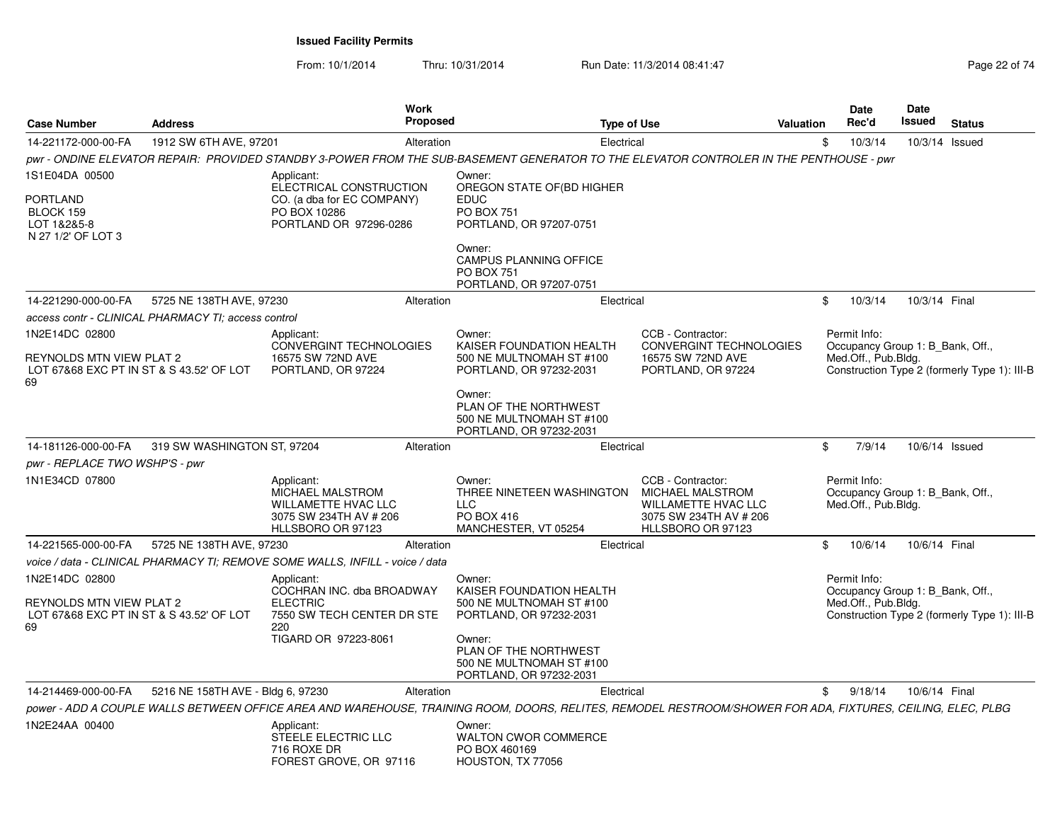**Issued Facility Permits**

From: 10/1/2014 Thru: 10/31/2014 Run Date: 11/3/2014 08:41:47

| Case Number | Address | Work Proposed | Type of Use | Valuation | Date Rec'd | Date Issued | Status |
|---|---|---|---|---|---|---|---|
| 14-221172-000-00-FA | 1912 SW 6TH AVE, 97201 | Alteration | Electrical | $ | 10/3/14 | 10/3/14 | Issued |

*pwr - ONDINE ELEVATOR REPAIR: PROVIDED STANDBY 3-POWER FROM THE SUB-BASEMENT GENERATOR TO THE ELEVATOR CONTROLER IN THE PENTHOUSE - pwr*

1S1E04DA 00500

PORTLAND
BLOCK 159
LOT 1&2&5-8
N 27 1/2' OF LOT 3

Applicant:
ELECTRICAL CONSTRUCTION CO. (a dba for EC COMPANY)
PO BOX 10286
PORTLAND OR 97296-0286

Owner:
OREGON STATE OF(BD HIGHER EDUC
PO BOX 751
PORTLAND, OR 97207-0751

Owner:
CAMPUS PLANNING OFFICE
PO BOX 751
PORTLAND, OR 97207-0751

| Case Number | Address | Work Proposed | Type of Use | Valuation | Date Rec'd | Date Issued | Status |
|---|---|---|---|---|---|---|---|
| 14-221290-000-00-FA | 5725 NE 138TH AVE, 97230 | Alteration | Electrical | $ | 10/3/14 | 10/3/14 | Final |

*access contr - CLINICAL PHARMACY TI; access control*

1N2E14DC 02800

REYNOLDS MTN VIEW PLAT 2
LOT 67&68 EXC PT IN ST & S 43.52' OF LOT 69

Applicant:
CONVERGINT TECHNOLOGIES
16575 SW 72ND AVE
PORTLAND, OR 97224

Owner:
KAISER FOUNDATION HEALTH
500 NE MULTNOMAH ST #100
PORTLAND, OR 97232-2031

Owner:
PLAN OF THE NORTHWEST
500 NE MULTNOMAH ST #100
PORTLAND, OR 97232-2031

CCB - Contractor:
CONVERGINT TECHNOLOGIES
16575 SW 72ND AVE
PORTLAND, OR 97224

Permit Info:
Occupancy Group 1: B_Bank, Off., Med.Off., Pub.Bldg.
Construction Type 2 (formerly Type 1): III-B

| Case Number | Address | Work Proposed | Type of Use | Valuation | Date Rec'd | Date Issued | Status |
|---|---|---|---|---|---|---|---|
| 14-181126-000-00-FA | 319 SW WASHINGTON ST, 97204 | Alteration | Electrical | $ | 7/9/14 | 10/6/14 | Issued |

*pwr - REPLACE TWO WSHP'S - pwr*

1N1E34CD 07800

Applicant:
MICHAEL MALSTROM
WILLAMETTE HVAC LLC
3075 SW 234TH AV # 206
HLLSBORO OR 97123

Owner:
THREE NINETEEN WASHINGTON LLC
PO BOX 416
MANCHESTER, VT 05254

CCB - Contractor:
MICHAEL MALSTROM
WILLAMETTE HVAC LLC
3075 SW 234TH AV # 206
HLLSBORO OR 97123

Permit Info:
Occupancy Group 1: B_Bank, Off., Med.Off., Pub.Bldg.

| Case Number | Address | Work Proposed | Type of Use | Valuation | Date Rec'd | Date Issued | Status |
|---|---|---|---|---|---|---|---|
| 14-221565-000-00-FA | 5725 NE 138TH AVE, 97230 | Alteration | Electrical | $ | 10/6/14 | 10/6/14 | Final |

*voice / data - CLINICAL PHARMACY TI; REMOVE SOME WALLS, INFILL - voice / data*

1N2E14DC 02800

REYNOLDS MTN VIEW PLAT 2
LOT 67&68 EXC PT IN ST & S 43.52' OF LOT 69

Applicant:
COCHRAN INC. dba BROADWAY ELECTRIC
7550 SW TECH CENTER DR STE 220
TIGARD OR 97223-8061

Owner:
KAISER FOUNDATION HEALTH
500 NE MULTNOMAH ST #100
PORTLAND, OR 97232-2031

Owner:
PLAN OF THE NORTHWEST
500 NE MULTNOMAH ST #100
PORTLAND, OR 97232-2031

Permit Info:
Occupancy Group 1: B_Bank, Off., Med.Off., Pub.Bldg.
Construction Type 2 (formerly Type 1): III-B

| Case Number | Address | Work Proposed | Type of Use | Valuation | Date Rec'd | Date Issued | Status |
|---|---|---|---|---|---|---|---|
| 14-214469-000-00-FA | 5216 NE 158TH AVE - Bldg 6, 97230 | Alteration | Electrical | $ | 9/18/14 | 10/6/14 | Final |

*power - ADD A COUPLE WALLS BETWEEN OFFICE AREA AND WAREHOUSE, TRAINING ROOM, DOORS, RELITES, REMODEL RESTROOM/SHOWER FOR ADA, FIXTURES, CEILING, ELEC, PLBG*

1N2E24AA 00400

Applicant:
STEELE ELECTRIC LLC
716 ROXE DR
FOREST GROVE, OR 97116

Owner:
WALTON CWOR COMMERCE
PO BOX 460169
HOUSTON, TX 77056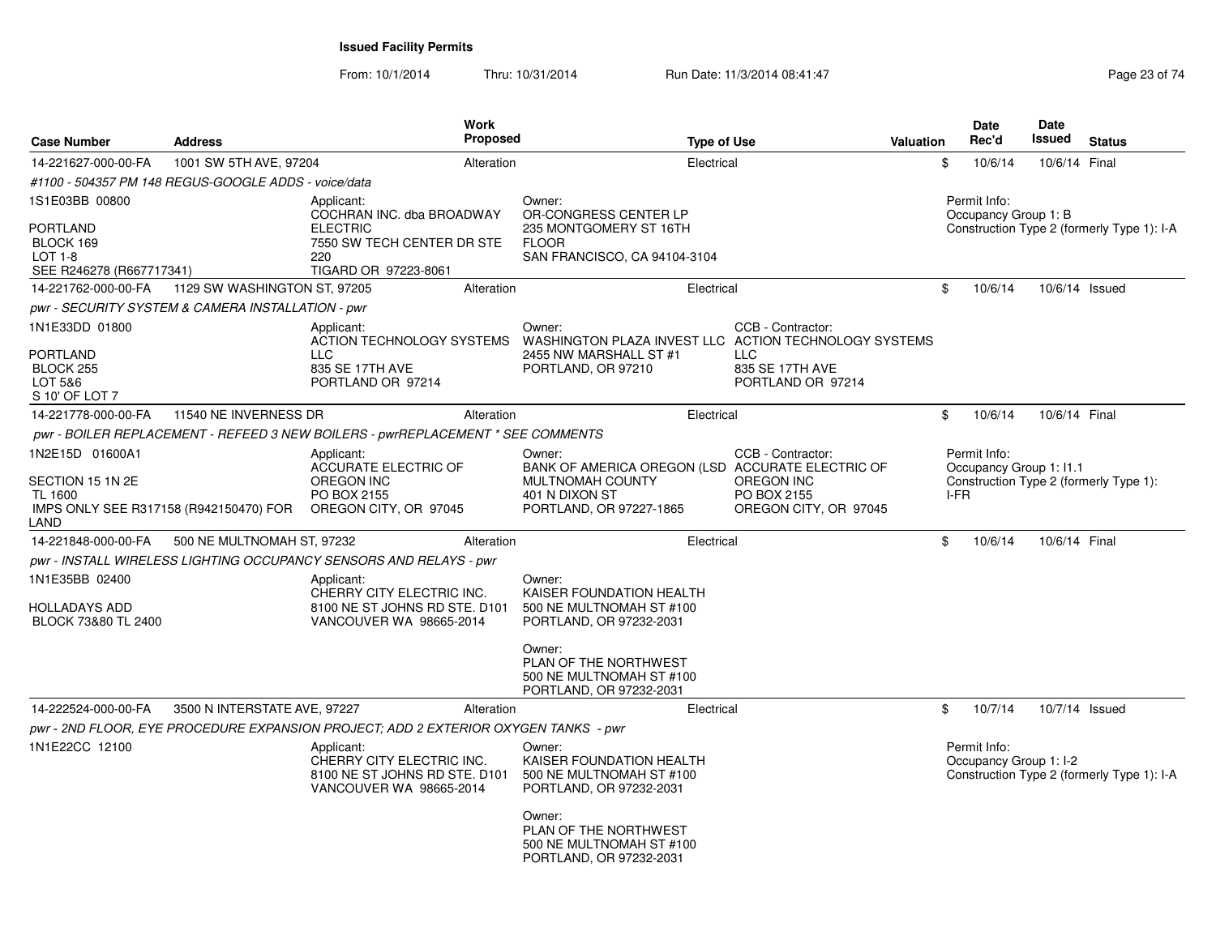**Issued Facility Permits**

From: 10/1/2014 Thru: 10/31/2014 Run Date: 11/3/2014 08:41:47

| Case Number | Address | Work Proposed | Type of Use | Valuation | Date Rec'd | Date Issued | Status |
|---|---|---|---|---|---|---|---|
| 14-221627-000-00-FA | 1001 SW 5TH AVE, 97204 | Alteration | Electrical | $ | 10/6/14 | 10/6/14 | Final |

#1100 - 504357 PM 148 REGUS-GOOGLE ADDS - voice/data

1S1E03BB 00800

PORTLAND
BLOCK 169
LOT 1-8
SEE R246278 (R667717341)

Applicant:
COCHRAN INC. dba BROADWAY ELECTRIC
7550 SW TECH CENTER DR STE 220
TIGARD OR 97223-8061

Owner:
OR-CONGRESS CENTER LP
235 MONTGOMERY ST 16TH FLOOR
SAN FRANCISCO, CA 94104-3104

Permit Info:
Occupancy Group 1: B
Construction Type 2 (formerly Type 1): I-A

| Case Number | Address | Work Proposed | Type of Use | Valuation | Date Rec'd | Date Issued | Status |
|---|---|---|---|---|---|---|---|
| 14-221762-000-00-FA | 1129 SW WASHINGTON ST, 97205 | Alteration | Electrical | $ | 10/6/14 | 10/6/14 | Issued |

pwr - SECURITY SYSTEM & CAMERA INSTALLATION - pwr

1N1E33DD 01800

PORTLAND
BLOCK 255
LOT 5&6
S 10' OF LOT 7

Applicant:
ACTION TECHNOLOGY SYSTEMS LLC
835 SE 17TH AVE
PORTLAND OR 97214

Owner:
WASHINGTON PLAZA INVEST LLC
2455 NW MARSHALL ST #1
PORTLAND, OR 97210

CCB - Contractor:
ACTION TECHNOLOGY SYSTEMS LLC
835 SE 17TH AVE
PORTLAND OR 97214

| Case Number | Address | Work Proposed | Type of Use | Valuation | Date Rec'd | Date Issued | Status |
|---|---|---|---|---|---|---|---|
| 14-221778-000-00-FA | 11540 NE INVERNESS DR | Alteration | Electrical | $ | 10/6/14 | 10/6/14 | Final |

pwr - BOILER REPLACEMENT - REFEED 3 NEW BOILERS - pwrREPLACEMENT * SEE COMMENTS

1N2E15D 01600A1

SECTION 15 1N 2E
TL 1600
IMPS ONLY SEE R317158 (R942150470) FOR LAND

Applicant:
ACCURATE ELECTRIC OF OREGON INC
PO BOX 2155
OREGON CITY, OR 97045

Owner:
BANK OF AMERICA OREGON (LSD MULTNOMAH COUNTY
401 N DIXON ST
PORTLAND, OR 97227-1865

CCB - Contractor:
ACCURATE ELECTRIC OF OREGON INC
PO BOX 2155
OREGON CITY, OR 97045

Permit Info:
Occupancy Group 1: I1.1
Construction Type 2 (formerly Type 1): I-FR

| Case Number | Address | Work Proposed | Type of Use | Valuation | Date Rec'd | Date Issued | Status |
|---|---|---|---|---|---|---|---|
| 14-221848-000-00-FA | 500 NE MULTNOMAH ST, 97232 | Alteration | Electrical | $ | 10/6/14 | 10/6/14 | Final |

pwr - INSTALL WIRELESS LIGHTING OCCUPANCY SENSORS AND RELAYS - pwr

1N1E35BB 02400

HOLLADAYS ADD
BLOCK 73&80 TL 2400

Applicant:
CHERRY CITY ELECTRIC INC.
8100 NE ST JOHNS RD STE. D101
VANCOUVER WA 98665-2014

Owner:
KAISER FOUNDATION HEALTH
500 NE MULTNOMAH ST #100
PORTLAND, OR 97232-2031

Owner:
PLAN OF THE NORTHWEST
500 NE MULTNOMAH ST #100
PORTLAND, OR 97232-2031

| Case Number | Address | Work Proposed | Type of Use | Valuation | Date Rec'd | Date Issued | Status |
|---|---|---|---|---|---|---|---|
| 14-222524-000-00-FA | 3500 N INTERSTATE AVE, 97227 | Alteration | Electrical | $ | 10/7/14 | 10/7/14 | Issued |

pwr - 2ND FLOOR, EYE PROCEDURE EXPANSION PROJECT; ADD 2 EXTERIOR OXYGEN TANKS - pwr

1N1E22CC 12100

Applicant:
CHERRY CITY ELECTRIC INC.
8100 NE ST JOHNS RD STE. D101
VANCOUVER WA 98665-2014

Owner:
KAISER FOUNDATION HEALTH
500 NE MULTNOMAH ST #100
PORTLAND, OR 97232-2031

Owner:
PLAN OF THE NORTHWEST
500 NE MULTNOMAH ST #100
PORTLAND, OR 97232-2031

Permit Info:
Occupancy Group 1: I-2
Construction Type 2 (formerly Type 1): I-A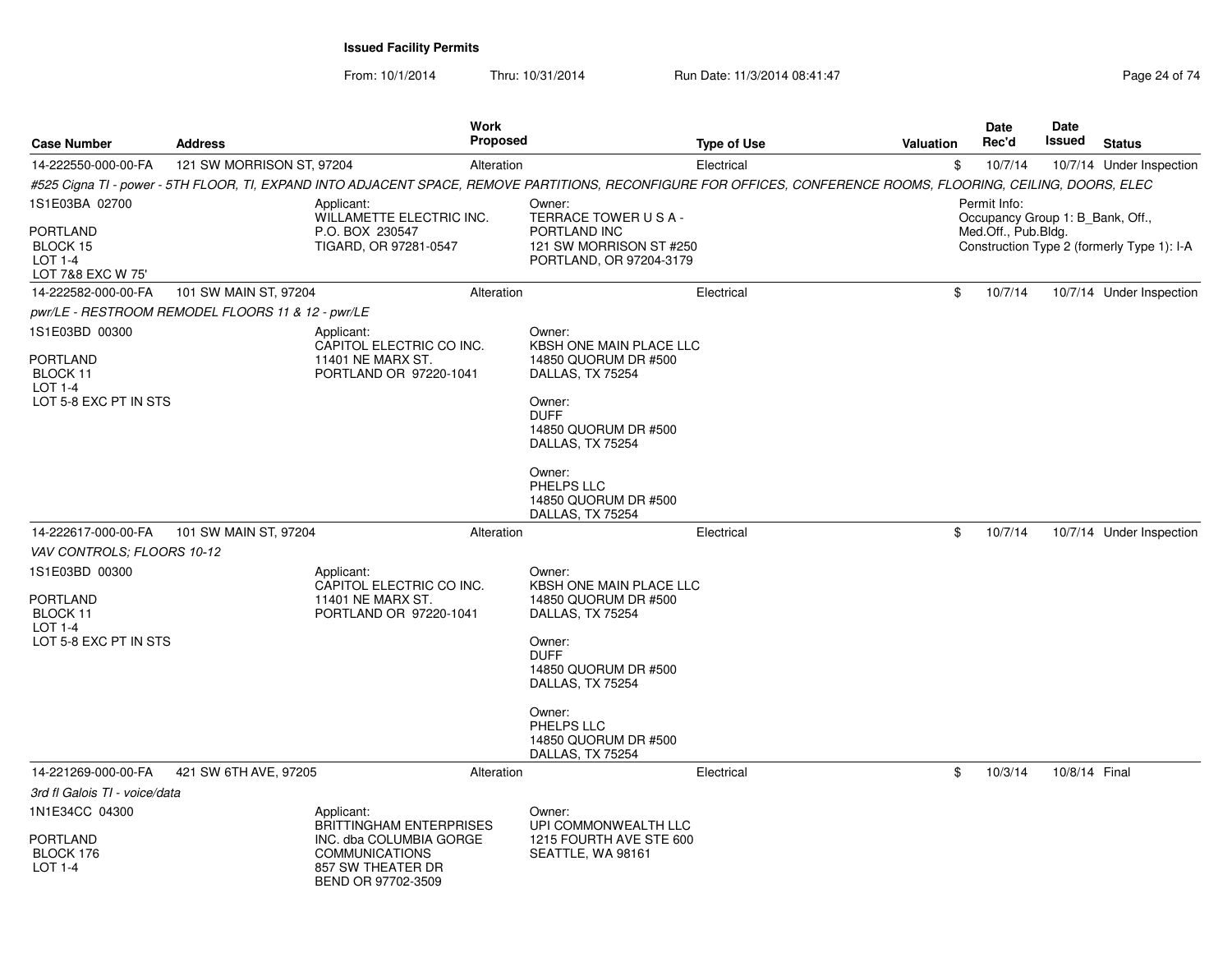**Issued Facility Permits**

From: 10/1/2014 Thru: 10/31/2014 Run Date: 11/3/2014 08:41:47

| Case Number | Address | Work Proposed | Type of Use | Valuation | Date Rec'd | Date Issued | Status |
|---|---|---|---|---|---|---|---|
| 14-222550-000-00-FA | 121 SW MORRISON ST, 97204 | Alteration | Electrical | $ | 10/7/14 | 10/7/14 | Under Inspection |

*#525 Cigna TI - power - 5TH FLOOR, TI, EXPAND INTO ADJACENT SPACE, REMOVE PARTITIONS, RECONFIGURE FOR OFFICES, CONFERENCE ROOMS, FLOORING, CEILING, DOORS, ELEC*

1S1E03BA 02700

PORTLAND
BLOCK 15
LOT 1-4
LOT 7&8 EXC W 75'

Applicant:
WILLAMETTE ELECTRIC INC.
P.O. BOX 230547
TIGARD, OR 97281-0547

Owner:
TERRACE TOWER U S A -
PORTLAND INC
121 SW MORRISON ST #250
PORTLAND, OR 97204-3179

Permit Info:
Occupancy Group 1: B_Bank, Off., Med.Off., Pub.Bldg.
Construction Type 2 (formerly Type 1): I-A

| Case Number | Address | Work Proposed | Type of Use | Valuation | Date Rec'd | Date Issued | Status |
|---|---|---|---|---|---|---|---|
| 14-222582-000-00-FA | 101 SW MAIN ST, 97204 | Alteration | Electrical | $ | 10/7/14 | 10/7/14 | Under Inspection |

*pwr/LE - RESTROOM REMODEL FLOORS 11 & 12 - pwr/LE*

1S1E03BD 00300

PORTLAND
BLOCK 11
LOT 1-4
LOT 5-8 EXC PT IN STS

Applicant:
CAPITOL ELECTRIC CO INC.
11401 NE MARX ST.
PORTLAND OR 97220-1041

Owner:
KBSH ONE MAIN PLACE LLC
14850 QUORUM DR #500
DALLAS, TX 75254

Owner:
DUFF
14850 QUORUM DR #500
DALLAS, TX 75254

Owner:
PHELPS LLC
14850 QUORUM DR #500
DALLAS, TX 75254

| Case Number | Address | Work Proposed | Type of Use | Valuation | Date Rec'd | Date Issued | Status |
|---|---|---|---|---|---|---|---|
| 14-222617-000-00-FA | 101 SW MAIN ST, 97204 | Alteration | Electrical | $ | 10/7/14 | 10/7/14 | Under Inspection |

*VAV CONTROLS; FLOORS 10-12*

1S1E03BD 00300

PORTLAND
BLOCK 11
LOT 1-4
LOT 5-8 EXC PT IN STS

Applicant:
CAPITOL ELECTRIC CO INC.
11401 NE MARX ST.
PORTLAND OR 97220-1041

Owner:
KBSH ONE MAIN PLACE LLC
14850 QUORUM DR #500
DALLAS, TX 75254

Owner:
DUFF
14850 QUORUM DR #500
DALLAS, TX 75254

Owner:
PHELPS LLC
14850 QUORUM DR #500
DALLAS, TX 75254

| Case Number | Address | Work Proposed | Type of Use | Valuation | Date Rec'd | Date Issued | Status |
|---|---|---|---|---|---|---|---|
| 14-221269-000-00-FA | 421 SW 6TH AVE, 97205 | Alteration | Electrical | $ | 10/3/14 | 10/8/14 | Final |

*3rd fl Galois TI - voice/data*

1N1E34CC 04300

PORTLAND
BLOCK 176
LOT 1-4

Applicant:
BRITTINGHAM ENTERPRISES
INC. dba COLUMBIA GORGE
COMMUNICATIONS
857 SW THEATER DR
BEND OR 97702-3509

Owner:
UPI COMMONWEALTH LLC
1215 FOURTH AVE STE 600
SEATTLE, WA 98161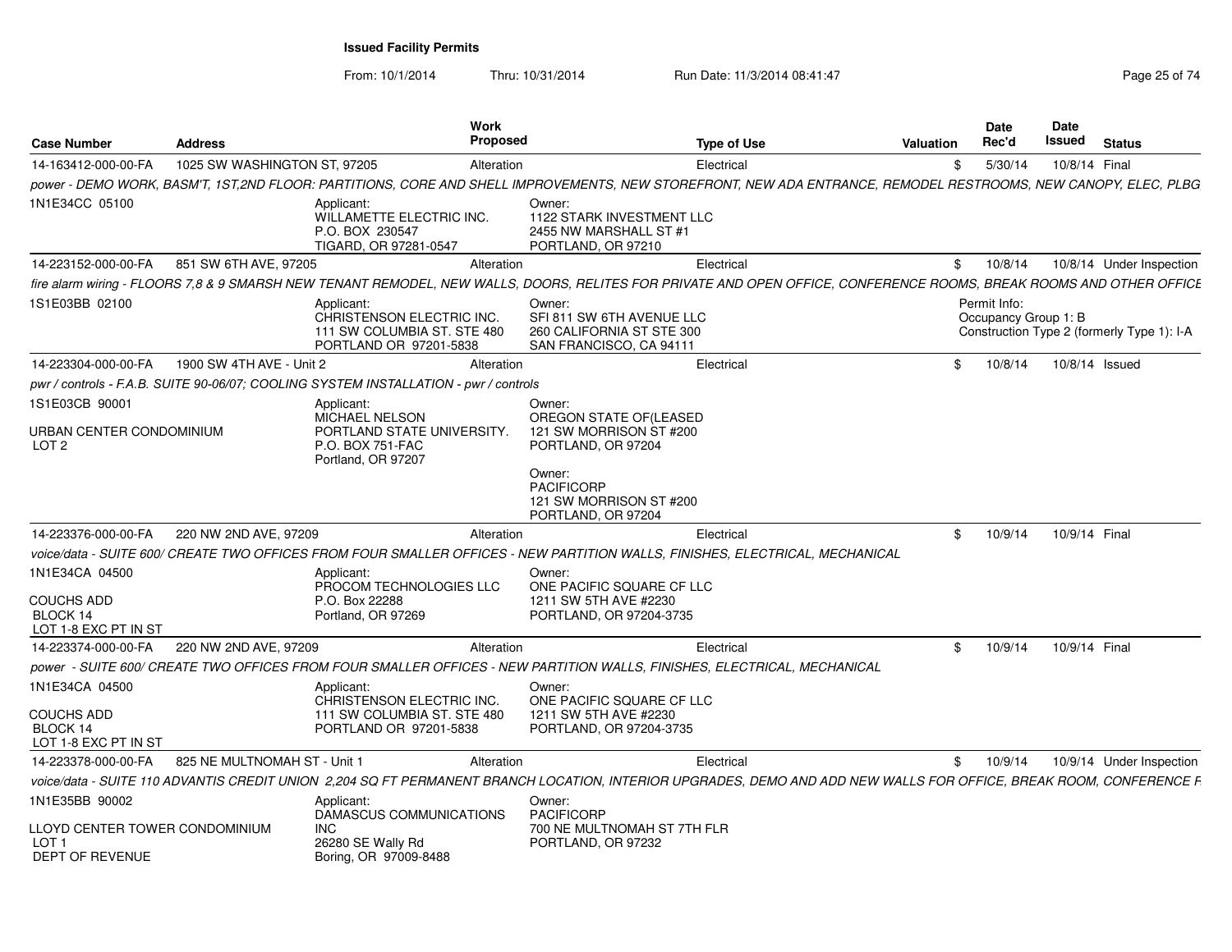**Issued Facility Permits**

From: 10/1/2014 Thru: 10/31/2014 Run Date: 11/3/2014 08:41:47

| Case Number | Address | Work Proposed | Type of Use | Valuation | Date Rec'd | Date Issued | Status |
|---|---|---|---|---|---|---|---|
| 14-163412-000-00-FA | 1025 SW WASHINGTON ST, 97205 | Alteration | Electrical | $ | 5/30/14 | 10/8/14 | Final |

*power - DEMO WORK, BASM'T, 1ST,2ND FLOOR: PARTITIONS, CORE AND SHELL IMPROVEMENTS, NEW STOREFRONT, NEW ADA ENTRANCE, REMODEL RESTROOMS, NEW CANOPY, ELEC, PLBG*

1N1E34CC 05100

Applicant:
WILLAMETTE ELECTRIC INC.
P.O. BOX 230547
TIGARD, OR 97281-0547

Owner:
1122 STARK INVESTMENT LLC
2455 NW MARSHALL ST #1
PORTLAND, OR 97210

| Case Number | Address | Work Proposed | Type of Use | Valuation | Date Rec'd | Date Issued | Status |
|---|---|---|---|---|---|---|---|
| 14-223152-000-00-FA | 851 SW 6TH AVE, 97205 | Alteration | Electrical | $ | 10/8/14 | 10/8/14 | Under Inspection |

*fire alarm wiring - FLOORS 7,8 & 9 SMARSH NEW TENANT REMODEL, NEW WALLS, DOORS, RELITES FOR PRIVATE AND OPEN OFFICE, CONFERENCE ROOMS, BREAK ROOMS AND OTHER OFFICE*

1S1E03BB 02100

Applicant:
CHRISTENSON ELECTRIC INC.
111 SW COLUMBIA ST. STE 480
PORTLAND OR 97201-5838

Owner:
SFI 811 SW 6TH AVENUE LLC
260 CALIFORNIA ST STE 300
SAN FRANCISCO, CA 94111

Permit Info:
Occupancy Group 1: B
Construction Type 2 (formerly Type 1): I-A

| Case Number | Address | Work Proposed | Type of Use | Valuation | Date Rec'd | Date Issued | Status |
|---|---|---|---|---|---|---|---|
| 14-223304-000-00-FA | 1900 SW 4TH AVE - Unit 2 | Alteration | Electrical | $ | 10/8/14 | 10/8/14 | Issued |

*pwr / controls - F.A.B. SUITE 90-06/07; COOLING SYSTEM INSTALLATION - pwr / controls*

1S1E03CB 90001

URBAN CENTER CONDOMINIUM
LOT 2

Applicant:
MICHAEL NELSON
PORTLAND STATE UNIVERSITY.
P.O. BOX 751-FAC
Portland, OR 97207

Owner:
OREGON STATE OF(LEASED
121 SW MORRISON ST #200
PORTLAND, OR 97204

Owner:
PACIFICORP
121 SW MORRISON ST #200
PORTLAND, OR 97204

| Case Number | Address | Work Proposed | Type of Use | Valuation | Date Rec'd | Date Issued | Status |
|---|---|---|---|---|---|---|---|
| 14-223376-000-00-FA | 220 NW 2ND AVE, 97209 | Alteration | Electrical | $ | 10/9/14 | 10/9/14 | Final |

*voice/data - SUITE 600/ CREATE TWO OFFICES FROM FOUR SMALLER OFFICES - NEW PARTITION WALLS, FINISHES, ELECTRICAL, MECHANICAL*

1N1E34CA 04500

COUCHS ADD
BLOCK 14
LOT 1-8 EXC PT IN ST

Applicant:
PROCOM TECHNOLOGIES LLC
P.O. Box 22288
Portland, OR 97269

Owner:
ONE PACIFIC SQUARE CF LLC
1211 SW 5TH AVE #2230
PORTLAND, OR 97204-3735

| Case Number | Address | Work Proposed | Type of Use | Valuation | Date Rec'd | Date Issued | Status |
|---|---|---|---|---|---|---|---|
| 14-223374-000-00-FA | 220 NW 2ND AVE, 97209 | Alteration | Electrical | $ | 10/9/14 | 10/9/14 | Final |

*power - SUITE 600/ CREATE TWO OFFICES FROM FOUR SMALLER OFFICES - NEW PARTITION WALLS, FINISHES, ELECTRICAL, MECHANICAL*

1N1E34CA 04500

COUCHS ADD
BLOCK 14
LOT 1-8 EXC PT IN ST

Applicant:
CHRISTENSON ELECTRIC INC.
111 SW COLUMBIA ST. STE 480
PORTLAND OR 97201-5838

Owner:
ONE PACIFIC SQUARE CF LLC
1211 SW 5TH AVE #2230
PORTLAND, OR 97204-3735

| Case Number | Address | Work Proposed | Type of Use | Valuation | Date Rec'd | Date Issued | Status |
|---|---|---|---|---|---|---|---|
| 14-223378-000-00-FA | 825 NE MULTNOMAH ST - Unit 1 | Alteration | Electrical | $ | 10/9/14 | 10/9/14 | Under Inspection |

*voice/data - SUITE 110 ADVANTIS CREDIT UNION 2,204 SQ FT PERMANENT BRANCH LOCATION, INTERIOR UPGRADES, DEMO AND ADD NEW WALLS FOR OFFICE, BREAK ROOM, CONFERENCE R*

1N1E35BB 90002

LLOYD CENTER TOWER CONDOMINIUM
LOT 1
DEPT OF REVENUE

Applicant:
DAMASCUS COMMUNICATIONS INC
26280 SE Wally Rd
Boring, OR 97009-8488

Owner:
PACIFICORP
700 NE MULTNOMAH ST 7TH FLR
PORTLAND, OR 97232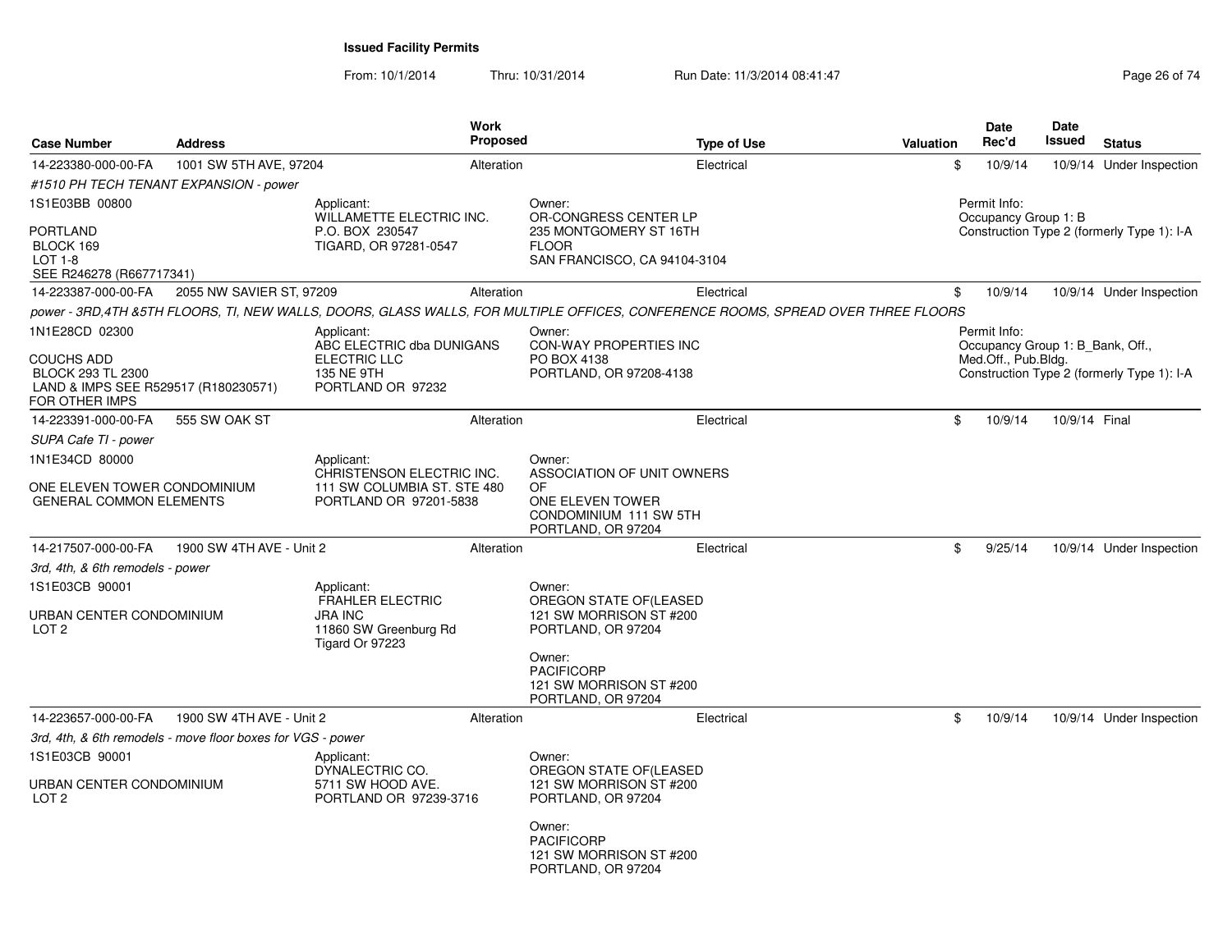**Issued Facility Permits**

From: 10/1/2014 Thru: 10/31/2014 Run Date: 11/3/2014 08:41:47

| Case Number | Address | Work Proposed | Type of Use | Valuation | Date Rec'd | Date Issued | Status |
|---|---|---|---|---|---|---|---|
| 14-223380-000-00-FA | 1001 SW 5TH AVE, 97204 | Alteration | Electrical | $ | 10/9/14 | 10/9/14 | Under Inspection |

*#1510 PH TECH TENANT EXPANSION - power*

1S1E03BB 00800

PORTLAND
BLOCK 169
LOT 1-8
SEE R246278 (R667717341)

Applicant:
WILLAMETTE ELECTRIC INC.
P.O. BOX 230547
TIGARD, OR 97281-0547

Owner:
OR-CONGRESS CENTER LP
235 MONTGOMERY ST 16TH FLOOR
SAN FRANCISCO, CA 94104-3104

Permit Info:
Occupancy Group 1: B
Construction Type 2 (formerly Type 1): I-A

| Case Number | Address | Work Proposed | Type of Use | Valuation | Date Rec'd | Date Issued | Status |
|---|---|---|---|---|---|---|---|
| 14-223387-000-00-FA | 2055 NW SAVIER ST, 97209 | Alteration | Electrical | $ | 10/9/14 | 10/9/14 | Under Inspection |

*power - 3RD,4TH &5TH FLOORS, TI, NEW WALLS, DOORS, GLASS WALLS, FOR MULTIPLE OFFICES, CONFERENCE ROOMS, SPREAD OVER THREE FLOORS*

1N1E28CD 02300

COUCHS ADD
BLOCK 293 TL 2300
LAND & IMPS SEE R529517 (R180230571)
FOR OTHER IMPS

Applicant:
ABC ELECTRIC dba DUNIGANS ELECTRIC LLC
135 NE 9TH
PORTLAND OR 97232

Owner:
CON-WAY PROPERTIES INC
PO BOX 4138
PORTLAND, OR 97208-4138

Permit Info:
Occupancy Group 1: B_Bank, Off., Med.Off., Pub.Bldg.
Construction Type 2 (formerly Type 1): I-A

| Case Number | Address | Work Proposed | Type of Use | Valuation | Date Rec'd | Date Issued | Status |
|---|---|---|---|---|---|---|---|
| 14-223391-000-00-FA | 555 SW OAK ST | Alteration | Electrical | $ | 10/9/14 | 10/9/14 | Final |

*SUPA Cafe TI - power*

1N1E34CD 80000

ONE ELEVEN TOWER CONDOMINIUM
GENERAL COMMON ELEMENTS

Applicant:
CHRISTENSON ELECTRIC INC.
111 SW COLUMBIA ST. STE 480
PORTLAND OR 97201-5838

Owner:
ASSOCIATION OF UNIT OWNERS OF
ONE ELEVEN TOWER CONDOMINIUM 111 SW 5TH
PORTLAND, OR 97204

| Case Number | Address | Work Proposed | Type of Use | Valuation | Date Rec'd | Date Issued | Status |
|---|---|---|---|---|---|---|---|
| 14-217507-000-00-FA | 1900 SW 4TH AVE - Unit 2 | Alteration | Electrical | $ | 9/25/14 | 10/9/14 | Under Inspection |

*3rd, 4th, & 6th remodels - power*

1S1E03CB 90001

URBAN CENTER CONDOMINIUM
LOT 2

Applicant:
FRAHLER ELECTRIC JRA INC
11860 SW Greenburg Rd
Tigard Or 97223

Owner:
OREGON STATE OF(LEASED
121 SW MORRISON ST #200
PORTLAND, OR 97204

Owner:
PACIFICORP
121 SW MORRISON ST #200
PORTLAND, OR 97204

| Case Number | Address | Work Proposed | Type of Use | Valuation | Date Rec'd | Date Issued | Status |
|---|---|---|---|---|---|---|---|
| 14-223657-000-00-FA | 1900 SW 4TH AVE - Unit 2 | Alteration | Electrical | $ | 10/9/14 | 10/9/14 | Under Inspection |

*3rd, 4th, & 6th remodels - move floor boxes for VGS - power*

1S1E03CB 90001

URBAN CENTER CONDOMINIUM
LOT 2

Applicant:
DYNALECTRIC CO.
5711 SW HOOD AVE.
PORTLAND OR 97239-3716

Owner:
OREGON STATE OF(LEASED
121 SW MORRISON ST #200
PORTLAND, OR 97204

Owner:
PACIFICORP
121 SW MORRISON ST #200
PORTLAND, OR 97204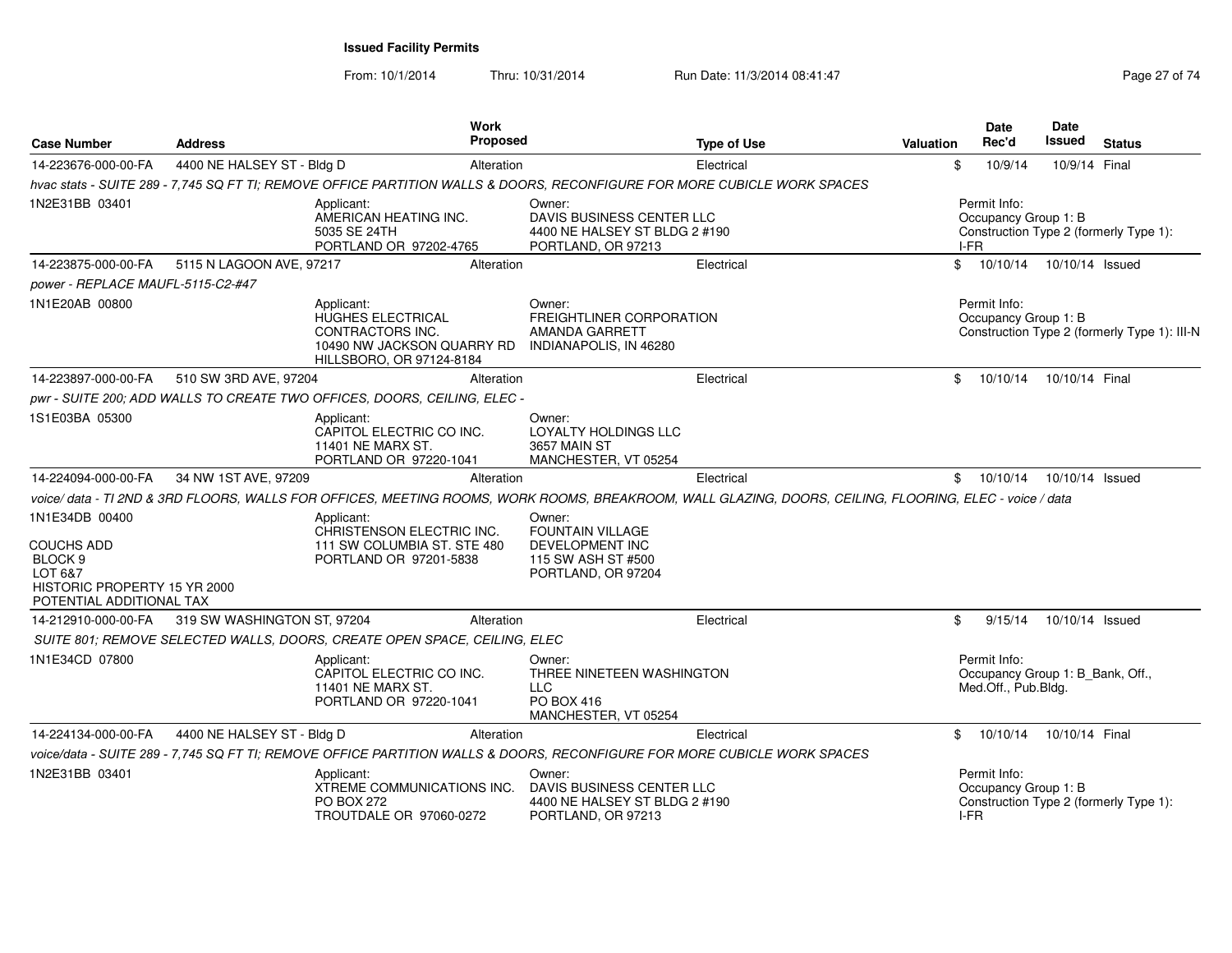**Issued Facility Permits**

From: 10/1/2014 Thru: 10/31/2014 Run Date: 11/3/2014 08:41:47

| Case Number | Address | Work Proposed | Type of Use | Valuation | Date Rec'd | Date Issued | Status |
|---|---|---|---|---|---|---|---|
| 14-223676-000-00-FA | 4400 NE HALSEY ST - Bldg D | Alteration | Electrical | $ | 10/9/14 | 10/9/14 | Final |

*hvac stats - SUITE 289 - 7,745 SQ FT TI; REMOVE OFFICE PARTITION WALLS & DOORS, RECONFIGURE FOR MORE CUBICLE WORK SPACES*

1N2E31BB 03401

Applicant: AMERICAN HEATING INC. 5035 SE 24TH PORTLAND OR 97202-4765

Owner: DAVIS BUSINESS CENTER LLC 4400 NE HALSEY ST BLDG 2 #190 PORTLAND, OR 97213

Permit Info: Occupancy Group 1: B Construction Type 2 (formerly Type 1): I-FR

| Case Number | Address | Work Proposed | Type of Use | Valuation | Date Rec'd | Date Issued | Status |
|---|---|---|---|---|---|---|---|
| 14-223875-000-00-FA | 5115 N LAGOON AVE, 97217 | Alteration | Electrical | $ | 10/10/14 | 10/10/14 | Issued |

*power - REPLACE MAUFL-5115-C2-#47*

1N1E20AB 00800

Applicant: HUGHES ELECTRICAL CONTRACTORS INC. 10490 NW JACKSON QUARRY RD HILLSBORO, OR 97124-8184

Owner: FREIGHTLINER CORPORATION AMANDA GARRETT INDIANAPOLIS, IN 46280

Permit Info: Occupancy Group 1: B Construction Type 2 (formerly Type 1): III-N

| Case Number | Address | Work Proposed | Type of Use | Valuation | Date Rec'd | Date Issued | Status |
|---|---|---|---|---|---|---|---|
| 14-223897-000-00-FA | 510 SW 3RD AVE, 97204 | Alteration | Electrical | $ | 10/10/14 | 10/10/14 | Final |

*pwr - SUITE 200; ADD WALLS TO CREATE TWO OFFICES, DOORS, CEILING, ELEC -*

1S1E03BA 05300

Applicant: CAPITOL ELECTRIC CO INC. 11401 NE MARX ST. PORTLAND OR 97220-1041

Owner: LOYALTY HOLDINGS LLC 3657 MAIN ST MANCHESTER, VT 05254

| Case Number | Address | Work Proposed | Type of Use | Valuation | Date Rec'd | Date Issued | Status |
|---|---|---|---|---|---|---|---|
| 14-224094-000-00-FA | 34 NW 1ST AVE, 97209 | Alteration | Electrical | $ | 10/10/14 | 10/10/14 | Issued |

*voice/ data - TI 2ND & 3RD FLOORS, WALLS FOR OFFICES, MEETING ROOMS, WORK ROOMS, BREAKROOM, WALL GLAZING, DOORS, CEILING, FLOORING, ELEC - voice / data*

1N1E34DB 00400

COUCHS ADD
BLOCK 9
LOT 6&7
HISTORIC PROPERTY 15 YR 2000
POTENTIAL ADDITIONAL TAX

Applicant: CHRISTENSON ELECTRIC INC. 111 SW COLUMBIA ST. STE 480 PORTLAND OR 97201-5838

Owner: FOUNTAIN VILLAGE DEVELOPMENT INC 115 SW ASH ST #500 PORTLAND, OR 97204

| Case Number | Address | Work Proposed | Type of Use | Valuation | Date Rec'd | Date Issued | Status |
|---|---|---|---|---|---|---|---|
| 14-212910-000-00-FA | 319 SW WASHINGTON ST, 97204 | Alteration | Electrical | $ | 9/15/14 | 10/10/14 | Issued |

*SUITE 801; REMOVE SELECTED WALLS, DOORS, CREATE OPEN SPACE, CEILING, ELEC*

1N1E34CD 07800

Applicant: CAPITOL ELECTRIC CO INC. 11401 NE MARX ST. PORTLAND OR 97220-1041

Owner: THREE NINETEEN WASHINGTON LLC PO BOX 416 MANCHESTER, VT 05254

Permit Info: Occupancy Group 1: B_Bank, Off., Med.Off., Pub.Bldg.

| Case Number | Address | Work Proposed | Type of Use | Valuation | Date Rec'd | Date Issued | Status |
|---|---|---|---|---|---|---|---|
| 14-224134-000-00-FA | 4400 NE HALSEY ST - Bldg D | Alteration | Electrical | $ | 10/10/14 | 10/10/14 | Final |

*voice/data - SUITE 289 - 7,745 SQ FT TI; REMOVE OFFICE PARTITION WALLS & DOORS, RECONFIGURE FOR MORE CUBICLE WORK SPACES*

1N2E31BB 03401

Applicant: XTREME COMMUNICATIONS INC. PO BOX 272 TROUTDALE OR 97060-0272

Owner: DAVIS BUSINESS CENTER LLC 4400 NE HALSEY ST BLDG 2 #190 PORTLAND, OR 97213

Permit Info: Occupancy Group 1: B Construction Type 2 (formerly Type 1): I-FR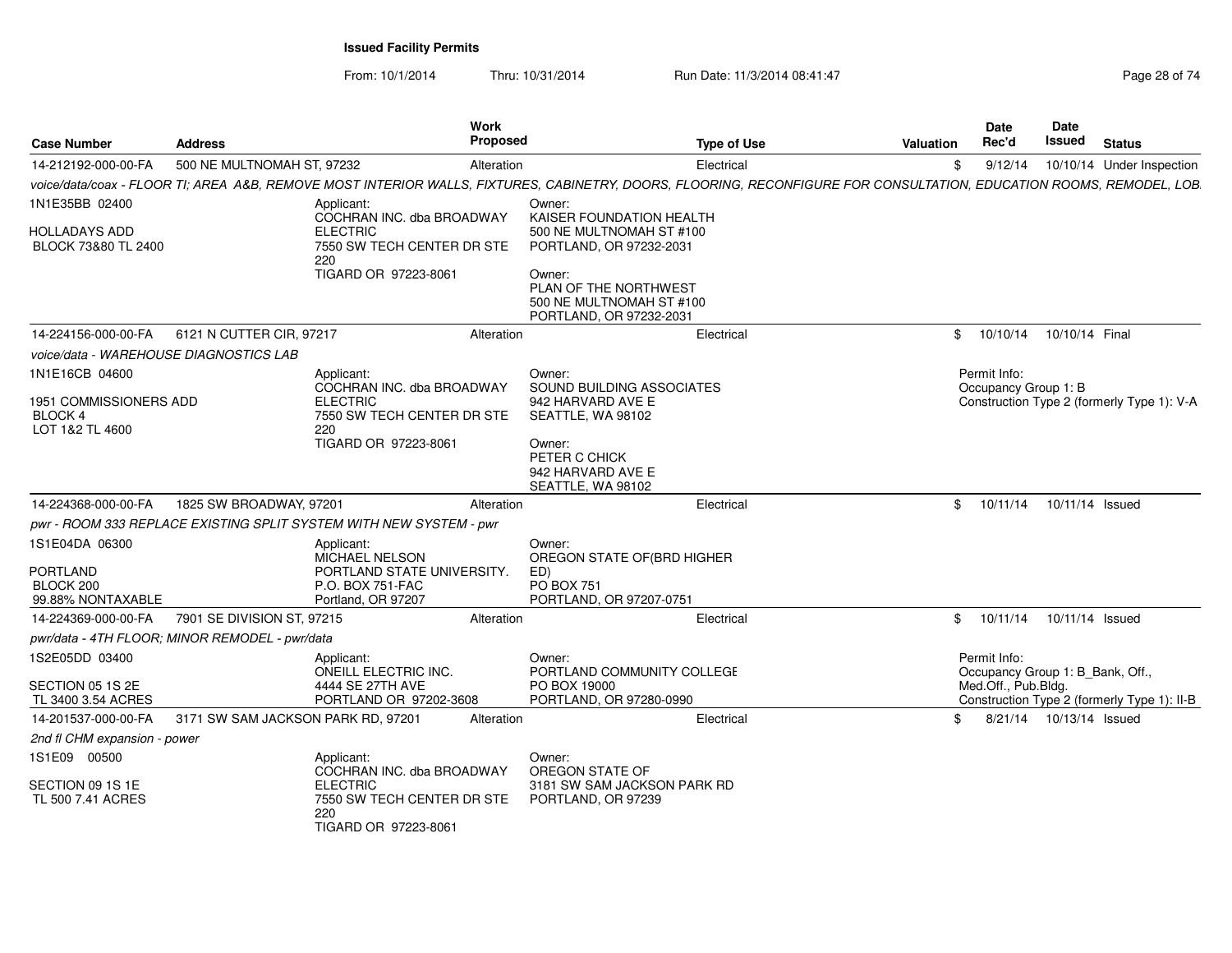**Issued Facility Permits**

From: 10/1/2014 Thru: 10/31/2014 Run Date: 11/3/2014 08:41:47

| Case Number | Address | Work Proposed | Type of Use | Valuation | Date Rec'd | Date Issued | Status |
|---|---|---|---|---|---|---|---|
| 14-212192-000-00-FA | 500 NE MULTNOMAH ST, 97232 | Alteration | Electrical | $ | 9/12/14 | 10/10/14 | Under Inspection |

*voice/data/coax - FLOOR TI; AREA A&B, REMOVE MOST INTERIOR WALLS, FIXTURES, CABINETRY, DOORS, FLOORING, RECONFIGURE FOR CONSULTATION, EDUCATION ROOMS, REMODEL, LOB*

1N1E35BB 02400
HOLLADAYS ADD
BLOCK 73&80 TL 2400

Applicant:
COCHRAN INC. dba BROADWAY ELECTRIC
7550 SW TECH CENTER DR STE 220
TIGARD OR 97223-8061

Owner:
KAISER FOUNDATION HEALTH
500 NE MULTNOMAH ST #100
PORTLAND, OR 97232-2031

Owner:
PLAN OF THE NORTHWEST
500 NE MULTNOMAH ST #100
PORTLAND, OR 97232-2031

| Case Number | Address | Work Proposed | Type of Use | Valuation | Date Rec'd | Date Issued | Status |
|---|---|---|---|---|---|---|---|
| 14-224156-000-00-FA | 6121 N CUTTER CIR, 97217 | Alteration | Electrical | $ | 10/10/14 | 10/10/14 | Final |

*voice/data - WAREHOUSE DIAGNOSTICS LAB*

1N1E16CB 04600
1951 COMMISSIONERS ADD
BLOCK 4
LOT 1&2 TL 4600

Applicant:
COCHRAN INC. dba BROADWAY ELECTRIC
7550 SW TECH CENTER DR STE 220
TIGARD OR 97223-8061

Owner:
SOUND BUILDING ASSOCIATES
942 HARVARD AVE E
SEATTLE, WA 98102

Owner:
PETER C CHICK
942 HARVARD AVE E
SEATTLE, WA 98102

Permit Info:
Occupancy Group 1: B
Construction Type 2 (formerly Type 1): V-A

| Case Number | Address | Work Proposed | Type of Use | Valuation | Date Rec'd | Date Issued | Status |
|---|---|---|---|---|---|---|---|
| 14-224368-000-00-FA | 1825 SW BROADWAY, 97201 | Alteration | Electrical | $ | 10/11/14 | 10/11/14 | Issued |

*pwr - ROOM 333 REPLACE EXISTING SPLIT SYSTEM WITH NEW SYSTEM - pwr*

1S1E04DA 06300
PORTLAND
BLOCK 200
99.88% NONTAXABLE

Applicant:
MICHAEL NELSON
PORTLAND STATE UNIVERSITY.
P.O. BOX 751-FAC
Portland, OR 97207

Owner:
OREGON STATE OF(BRD HIGHER ED)
PO BOX 751
PORTLAND, OR 97207-0751

| Case Number | Address | Work Proposed | Type of Use | Valuation | Date Rec'd | Date Issued | Status |
|---|---|---|---|---|---|---|---|
| 14-224369-000-00-FA | 7901 SE DIVISION ST, 97215 | Alteration | Electrical | $ | 10/11/14 | 10/11/14 | Issued |

*pwr/data - 4TH FLOOR; MINOR REMODEL - pwr/data*

1S2E05DD 03400
SECTION 05 1S 2E
TL 3400 3.54 ACRES

Applicant:
ONEILL ELECTRIC INC.
4444 SE 27TH AVE
PORTLAND OR 97202-3608

Owner:
PORTLAND COMMUNITY COLLEGE
PO BOX 19000
PORTLAND, OR 97280-0990

Permit Info:
Occupancy Group 1: B_Bank, Off., Med.Off., Pub.Bldg.
Construction Type 2 (formerly Type 1): II-B

| Case Number | Address | Work Proposed | Type of Use | Valuation | Date Rec'd | Date Issued | Status |
|---|---|---|---|---|---|---|---|
| 14-201537-000-00-FA | 3171 SW SAM JACKSON PARK RD, 97201 | Alteration | Electrical | $ | 8/21/14 | 10/13/14 | Issued |

*2nd fl CHM expansion - power*

1S1E09 00500
SECTION 09 1S 1E
TL 500 7.41 ACRES

Applicant:
COCHRAN INC. dba BROADWAY ELECTRIC
7550 SW TECH CENTER DR STE 220
TIGARD OR 97223-8061

Owner:
OREGON STATE OF
3181 SW SAM JACKSON PARK RD
PORTLAND, OR 97239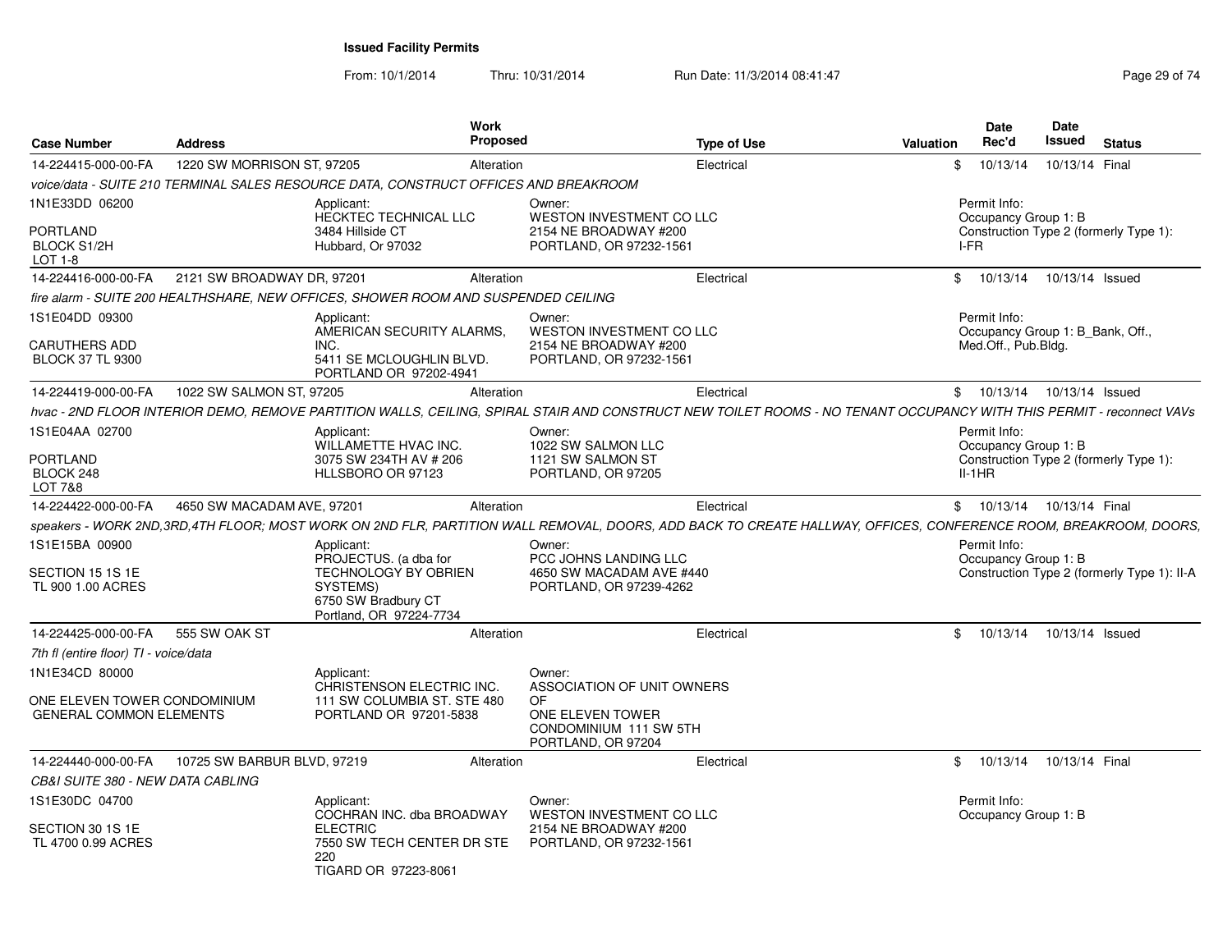**Issued Facility Permits**

From: 10/1/2014 Thru: 10/31/2014 Run Date: 11/3/2014 08:41:47

| Case Number | Address | Work Proposed | Type of Use | Valuation | Date Rec'd | Date Issued | Status |
|---|---|---|---|---|---|---|---|
| 14-224415-000-00-FA | 1220 SW MORRISON ST, 97205 | Alteration | Electrical | $ | 10/13/14 | 10/13/14 | Final |

*voice/data - SUITE 210 TERMINAL SALES RESOURCE DATA, CONSTRUCT OFFICES AND BREAKROOM*

1N1E33DD 06200

PORTLAND
BLOCK S1/2H
LOT 1-8

Applicant:
HECKTEC TECHNICAL LLC
3484 Hillside CT
Hubbard, Or 97032

Owner:
WESTON INVESTMENT CO LLC
2154 NE BROADWAY #200
PORTLAND, OR 97232-1561

Permit Info:
Occupancy Group 1: B
Construction Type 2 (formerly Type 1): I-FR

| Case Number | Address | Work Proposed | Type of Use | Valuation | Date Rec'd | Date Issued | Status |
|---|---|---|---|---|---|---|---|
| 14-224416-000-00-FA | 2121 SW BROADWAY DR, 97201 | Alteration | Electrical | $ | 10/13/14 | 10/13/14 | Issued |

*fire alarm - SUITE 200 HEALTHSHARE, NEW OFFICES, SHOWER ROOM AND SUSPENDED CEILING*

1S1E04DD 09300

CARUTHERS ADD
BLOCK 37 TL 9300

Applicant:
AMERICAN SECURITY ALARMS, INC.
5411 SE MCLOUGHLIN BLVD.
PORTLAND OR 97202-4941

Owner:
WESTON INVESTMENT CO LLC
2154 NE BROADWAY #200
PORTLAND, OR 97232-1561

Permit Info:
Occupancy Group 1: B_Bank, Off., Med.Off., Pub.Bldg.

| Case Number | Address | Work Proposed | Type of Use | Valuation | Date Rec'd | Date Issued | Status |
|---|---|---|---|---|---|---|---|
| 14-224419-000-00-FA | 1022 SW SALMON ST, 97205 | Alteration | Electrical | $ | 10/13/14 | 10/13/14 | Issued |

*hvac - 2ND FLOOR INTERIOR DEMO, REMOVE PARTITION WALLS, CEILING, SPIRAL STAIR AND CONSTRUCT NEW TOILET ROOMS - NO TENANT OCCUPANCY WITH THIS PERMIT - reconnect VAVs*

1S1E04AA 02700

PORTLAND
BLOCK 248
LOT 7&8

Applicant:
WILLAMETTE HVAC INC.
3075 SW 234TH AV # 206
HLLSBORO OR 97123

Owner:
1022 SW SALMON LLC
1121 SW SALMON ST
PORTLAND, OR 97205

Permit Info:
Occupancy Group 1: B
Construction Type 2 (formerly Type 1): II-1HR

| Case Number | Address | Work Proposed | Type of Use | Valuation | Date Rec'd | Date Issued | Status |
|---|---|---|---|---|---|---|---|
| 14-224422-000-00-FA | 4650 SW MACADAM AVE, 97201 | Alteration | Electrical | $ | 10/13/14 | 10/13/14 | Final |

*speakers - WORK 2ND,3RD,4TH FLOOR; MOST WORK ON 2ND FLR, PARTITION WALL REMOVAL, DOORS, ADD BACK TO CREATE HALLWAY, OFFICES, CONFERENCE ROOM, BREAKROOM, DOORS,*

1S1E15BA 00900

SECTION 15 1S 1E
TL 900 1.00 ACRES

Applicant:
PROJECTUS. (a dba for TECHNOLOGY BY OBRIEN SYSTEMS)
6750 SW Bradbury CT
Portland, OR 97224-7734

Owner:
PCC JOHNS LANDING LLC
4650 SW MACADAM AVE #440
PORTLAND, OR 97239-4262

Permit Info:
Occupancy Group 1: B
Construction Type 2 (formerly Type 1): II-A

| Case Number | Address | Work Proposed | Type of Use | Valuation | Date Rec'd | Date Issued | Status |
|---|---|---|---|---|---|---|---|
| 14-224425-000-00-FA | 555 SW OAK ST | Alteration | Electrical | $ | 10/13/14 | 10/13/14 | Issued |

*7th fl (entire floor) TI - voice/data*

1N1E34CD 80000

ONE ELEVEN TOWER CONDOMINIUM
GENERAL COMMON ELEMENTS

Applicant:
CHRISTENSON ELECTRIC INC.
111 SW COLUMBIA ST. STE 480
PORTLAND OR 97201-5838

Owner:
ASSOCIATION OF UNIT OWNERS OF
ONE ELEVEN TOWER
CONDOMINIUM 111 SW 5TH
PORTLAND, OR 97204

| Case Number | Address | Work Proposed | Type of Use | Valuation | Date Rec'd | Date Issued | Status |
|---|---|---|---|---|---|---|---|
| 14-224440-000-00-FA | 10725 SW BARBUR BLVD, 97219 | Alteration | Electrical | $ | 10/13/14 | 10/13/14 | Final |

*CB&I SUITE 380 - NEW DATA CABLING*

1S1E30DC 04700

SECTION 30 1S 1E
TL 4700 0.99 ACRES

Applicant:
COCHRAN INC. dba BROADWAY ELECTRIC
7550 SW TECH CENTER DR STE 220
TIGARD OR 97223-8061

Owner:
WESTON INVESTMENT CO LLC
2154 NE BROADWAY #200
PORTLAND, OR 97232-1561

Permit Info:
Occupancy Group 1: B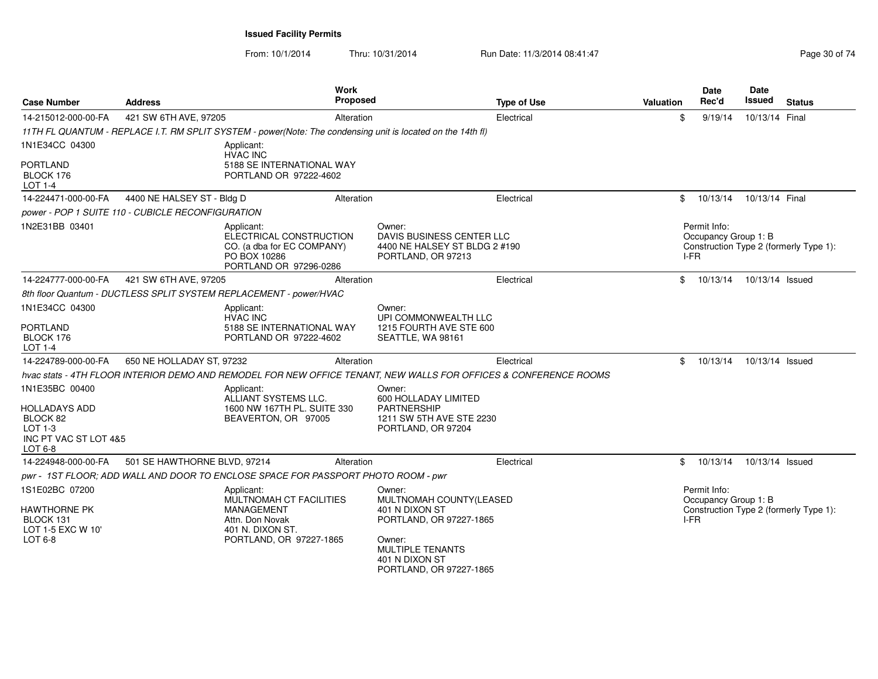## Issued Facility Permits

From: 10/1/2014 Thru: 10/31/2014 Run Date: 11/3/2014 08:41:47

| Case Number | Address | Work Proposed | Type of Use | Valuation | Date Rec'd | Date Issued | Status |
|---|---|---|---|---|---|---|---|
| 14-215012-000-00-FA | 421 SW 6TH AVE, 97205 | Alteration | Electrical | $ | 9/19/14 | 10/13/14 | Final |

*11TH FL QUANTUM - REPLACE I.T. RM SPLIT SYSTEM - power(Note: The condensing unit is located on the 14th fl)*

1N1E34CC 04300
PORTLAND
BLOCK 176
LOT 1-4

Applicant:
HVAC INC
5188 SE INTERNATIONAL WAY
PORTLAND OR 97222-4602

| Case Number | Address | Work Proposed | Type of Use | Valuation | Date Rec'd | Date Issued | Status |
|---|---|---|---|---|---|---|---|
| 14-224471-000-00-FA | 4400 NE HALSEY ST - Bldg D | Alteration | Electrical | $ | 10/13/14 | 10/13/14 | Final |

*power - POP 1 SUITE 110 - CUBICLE RECONFIGURATION*

1N2E31BB 03401

Applicant:
ELECTRICAL CONSTRUCTION CO. (a dba for EC COMPANY)
PO BOX 10286
PORTLAND OR 97296-0286

Owner:
DAVIS BUSINESS CENTER LLC
4400 NE HALSEY ST BLDG 2 #190
PORTLAND, OR 97213

Permit Info:
Occupancy Group 1: B
Construction Type 2 (formerly Type 1): I-FR

| Case Number | Address | Work Proposed | Type of Use | Valuation | Date Rec'd | Date Issued | Status |
|---|---|---|---|---|---|---|---|
| 14-224777-000-00-FA | 421 SW 6TH AVE, 97205 | Alteration | Electrical | $ | 10/13/14 | 10/13/14 | Issued |

*8th floor Quantum - DUCTLESS SPLIT SYSTEM REPLACEMENT - power/HVAC*

1N1E34CC 04300
PORTLAND
BLOCK 176
LOT 1-4

Applicant:
HVAC INC
5188 SE INTERNATIONAL WAY
PORTLAND OR 97222-4602

Owner:
UPI COMMONWEALTH LLC
1215 FOURTH AVE STE 600
SEATTLE, WA 98161

| Case Number | Address | Work Proposed | Type of Use | Valuation | Date Rec'd | Date Issued | Status |
|---|---|---|---|---|---|---|---|
| 14-224789-000-00-FA | 650 NE HOLLADAY ST, 97232 | Alteration | Electrical | $ | 10/13/14 | 10/13/14 | Issued |

*hvac stats - 4TH FLOOR INTERIOR DEMO AND REMODEL FOR NEW OFFICE TENANT, NEW WALLS FOR OFFICES & CONFERENCE ROOMS*

1N1E35BC 00400
HOLLADAYS ADD
BLOCK 82
LOT 1-3
INC PT VAC ST LOT 4&5
LOT 6-8

Applicant:
ALLIANT SYSTEMS LLC.
1600 NW 167TH PL. SUITE 330
BEAVERTON, OR 97005

Owner:
600 HOLLADAY LIMITED PARTNERSHIP
1211 SW 5TH AVE STE 2230
PORTLAND, OR 97204

| Case Number | Address | Work Proposed | Type of Use | Valuation | Date Rec'd | Date Issued | Status |
|---|---|---|---|---|---|---|---|
| 14-224948-000-00-FA | 501 SE HAWTHORNE BLVD, 97214 | Alteration | Electrical | $ | 10/13/14 | 10/13/14 | Issued |

*pwr - 1ST FLOOR; ADD WALL AND DOOR TO ENCLOSE SPACE FOR PASSPORT PHOTO ROOM - pwr*

1S1E02BC 07200
HAWTHORNE PK
BLOCK 131
LOT 1-5 EXC W 10'
LOT 6-8

Applicant:
MULTNOMAH CT FACILITIES MANAGEMENT
Attn. Don Novak
401 N. DIXON ST.
PORTLAND, OR 97227-1865

Owner:
MULTNOMAH COUNTY(LEASED
401 N DIXON ST
PORTLAND, OR 97227-1865

Owner:
MULTIPLE TENANTS
401 N DIXON ST
PORTLAND, OR 97227-1865

Permit Info:
Occupancy Group 1: B
Construction Type 2 (formerly Type 1): I-FR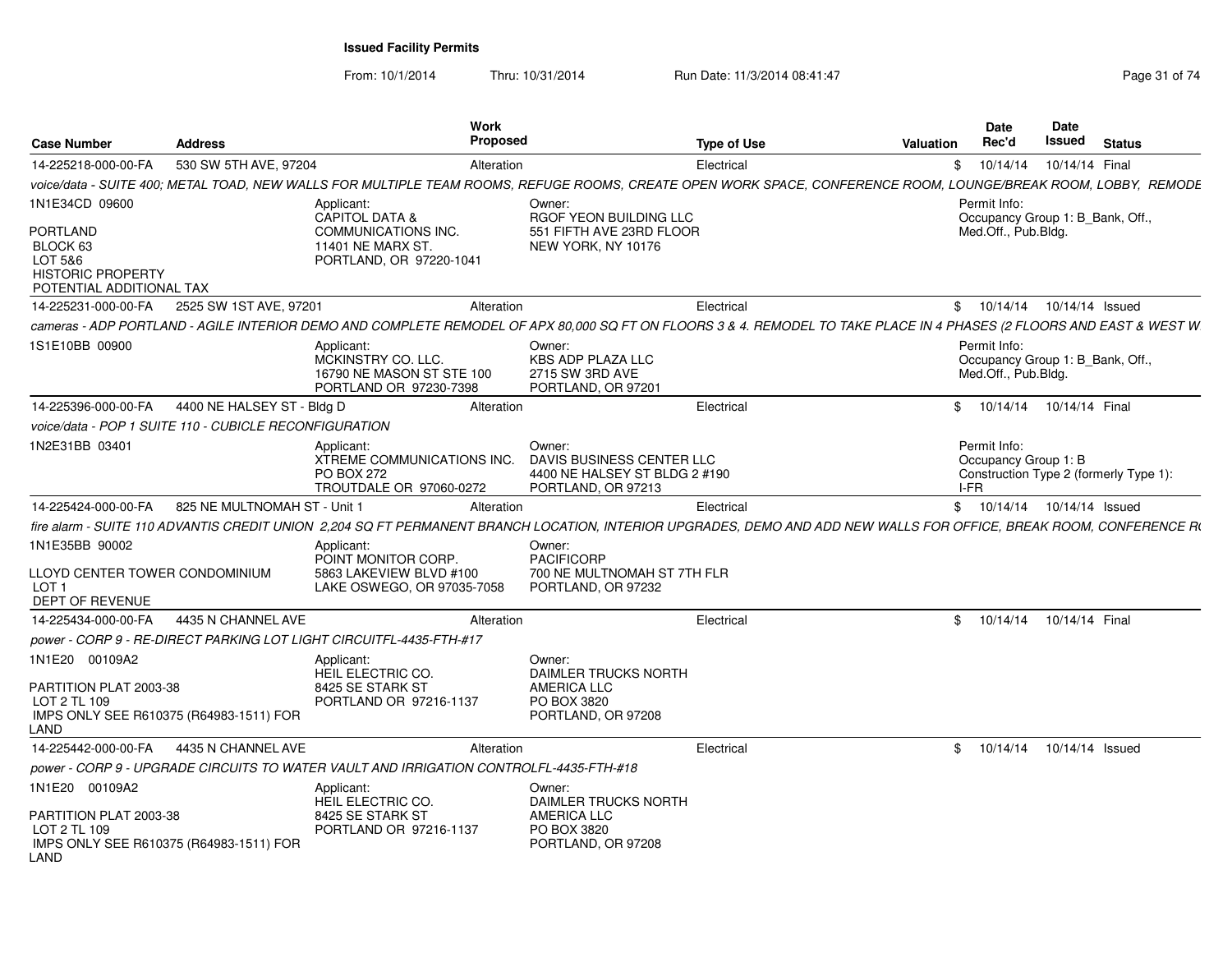**Issued Facility Permits**

From: 10/1/2014 Thru: 10/31/2014 Run Date: 11/3/2014 08:41:47

| Case Number | Address | Work Proposed | Type of Use | Valuation | Date Rec'd | Date Issued | Status |
|---|---|---|---|---|---|---|---|
| 14-225218-000-00-FA | 530 SW 5TH AVE, 97204 | Alteration | Electrical | $ | 10/14/14 | 10/14/14 | Final |

*voice/data - SUITE 400; METAL TOAD, NEW WALLS FOR MULTIPLE TEAM ROOMS, REFUGE ROOMS, CREATE OPEN WORK SPACE, CONFERENCE ROOM, LOUNGE/BREAK ROOM, LOBBY, REMODE*

1N1E34CD 09600
PORTLAND
BLOCK 63
LOT 5&6
HISTORIC PROPERTY
POTENTIAL ADDITIONAL TAX

Applicant: CAPITOL DATA & COMMUNICATIONS INC. 11401 NE MARX ST. PORTLAND, OR 97220-1041

Owner: RGOF YEON BUILDING LLC 551 FIFTH AVE 23RD FLOOR NEW YORK, NY 10176

Permit Info: Occupancy Group 1: B_Bank, Off., Med.Off., Pub.Bldg.

| Case Number | Address | Work Proposed | Type of Use | Valuation | Date Rec'd | Date Issued | Status |
|---|---|---|---|---|---|---|---|
| 14-225231-000-00-FA | 2525 SW 1ST AVE, 97201 | Alteration | Electrical | $ | 10/14/14 | 10/14/14 | Issued |

*cameras - ADP PORTLAND - AGILE INTERIOR DEMO AND COMPLETE REMODEL OF APX 80,000 SQ FT ON FLOORS 3 & 4. REMODEL TO TAKE PLACE IN 4 PHASES (2 FLOORS AND EAST & WEST W*

1S1E10BB 00900

Applicant: MCKINSTRY CO. LLC. 16790 NE MASON ST STE 100 PORTLAND OR 97230-7398

Owner: KBS ADP PLAZA LLC 2715 SW 3RD AVE PORTLAND, OR 97201

Permit Info: Occupancy Group 1: B_Bank, Off., Med.Off., Pub.Bldg.

| Case Number | Address | Work Proposed | Type of Use | Valuation | Date Rec'd | Date Issued | Status |
|---|---|---|---|---|---|---|---|
| 14-225396-000-00-FA | 4400 NE HALSEY ST - Bldg D | Alteration | Electrical | $ | 10/14/14 | 10/14/14 | Final |

*voice/data - POP 1 SUITE 110 - CUBICLE RECONFIGURATION*

1N2E31BB 03401

Applicant: XTREME COMMUNICATIONS INC. PO BOX 272 TROUTDALE OR 97060-0272

Owner: DAVIS BUSINESS CENTER LLC 4400 NE HALSEY ST BLDG 2 #190 PORTLAND, OR 97213

Permit Info: Occupancy Group 1: B Construction Type 2 (formerly Type 1): I-FR

| Case Number | Address | Work Proposed | Type of Use | Valuation | Date Rec'd | Date Issued | Status |
|---|---|---|---|---|---|---|---|
| 14-225424-000-00-FA | 825 NE MULTNOMAH ST - Unit 1 | Alteration | Electrical | $ | 10/14/14 | 10/14/14 | Issued |

*fire alarm - SUITE 110 ADVANTIS CREDIT UNION 2,204 SQ FT PERMANENT BRANCH LOCATION, INTERIOR UPGRADES, DEMO AND ADD NEW WALLS FOR OFFICE, BREAK ROOM, CONFERENCE R*

1N1E35BB 90002
LLOYD CENTER TOWER CONDOMINIUM
LOT 1
DEPT OF REVENUE

Applicant: POINT MONITOR CORP. 5863 LAKEVIEW BLVD #100 LAKE OSWEGO, OR 97035-7058

Owner: PACIFICORP 700 NE MULTNOMAH ST 7TH FLR PORTLAND, OR 97232

| Case Number | Address | Work Proposed | Type of Use | Valuation | Date Rec'd | Date Issued | Status |
|---|---|---|---|---|---|---|---|
| 14-225434-000-00-FA | 4435 N CHANNEL AVE | Alteration | Electrical | $ | 10/14/14 | 10/14/14 | Final |

*power - CORP 9 - RE-DIRECT PARKING LOT LIGHT CIRCUITFL-4435-FTH-#17*

1N1E20 00109A2
PARTITION PLAT 2003-38
LOT 2 TL 109
IMPS ONLY SEE R610375 (R64983-1511) FOR LAND

Applicant: HEIL ELECTRIC CO. 8425 SE STARK ST PORTLAND OR 97216-1137

Owner: DAIMLER TRUCKS NORTH AMERICA LLC PO BOX 3820 PORTLAND, OR 97208

| Case Number | Address | Work Proposed | Type of Use | Valuation | Date Rec'd | Date Issued | Status |
|---|---|---|---|---|---|---|---|
| 14-225442-000-00-FA | 4435 N CHANNEL AVE | Alteration | Electrical | $ | 10/14/14 | 10/14/14 | Issued |

*power - CORP 9 - UPGRADE CIRCUITS TO WATER VAULT AND IRRIGATION CONTROLFL-4435-FTH-#18*

1N1E20 00109A2
PARTITION PLAT 2003-38
LOT 2 TL 109
IMPS ONLY SEE R610375 (R64983-1511) FOR LAND

Applicant: HEIL ELECTRIC CO. 8425 SE STARK ST PORTLAND OR 97216-1137

Owner: DAIMLER TRUCKS NORTH AMERICA LLC PO BOX 3820 PORTLAND, OR 97208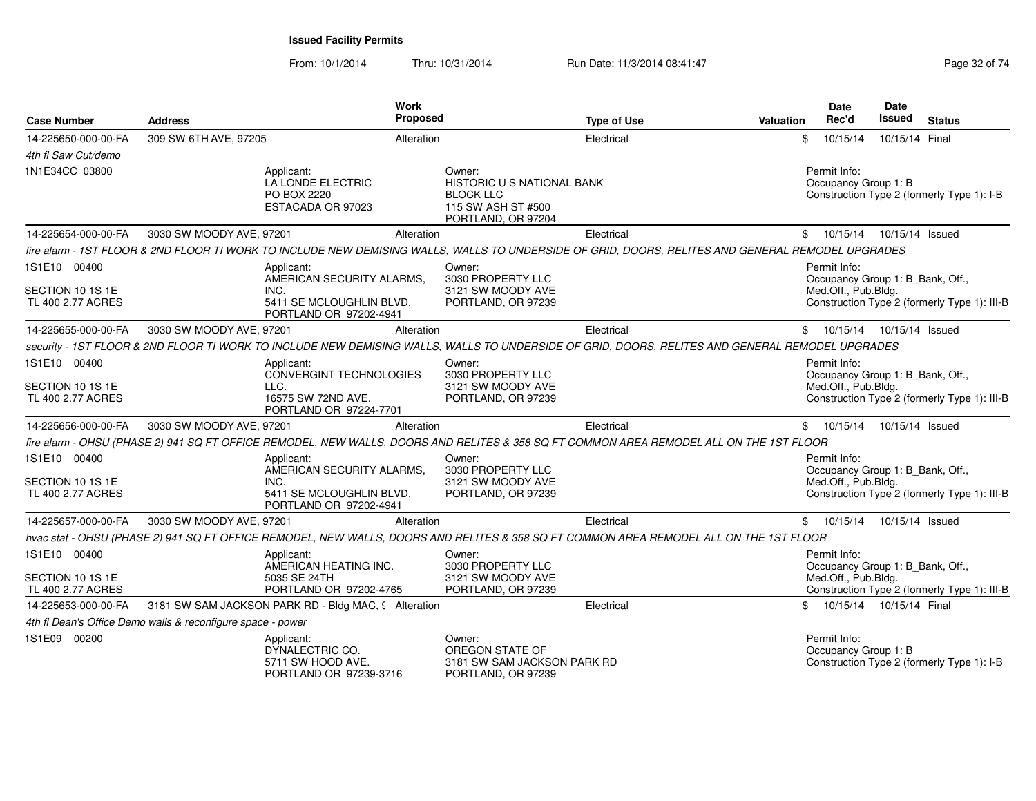**Issued Facility Permits**

From: 10/1/2014 Thru: 10/31/2014 Run Date: 11/3/2014 08:41:47

| Case Number | Address | Work Proposed | Type of Use | Valuation | Date Rec'd | Date Issued | Status |
|---|---|---|---|---|---|---|---|
| 14-225650-000-00-FA | 309 SW 6TH AVE, 97205 | Alteration | Electrical | $ | 10/15/14 | 10/15/14 | Final |
| *4th fl Saw Cut/demo* | | | | | | | |
| 1N1E34CC 03800 | Applicant: LA LONDE ELECTRIC PO BOX 2220 ESTACADA OR 97023 | Owner: HISTORIC U S NATIONAL BANK BLOCK LLC 115 SW ASH ST #500 PORTLAND, OR 97204 | | | Permit Info: Occupancy Group 1: B Construction Type 2 (formerly Type 1): I-B | | |
| 14-225654-000-00-FA | 3030 SW MOODY AVE, 97201 | Alteration | Electrical | $ | 10/15/14 | 10/15/14 | Issued |
| *fire alarm - 1ST FLOOR & 2ND FLOOR TI WORK TO INCLUDE NEW DEMISING WALLS, WALLS TO UNDERSIDE OF GRID, DOORS, RELITES AND GENERAL REMODEL UPGRADES* | | | | | | | |
| 1S1E10 00400 SECTION 10 1S 1E TL 400 2.77 ACRES | Applicant: AMERICAN SECURITY ALARMS, INC. 5411 SE MCLOUGHLIN BLVD. PORTLAND OR 97202-4941 | Owner: 3030 PROPERTY LLC 3121 SW MOODY AVE PORTLAND, OR 97239 | | | Permit Info: Occupancy Group 1: B_Bank, Off., Med.Off., Pub.Bldg. Construction Type 2 (formerly Type 1): III-B | | |
| 14-225655-000-00-FA | 3030 SW MOODY AVE, 97201 | Alteration | Electrical | $ | 10/15/14 | 10/15/14 | Issued |
| *security - 1ST FLOOR & 2ND FLOOR TI WORK TO INCLUDE NEW DEMISING WALLS, WALLS TO UNDERSIDE OF GRID, DOORS, RELITES AND GENERAL REMODEL UPGRADES* | | | | | | | |
| 1S1E10 00400 SECTION 10 1S 1E TL 400 2.77 ACRES | Applicant: CONVERGINT TECHNOLOGIES LLC. 16575 SW 72ND AVE. PORTLAND OR 97224-7701 | Owner: 3030 PROPERTY LLC 3121 SW MOODY AVE PORTLAND, OR 97239 | | | Permit Info: Occupancy Group 1: B_Bank, Off., Med.Off., Pub.Bldg. Construction Type 2 (formerly Type 1): III-B | | |
| 14-225656-000-00-FA | 3030 SW MOODY AVE, 97201 | Alteration | Electrical | $ | 10/15/14 | 10/15/14 | Issued |
| *fire alarm - OHSU (PHASE 2) 941 SQ FT OFFICE REMODEL, NEW WALLS, DOORS AND RELITES & 358 SQ FT COMMON AREA REMODEL ALL ON THE 1ST FLOOR* | | | | | | | |
| 1S1E10 00400 SECTION 10 1S 1E TL 400 2.77 ACRES | Applicant: AMERICAN SECURITY ALARMS, INC. 5411 SE MCLOUGHLIN BLVD. PORTLAND OR 97202-4941 | Owner: 3030 PROPERTY LLC 3121 SW MOODY AVE PORTLAND, OR 97239 | | | Permit Info: Occupancy Group 1: B_Bank, Off., Med.Off., Pub.Bldg. Construction Type 2 (formerly Type 1): III-B | | |
| 14-225657-000-00-FA | 3030 SW MOODY AVE, 97201 | Alteration | Electrical | $ | 10/15/14 | 10/15/14 | Issued |
| *hvac stat - OHSU (PHASE 2) 941 SQ FT OFFICE REMODEL, NEW WALLS, DOORS AND RELITES & 358 SQ FT COMMON AREA REMODEL ALL ON THE 1ST FLOOR* | | | | | | | |
| 1S1E10 00400 SECTION 10 1S 1E TL 400 2.77 ACRES | Applicant: AMERICAN HEATING INC. 5035 SE 24TH PORTLAND OR 97202-4765 | Owner: 3030 PROPERTY LLC 3121 SW MOODY AVE PORTLAND, OR 97239 | | | Permit Info: Occupancy Group 1: B_Bank, Off., Med.Off., Pub.Bldg. Construction Type 2 (formerly Type 1): III-B | | |
| 14-225653-000-00-FA | 3181 SW SAM JACKSON PARK RD - Bldg MAC, 9 | Alteration | Electrical | $ | 10/15/14 | 10/15/14 | Final |
| *4th fl Dean's Office Demo walls & reconfigure space - power* | | | | | | | |
| 1S1E09 00200 | Applicant: DYNALECTRIC CO. 5711 SW HOOD AVE. PORTLAND OR 97239-3716 | Owner: OREGON STATE OF 3181 SW SAM JACKSON PARK RD PORTLAND, OR 97239 | | | Permit Info: Occupancy Group 1: B Construction Type 2 (formerly Type 1): I-B | | |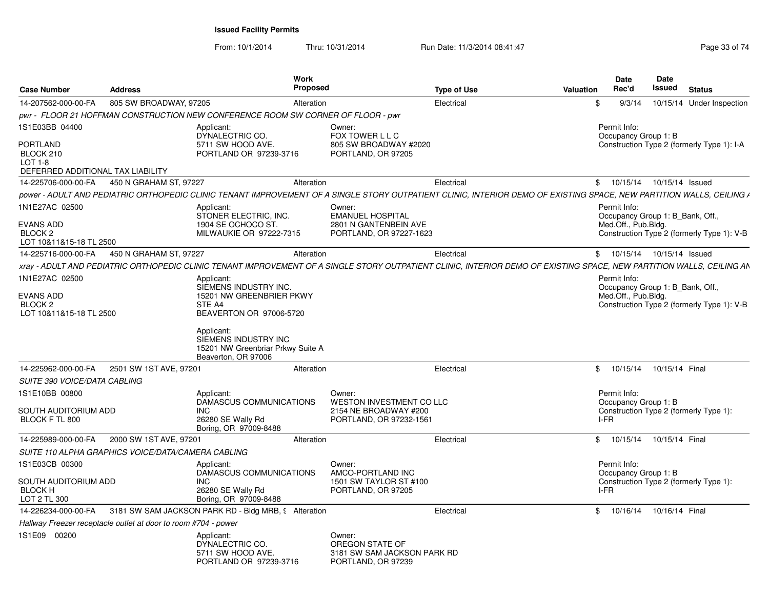# Issued Facility Permits

From: 10/1/2014 Thru: 10/31/2014 Run Date: 11/3/2014 08:41:47

| Case Number | Address | Work Proposed | Type of Use | Valuation | Date Rec'd | Date Issued | Status |
|---|---|---|---|---|---|---|---|
| 14-207562-000-00-FA | 805 SW BROADWAY, 97205 | Alteration | Electrical | $ | 9/3/14 | 10/15/14 | Under Inspection |

*pwr - FLOOR 21 HOFFMAN CONSTRUCTION NEW CONFERENCE ROOM SW CORNER OF FLOOR - pwr*

1S1E03BB 04400

PORTLAND
BLOCK 210
LOT 1-8
DEFERRED ADDITIONAL TAX LIABILITY

Applicant:
DYNALECTRIC CO.
5711 SW HOOD AVE.
PORTLAND OR 97239-3716

Owner:
FOX TOWER L L C
805 SW BROADWAY #2020
PORTLAND, OR 97205

Permit Info:
Occupancy Group 1: B
Construction Type 2 (formerly Type 1): I-A

| Case Number | Address | Work Proposed | Type of Use | Valuation | Date Rec'd | Date Issued | Status |
|---|---|---|---|---|---|---|---|
| 14-225706-000-00-FA | 450 N GRAHAM ST, 97227 | Alteration | Electrical | $ | 10/15/14 | 10/15/14 | Issued |

*power - ADULT AND PEDIATRIC ORTHOPEDIC CLINIC TENANT IMPROVEMENT OF A SINGLE STORY OUTPATIENT CLINIC, INTERIOR DEMO OF EXISTING SPACE, NEW PARTITION WALLS, CEILING A*

1N1E27AC 02500

EVANS ADD
BLOCK 2
LOT 10&11&15-18 TL 2500

Applicant:
STONER ELECTRIC, INC.
1904 SE OCHOCO ST.
MILWAUKIE OR 97222-7315

Owner:
EMANUEL HOSPITAL
2801 N GANTENBEIN AVE
PORTLAND, OR 97227-1623

Permit Info:
Occupancy Group 1: B_Bank, Off., Med.Off., Pub.Bldg.
Construction Type 2 (formerly Type 1): V-B

| Case Number | Address | Work Proposed | Type of Use | Valuation | Date Rec'd | Date Issued | Status |
|---|---|---|---|---|---|---|---|
| 14-225716-000-00-FA | 450 N GRAHAM ST, 97227 | Alteration | Electrical | $ | 10/15/14 | 10/15/14 | Issued |

*xray - ADULT AND PEDIATRIC ORTHOPEDIC CLINIC TENANT IMPROVEMENT OF A SINGLE STORY OUTPATIENT CLINIC, INTERIOR DEMO OF EXISTING SPACE, NEW PARTITION WALLS, CEILING AN*

1N1E27AC 02500

EVANS ADD
BLOCK 2
LOT 10&11&15-18 TL 2500

Applicant:
SIEMENS INDUSTRY INC.
15201 NW GREENBRIER PKWY
STE A4
BEAVERTON OR 97006-5720

Applicant:
SIEMENS INDUSTRY INC
15201 NW Greenbriar Prkwy Suite A
Beaverton, OR 97006

Permit Info:
Occupancy Group 1: B_Bank, Off., Med.Off., Pub.Bldg.
Construction Type 2 (formerly Type 1): V-B

| Case Number | Address | Work Proposed | Type of Use | Valuation | Date Rec'd | Date Issued | Status |
|---|---|---|---|---|---|---|---|
| 14-225962-000-00-FA | 2501 SW 1ST AVE, 97201 | Alteration | Electrical | $ | 10/15/14 | 10/15/14 | Final |

*SUITE 390 VOICE/DATA CABLING*

1S1E10BB 00800

SOUTH AUDITORIUM ADD
BLOCK F TL 800

Applicant:
DAMASCUS COMMUNICATIONS INC
26280 SE Wally Rd
Boring, OR 97009-8488

Owner:
WESTON INVESTMENT CO LLC
2154 NE BROADWAY #200
PORTLAND, OR 97232-1561

Permit Info:
Occupancy Group 1: B
Construction Type 2 (formerly Type 1): I-FR

| Case Number | Address | Work Proposed | Type of Use | Valuation | Date Rec'd | Date Issued | Status |
|---|---|---|---|---|---|---|---|
| 14-225989-000-00-FA | 2000 SW 1ST AVE, 97201 | Alteration | Electrical | $ | 10/15/14 | 10/15/14 | Final |

*SUITE 110 ALPHA GRAPHICS VOICE/DATA/CAMERA CABLING*

1S1E03CB 00300

SOUTH AUDITORIUM ADD
BLOCK H
LOT 2 TL 300

Applicant:
DAMASCUS COMMUNICATIONS INC
26280 SE Wally Rd
Boring, OR 97009-8488

Owner:
AMCO-PORTLAND INC
1501 SW TAYLOR ST #100
PORTLAND, OR 97205

Permit Info:
Occupancy Group 1: B
Construction Type 2 (formerly Type 1): I-FR

| Case Number | Address | Work Proposed | Type of Use | Valuation | Date Rec'd | Date Issued | Status |
|---|---|---|---|---|---|---|---|
| 14-226234-000-00-FA | 3181 SW SAM JACKSON PARK RD - Bldg MRB, 9 | Alteration | Electrical | $ | 10/16/14 | 10/16/14 | Final |

*Hallway Freezer receptacle outlet at door to room #704 - power*

1S1E09 00200

Applicant:
DYNALECTRIC CO.
5711 SW HOOD AVE.
PORTLAND OR 97239-3716

Owner:
OREGON STATE OF
3181 SW SAM JACKSON PARK RD
PORTLAND, OR 97239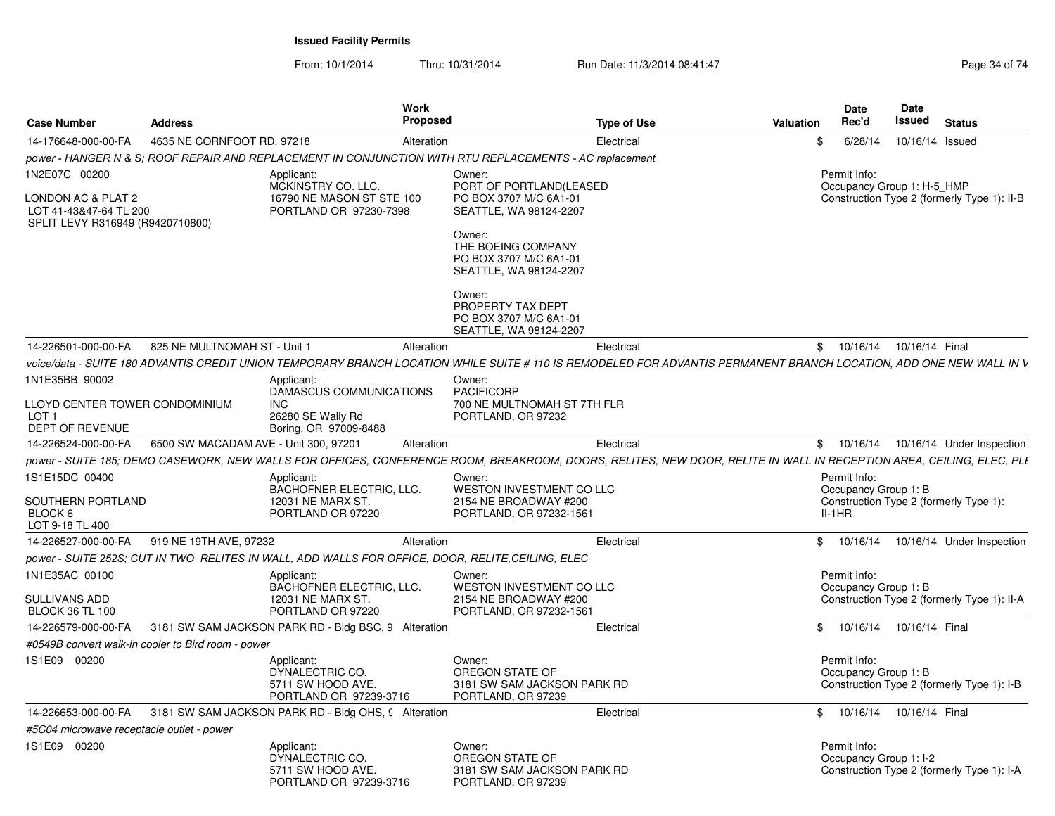**Issued Facility Permits**

From: 10/1/2014 Thru: 10/31/2014 Run Date: 11/3/2014 08:41:47

| Case Number | Address | Work Proposed | Type of Use | Valuation | Date Rec'd | Date Issued | Status |
|---|---|---|---|---|---|---|---|
| 14-176648-000-00-FA | 4635 NE CORNFOOT RD, 97218 | Alteration | Electrical | $ | 6/28/14 | 10/16/14 | Issued |

*power - HANGER N & S; ROOF REPAIR AND REPLACEMENT IN CONJUNCTION WITH RTU REPLACEMENTS - AC replacement*

1N2E07C 00200

LONDON AC & PLAT 2
LOT 41-43&47-64 TL 200
SPLIT LEVY R316949 (R9420710800)

Applicant:
MCKINSTRY CO. LLC.
16790 NE MASON ST STE 100
PORTLAND OR 97230-7398

Owner:
PORT OF PORTLAND(LEASED
PO BOX 3707 M/C 6A1-01
SEATTLE, WA 98124-2207

Owner:
THE BOEING COMPANY
PO BOX 3707 M/C 6A1-01
SEATTLE, WA 98124-2207

Owner:
PROPERTY TAX DEPT
PO BOX 3707 M/C 6A1-01
SEATTLE, WA 98124-2207

Permit Info:
Occupancy Group 1: H-5_HMP
Construction Type 2 (formerly Type 1): II-B

| Case Number | Address | Work Proposed | Type of Use | Valuation | Date Rec'd | Date Issued | Status |
|---|---|---|---|---|---|---|---|
| 14-226501-000-00-FA | 825 NE MULTNOMAH ST - Unit 1 | Alteration | Electrical | $ | 10/16/14 | 10/16/14 | Final |

*voice/data - SUITE 180 ADVANTIS CREDIT UNION TEMPORARY BRANCH LOCATION WHILE SUITE # 110 IS REMODELED FOR ADVANTIS PERMANENT BRANCH LOCATION, ADD ONE NEW WALL IN V*

1N1E35BB 90002

LLOYD CENTER TOWER CONDOMINIUM
LOT 1
DEPT OF REVENUE

Applicant:
DAMASCUS COMMUNICATIONS INC
26280 SE Wally Rd
Boring, OR 97009-8488

Owner:
PACIFICORP
700 NE MULTNOMAH ST 7TH FLR
PORTLAND, OR 97232

| Case Number | Address | Work Proposed | Type of Use | Valuation | Date Rec'd | Date Issued | Status |
|---|---|---|---|---|---|---|---|
| 14-226524-000-00-FA | 6500 SW MACADAM AVE - Unit 300, 97201 | Alteration | Electrical | $ | 10/16/14 | 10/16/14 | Under Inspection |

*power - SUITE 185; DEMO CASEWORK, NEW WALLS FOR OFFICES, CONFERENCE ROOM, BREAKROOM, DOORS, RELITES, NEW DOOR, RELITE IN WALL IN RECEPTION AREA, CEILING, ELEC, PLE*

1S1E15DC 00400

SOUTHERN PORTLAND
BLOCK 6
LOT 9-18 TL 400

Applicant:
BACHOFNER ELECTRIC, LLC.
12031 NE MARX ST.
PORTLAND OR 97220

Owner:
WESTON INVESTMENT CO LLC
2154 NE BROADWAY #200
PORTLAND, OR 97232-1561

Permit Info:
Occupancy Group 1: B
Construction Type 2 (formerly Type 1): II-1HR

| Case Number | Address | Work Proposed | Type of Use | Valuation | Date Rec'd | Date Issued | Status |
|---|---|---|---|---|---|---|---|
| 14-226527-000-00-FA | 919 NE 19TH AVE, 97232 | Alteration | Electrical | $ | 10/16/14 | 10/16/14 | Under Inspection |

*power - SUITE 252S; CUT IN TWO RELITES IN WALL, ADD WALLS FOR OFFICE, DOOR, RELITE,CEILING, ELEC*

1N1E35AC 00100

SULLIVANS ADD
BLOCK 36 TL 100

Applicant:
BACHOFNER ELECTRIC, LLC.
12031 NE MARX ST.
PORTLAND OR 97220

Owner:
WESTON INVESTMENT CO LLC
2154 NE BROADWAY #200
PORTLAND, OR 97232-1561

Permit Info:
Occupancy Group 1: B
Construction Type 2 (formerly Type 1): II-A

| Case Number | Address | Work Proposed | Type of Use | Valuation | Date Rec'd | Date Issued | Status |
|---|---|---|---|---|---|---|---|
| 14-226579-000-00-FA | 3181 SW SAM JACKSON PARK RD - Bldg BSC, 9 | Alteration | Electrical | $ | 10/16/14 | 10/16/14 | Final |

*#0549B convert walk-in cooler to Bird room - power*

1S1E09 00200

Applicant:
DYNALECTRIC CO.
5711 SW HOOD AVE.
PORTLAND OR 97239-3716

Owner:
OREGON STATE OF
3181 SW SAM JACKSON PARK RD
PORTLAND, OR 97239

Permit Info:
Occupancy Group 1: B
Construction Type 2 (formerly Type 1): I-B

| Case Number | Address | Work Proposed | Type of Use | Valuation | Date Rec'd | Date Issued | Status |
|---|---|---|---|---|---|---|---|
| 14-226653-000-00-FA | 3181 SW SAM JACKSON PARK RD - Bldg OHS, 9 | Alteration | Electrical | $ | 10/16/14 | 10/16/14 | Final |

*#5C04 microwave receptacle outlet - power*

1S1E09 00200

Applicant:
DYNALECTRIC CO.
5711 SW HOOD AVE.
PORTLAND OR 97239-3716

Owner:
OREGON STATE OF
3181 SW SAM JACKSON PARK RD
PORTLAND, OR 97239

Permit Info:
Occupancy Group 1: I-2
Construction Type 2 (formerly Type 1): I-A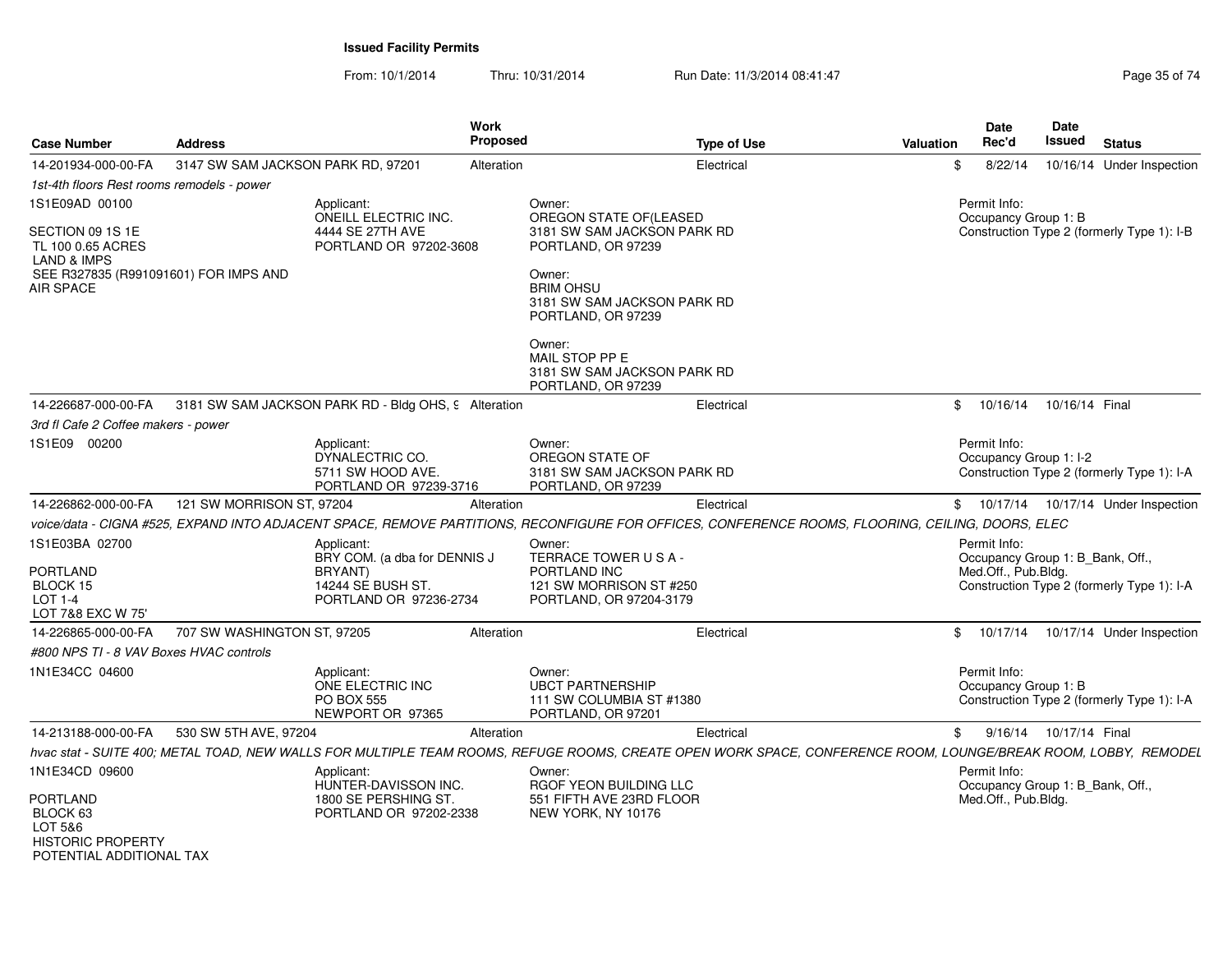**Issued Facility Permits**

From: 10/1/2014 Thru: 10/31/2014 Run Date: 11/3/2014 08:41:47

| Case Number | Address | Work Proposed | Type of Use | Valuation | Date Rec'd | Date Issued | Status |
|---|---|---|---|---|---|---|---|
| 14-201934-000-00-FA | 3147 SW SAM JACKSON PARK RD, 97201 | Alteration | Electrical | $ | 8/22/14 | 10/16/14 | Under Inspection |

*1st-4th floors Rest rooms remodels - power*

1S1E09AD 00100

SECTION 09 1S 1E
TL 100 0.65 ACRES
LAND & IMPS
SEE R327835 (R991091601) FOR IMPS AND AIR SPACE

Applicant:
ONEILL ELECTRIC INC.
4444 SE 27TH AVE
PORTLAND OR 97202-3608

Owner:
OREGON STATE OF(LEASED
3181 SW SAM JACKSON PARK RD
PORTLAND, OR 97239

Owner:
BRIM OHSU
3181 SW SAM JACKSON PARK RD
PORTLAND, OR 97239

Owner:
MAIL STOP PP E
3181 SW SAM JACKSON PARK RD
PORTLAND, OR 97239

Permit Info:
Occupancy Group 1: B
Construction Type 2 (formerly Type 1): I-B

| Case Number | Address | Work Proposed | Type of Use | Valuation | Date Rec'd | Date Issued | Status |
|---|---|---|---|---|---|---|---|
| 14-226687-000-00-FA | 3181 SW SAM JACKSON PARK RD - Bldg OHS, 9 | Alteration | Electrical | $ | 10/16/14 | 10/16/14 | Final |

*3rd fl Cafe 2 Coffee makers - power*

1S1E09 00200

Applicant:
DYNALECTRIC CO.
5711 SW HOOD AVE.
PORTLAND OR 97239-3716

Owner:
OREGON STATE OF
3181 SW SAM JACKSON PARK RD
PORTLAND, OR 97239

Permit Info:
Occupancy Group 1: I-2
Construction Type 2 (formerly Type 1): I-A

| Case Number | Address | Work Proposed | Type of Use | Valuation | Date Rec'd | Date Issued | Status |
|---|---|---|---|---|---|---|---|
| 14-226862-000-00-FA | 121 SW MORRISON ST, 97204 | Alteration | Electrical | $ | 10/17/14 | 10/17/14 | Under Inspection |

*voice/data - CIGNA #525, EXPAND INTO ADJACENT SPACE, REMOVE PARTITIONS, RECONFIGURE FOR OFFICES, CONFERENCE ROOMS, FLOORING, CEILING, DOORS, ELEC*

1S1E03BA 02700

PORTLAND
BLOCK 15
LOT 1-4
LOT 7&8 EXC W 75'

Applicant:
BRY COM. (a dba for DENNIS J BRYANT)
14244 SE BUSH ST.
PORTLAND OR 97236-2734

Owner:
TERRACE TOWER U S A - PORTLAND INC
121 SW MORRISON ST #250
PORTLAND, OR 97204-3179

Permit Info:
Occupancy Group 1: B_Bank, Off., Med.Off., Pub.Bldg.
Construction Type 2 (formerly Type 1): I-A

| Case Number | Address | Work Proposed | Type of Use | Valuation | Date Rec'd | Date Issued | Status |
|---|---|---|---|---|---|---|---|
| 14-226865-000-00-FA | 707 SW WASHINGTON ST, 97205 | Alteration | Electrical | $ | 10/17/14 | 10/17/14 | Under Inspection |

*#800 NPS TI - 8 VAV Boxes HVAC controls*

1N1E34CC 04600

Applicant:
ONE ELECTRIC INC
PO BOX 555
NEWPORT OR 97365

Owner:
UBCT PARTNERSHIP
111 SW COLUMBIA ST #1380
PORTLAND, OR 97201

Permit Info:
Occupancy Group 1: B
Construction Type 2 (formerly Type 1): I-A

| Case Number | Address | Work Proposed | Type of Use | Valuation | Date Rec'd | Date Issued | Status |
|---|---|---|---|---|---|---|---|
| 14-213188-000-00-FA | 530 SW 5TH AVE, 97204 | Alteration | Electrical | $ | 9/16/14 | 10/17/14 | Final |

*hvac stat - SUITE 400; METAL TOAD, NEW WALLS FOR MULTIPLE TEAM ROOMS, REFUGE ROOMS, CREATE OPEN WORK SPACE, CONFERENCE ROOM, LOUNGE/BREAK ROOM, LOBBY, REMODEL*

1N1E34CD 09600

PORTLAND
BLOCK 63
LOT 5&6
HISTORIC PROPERTY
POTENTIAL ADDITIONAL TAX

Applicant:
HUNTER-DAVISSON INC.
1800 SE PERSHING ST.
PORTLAND OR 97202-2338

Owner:
RGOF YEON BUILDING LLC
551 FIFTH AVE 23RD FLOOR
NEW YORK, NY 10176

Permit Info:
Occupancy Group 1: B_Bank, Off., Med.Off., Pub.Bldg.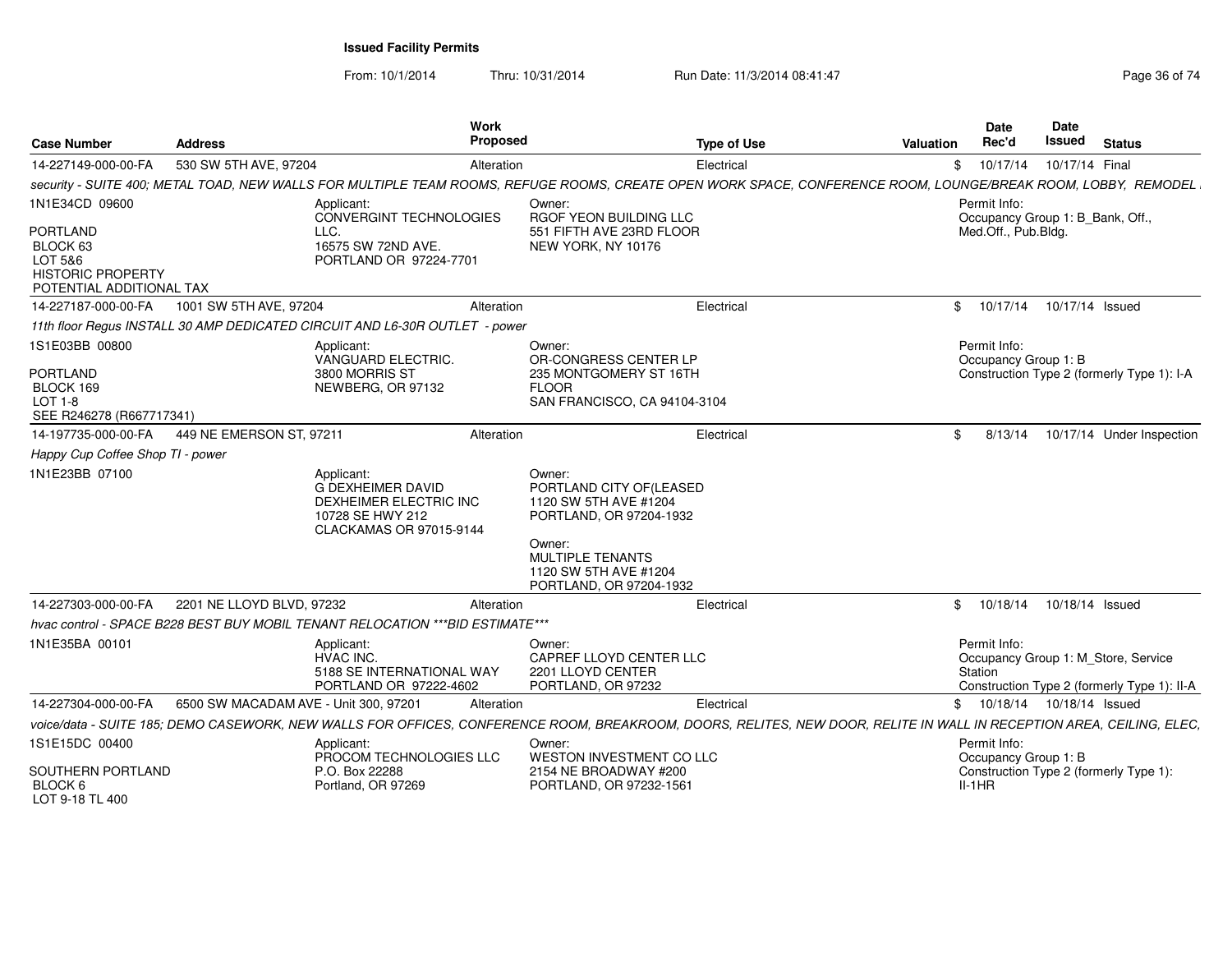# Issued Facility Permits

From: 10/1/2014 Thru: 10/31/2014 Run Date: 11/3/2014 08:41:47

| Case Number | Address | Work Proposed | Type of Use | Valuation | Date Rec'd | Date Issued | Status |
|---|---|---|---|---|---|---|---|
| 14-227149-000-00-FA | 530 SW 5TH AVE, 97204 | Alteration | Electrical | $ | 10/17/14 | 10/17/14 | Final |
| security - SUITE 400; METAL TOAD, NEW WALLS FOR MULTIPLE TEAM ROOMS, REFUGE ROOMS, CREATE OPEN WORK SPACE, CONFERENCE ROOM, LOUNGE/BREAK ROOM, LOBBY, REMODEL | | | | | | | |
| 1N1E34CD 09600<br>PORTLAND<br>BLOCK 63<br>LOT 5&6<br>HISTORIC PROPERTY<br>POTENTIAL ADDITIONAL TAX | | Applicant:<br>CONVERGINT TECHNOLOGIES LLC.<br>16575 SW 72ND AVE.<br>PORTLAND OR 97224-7701 | Owner:<br>RGOF YEON BUILDING LLC<br>551 FIFTH AVE 23RD FLOOR<br>NEW YORK, NY 10176 | | Permit Info:<br>Occupancy Group 1: B_Bank, Off., Med.Off., Pub.Bldg. | | |
| 14-227187-000-00-FA | 1001 SW 5TH AVE, 97204 | Alteration | Electrical | $ | 10/17/14 | 10/17/14 | Issued |
| 11th floor Regus INSTALL 30 AMP DEDICATED CIRCUIT AND L6-30R OUTLET - power | | | | | | | |
| 1S1E03BB 00800<br>PORTLAND<br>BLOCK 169<br>LOT 1-8<br>SEE R246278 (R667717341) | | Applicant:<br>VANGUARD ELECTRIC.<br>3800 MORRIS ST<br>NEWBERG, OR 97132 | Owner:<br>OR-CONGRESS CENTER LP<br>235 MONTGOMERY ST 16TH FLOOR<br>SAN FRANCISCO, CA 94104-3104 | | Permit Info:<br>Occupancy Group 1: B<br>Construction Type 2 (formerly Type 1): I-A | | |
| 14-197735-000-00-FA | 449 NE EMERSON ST, 97211 | Alteration | Electrical | $ | 8/13/14 | 10/17/14 | Under Inspection |
| Happy Cup Coffee Shop TI - power | | | | | | | |
| 1N1E23BB 07100 | | Applicant:<br>G DEXHEIMER DAVID<br>DEXHEIMER ELECTRIC INC<br>10728 SE HWY 212<br>CLACKAMAS OR 97015-9144 | Owner:<br>PORTLAND CITY OF(LEASED<br>1120 SW 5TH AVE #1204<br>PORTLAND, OR 97204-1932<br>Owner:<br>MULTIPLE TENANTS<br>1120 SW 5TH AVE #1204<br>PORTLAND, OR 97204-1932 | | | | |
| 14-227303-000-00-FA | 2201 NE LLOYD BLVD, 97232 | Alteration | Electrical | $ | 10/18/14 | 10/18/14 | Issued |
| hvac control - SPACE B228 BEST BUY MOBIL TENANT RELOCATION ***BID ESTIMATE*** | | | | | | | |
| 1N1E35BA 00101 | | Applicant:<br>HVAC INC.<br>5188 SE INTERNATIONAL WAY<br>PORTLAND OR 97222-4602 | Owner:<br>CAPREF LLOYD CENTER LLC<br>2201 LLOYD CENTER<br>PORTLAND, OR 97232 | | Permit Info:<br>Occupancy Group 1: M_Store, Service Station<br>Construction Type 2 (formerly Type 1): II-A | | |
| 14-227304-000-00-FA | 6500 SW MACADAM AVE - Unit 300, 97201 | Alteration | Electrical | $ | 10/18/14 | 10/18/14 | Issued |
| voice/data - SUITE 185; DEMO CASEWORK, NEW WALLS FOR OFFICES, CONFERENCE ROOM, BREAKROOM, DOORS, RELITES, NEW DOOR, RELITE IN WALL IN RECEPTION AREA, CEILING, ELEC, | | | | | | | |
| 1S1E15DC 00400<br>SOUTHERN PORTLAND<br>BLOCK 6<br>LOT 9-18 TL 400 | | Applicant:<br>PROCOM TECHNOLOGIES LLC<br>P.O. Box 22288<br>Portland, OR 97269 | Owner:<br>WESTON INVESTMENT CO LLC<br>2154 NE BROADWAY #200<br>PORTLAND, OR 97232-1561 | | Permit Info:<br>Occupancy Group 1: B<br>Construction Type 2 (formerly Type 1): II-1HR | | |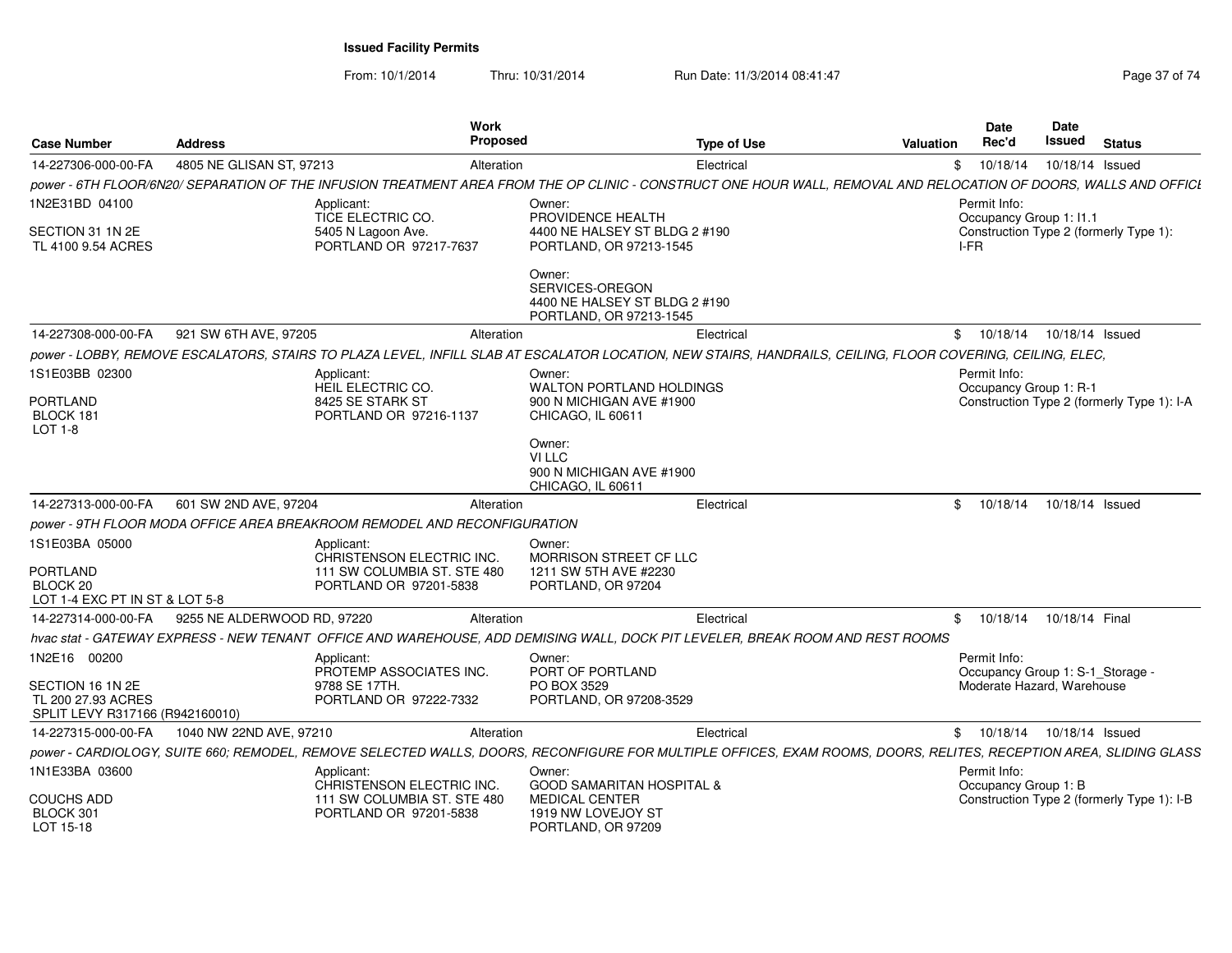# Issued Facility Permits

From: 10/1/2014 Thru: 10/31/2014 Run Date: 11/3/2014 08:41:47

| Case Number | Address | Work Proposed | Type of Use | Valuation | Date Rec'd | Date Issued | Status |
|---|---|---|---|---|---|---|---|
| 14-227306-000-00-FA | 4805 NE GLISAN ST, 97213 | Alteration | Electrical | $ | 10/18/14 | 10/18/14 | Issued |

*power - 6TH FLOOR/6N20/ SEPARATION OF THE INFUSION TREATMENT AREA FROM THE OP CLINIC - CONSTRUCT ONE HOUR WALL, REMOVAL AND RELOCATION OF DOORS, WALLS AND OFFICE*

1N2E31BD 04100
SECTION 31 1N 2E
TL 4100 9.54 ACRES

Applicant:
TICE ELECTRIC CO.
5405 N Lagoon Ave.
PORTLAND OR 97217-7637

Owner:
PROVIDENCE HEALTH
4400 NE HALSEY ST BLDG 2 #190
PORTLAND, OR 97213-1545

Owner:
SERVICES-OREGON
4400 NE HALSEY ST BLDG 2 #190
PORTLAND, OR 97213-1545

Permit Info:
Occupancy Group 1: I1.1
Construction Type 2 (formerly Type 1): I-FR

| Case Number | Address | Work Proposed | Type of Use | Valuation | Date Rec'd | Date Issued | Status |
|---|---|---|---|---|---|---|---|
| 14-227308-000-00-FA | 921 SW 6TH AVE, 97205 | Alteration | Electrical | $ | 10/18/14 | 10/18/14 | Issued |

*power - LOBBY, REMOVE ESCALATORS, STAIRS TO PLAZA LEVEL, INFILL SLAB AT ESCALATOR LOCATION, NEW STAIRS, HANDRAILS, CEILING, FLOOR COVERING, CEILING, ELEC,*

1S1E03BB 02300
PORTLAND
BLOCK 181
LOT 1-8

Applicant:
HEIL ELECTRIC CO.
8425 SE STARK ST
PORTLAND OR 97216-1137

Owner:
WALTON PORTLAND HOLDINGS
900 N MICHIGAN AVE #1900
CHICAGO, IL 60611

Owner:
VI LLC
900 N MICHIGAN AVE #1900
CHICAGO, IL 60611

Permit Info:
Occupancy Group 1: R-1
Construction Type 2 (formerly Type 1): I-A

| Case Number | Address | Work Proposed | Type of Use | Valuation | Date Rec'd | Date Issued | Status |
|---|---|---|---|---|---|---|---|
| 14-227313-000-00-FA | 601 SW 2ND AVE, 97204 | Alteration | Electrical | $ | 10/18/14 | 10/18/14 | Issued |

*power - 9TH FLOOR MODA OFFICE AREA BREAKROOM REMODEL AND RECONFIGURATION*

1S1E03BA 05000
PORTLAND
BLOCK 20
LOT 1-4 EXC PT IN ST & LOT 5-8

Applicant:
CHRISTENSON ELECTRIC INC.
111 SW COLUMBIA ST. STE 480
PORTLAND OR 97201-5838

Owner:
MORRISON STREET CF LLC
1211 SW 5TH AVE #2230
PORTLAND, OR 97204

| Case Number | Address | Work Proposed | Type of Use | Valuation | Date Rec'd | Date Issued | Status |
|---|---|---|---|---|---|---|---|
| 14-227314-000-00-FA | 9255 NE ALDERWOOD RD, 97220 | Alteration | Electrical | $ | 10/18/14 | 10/18/14 | Final |

*hvac stat - GATEWAY EXPRESS - NEW TENANT OFFICE AND WAREHOUSE, ADD DEMISING WALL, DOCK PIT LEVELER, BREAK ROOM AND REST ROOMS*

1N2E16 00200
SECTION 16 1N 2E
TL 200 27.93 ACRES
SPLIT LEVY R317166 (R942160010)

Applicant:
PROTEMP ASSOCIATES INC.
9788 SE 17TH.
PORTLAND OR 97222-7332

Owner:
PORT OF PORTLAND
PO BOX 3529
PORTLAND, OR 97208-3529

Permit Info:
Occupancy Group 1: S-1_Storage - Moderate Hazard, Warehouse

| Case Number | Address | Work Proposed | Type of Use | Valuation | Date Rec'd | Date Issued | Status |
|---|---|---|---|---|---|---|---|
| 14-227315-000-00-FA | 1040 NW 22ND AVE, 97210 | Alteration | Electrical | $ | 10/18/14 | 10/18/14 | Issued |

*power - CARDIOLOGY, SUITE 660; REMODEL, REMOVE SELECTED WALLS, DOORS, RECONFIGURE FOR MULTIPLE OFFICES, EXAM ROOMS, DOORS, RELITES, RECEPTION AREA, SLIDING GLASS*

1N1E33BA 03600
COUCHS ADD
BLOCK 301
LOT 15-18

Applicant:
CHRISTENSON ELECTRIC INC.
111 SW COLUMBIA ST. STE 480
PORTLAND OR 97201-5838

Owner:
GOOD SAMARITAN HOSPITAL &
MEDICAL CENTER
1919 NW LOVEJOY ST
PORTLAND, OR 97209

Permit Info:
Occupancy Group 1: B
Construction Type 2 (formerly Type 1): I-B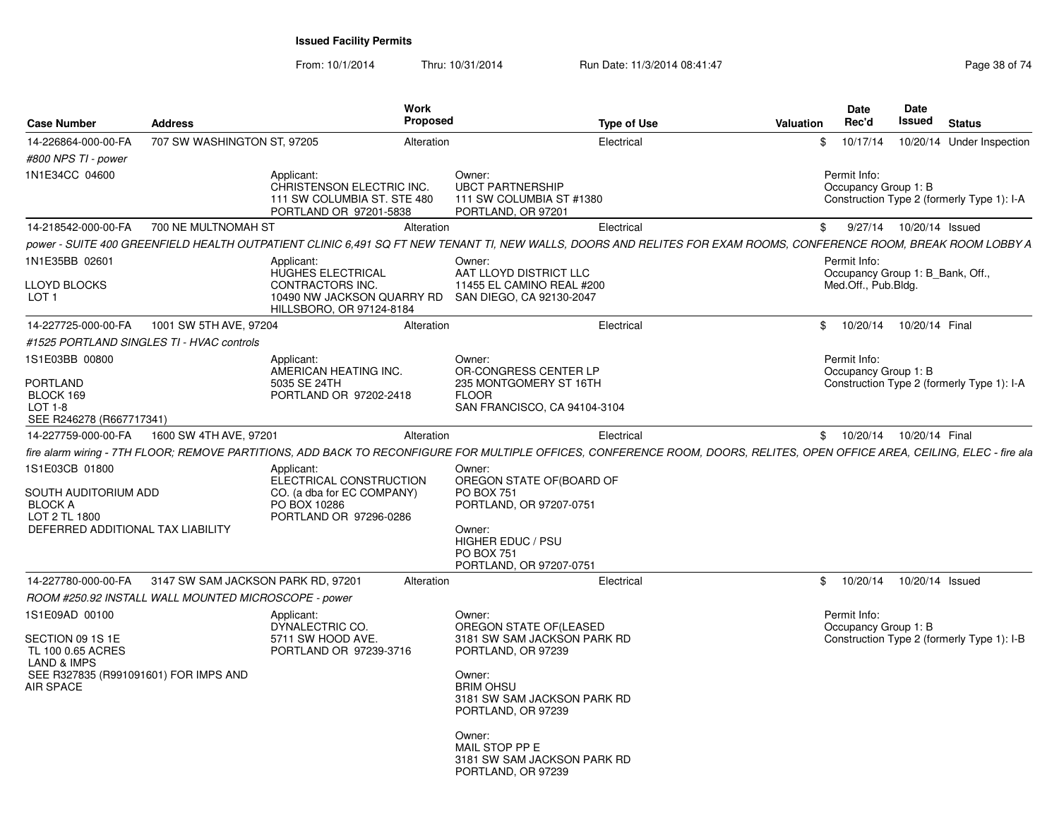**Issued Facility Permits**

From: 10/1/2014 Thru: 10/31/2014 Run Date: 11/3/2014 08:41:47

| Case Number | Address | Work Proposed | Type of Use | Valuation | Date Rec'd | Date Issued | Status |
|---|---|---|---|---|---|---|---|
| 14-226864-000-00-FA | 707 SW WASHINGTON ST, 97205 | Alteration | Electrical | $ | 10/17/14 | 10/20/14 | Under Inspection |

*#800 NPS TI - power*

1N1E34CC 04600

Applicant: CHRISTENSON ELECTRIC INC. 111 SW COLUMBIA ST. STE 480 PORTLAND OR 97201-5838

Owner: UBCT PARTNERSHIP 111 SW COLUMBIA ST #1380 PORTLAND, OR 97201

Permit Info: Occupancy Group 1: B Construction Type 2 (formerly Type 1): I-A

---

| Case Number | Address | Work Proposed | Type of Use | Valuation | Date Rec'd | Date Issued | Status |
|---|---|---|---|---|---|---|---|
| 14-218542-000-00-FA | 700 NE MULTNOMAH ST | Alteration | Electrical | $ | 9/27/14 | 10/20/14 | Issued |

*power - SUITE 400 GREENFIELD HEALTH OUTPATIENT CLINIC 6,491 SQ FT NEW TENANT TI, NEW WALLS, DOORS AND RELITES FOR EXAM ROOMS, CONFERENCE ROOM, BREAK ROOM LOBBY A*

1N1E35BB 02601

LLOYD BLOCKS
LOT 1

Applicant: HUGHES ELECTRICAL CONTRACTORS INC. 10490 NW JACKSON QUARRY RD HILLSBORO, OR 97124-8184

Owner: AAT LLOYD DISTRICT LLC 11455 EL CAMINO REAL #200 SAN DIEGO, CA 92130-2047

Permit Info: Occupancy Group 1: B_Bank, Off., Med.Off., Pub.Bldg.

---

| Case Number | Address | Work Proposed | Type of Use | Valuation | Date Rec'd | Date Issued | Status |
|---|---|---|---|---|---|---|---|
| 14-227725-000-00-FA | 1001 SW 5TH AVE, 97204 | Alteration | Electrical | $ | 10/20/14 | 10/20/14 | Final |

*#1525 PORTLAND SINGLES TI - HVAC controls*

1S1E03BB 00800

PORTLAND
BLOCK 169
LOT 1-8
SEE R246278 (R667717341)

Applicant: AMERICAN HEATING INC. 5035 SE 24TH PORTLAND OR 97202-2418

Owner: OR-CONGRESS CENTER LP 235 MONTGOMERY ST 16TH FLOOR SAN FRANCISCO, CA 94104-3104

Permit Info: Occupancy Group 1: B Construction Type 2 (formerly Type 1): I-A

---

| Case Number | Address | Work Proposed | Type of Use | Valuation | Date Rec'd | Date Issued | Status |
|---|---|---|---|---|---|---|---|
| 14-227759-000-00-FA | 1600 SW 4TH AVE, 97201 | Alteration | Electrical | $ | 10/20/14 | 10/20/14 | Final |

*fire alarm wiring - 7TH FLOOR; REMOVE PARTITIONS, ADD BACK TO RECONFIGURE FOR MULTIPLE OFFICES, CONFERENCE ROOM, DOORS, RELITES, OPEN OFFICE AREA, CEILING, ELEC - fire ala*

1S1E03CB 01800

SOUTH AUDITORIUM ADD
BLOCK A
LOT 2 TL 1800
DEFERRED ADDITIONAL TAX LIABILITY

Applicant: ELECTRICAL CONSTRUCTION CO. (a dba for EC COMPANY) PO BOX 10286 PORTLAND OR 97296-0286

Owner: OREGON STATE OF(BOARD OF PO BOX 751 PORTLAND, OR 97207-0751

Owner: HIGHER EDUC / PSU PO BOX 751 PORTLAND, OR 97207-0751

---

| Case Number | Address | Work Proposed | Type of Use | Valuation | Date Rec'd | Date Issued | Status |
|---|---|---|---|---|---|---|---|
| 14-227780-000-00-FA | 3147 SW SAM JACKSON PARK RD, 97201 | Alteration | Electrical | $ | 10/20/14 | 10/20/14 | Issued |

*ROOM #250.92 INSTALL WALL MOUNTED MICROSCOPE - power*

1S1E09AD 00100

SECTION 09 1S 1E
TL 100 0.65 ACRES
LAND & IMPS
SEE R327835 (R991091601) FOR IMPS AND AIR SPACE

Applicant: DYNALECTRIC CO. 5711 SW HOOD AVE. PORTLAND OR 97239-3716

Owner: OREGON STATE OF(LEASED 3181 SW SAM JACKSON PARK RD PORTLAND, OR 97239

Owner: BRIM OHSU 3181 SW SAM JACKSON PARK RD PORTLAND, OR 97239

Owner: MAIL STOP PP E 3181 SW SAM JACKSON PARK RD PORTLAND, OR 97239

Permit Info: Occupancy Group 1: B Construction Type 2 (formerly Type 1): I-B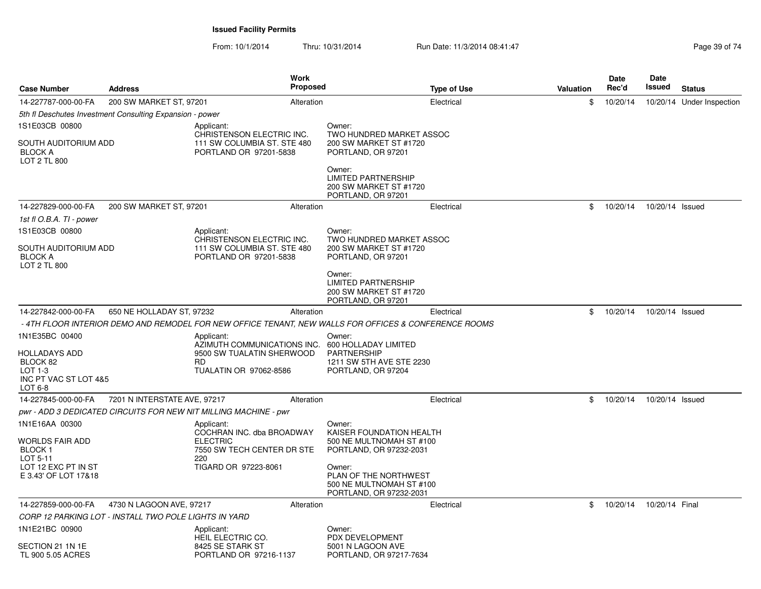**Issued Facility Permits**

From: 10/1/2014 Thru: 10/31/2014 Run Date: 11/3/2014 08:41:47

| Case Number | Address | Work Proposed | Type of Use | Valuation | Date Rec'd | Date Issued | Status |
|---|---|---|---|---|---|---|---|
| 14-227787-000-00-FA | 200 SW MARKET ST, 97201 | Alteration | Electrical | $ | 10/20/14 | 10/20/14 | Under Inspection |

*5th fl Deschutes Investment Consulting Expansion - power*

1S1E03CB 00800

SOUTH AUDITORIUM ADD
BLOCK A
LOT 2 TL 800

Applicant:
CHRISTENSON ELECTRIC INC.
111 SW COLUMBIA ST. STE 480
PORTLAND OR 97201-5838

Owner:
TWO HUNDRED MARKET ASSOC
200 SW MARKET ST #1720
PORTLAND, OR 97201

Owner:
LIMITED PARTNERSHIP
200 SW MARKET ST #1720
PORTLAND, OR 97201

| Case Number | Address | Work Proposed | Type of Use | Valuation | Date Rec'd | Date Issued | Status |
|---|---|---|---|---|---|---|---|
| 14-227829-000-00-FA | 200 SW MARKET ST, 97201 | Alteration | Electrical | $ | 10/20/14 | 10/20/14 | Issued |

*1st fl O.B.A. TI - power*

1S1E03CB 00800

SOUTH AUDITORIUM ADD
BLOCK A
LOT 2 TL 800

Applicant:
CHRISTENSON ELECTRIC INC.
111 SW COLUMBIA ST. STE 480
PORTLAND OR 97201-5838

Owner:
TWO HUNDRED MARKET ASSOC
200 SW MARKET ST #1720
PORTLAND, OR 97201

Owner:
LIMITED PARTNERSHIP
200 SW MARKET ST #1720
PORTLAND, OR 97201

| Case Number | Address | Work Proposed | Type of Use | Valuation | Date Rec'd | Date Issued | Status |
|---|---|---|---|---|---|---|---|
| 14-227842-000-00-FA | 650 NE HOLLADAY ST, 97232 | Alteration | Electrical | $ | 10/20/14 | 10/20/14 | Issued |

*- 4TH FLOOR INTERIOR DEMO AND REMODEL FOR NEW OFFICE TENANT, NEW WALLS FOR OFFICES & CONFERENCE ROOMS*

1N1E35BC 00400

HOLLADAYS ADD
BLOCK 82
LOT 1-3
INC PT VAC ST LOT 4&5
LOT 6-8

Applicant:
AZIMUTH COMMUNICATIONS INC.
9500 SW TUALATIN SHERWOOD RD
TUALATIN OR 97062-8586

Owner:
600 HOLLADAY LIMITED PARTNERSHIP
1211 SW 5TH AVE STE 2230
PORTLAND, OR 97204

| Case Number | Address | Work Proposed | Type of Use | Valuation | Date Rec'd | Date Issued | Status |
|---|---|---|---|---|---|---|---|
| 14-227845-000-00-FA | 7201 N INTERSTATE AVE, 97217 | Alteration | Electrical | $ | 10/20/14 | 10/20/14 | Issued |

*pwr - ADD 3 DEDICATED CIRCUITS FOR NEW NIT MILLING MACHINE - pwr*

1N1E16AA 00300

WORLDS FAIR ADD
BLOCK 1
LOT 5-11
LOT 12 EXC PT IN ST
E 3.43' OF LOT 17&18

Applicant:
COCHRAN INC. dba BROADWAY ELECTRIC
7550 SW TECH CENTER DR STE 220
TIGARD OR 97223-8061

Owner:
KAISER FOUNDATION HEALTH
500 NE MULTNOMAH ST #100
PORTLAND, OR 97232-2031

Owner:
PLAN OF THE NORTHWEST
500 NE MULTNOMAH ST #100
PORTLAND, OR 97232-2031

| Case Number | Address | Work Proposed | Type of Use | Valuation | Date Rec'd | Date Issued | Status |
|---|---|---|---|---|---|---|---|
| 14-227859-000-00-FA | 4730 N LAGOON AVE, 97217 | Alteration | Electrical | $ | 10/20/14 | 10/20/14 | Final |

*CORP 12 PARKING LOT - INSTALL TWO POLE LIGHTS IN YARD*

1N1E21BC 00900

SECTION 21 1N 1E
TL 900 5.05 ACRES

Applicant:
HEIL ELECTRIC CO.
8425 SE STARK ST
PORTLAND OR 97216-1137

Owner:
PDX DEVELOPMENT
5001 N LAGOON AVE
PORTLAND, OR 97217-7634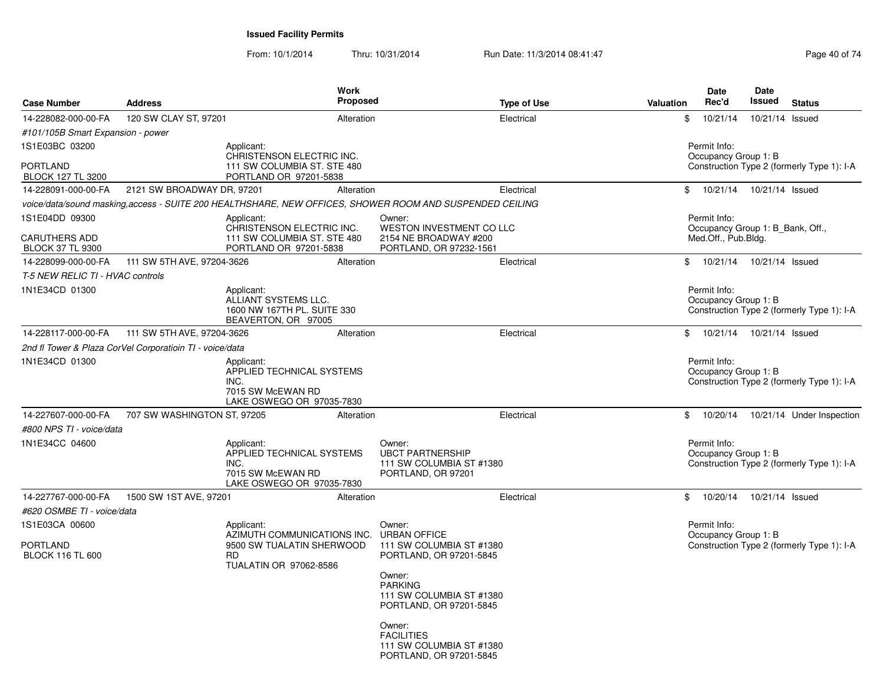**Issued Facility Permits**

From: 10/1/2014 Thru: 10/31/2014 Run Date: 11/3/2014 08:41:47

| Case Number | Address | Work Proposed | Type of Use | Valuation | Date Rec'd | Date Issued | Status |
|---|---|---|---|---|---|---|---|
| 14-228082-000-00-FA | 120 SW CLAY ST, 97201 | Alteration | Electrical | $ | 10/21/14 | 10/21/14 | Issued |

*#101/105B Smart Expansion - power*

1S1E03BC 03200

PORTLAND
BLOCK 127 TL 3200

Applicant:
CHRISTENSON ELECTRIC INC.
111 SW COLUMBIA ST. STE 480
PORTLAND OR 97201-5838

Permit Info:
Occupancy Group 1: B
Construction Type 2 (formerly Type 1): I-A

| Case Number | Address | Work Proposed | Type of Use | Valuation | Date Rec'd | Date Issued | Status |
|---|---|---|---|---|---|---|---|
| 14-228091-000-00-FA | 2121 SW BROADWAY DR, 97201 | Alteration | Electrical | $ | 10/21/14 | 10/21/14 | Issued |

*voice/data/sound masking,access - SUITE 200 HEALTHSHARE, NEW OFFICES, SHOWER ROOM AND SUSPENDED CEILING*

1S1E04DD 09300

CARUTHERS ADD
BLOCK 37 TL 9300

Applicant:
CHRISTENSON ELECTRIC INC.
111 SW COLUMBIA ST. STE 480
PORTLAND OR 97201-5838

Owner:
WESTON INVESTMENT CO LLC
2154 NE BROADWAY #200
PORTLAND, OR 97232-1561

Permit Info:
Occupancy Group 1: B_Bank, Off., Med.Off., Pub.Bldg.

| Case Number | Address | Work Proposed | Type of Use | Valuation | Date Rec'd | Date Issued | Status |
|---|---|---|---|---|---|---|---|
| 14-228099-000-00-FA | 111 SW 5TH AVE, 97204-3626 | Alteration | Electrical | $ | 10/21/14 | 10/21/14 | Issued |

*T-5 NEW RELIC TI - HVAC controls*

1N1E34CD 01300

Applicant:
ALLIANT SYSTEMS LLC.
1600 NW 167TH PL. SUITE 330
BEAVERTON, OR 97005

Permit Info:
Occupancy Group 1: B
Construction Type 2 (formerly Type 1): I-A

| Case Number | Address | Work Proposed | Type of Use | Valuation | Date Rec'd | Date Issued | Status |
|---|---|---|---|---|---|---|---|
| 14-228117-000-00-FA | 111 SW 5TH AVE, 97204-3626 | Alteration | Electrical | $ | 10/21/14 | 10/21/14 | Issued |

*2nd fl Tower & Plaza CorVel Corporatioin TI - voice/data*

1N1E34CD 01300

Applicant:
APPLIED TECHNICAL SYSTEMS INC.
7015 SW McEWAN RD
LAKE OSWEGO OR 97035-7830

Permit Info:
Occupancy Group 1: B
Construction Type 2 (formerly Type 1): I-A

| Case Number | Address | Work Proposed | Type of Use | Valuation | Date Rec'd | Date Issued | Status |
|---|---|---|---|---|---|---|---|
| 14-227607-000-00-FA | 707 SW WASHINGTON ST, 97205 | Alteration | Electrical | $ | 10/20/14 | 10/21/14 | Under Inspection |

*#800 NPS TI - voice/data*

1N1E34CC 04600

Applicant:
APPLIED TECHNICAL SYSTEMS INC.
7015 SW McEWAN RD
LAKE OSWEGO OR 97035-7830

Owner:
UBCT PARTNERSHIP
111 SW COLUMBIA ST #1380
PORTLAND, OR 97201

Permit Info:
Occupancy Group 1: B
Construction Type 2 (formerly Type 1): I-A

| Case Number | Address | Work Proposed | Type of Use | Valuation | Date Rec'd | Date Issued | Status |
|---|---|---|---|---|---|---|---|
| 14-227767-000-00-FA | 1500 SW 1ST AVE, 97201 | Alteration | Electrical | $ | 10/20/14 | 10/21/14 | Issued |

*#620 OSMBE TI - voice/data*

1S1E03CA 00600

PORTLAND
BLOCK 116 TL 600

Applicant:
AZIMUTH COMMUNICATIONS INC.
9500 SW TUALATIN SHERWOOD RD
TUALATIN OR 97062-8586

Owner:
URBAN OFFICE
111 SW COLUMBIA ST #1380
PORTLAND, OR 97201-5845

Owner:
PARKING
111 SW COLUMBIA ST #1380
PORTLAND, OR 97201-5845

Owner:
FACILITIES
111 SW COLUMBIA ST #1380
PORTLAND, OR 97201-5845

Permit Info:
Occupancy Group 1: B
Construction Type 2 (formerly Type 1): I-A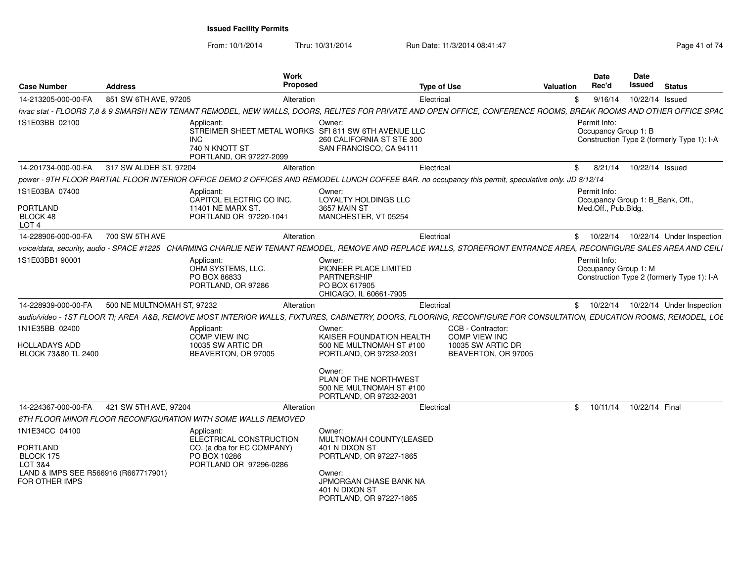**Issued Facility Permits**

From: 10/1/2014 Thru: 10/31/2014 Run Date: 11/3/2014 08:41:47

| Case Number | Address | Work Proposed | Type of Use | Valuation | Date Rec'd | Date Issued | Status |
|---|---|---|---|---|---|---|---|
| 14-213205-000-00-FA | 851 SW 6TH AVE, 97205 | Alteration | Electrical | $ | 9/16/14 | 10/22/14 | Issued |

*hvac stat - FLOORS 7,8 & 9 SMARSH NEW TENANT REMODEL, NEW WALLS, DOORS, RELITES FOR PRIVATE AND OPEN OFFICE, CONFERENCE ROOMS, BREAK ROOMS AND OTHER OFFICE SPAC*

1S1E03BB 02100

Applicant: STREIMER SHEET METAL WORKS INC, 740 N KNOTT ST, PORTLAND, OR 97227-2099

Owner: SFI 811 SW 6TH AVENUE LLC, 260 CALIFORNIA ST STE 300, SAN FRANCISCO, CA 94111

Permit Info: Occupancy Group 1: B; Construction Type 2 (formerly Type 1): I-A

| Case Number | Address | Work Proposed | Type of Use | Valuation | Date Rec'd | Date Issued | Status |
|---|---|---|---|---|---|---|---|
| 14-201734-000-00-FA | 317 SW ALDER ST, 97204 | Alteration | Electrical | $ | 8/21/14 | 10/22/14 | Issued |

*power - 9TH FLOOR PARTIAL FLOOR INTERIOR OFFICE DEMO 2 OFFICES AND REMODEL LUNCH COFFEE BAR. no occupancy this permit, speculative only. JD 8/12/14*

1S1E03BA 07400

PORTLAND
BLOCK 48
LOT 4

Applicant: CAPITOL ELECTRIC CO INC., 11401 NE MARX ST., PORTLAND OR 97220-1041

Owner: LOYALTY HOLDINGS LLC, 3657 MAIN ST, MANCHESTER, VT 05254

Permit Info: Occupancy Group 1: B_Bank, Off., Med.Off., Pub.Bldg.

| Case Number | Address | Work Proposed | Type of Use | Valuation | Date Rec'd | Date Issued | Status |
|---|---|---|---|---|---|---|---|
| 14-228906-000-00-FA | 700 SW 5TH AVE | Alteration | Electrical | $ | 10/22/14 | 10/22/14 | Under Inspection |

*voice/data, security, audio - SPACE #1225 CHARMING CHARLIE NEW TENANT REMODEL, REMOVE AND REPLACE WALLS, STOREFRONT ENTRANCE AREA, RECONFIGURE SALES AREA AND CEILI*

1S1E03BB1 90001

Applicant: OHM SYSTEMS, LLC., PO BOX 86833, PORTLAND, OR 97286

Owner: PIONEER PLACE LIMITED PARTNERSHIP, PO BOX 617905, CHICAGO, IL 60661-7905

Permit Info: Occupancy Group 1: M; Construction Type 2 (formerly Type 1): I-A

| Case Number | Address | Work Proposed | Type of Use | Valuation | Date Rec'd | Date Issued | Status |
|---|---|---|---|---|---|---|---|
| 14-228939-000-00-FA | 500 NE MULTNOMAH ST, 97232 | Alteration | Electrical | $ | 10/22/14 | 10/22/14 | Under Inspection |

*audio/video - 1ST FLOOR TI; AREA A&B, REMOVE MOST INTERIOR WALLS, FIXTURES, CABINETRY, DOORS, FLOORING, RECONFIGURE FOR CONSULTATION, EDUCATION ROOMS, REMODEL, LOE*

1N1E35BB 02400

HOLLADAYS ADD
BLOCK 73&80 TL 2400

Applicant: COMP VIEW INC, 10035 SW ARTIC DR, BEAVERTON, OR 97005

Owner: KAISER FOUNDATION HEALTH, 500 NE MULTNOMAH ST #100, PORTLAND, OR 97232-2031

Owner: PLAN OF THE NORTHWEST, 500 NE MULTNOMAH ST #100, PORTLAND, OR 97232-2031

CCB - Contractor: COMP VIEW INC, 10035 SW ARTIC DR, BEAVERTON, OR 97005

| Case Number | Address | Work Proposed | Type of Use | Valuation | Date Rec'd | Date Issued | Status |
|---|---|---|---|---|---|---|---|
| 14-224367-000-00-FA | 421 SW 5TH AVE, 97204 | Alteration | Electrical | $ | 10/11/14 | 10/22/14 | Final |

*6TH FLOOR MINOR FLOOR RECONFIGURATION WITH SOME WALLS REMOVED*

1N1E34CC 04100

PORTLAND
BLOCK 175
LOT 3&4
LAND & IMPS SEE R566916 (R667717901) FOR OTHER IMPS

Applicant: ELECTRICAL CONSTRUCTION CO. (a dba for EC COMPANY), PO BOX 10286, PORTLAND OR 97296-0286

Owner: MULTNOMAH COUNTY(LEASED, 401 N DIXON ST, PORTLAND, OR 97227-1865

Owner: JPMORGAN CHASE BANK NA, 401 N DIXON ST, PORTLAND, OR 97227-1865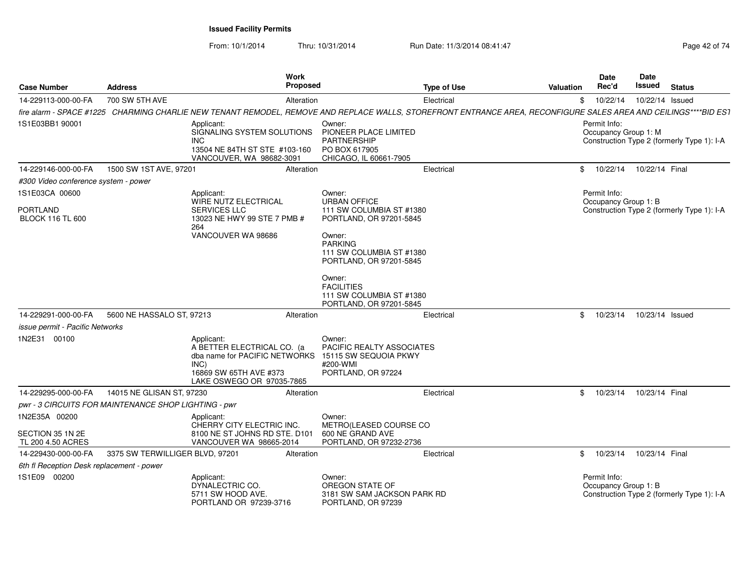**Issued Facility Permits**

From: 10/1/2014 Thru: 10/31/2014 Run Date: 11/3/2014 08:41:47

| Case Number | Address | Work Proposed | Type of Use | Valuation | Date Rec'd | Date Issued | Status |
|---|---|---|---|---|---|---|---|
| 14-229113-000-00-FA | 700 SW 5TH AVE | Alteration | Electrical | $ | 10/22/14 | 10/22/14 | Issued |

*fire alarm - SPACE #1225 CHARMING CHARLIE NEW TENANT REMODEL, REMOVE AND REPLACE WALLS, STOREFRONT ENTRANCE AREA, RECONFIGURE SALES AREA AND CEILINGS****BID EST*

1S1E03BB1 90001

Applicant: SIGNALING SYSTEM SOLUTIONS INC, 13504 NE 84TH ST STE #103-160, VANCOUVER, WA 98682-3091

Owner: PIONEER PLACE LIMITED PARTNERSHIP, PO BOX 617905, CHICAGO, IL 60661-7905

Permit Info: Occupancy Group 1: M; Construction Type 2 (formerly Type 1): I-A

| Case Number | Address | Work Proposed | Type of Use | Valuation | Date Rec'd | Date Issued | Status |
|---|---|---|---|---|---|---|---|
| 14-229146-000-00-FA | 1500 SW 1ST AVE, 97201 | Alteration | Electrical | $ | 10/22/14 | 10/22/14 | Final |

*#300 Video conference system - power*

1S1E03CA 00600
PORTLAND
BLOCK 116 TL 600

Applicant: WIRE NUTZ ELECTRICAL SERVICES LLC, 13023 NE HWY 99 STE 7 PMB # 264, VANCOUVER WA 98686

Owner: URBAN OFFICE, 111 SW COLUMBIA ST #1380, PORTLAND, OR 97201-5845

Owner: PARKING, 111 SW COLUMBIA ST #1380, PORTLAND, OR 97201-5845

Owner: FACILITIES, 111 SW COLUMBIA ST #1380, PORTLAND, OR 97201-5845

Permit Info: Occupancy Group 1: B; Construction Type 2 (formerly Type 1): I-A

| Case Number | Address | Work Proposed | Type of Use | Valuation | Date Rec'd | Date Issued | Status |
|---|---|---|---|---|---|---|---|
| 14-229291-000-00-FA | 5600 NE HASSALO ST, 97213 | Alteration | Electrical | $ | 10/23/14 | 10/23/14 | Issued |

*issue permit - Pacific Networks*

1N2E31 00100

Applicant: A BETTER ELECTRICAL CO. (a dba name for PACIFIC NETWORKS INC), 16869 SW 65TH AVE #373, LAKE OSWEGO OR 97035-7865

Owner: PACIFIC REALTY ASSOCIATES, 15115 SW SEQUOIA PKWY #200-WMI, PORTLAND, OR 97224

| Case Number | Address | Work Proposed | Type of Use | Valuation | Date Rec'd | Date Issued | Status |
|---|---|---|---|---|---|---|---|
| 14-229295-000-00-FA | 14015 NE GLISAN ST, 97230 | Alteration | Electrical | $ | 10/23/14 | 10/23/14 | Final |

*pwr - 3 CIRCUITS FOR MAINTENANCE SHOP LIGHTING - pwr*

1N2E35A 00200
SECTION 35 1N 2E
TL 200 4.50 ACRES

Applicant: CHERRY CITY ELECTRIC INC., 8100 NE ST JOHNS RD STE. D101, VANCOUVER WA 98665-2014

Owner: METRO(LEASED COURSE CO, 600 NE GRAND AVE, PORTLAND, OR 97232-2736

| Case Number | Address | Work Proposed | Type of Use | Valuation | Date Rec'd | Date Issued | Status |
|---|---|---|---|---|---|---|---|
| 14-229430-000-00-FA | 3375 SW TERWILLIGER BLVD, 97201 | Alteration | Electrical | $ | 10/23/14 | 10/23/14 | Final |

*6th fl Reception Desk replacement - power*

1S1E09 00200

Applicant: DYNALECTRIC CO., 5711 SW HOOD AVE., PORTLAND OR 97239-3716

Owner: OREGON STATE OF, 3181 SW SAM JACKSON PARK RD, PORTLAND, OR 97239

Permit Info: Occupancy Group 1: B; Construction Type 2 (formerly Type 1): I-A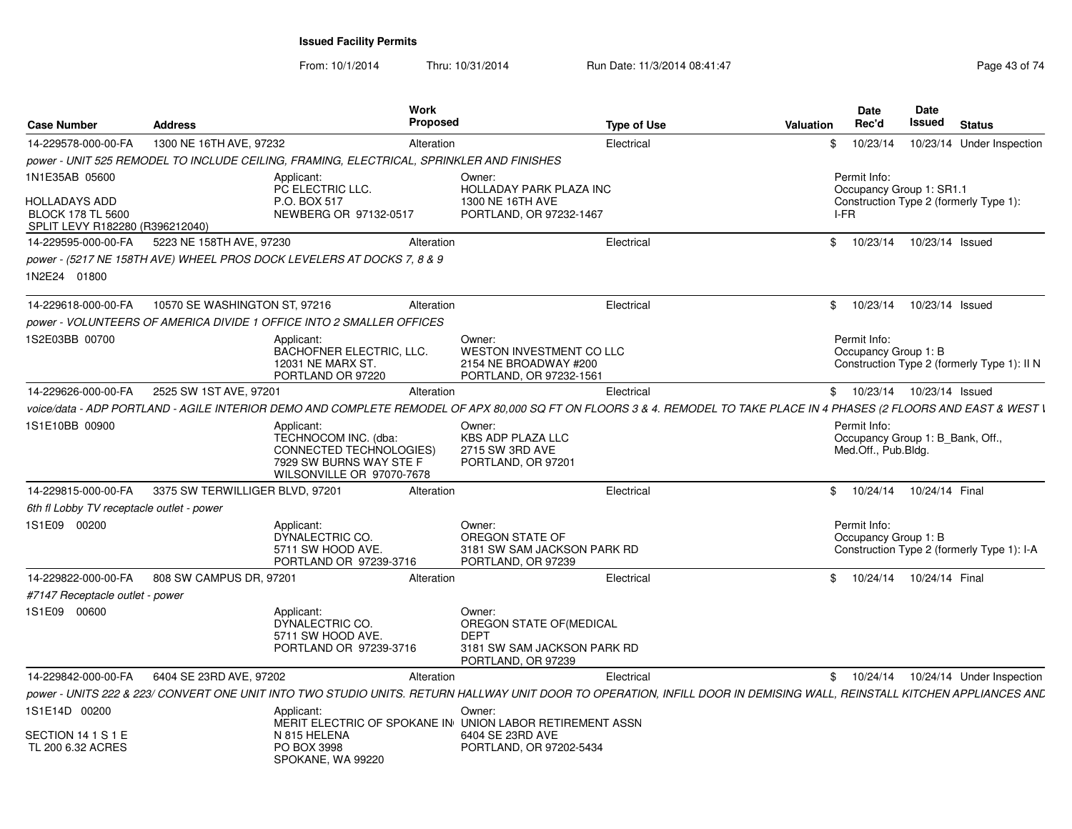**Issued Facility Permits**

From: 10/1/2014 Thru: 10/31/2014 Run Date: 11/3/2014 08:41:47

| Case Number | Address | Work Proposed | Type of Use | Valuation | Date Rec'd | Date Issued | Status |
|---|---|---|---|---|---|---|---|
| 14-229578-000-00-FA | 1300 NE 16TH AVE, 97232 | Alteration | Electrical | $ | 10/23/14 | 10/23/14 | Under Inspection |

*power - UNIT 525 REMODEL TO INCLUDE CEILING, FRAMING, ELECTRICAL, SPRINKLER AND FINISHES*

1N1E35AB 05600
HOLLADAYS ADD
BLOCK 178 TL 5600
SPLIT LEVY R182280 (R396212040)

Applicant: PC ELECTRIC LLC. P.O. BOX 517 NEWBERG OR 97132-0517

Owner: HOLLADAY PARK PLAZA INC 1300 NE 16TH AVE PORTLAND, OR 97232-1467

Permit Info: Occupancy Group 1: SR1.1; Construction Type 2 (formerly Type 1): I-FR

| Case Number | Address | Work Proposed | Type of Use | Valuation | Date Rec'd | Date Issued | Status |
|---|---|---|---|---|---|---|---|
| 14-229595-000-00-FA | 5223 NE 158TH AVE, 97230 | Alteration | Electrical | $ | 10/23/14 | 10/23/14 | Issued |

*power - (5217 NE 158TH AVE) WHEEL PROS DOCK LEVELERS AT DOCKS 7, 8 & 9*

1N2E24 01800

| Case Number | Address | Work Proposed | Type of Use | Valuation | Date Rec'd | Date Issued | Status |
|---|---|---|---|---|---|---|---|
| 14-229618-000-00-FA | 10570 SE WASHINGTON ST, 97216 | Alteration | Electrical | $ | 10/23/14 | 10/23/14 | Issued |

*power - VOLUNTEERS OF AMERICA DIVIDE 1 OFFICE INTO 2 SMALLER OFFICES*

1S2E03BB 00700

Applicant: BACHOFNER ELECTRIC, LLC. 12031 NE MARX ST. PORTLAND OR 97220

Owner: WESTON INVESTMENT CO LLC 2154 NE BROADWAY #200 PORTLAND, OR 97232-1561

Permit Info: Occupancy Group 1: B; Construction Type 2 (formerly Type 1): II N

| Case Number | Address | Work Proposed | Type of Use | Valuation | Date Rec'd | Date Issued | Status |
|---|---|---|---|---|---|---|---|
| 14-229626-000-00-FA | 2525 SW 1ST AVE, 97201 | Alteration | Electrical | $ | 10/23/14 | 10/23/14 | Issued |

*voice/data - ADP PORTLAND - AGILE INTERIOR DEMO AND COMPLETE REMODEL OF APX 80,000 SQ FT ON FLOORS 3 & 4. REMODEL TO TAKE PLACE IN 4 PHASES (2 FLOORS AND EAST & WEST I*

1S1E10BB 00900

Applicant: TECHNOCOM INC. (dba: CONNECTED TECHNOLOGIES) 7929 SW BURNS WAY STE F WILSONVILLE OR 97070-7678

Owner: KBS ADP PLAZA LLC 2715 SW 3RD AVE PORTLAND, OR 97201

Permit Info: Occupancy Group 1: B_Bank, Off., Med.Off., Pub.Bldg.

| Case Number | Address | Work Proposed | Type of Use | Valuation | Date Rec'd | Date Issued | Status |
|---|---|---|---|---|---|---|---|
| 14-229815-000-00-FA | 3375 SW TERWILLIGER BLVD, 97201 | Alteration | Electrical | $ | 10/24/14 | 10/24/14 | Final |

*6th fl Lobby TV receptacle outlet - power*

1S1E09 00200

Applicant: DYNALECTRIC CO. 5711 SW HOOD AVE. PORTLAND OR 97239-3716

Owner: OREGON STATE OF 3181 SW SAM JACKSON PARK RD PORTLAND, OR 97239

Permit Info: Occupancy Group 1: B; Construction Type 2 (formerly Type 1): I-A

| Case Number | Address | Work Proposed | Type of Use | Valuation | Date Rec'd | Date Issued | Status |
|---|---|---|---|---|---|---|---|
| 14-229822-000-00-FA | 808 SW CAMPUS DR, 97201 | Alteration | Electrical | $ | 10/24/14 | 10/24/14 | Final |

*#7147 Receptacle outlet - power*

1S1E09 00600

Applicant: DYNALECTRIC CO. 5711 SW HOOD AVE. PORTLAND OR 97239-3716

Owner: OREGON STATE OF(MEDICAL DEPT 3181 SW SAM JACKSON PARK RD PORTLAND, OR 97239

| Case Number | Address | Work Proposed | Type of Use | Valuation | Date Rec'd | Date Issued | Status |
|---|---|---|---|---|---|---|---|
| 14-229842-000-00-FA | 6404 SE 23RD AVE, 97202 | Alteration | Electrical | $ | 10/24/14 | 10/24/14 | Under Inspection |

*power - UNITS 222 & 223/ CONVERT ONE UNIT INTO TWO STUDIO UNITS. RETURN HALLWAY UNIT DOOR TO OPERATION, INFILL DOOR IN DEMISING WALL, REINSTALL KITCHEN APPLIANCES AND*

1S1E14D 00200
SECTION 14 1 S 1 E
TL 200 6.32 ACRES

Applicant: MERIT ELECTRIC OF SPOKANE IN N 815 HELENA PO BOX 3998 SPOKANE, WA 99220

Owner: UNION LABOR RETIREMENT ASSN 6404 SE 23RD AVE PORTLAND, OR 97202-5434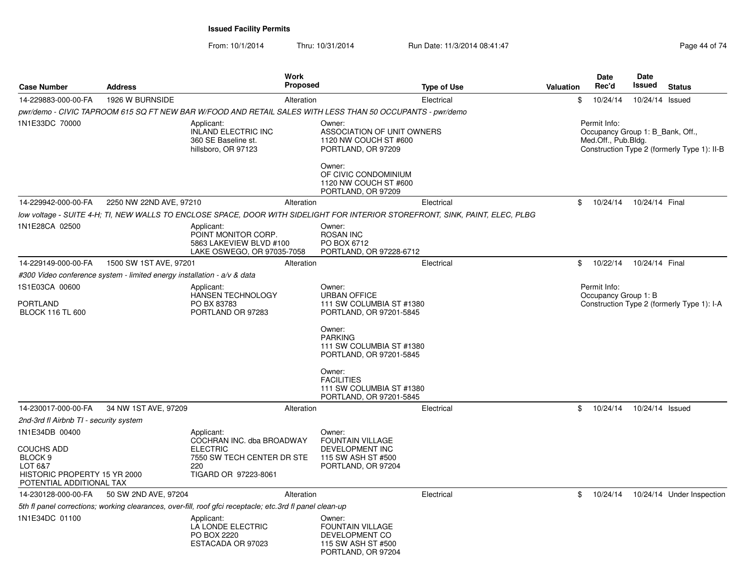**Issued Facility Permits**

From: 10/1/2014 Thru: 10/31/2014 Run Date: 11/3/2014 08:41:47

| Case Number | Address | Work Proposed | Type of Use | Valuation | Date Rec'd | Date Issued | Status |
|---|---|---|---|---|---|---|---|
| 14-229883-000-00-FA | 1926 W BURNSIDE | Alteration | Electrical | $ | 10/24/14 | 10/24/14 | Issued |

*pwr/demo - CIVIC TAPROOM 615 SQ FT NEW BAR W/FOOD AND RETAIL SALES WITH LESS THAN 50 OCCUPANTS - pwr/demo*

1N1E33DC 70000

Applicant:
INLAND ELECTRIC INC
360 SE Baseline st.
hillsboro, OR 97123

Owner:
ASSOCIATION OF UNIT OWNERS
1120 NW COUCH ST #600
PORTLAND, OR 97209

Owner:
OF CIVIC CONDOMINIUM
1120 NW COUCH ST #600
PORTLAND, OR 97209

Permit Info:
Occupancy Group 1: B_Bank, Off., Med.Off., Pub.Bldg.
Construction Type 2 (formerly Type 1): II-B

| Case Number | Address | Work Proposed | Type of Use | Valuation | Date Rec'd | Date Issued | Status |
|---|---|---|---|---|---|---|---|
| 14-229942-000-00-FA | 2250 NW 22ND AVE, 97210 | Alteration | Electrical | $ | 10/24/14 | 10/24/14 | Final |

*low voltage - SUITE 4-H; TI, NEW WALLS TO ENCLOSE SPACE, DOOR WITH SIDELIGHT FOR INTERIOR STOREFRONT, SINK, PAINT, ELEC, PLBG*

1N1E28CA 02500

Applicant:
POINT MONITOR CORP.
5863 LAKEVIEW BLVD #100
LAKE OSWEGO, OR 97035-7058

Owner:
ROSAN INC
PO BOX 6712
PORTLAND, OR 97228-6712

| Case Number | Address | Work Proposed | Type of Use | Valuation | Date Rec'd | Date Issued | Status |
|---|---|---|---|---|---|---|---|
| 14-229149-000-00-FA | 1500 SW 1ST AVE, 97201 | Alteration | Electrical | $ | 10/22/14 | 10/24/14 | Final |

*#300 Video conference system - limited energy installation - a/v & data*

1S1E03CA 00600

PORTLAND
BLOCK 116 TL 600

Applicant:
HANSEN TECHNOLOGY
PO BX 83783
PORTLAND OR 97283

Owner:
URBAN OFFICE
111 SW COLUMBIA ST #1380
PORTLAND, OR 97201-5845

Owner:
PARKING
111 SW COLUMBIA ST #1380
PORTLAND, OR 97201-5845

Owner:
FACILITIES
111 SW COLUMBIA ST #1380
PORTLAND, OR 97201-5845

Permit Info:
Occupancy Group 1: B
Construction Type 2 (formerly Type 1): I-A

| Case Number | Address | Work Proposed | Type of Use | Valuation | Date Rec'd | Date Issued | Status |
|---|---|---|---|---|---|---|---|
| 14-230017-000-00-FA | 34 NW 1ST AVE, 97209 | Alteration | Electrical | $ | 10/24/14 | 10/24/14 | Issued |

*2nd-3rd fl Airbnb TI - security system*

1N1E34DB 00400

COUCHS ADD
BLOCK 9
LOT 6&7
HISTORIC PROPERTY 15 YR 2000
POTENTIAL ADDITIONAL TAX

Applicant:
COCHRAN INC. dba BROADWAY ELECTRIC
7550 SW TECH CENTER DR STE 220
TIGARD OR 97223-8061

Owner:
FOUNTAIN VILLAGE DEVELOPMENT INC
115 SW ASH ST #500
PORTLAND, OR 97204

| Case Number | Address | Work Proposed | Type of Use | Valuation | Date Rec'd | Date Issued | Status |
|---|---|---|---|---|---|---|---|
| 14-230128-000-00-FA | 50 SW 2ND AVE, 97204 | Alteration | Electrical | $ | 10/24/14 | 10/24/14 | Under Inspection |

*5th fl panel corrections; working clearances, over-fill, roof gfci receptacle; etc.3rd fl panel clean-up*

1N1E34DC 01100

Applicant:
LA LONDE ELECTRIC
PO BOX 2220
ESTACADA OR 97023

Owner:
FOUNTAIN VILLAGE DEVELOPMENT CO
115 SW ASH ST #500
PORTLAND, OR 97204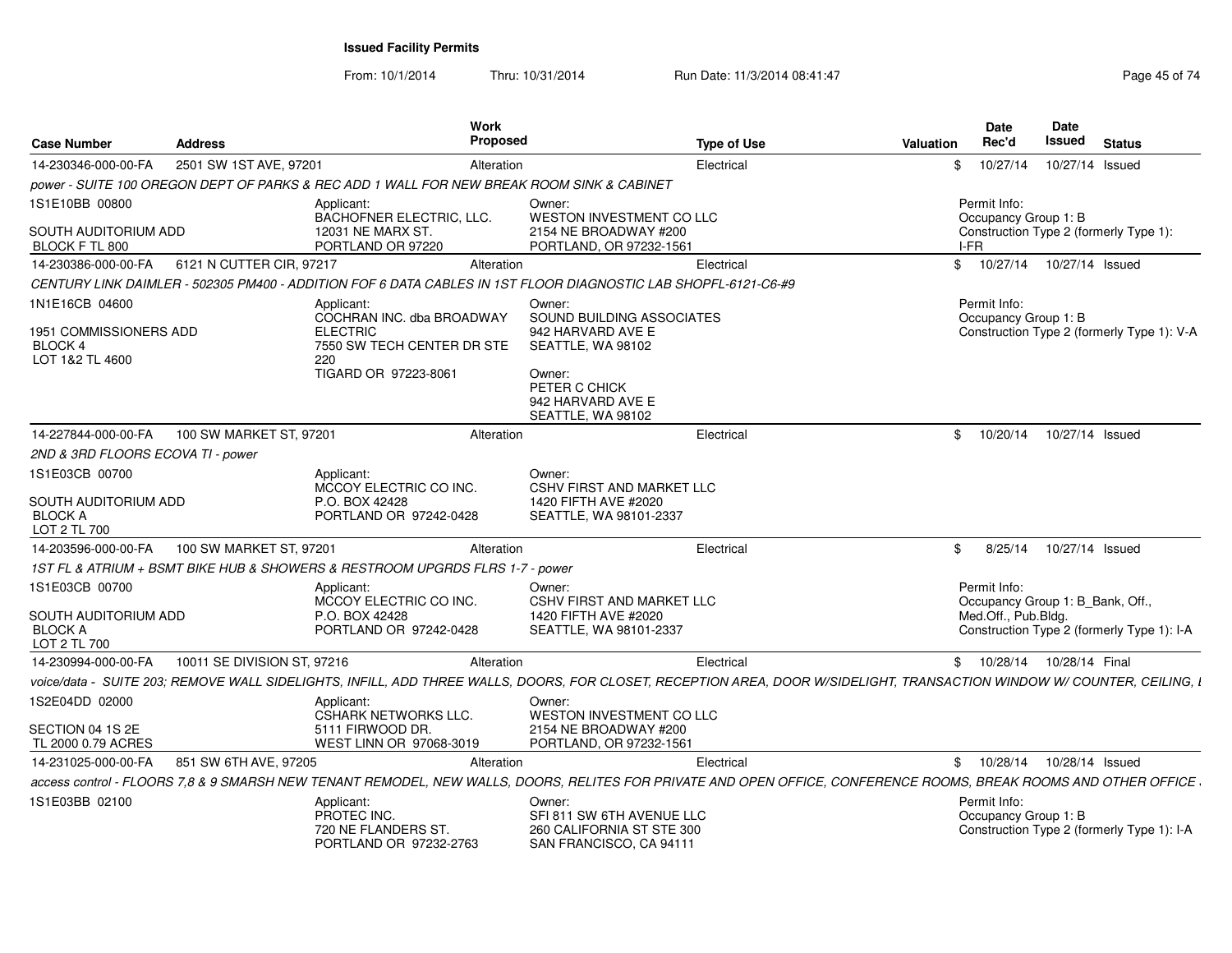# Issued Facility Permits

From: 10/1/2014 Thru: 10/31/2014 Run Date: 11/3/2014 08:41:47

| Case Number | Address | Work Proposed | Type of Use | Valuation | Date Rec'd | Date Issued | Status |
|---|---|---|---|---|---|---|---|
| 14-230346-000-00-FA | 2501 SW 1ST AVE, 97201 | Alteration | Electrical | $ | 10/27/14 | 10/27/14 | Issued |

*power - SUITE 100 OREGON DEPT OF PARKS & REC ADD 1 WALL FOR NEW BREAK ROOM SINK & CABINET*

1S1E10BB 00800
SOUTH AUDITORIUM ADD
BLOCK F TL 800

Applicant:
BACHOFNER ELECTRIC, LLC.
12031 NE MARX ST.
PORTLAND OR 97220

Owner:
WESTON INVESTMENT CO LLC
2154 NE BROADWAY #200
PORTLAND, OR 97232-1561

Permit Info:
Occupancy Group 1: B
Construction Type 2 (formerly Type 1): I-FR

| Case Number | Address | Work Proposed | Type of Use | Valuation | Date Rec'd | Date Issued | Status |
|---|---|---|---|---|---|---|---|
| 14-230386-000-00-FA | 6121 N CUTTER CIR, 97217 | Alteration | Electrical | $ | 10/27/14 | 10/27/14 | Issued |

*CENTURY LINK DAIMLER - 502305 PM400 - ADDITION FOF 6 DATA CABLES IN 1ST FLOOR DIAGNOSTIC LAB SHOPFL-6121-C6-#9*

1N1E16CB 04600
1951 COMMISSIONERS ADD
BLOCK 4
LOT 1&2 TL 4600

Applicant:
COCHRAN INC. dba BROADWAY ELECTRIC
7550 SW TECH CENTER DR STE 220
TIGARD OR 97223-8061

Owner:
SOUND BUILDING ASSOCIATES
942 HARVARD AVE E
SEATTLE, WA 98102

Owner:
PETER C CHICK
942 HARVARD AVE E
SEATTLE, WA 98102

Permit Info:
Occupancy Group 1: B
Construction Type 2 (formerly Type 1): V-A

| Case Number | Address | Work Proposed | Type of Use | Valuation | Date Rec'd | Date Issued | Status |
|---|---|---|---|---|---|---|---|
| 14-227844-000-00-FA | 100 SW MARKET ST, 97201 | Alteration | Electrical | $ | 10/20/14 | 10/27/14 | Issued |

*2ND & 3RD FLOORS ECOVA TI - power*

1S1E03CB 00700
SOUTH AUDITORIUM ADD
BLOCK A
LOT 2 TL 700

Applicant:
MCCOY ELECTRIC CO INC.
P.O. BOX 42428
PORTLAND OR 97242-0428

Owner:
CSHV FIRST AND MARKET LLC
1420 FIFTH AVE #2020
SEATTLE, WA 98101-2337

| Case Number | Address | Work Proposed | Type of Use | Valuation | Date Rec'd | Date Issued | Status |
|---|---|---|---|---|---|---|---|
| 14-203596-000-00-FA | 100 SW MARKET ST, 97201 | Alteration | Electrical | $ | 8/25/14 | 10/27/14 | Issued |

*1ST FL & ATRIUM + BSMT BIKE HUB & SHOWERS & RESTROOM UPGRDS FLRS 1-7 - power*

1S1E03CB 00700
SOUTH AUDITORIUM ADD
BLOCK A
LOT 2 TL 700

Applicant:
MCCOY ELECTRIC CO INC.
P.O. BOX 42428
PORTLAND OR 97242-0428

Owner:
CSHV FIRST AND MARKET LLC
1420 FIFTH AVE #2020
SEATTLE, WA 98101-2337

Permit Info:
Occupancy Group 1: B_Bank, Off., Med.Off., Pub.Bldg.
Construction Type 2 (formerly Type 1): I-A

| Case Number | Address | Work Proposed | Type of Use | Valuation | Date Rec'd | Date Issued | Status |
|---|---|---|---|---|---|---|---|
| 14-230994-000-00-FA | 10011 SE DIVISION ST, 97216 | Alteration | Electrical | $ | 10/28/14 | 10/28/14 | Final |

*voice/data - SUITE 203; REMOVE WALL SIDELIGHTS, INFILL, ADD THREE WALLS, DOORS, FOR CLOSET, RECEPTION AREA, DOOR W/SIDELIGHT, TRANSACTION WINDOW W/ COUNTER, CEILING, L*

1S2E04DD 02000
SECTION 04 1S 2E
TL 2000 0.79 ACRES

Applicant:
CSHARK NETWORKS LLC.
5111 FIRWOOD DR.
WEST LINN OR 97068-3019

Owner:
WESTON INVESTMENT CO LLC
2154 NE BROADWAY #200
PORTLAND, OR 97232-1561

| Case Number | Address | Work Proposed | Type of Use | Valuation | Date Rec'd | Date Issued | Status |
|---|---|---|---|---|---|---|---|
| 14-231025-000-00-FA | 851 SW 6TH AVE, 97205 | Alteration | Electrical | $ | 10/28/14 | 10/28/14 | Issued |

*access control - FLOORS 7,8 & 9 SMARSH NEW TENANT REMODEL, NEW WALLS, DOORS, RELITES FOR PRIVATE AND OPEN OFFICE, CONFERENCE ROOMS, BREAK ROOMS AND OTHER OFFICE*

1S1E03BB 02100

Applicant:
PROTEC INC.
720 NE FLANDERS ST.
PORTLAND OR 97232-2763

Owner:
SFI 811 SW 6TH AVENUE LLC
260 CALIFORNIA ST STE 300
SAN FRANCISCO, CA 94111

Permit Info:
Occupancy Group 1: B
Construction Type 2 (formerly Type 1): I-A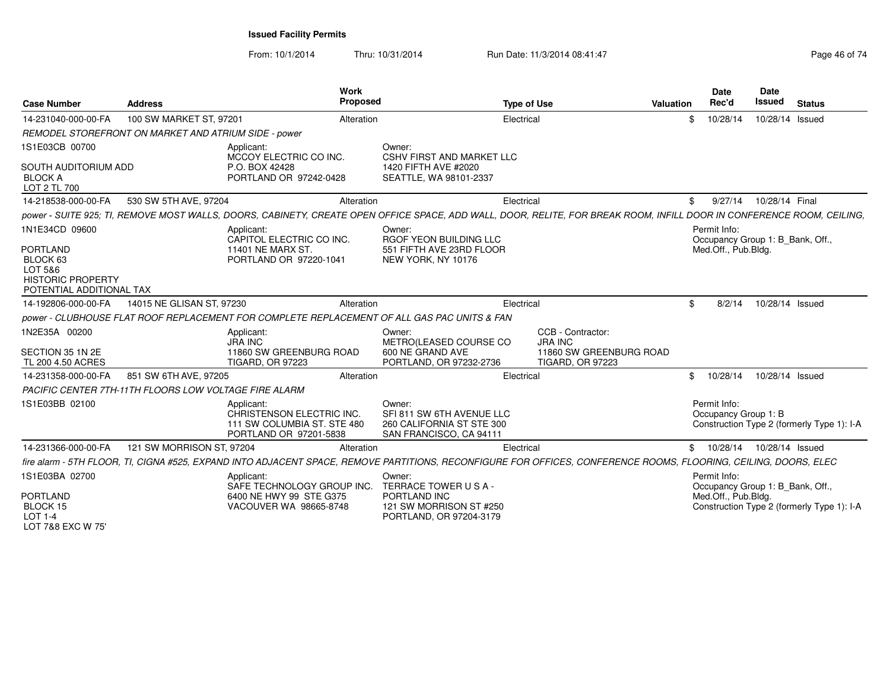**Issued Facility Permits**

From: 10/1/2014 Thru: 10/31/2014 Run Date: 11/3/2014 08:41:47

| Case Number | Address | Work Proposed | Type of Use | Valuation | Date Rec'd | Date Issued | Status |
|---|---|---|---|---|---|---|---|
| 14-231040-000-00-FA | 100 SW MARKET ST, 97201 | Alteration | Electrical | $ | 10/28/14 | 10/28/14 | Issued |

*REMODEL STOREFRONT ON MARKET AND ATRIUM SIDE - power*

1S1E03CB 00700

SOUTH AUDITORIUM ADD
BLOCK A
LOT 2 TL 700

Applicant:
MCCOY ELECTRIC CO INC.
P.O. BOX 42428
PORTLAND OR 97242-0428

Owner:
CSHV FIRST AND MARKET LLC
1420 FIFTH AVE #2020
SEATTLE, WA 98101-2337

| Case Number | Address | Work Proposed | Type of Use | Valuation | Date Rec'd | Date Issued | Status |
|---|---|---|---|---|---|---|---|
| 14-218538-000-00-FA | 530 SW 5TH AVE, 97204 | Alteration | Electrical | $ | 9/27/14 | 10/28/14 | Final |

*power - SUITE 925; TI, REMOVE MOST WALLS, DOORS, CABINETY, CREATE OPEN OFFICE SPACE, ADD WALL, DOOR, RELITE, FOR BREAK ROOM, INFILL DOOR IN CONFERENCE ROOM, CEILING,*

1N1E34CD 09600

PORTLAND
BLOCK 63
LOT 5&6
HISTORIC PROPERTY
POTENTIAL ADDITIONAL TAX

Applicant:
CAPITOL ELECTRIC CO INC.
11401 NE MARX ST.
PORTLAND OR 97220-1041

Owner:
RGOF YEON BUILDING LLC
551 FIFTH AVE 23RD FLOOR
NEW YORK, NY 10176

Permit Info:
Occupancy Group 1: B_Bank, Off., Med.Off., Pub.Bldg.

| Case Number | Address | Work Proposed | Type of Use | Valuation | Date Rec'd | Date Issued | Status |
|---|---|---|---|---|---|---|---|
| 14-192806-000-00-FA | 14015 NE GLISAN ST, 97230 | Alteration | Electrical | $ | 8/2/14 | 10/28/14 | Issued |

*power - CLUBHOUSE FLAT ROOF REPLACEMENT FOR COMPLETE REPLACEMENT OF ALL GAS PAC UNITS & FAN*

1N2E35A 00200

SECTION 35 1N 2E
TL 200 4.50 ACRES

Applicant:
JRA INC
11860 SW GREENBURG ROAD
TIGARD, OR 97223

Owner:
METRO(LEASED COURSE CO
600 NE GRAND AVE
PORTLAND, OR 97232-2736

CCB - Contractor:
JRA INC
11860 SW GREENBURG ROAD
TIGARD, OR 97223

| Case Number | Address | Work Proposed | Type of Use | Valuation | Date Rec'd | Date Issued | Status |
|---|---|---|---|---|---|---|---|
| 14-231358-000-00-FA | 851 SW 6TH AVE, 97205 | Alteration | Electrical | $ | 10/28/14 | 10/28/14 | Issued |

*PACIFIC CENTER 7TH-11TH FLOORS LOW VOLTAGE FIRE ALARM*

1S1E03BB 02100

Applicant:
CHRISTENSON ELECTRIC INC.
111 SW COLUMBIA ST. STE 480
PORTLAND OR 97201-5838

Owner:
SFI 811 SW 6TH AVENUE LLC
260 CALIFORNIA ST STE 300
SAN FRANCISCO, CA 94111

Permit Info:
Occupancy Group 1: B
Construction Type 2 (formerly Type 1): I-A

| Case Number | Address | Work Proposed | Type of Use | Valuation | Date Rec'd | Date Issued | Status |
|---|---|---|---|---|---|---|---|
| 14-231366-000-00-FA | 121 SW MORRISON ST, 97204 | Alteration | Electrical | $ | 10/28/14 | 10/28/14 | Issued |

*fire alarm - 5TH FLOOR, TI, CIGNA #525, EXPAND INTO ADJACENT SPACE, REMOVE PARTITIONS, RECONFIGURE FOR OFFICES, CONFERENCE ROOMS, FLOORING, CEILING, DOORS, ELEC*

1S1E03BA 02700

PORTLAND
BLOCK 15
LOT 1-4
LOT 7&8 EXC W 75'

Applicant:
SAFE TECHNOLOGY GROUP INC.
6400 NE HWY 99 STE G375
VACOUVER WA 98665-8748

Owner:
TERRACE TOWER U S A -
PORTLAND INC
121 SW MORRISON ST #250
PORTLAND, OR 97204-3179

Permit Info:
Occupancy Group 1: B_Bank, Off., Med.Off., Pub.Bldg.
Construction Type 2 (formerly Type 1): I-A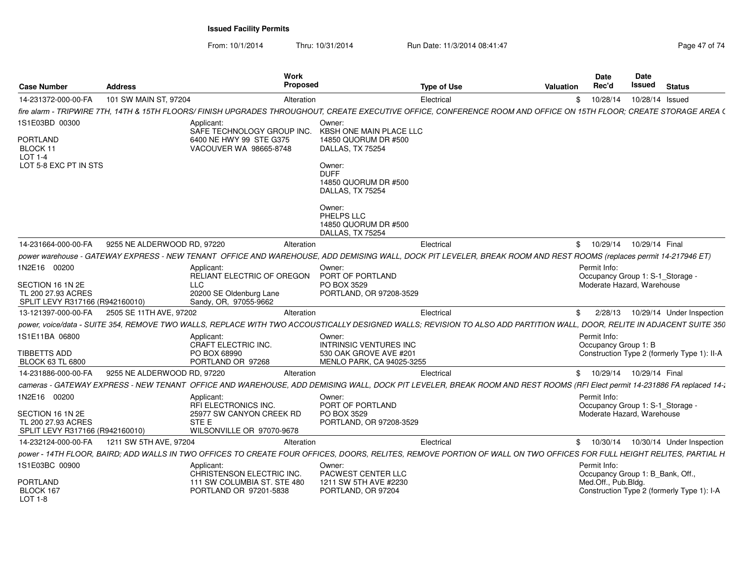**Issued Facility Permits**

From: 10/1/2014 Thru: 10/31/2014 Run Date: 11/3/2014 08:41:47

| Case Number | Address | Work Proposed | Type of Use | Valuation | Date Rec'd | Date Issued | Status |
|---|---|---|---|---|---|---|---|
| 14-231372-000-00-FA | 101 SW MAIN ST, 97204 | Alteration | Electrical | $ | 10/28/14 | 10/28/14 | Issued |

*fire alarm - TRIPWIRE 7TH, 14TH & 15TH FLOORS/ FINISH UPGRADES THROUGHOUT, CREATE EXECUTIVE OFFICE, CONFERENCE ROOM AND OFFICE ON 15TH FLOOR; CREATE STORAGE AREA (*

1S1E03BD 00300
PORTLAND
BLOCK 11
LOT 1-4
LOT 5-8 EXC PT IN STS

Applicant:
SAFE TECHNOLOGY GROUP INC.
6400 NE HWY 99 STE G375
VACOUVER WA 98665-8748

Owner:
KBSH ONE MAIN PLACE LLC
14850 QUORUM DR #500
DALLAS, TX 75254

Owner:
DUFF
14850 QUORUM DR #500
DALLAS, TX 75254

Owner:
PHELPS LLC
14850 QUORUM DR #500
DALLAS, TX 75254

| Case Number | Address | Work Proposed | Type of Use | Valuation | Date Rec'd | Date Issued | Status |
|---|---|---|---|---|---|---|---|
| 14-231664-000-00-FA | 9255 NE ALDERWOOD RD, 97220 | Alteration | Electrical | $ | 10/29/14 | 10/29/14 | Final |

*power warehouse - GATEWAY EXPRESS - NEW TENANT OFFICE AND WAREHOUSE, ADD DEMISING WALL, DOCK PIT LEVELER, BREAK ROOM AND REST ROOMS (replaces permit 14-217946 ET)*

1N2E16 00200
SECTION 16 1N 2E
TL 200 27.93 ACRES
SPLIT LEVY R317166 (R942160010)

Applicant:
RELIANT ELECTRIC OF OREGON LLC
20200 SE Oldenburg Lane
Sandy, OR, 97055-9662

Owner:
PORT OF PORTLAND
PO BOX 3529
PORTLAND, OR 97208-3529

Permit Info:
Occupancy Group 1: S-1_Storage - Moderate Hazard, Warehouse

| Case Number | Address | Work Proposed | Type of Use | Valuation | Date Rec'd | Date Issued | Status |
|---|---|---|---|---|---|---|---|
| 13-121397-000-00-FA | 2505 SE 11TH AVE, 97202 | Alteration | Electrical | $ | 2/28/13 | 10/29/14 | Under Inspection |

*power, voice/data - SUITE 354, REMOVE TWO WALLS, REPLACE WITH TWO ACCOUSTICALLY DESIGNED WALLS; REVISION TO ALSO ADD PARTITION WALL, DOOR, RELITE IN ADJACENT SUITE 350*

1S1E11BA 06800
TIBBETTS ADD
BLOCK 63 TL 6800

Applicant:
CRAFT ELECTRIC INC.
PO BOX 68990
PORTLAND OR 97268

Owner:
INTRINSIC VENTURES INC
530 OAK GROVE AVE #201
MENLO PARK, CA 94025-3255

Permit Info:
Occupancy Group 1: B
Construction Type 2 (formerly Type 1): II-A

| Case Number | Address | Work Proposed | Type of Use | Valuation | Date Rec'd | Date Issued | Status |
|---|---|---|---|---|---|---|---|
| 14-231886-000-00-FA | 9255 NE ALDERWOOD RD, 97220 | Alteration | Electrical | $ | 10/29/14 | 10/29/14 | Final |

*cameras - GATEWAY EXPRESS - NEW TENANT OFFICE AND WAREHOUSE, ADD DEMISING WALL, DOCK PIT LEVELER, BREAK ROOM AND REST ROOMS (RFI Elect permit 14-231886 FA replaced 14-2*

1N2E16 00200
SECTION 16 1N 2E
TL 200 27.93 ACRES
SPLIT LEVY R317166 (R942160010)

Applicant:
RFI ELECTRONICS INC.
25977 SW CANYON CREEK RD STE E
WILSONVILLE OR 97070-9678

Owner:
PORT OF PORTLAND
PO BOX 3529
PORTLAND, OR 97208-3529

Permit Info:
Occupancy Group 1: S-1_Storage - Moderate Hazard, Warehouse

| Case Number | Address | Work Proposed | Type of Use | Valuation | Date Rec'd | Date Issued | Status |
|---|---|---|---|---|---|---|---|
| 14-232124-000-00-FA | 1211 SW 5TH AVE, 97204 | Alteration | Electrical | $ | 10/30/14 | 10/30/14 | Under Inspection |

*power - 14TH FLOOR, BAIRD; ADD WALLS IN TWO OFFICES TO CREATE FOUR OFFICES, DOORS, RELITES, REMOVE PORTION OF WALL ON TWO OFFICES FOR FULL HEIGHT RELITES, PARTIAL H*

1S1E03BC 00900
PORTLAND
BLOCK 167
LOT 1-8

Applicant:
CHRISTENSON ELECTRIC INC.
111 SW COLUMBIA ST. STE 480
PORTLAND OR 97201-5838

Owner:
PACWEST CENTER LLC
1211 SW 5TH AVE #2230
PORTLAND, OR 97204

Permit Info:
Occupancy Group 1: B_Bank, Off., Med.Off., Pub.Bldg.
Construction Type 2 (formerly Type 1): I-A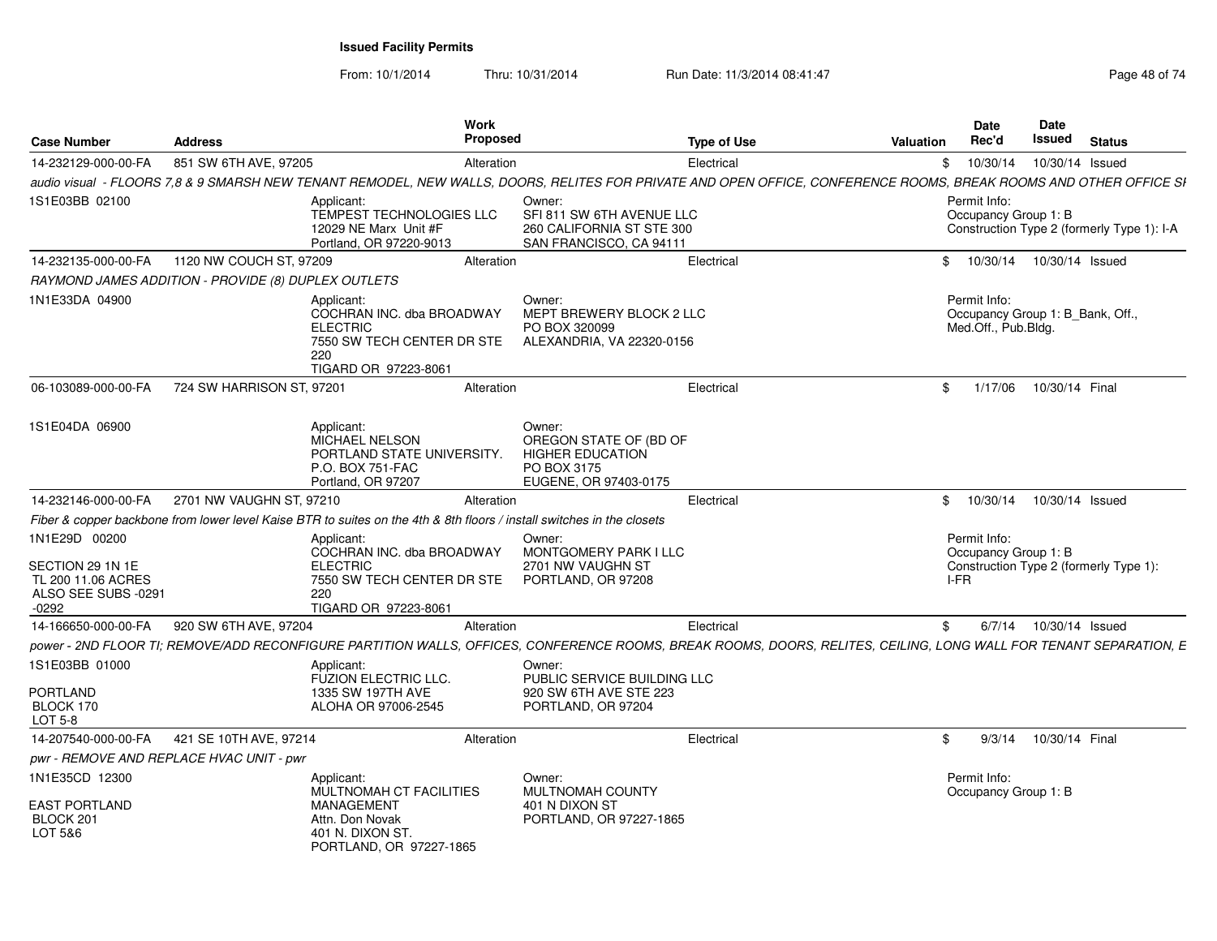**Issued Facility Permits**

From: 10/1/2014 Thru: 10/31/2014 Run Date: 11/3/2014 08:41:47

| Case Number | Address | Work Proposed | Type of Use | Valuation | Date Rec'd | Date Issued | Status |
|---|---|---|---|---|---|---|---|
| 14-232129-000-00-FA | 851 SW 6TH AVE, 97205 | Alteration | Electrical | $ | 10/30/14 | 10/30/14 | Issued |

*audio visual - FLOORS 7,8 & 9 SMARSH NEW TENANT REMODEL, NEW WALLS, DOORS, RELITES FOR PRIVATE AND OPEN OFFICE, CONFERENCE ROOMS, BREAK ROOMS AND OTHER OFFICE SI*

1S1E03BB 02100

Applicant: TEMPEST TECHNOLOGIES LLC, 12029 NE Marx Unit #F, Portland, OR 97220-9013

Owner: SFI 811 SW 6TH AVENUE LLC, 260 CALIFORNIA ST STE 300, SAN FRANCISCO, CA 94111

Permit Info: Occupancy Group 1: B; Construction Type 2 (formerly Type 1): I-A

| Case Number | Address | Work Proposed | Type of Use | Valuation | Date Rec'd | Date Issued | Status |
|---|---|---|---|---|---|---|---|
| 14-232135-000-00-FA | 1120 NW COUCH ST, 97209 | Alteration | Electrical | $ | 10/30/14 | 10/30/14 | Issued |

*RAYMOND JAMES ADDITION - PROVIDE (8) DUPLEX OUTLETS*

1N1E33DA 04900

Applicant: COCHRAN INC. dba BROADWAY ELECTRIC, 7550 SW TECH CENTER DR STE 220, TIGARD OR 97223-8061

Owner: MEPT BREWERY BLOCK 2 LLC, PO BOX 320099, ALEXANDRIA, VA 22320-0156

Permit Info: Occupancy Group 1: B_Bank, Off., Med.Off., Pub.Bldg.

| Case Number | Address | Work Proposed | Type of Use | Valuation | Date Rec'd | Date Issued | Status |
|---|---|---|---|---|---|---|---|
| 06-103089-000-00-FA | 724 SW HARRISON ST, 97201 | Alteration | Electrical | $ | 1/17/06 | 10/30/14 | Final |

1S1E04DA 06900

Applicant: MICHAEL NELSON, PORTLAND STATE UNIVERSITY., P.O. BOX 751-FAC, Portland, OR 97207

Owner: OREGON STATE OF (BD OF HIGHER EDUCATION, PO BOX 3175, EUGENE, OR 97403-0175

| Case Number | Address | Work Proposed | Type of Use | Valuation | Date Rec'd | Date Issued | Status |
|---|---|---|---|---|---|---|---|
| 14-232146-000-00-FA | 2701 NW VAUGHN ST, 97210 | Alteration | Electrical | $ | 10/30/14 | 10/30/14 | Issued |

*Fiber & copper backbone from lower level Kaise BTR to suites on the 4th & 8th floors / install switches in the closets*

1N1E29D 00200

SECTION 29 1N 1E
TL 200 11.06 ACRES
ALSO SEE SUBS -0291 -0292

Applicant: COCHRAN INC. dba BROADWAY ELECTRIC, 7550 SW TECH CENTER DR STE 220, TIGARD OR 97223-8061

Owner: MONTGOMERY PARK I LLC, 2701 NW VAUGHN ST, PORTLAND, OR 97208

Permit Info: Occupancy Group 1: B; Construction Type 2 (formerly Type 1): I-FR

| Case Number | Address | Work Proposed | Type of Use | Valuation | Date Rec'd | Date Issued | Status |
|---|---|---|---|---|---|---|---|
| 14-166650-000-00-FA | 920 SW 6TH AVE, 97204 | Alteration | Electrical | $ | 6/7/14 | 10/30/14 | Issued |

*power - 2ND FLOOR TI; REMOVE/ADD RECONFIGURE PARTITION WALLS, OFFICES, CONFERENCE ROOMS, BREAK ROOMS, DOORS, RELITES, CEILING, LONG WALL FOR TENANT SEPARATION, E*

1S1E03BB 01000

PORTLAND
BLOCK 170
LOT 5-8

Applicant: FUZION ELECTRIC LLC., 1335 SW 197TH AVE, ALOHA OR 97006-2545

Owner: PUBLIC SERVICE BUILDING LLC, 920 SW 6TH AVE STE 223, PORTLAND, OR 97204

| Case Number | Address | Work Proposed | Type of Use | Valuation | Date Rec'd | Date Issued | Status |
|---|---|---|---|---|---|---|---|
| 14-207540-000-00-FA | 421 SE 10TH AVE, 97214 | Alteration | Electrical | $ | 9/3/14 | 10/30/14 | Final |

*pwr - REMOVE AND REPLACE HVAC UNIT - pwr*

1N1E35CD 12300

EAST PORTLAND
BLOCK 201
LOT 5&6

Applicant: MULTNOMAH CT FACILITIES MANAGEMENT, Attn. Don Novak, 401 N. DIXON ST., PORTLAND, OR 97227-1865

Owner: MULTNOMAH COUNTY, 401 N DIXON ST, PORTLAND, OR 97227-1865

Permit Info: Occupancy Group 1: B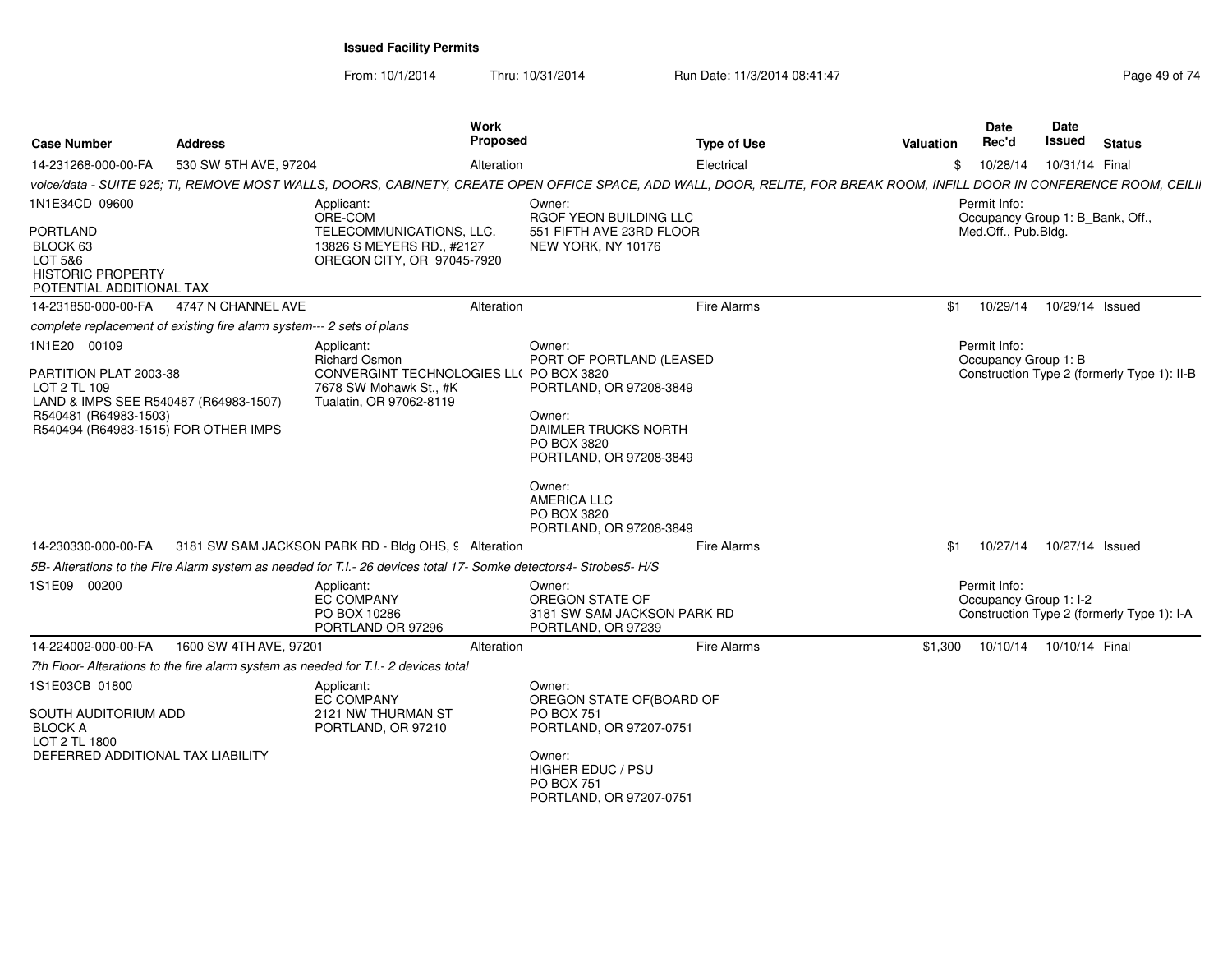**Issued Facility Permits**

From: 10/1/2014 Thru: 10/31/2014 Run Date: 11/3/2014 08:41:47

| Case Number | Address | Work Proposed | Type of Use | Valuation | Date Rec'd | Date Issued | Status |
|---|---|---|---|---|---|---|---|
| 14-231268-000-00-FA | 530 SW 5TH AVE, 97204 | Alteration | Electrical | $ | 10/28/14 | 10/31/14 | Final |

*voice/data - SUITE 925; TI, REMOVE MOST WALLS, DOORS, CABINETY, CREATE OPEN OFFICE SPACE, ADD WALL, DOOR, RELITE, FOR BREAK ROOM, INFILL DOOR IN CONFERENCE ROOM, CEILI*

1N1E34CD 09600

PORTLAND
BLOCK 63
LOT 5&6
HISTORIC PROPERTY
POTENTIAL ADDITIONAL TAX

Applicant:
ORE-COM
TELECOMMUNICATIONS, LLC.
13826 S MEYERS RD., #2127
OREGON CITY, OR 97045-7920

Owner:
RGOF YEON BUILDING LLC
551 FIFTH AVE 23RD FLOOR
NEW YORK, NY 10176

Permit Info:
Occupancy Group 1: B_Bank, Off., Med.Off., Pub.Bldg.

| Case Number | Address | Work Proposed | Type of Use | Valuation | Date Rec'd | Date Issued | Status |
|---|---|---|---|---|---|---|---|
| 14-231850-000-00-FA | 4747 N CHANNEL AVE | Alteration | Fire Alarms | $1 | 10/29/14 | 10/29/14 | Issued |

*complete replacement of existing fire alarm system--- 2 sets of plans*

1N1E20 00109

PARTITION PLAT 2003-38
LOT 2 TL 109
LAND & IMPS SEE R540487 (R64983-1507)
R540481 (R64983-1503)
R540494 (R64983-1515) FOR OTHER IMPS

Applicant:
Richard Osmon
CONVERGINT TECHNOLOGIES LL(
7678 SW Mohawk St., #K
Tualatin, OR 97062-8119

Owner:
PORT OF PORTLAND (LEASED
PO BOX 3820
PORTLAND, OR 97208-3849

Owner:
DAIMLER TRUCKS NORTH
PO BOX 3820
PORTLAND, OR 97208-3849

Owner:
AMERICA LLC
PO BOX 3820
PORTLAND, OR 97208-3849

Permit Info:
Occupancy Group 1: B
Construction Type 2 (formerly Type 1): II-B

| Case Number | Address | Work Proposed | Type of Use | Valuation | Date Rec'd | Date Issued | Status |
|---|---|---|---|---|---|---|---|
| 14-230330-000-00-FA | 3181 SW SAM JACKSON PARK RD - Bldg OHS, 9 | Alteration | Fire Alarms | $1 | 10/27/14 | 10/27/14 | Issued |

*5B- Alterations to the Fire Alarm system as needed for T.I.- 26 devices total 17- Somke detectors4- Strobes5- H/S*

1S1E09 00200

Applicant:
EC COMPANY
PO BOX 10286
PORTLAND OR 97296

Owner:
OREGON STATE OF
3181 SW SAM JACKSON PARK RD
PORTLAND, OR 97239

Permit Info:
Occupancy Group 1: I-2
Construction Type 2 (formerly Type 1): I-A

| Case Number | Address | Work Proposed | Type of Use | Valuation | Date Rec'd | Date Issued | Status |
|---|---|---|---|---|---|---|---|
| 14-224002-000-00-FA | 1600 SW 4TH AVE, 97201 | Alteration | Fire Alarms | $1,300 | 10/10/14 | 10/10/14 | Final |

*7th Floor- Alterations to the fire alarm system as needed for T.I.- 2 devices total*

1S1E03CB 01800

SOUTH AUDITORIUM ADD
BLOCK A
LOT 2 TL 1800
DEFERRED ADDITIONAL TAX LIABILITY

Applicant:
EC COMPANY
2121 NW THURMAN ST
PORTLAND, OR 97210

Owner:
OREGON STATE OF(BOARD OF
PO BOX 751
PORTLAND, OR 97207-0751

Owner:
HIGHER EDUC / PSU
PO BOX 751
PORTLAND, OR 97207-0751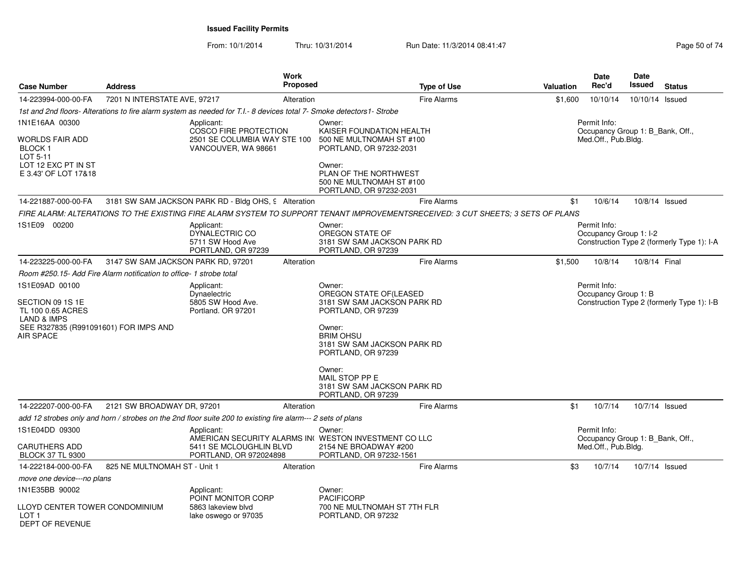**Issued Facility Permits**

From: 10/1/2014 Thru: 10/31/2014 Run Date: 11/3/2014 08:41:47

| Case Number | Address | Work Proposed | Type of Use | Valuation | Date Rec'd | Date Issued | Status |
|---|---|---|---|---|---|---|---|
| 14-223994-000-00-FA | 7201 N INTERSTATE AVE, 97217 | Alteration | Fire Alarms | $1,600 | 10/10/14 | 10/10/14 | Issued |

*1st and 2nd floors- Alterations to fire alarm system as needed for T.I.- 8 devices total 7- Smoke detectors1- Strobe*

1N1E16AA 00300

WORLDS FAIR ADD
BLOCK 1
LOT 5-11
LOT 12 EXC PT IN ST
E 3.43' OF LOT 17&18

Applicant:
COSCO FIRE PROTECTION
2501 SE COLUMBIA WAY STE 100
VANCOUVER, WA 98661

Owner:
KAISER FOUNDATION HEALTH
500 NE MULTNOMAH ST #100
PORTLAND, OR 97232-2031

Owner:
PLAN OF THE NORTHWEST
500 NE MULTNOMAH ST #100
PORTLAND, OR 97232-2031

Permit Info:
Occupancy Group 1: B_Bank, Off., Med.Off., Pub.Bldg.

| Case Number | Address | Work Proposed | Type of Use | Valuation | Date Rec'd | Date Issued | Status |
|---|---|---|---|---|---|---|---|
| 14-221887-000-00-FA | 3181 SW SAM JACKSON PARK RD - Bldg OHS, 9 | Alteration | Fire Alarms | $1 | 10/6/14 | 10/8/14 | Issued |

*FIRE ALARM: ALTERATIONS TO THE EXISTING FIRE ALARM SYSTEM TO SUPPORT TENANT IMPROVEMENTSRECEIVED: 3 CUT SHEETS; 3 SETS OF PLANS*

1S1E09 00200

Applicant:
DYNALECTRIC CO
5711 SW Hood Ave
PORTLAND, OR 97239

Owner:
OREGON STATE OF
3181 SW SAM JACKSON PARK RD
PORTLAND, OR 97239

Permit Info:
Occupancy Group 1: I-2
Construction Type 2 (formerly Type 1): I-A

| Case Number | Address | Work Proposed | Type of Use | Valuation | Date Rec'd | Date Issued | Status |
|---|---|---|---|---|---|---|---|
| 14-223225-000-00-FA | 3147 SW SAM JACKSON PARK RD, 97201 | Alteration | Fire Alarms | $1,500 | 10/8/14 | 10/8/14 | Final |

*Room #250.15- Add Fire Alarm notification to office- 1 strobe total*

1S1E09AD 00100

SECTION 09 1S 1E
TL 100 0.65 ACRES
LAND & IMPS
SEE R327835 (R991091601) FOR IMPS AND AIR SPACE

Applicant:
Dynaelectric
5805 SW Hood Ave.
Portland. OR 97201

Owner:
OREGON STATE OF(LEASED
3181 SW SAM JACKSON PARK RD
PORTLAND, OR 97239

Owner:
BRIM OHSU
3181 SW SAM JACKSON PARK RD
PORTLAND, OR 97239

Owner:
MAIL STOP PP E
3181 SW SAM JACKSON PARK RD
PORTLAND, OR 97239

Permit Info:
Occupancy Group 1: B
Construction Type 2 (formerly Type 1): I-B

| Case Number | Address | Work Proposed | Type of Use | Valuation | Date Rec'd | Date Issued | Status |
|---|---|---|---|---|---|---|---|
| 14-222207-000-00-FA | 2121 SW BROADWAY DR, 97201 | Alteration | Fire Alarms | $1 | 10/7/14 | 10/7/14 | Issued |

*add 12 strobes only and horn / strobes on the 2nd floor suite 200 to existing fire alarm--- 2 sets of plans*

1S1E04DD 09300

CARUTHERS ADD
BLOCK 37 TL 9300

Applicant:
AMERICAN SECURITY ALARMS IN(
5411 SE MCLOUGHLIN BLVD
PORTLAND, OR 972024898

Owner:
WESTON INVESTMENT CO LLC
2154 NE BROADWAY #200
PORTLAND, OR 97232-1561

Permit Info:
Occupancy Group 1: B_Bank, Off., Med.Off., Pub.Bldg.

| Case Number | Address | Work Proposed | Type of Use | Valuation | Date Rec'd | Date Issued | Status |
|---|---|---|---|---|---|---|---|
| 14-222184-000-00-FA | 825 NE MULTNOMAH ST - Unit 1 | Alteration | Fire Alarms | $3 | 10/7/14 | 10/7/14 | Issued |

*move one device---no plans*

1N1E35BB 90002

LLOYD CENTER TOWER CONDOMINIUM
LOT 1
DEPT OF REVENUE

Applicant:
POINT MONITOR CORP
5863 lakeview blvd
lake oswego or 97035

Owner:
PACIFICORP
700 NE MULTNOMAH ST 7TH FLR
PORTLAND, OR 97232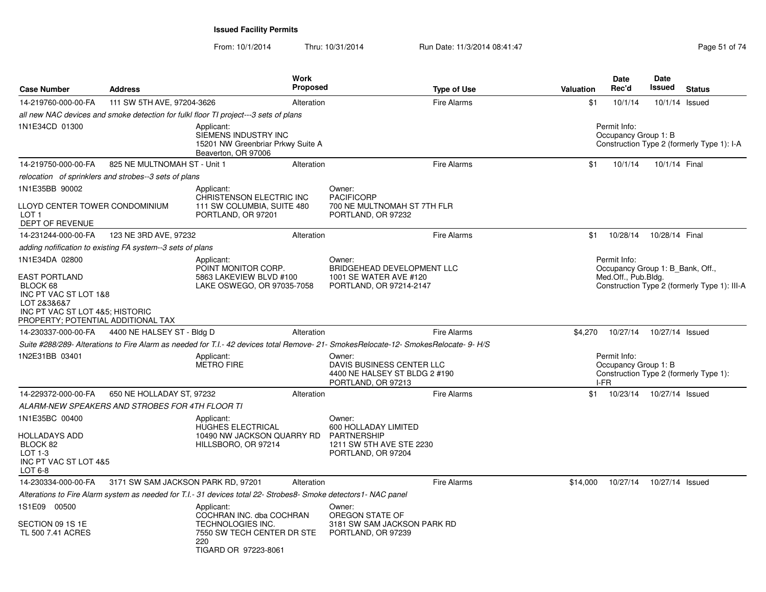**Issued Facility Permits**

From: 10/1/2014 Thru: 10/31/2014 Run Date: 11/3/2014 08:41:47

| Case Number | Address | Work Proposed | Type of Use | Valuation | Date Rec'd | Date Issued | Status |
|---|---|---|---|---|---|---|---|
| 14-219760-000-00-FA | 111 SW 5TH AVE, 97204-3626 | Alteration | Fire Alarms | $1 | 10/1/14 | 10/1/14 | Issued |

*all new NAC devices and smoke detection for fulkl floor TI project---3 sets of plans*

1N1E34CD 01300

Applicant:
SIEMENS INDUSTRY INC
15201 NW Greenbriar Prkwy Suite A
Beaverton, OR 97006

Permit Info:
Occupancy Group 1: B
Construction Type 2 (formerly Type 1): I-A

---

| Case Number | Address | Work Proposed | Type of Use | Valuation | Date Rec'd | Date Issued | Status |
|---|---|---|---|---|---|---|---|
| 14-219750-000-00-FA | 825 NE MULTNOMAH ST - Unit 1 | Alteration | Fire Alarms | $1 | 10/1/14 | 10/1/14 | Final |

*relocation of sprinklers and strobes--3 sets of plans*

1N1E35BB 90002

LLOYD CENTER TOWER CONDOMINIUM
LOT 1
DEPT OF REVENUE

Applicant:
CHRISTENSON ELECTRIC INC
111 SW COLUMBIA, SUITE 480
PORTLAND, OR 97201

Owner:
PACIFICORP
700 NE MULTNOMAH ST 7TH FLR
PORTLAND, OR 97232

---

| Case Number | Address | Work Proposed | Type of Use | Valuation | Date Rec'd | Date Issued | Status |
|---|---|---|---|---|---|---|---|
| 14-231244-000-00-FA | 123 NE 3RD AVE, 97232 | Alteration | Fire Alarms | $1 | 10/28/14 | 10/28/14 | Final |

*adding nofification to existing FA system--3 sets of plans*

1N1E34DA 02800

EAST PORTLAND
BLOCK 68
INC PT VAC ST LOT 1&8
LOT 2&3&6&7
INC PT VAC ST LOT 4&5; HISTORIC
PROPERTY; POTENTIAL ADDITIONAL TAX

Applicant:
POINT MONITOR CORP.
5863 LAKEVIEW BLVD #100
LAKE OSWEGO, OR 97035-7058

Owner:
BRIDGEHEAD DEVELOPMENT LLC
1001 SE WATER AVE #120
PORTLAND, OR 97214-2147

Permit Info:
Occupancy Group 1: B_Bank, Off., Med.Off., Pub.Bldg.
Construction Type 2 (formerly Type 1): III-A

---

| Case Number | Address | Work Proposed | Type of Use | Valuation | Date Rec'd | Date Issued | Status |
|---|---|---|---|---|---|---|---|
| 14-230337-000-00-FA | 4400 NE HALSEY ST - Bldg D | Alteration | Fire Alarms | $4,270 | 10/27/14 | 10/27/14 | Issued |

*Suite #288/289- Alterations to Fire Alarm as needed for T.I.- 42 devices total Remove- 21- SmokesRelocate-12- SmokesRelocate- 9- H/S*

1N2E31BB 03401

Applicant:
METRO FIRE

Owner:
DAVIS BUSINESS CENTER LLC
4400 NE HALSEY ST BLDG 2 #190
PORTLAND, OR 97213

Permit Info:
Occupancy Group 1: B
Construction Type 2 (formerly Type 1): I-FR

---

| Case Number | Address | Work Proposed | Type of Use | Valuation | Date Rec'd | Date Issued | Status |
|---|---|---|---|---|---|---|---|
| 14-229372-000-00-FA | 650 NE HOLLADAY ST, 97232 | Alteration | Fire Alarms | $1 | 10/23/14 | 10/27/14 | Issued |

*ALARM-NEW SPEAKERS AND STROBES FOR 4TH FLOOR TI*

1N1E35BC 00400

HOLLADAYS ADD
BLOCK 82
LOT 1-3
INC PT VAC ST LOT 4&5
LOT 6-8

Applicant:
HUGHES ELECTRICAL
10490 NW JACKSON QUARRY RD
HILLSBORO, OR 97214

Owner:
600 HOLLADAY LIMITED PARTNERSHIP
1211 SW 5TH AVE STE 2230
PORTLAND, OR 97204

---

| Case Number | Address | Work Proposed | Type of Use | Valuation | Date Rec'd | Date Issued | Status |
|---|---|---|---|---|---|---|---|
| 14-230334-000-00-FA | 3171 SW SAM JACKSON PARK RD, 97201 | Alteration | Fire Alarms | $14,000 | 10/27/14 | 10/27/14 | Issued |

*Alterations to Fire Alarm system as needed for T.I.- 31 devices total 22- Strobes8- Smoke detectors1- NAC panel*

1S1E09 00500

SECTION 09 1S 1E
TL 500 7.41 ACRES

Applicant:
COCHRAN INC. dba COCHRAN TECHNOLOGIES INC.
7550 SW TECH CENTER DR STE 220
TIGARD OR 97223-8061

Owner:
OREGON STATE OF
3181 SW SAM JACKSON PARK RD
PORTLAND, OR 97239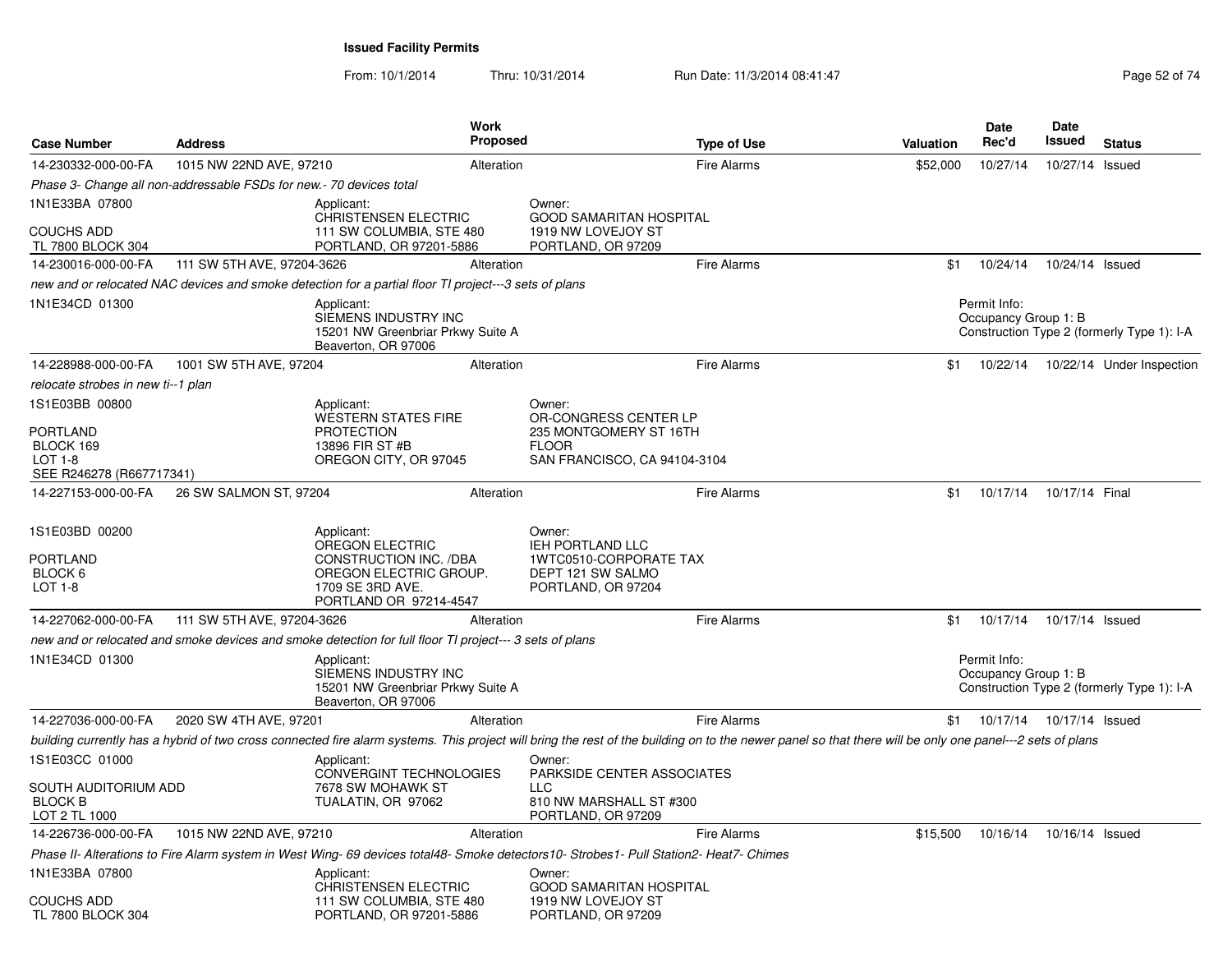**Issued Facility Permits**

From: 10/1/2014 Thru: 10/31/2014 Run Date: 11/3/2014 08:41:47

| Case Number | Address | Work Proposed | Type of Use | Valuation | Date Rec'd | Date Issued | Status |
|---|---|---|---|---|---|---|---|
| 14-230332-000-00-FA | 1015 NW 22ND AVE, 97210 | Alteration | Fire Alarms | $52,000 | 10/27/14 | 10/27/14 | Issued |

*Phase 3- Change all non-addressable FSDs for new.- 70 devices total*

1N1E33BA 07800
COUCHS ADD
TL 7800 BLOCK 304

Applicant: CHRISTENSEN ELECTRIC, 111 SW COLUMBIA, STE 480, PORTLAND, OR 97201-5886
Owner: GOOD SAMARITAN HOSPITAL, 1919 NW LOVEJOY ST, PORTLAND, OR 97209

| Case Number | Address | Work Proposed | Type of Use | Valuation | Date Rec'd | Date Issued | Status |
|---|---|---|---|---|---|---|---|
| 14-230016-000-00-FA | 111 SW 5TH AVE, 97204-3626 | Alteration | Fire Alarms | $1 | 10/24/14 | 10/24/14 | Issued |

*new and or relocated NAC devices and smoke detection for a partial floor TI project---3 sets of plans*

1N1E34CD 01300

Applicant: SIEMENS INDUSTRY INC, 15201 NW Greenbriar Prkwy Suite A, Beaverton, OR 97006

Permit Info: Occupancy Group 1: B; Construction Type 2 (formerly Type 1): I-A

| Case Number | Address | Work Proposed | Type of Use | Valuation | Date Rec'd | Date Issued | Status |
|---|---|---|---|---|---|---|---|
| 14-228988-000-00-FA | 1001 SW 5TH AVE, 97204 | Alteration | Fire Alarms | $1 | 10/22/14 | 10/22/14 | Under Inspection |

*relocate strobes in new ti--1 plan*

1S1E03BB 00800
PORTLAND
BLOCK 169
LOT 1-8
SEE R246278 (R667717341)

Applicant: WESTERN STATES FIRE PROTECTION, 13896 FIR ST #B, OREGON CITY, OR 97045
Owner: OR-CONGRESS CENTER LP, 235 MONTGOMERY ST 16TH FLOOR, SAN FRANCISCO, CA 94104-3104

| Case Number | Address | Work Proposed | Type of Use | Valuation | Date Rec'd | Date Issued | Status |
|---|---|---|---|---|---|---|---|
| 14-227153-000-00-FA | 26 SW SALMON ST, 97204 | Alteration | Fire Alarms | $1 | 10/17/14 | 10/17/14 | Final |

1S1E03BD 00200
PORTLAND
BLOCK 6
LOT 1-8

Applicant: OREGON ELECTRIC CONSTRUCTION INC. /DBA OREGON ELECTRIC GROUP., 1709 SE 3RD AVE., PORTLAND OR 97214-4547
Owner: IEH PORTLAND LLC, 1WTC0510-CORPORATE TAX DEPT 121 SW SALMO, PORTLAND, OR 97204

| Case Number | Address | Work Proposed | Type of Use | Valuation | Date Rec'd | Date Issued | Status |
|---|---|---|---|---|---|---|---|
| 14-227062-000-00-FA | 111 SW 5TH AVE, 97204-3626 | Alteration | Fire Alarms | $1 | 10/17/14 | 10/17/14 | Issued |

*new and or relocated and smoke devices and smoke detection for full floor TI project--- 3 sets of plans*

1N1E34CD 01300

Applicant: SIEMENS INDUSTRY INC, 15201 NW Greenbriar Prkwy Suite A, Beaverton, OR 97006

Permit Info: Occupancy Group 1: B; Construction Type 2 (formerly Type 1): I-A

| Case Number | Address | Work Proposed | Type of Use | Valuation | Date Rec'd | Date Issued | Status |
|---|---|---|---|---|---|---|---|
| 14-227036-000-00-FA | 2020 SW 4TH AVE, 97201 | Alteration | Fire Alarms | $1 | 10/17/14 | 10/17/14 | Issued |

*building currently has a hybrid of two cross connected fire alarm systems. This project will bring the rest of the building on to the newer panel so that there will be only one panel---2 sets of plans*

1S1E03CC 01000
SOUTH AUDITORIUM ADD
BLOCK B
LOT 2 TL 1000

Applicant: CONVERGINT TECHNOLOGIES, 7678 SW MOHAWK ST, TUALATIN, OR 97062
Owner: PARKSIDE CENTER ASSOCIATES LLC, 810 NW MARSHALL ST #300, PORTLAND, OR 97209

| Case Number | Address | Work Proposed | Type of Use | Valuation | Date Rec'd | Date Issued | Status |
|---|---|---|---|---|---|---|---|
| 14-226736-000-00-FA | 1015 NW 22ND AVE, 97210 | Alteration | Fire Alarms | $15,500 | 10/16/14 | 10/16/14 | Issued |

*Phase II- Alterations to Fire Alarm system in West Wing- 69 devices total48- Smoke detectors10- Strobes1- Pull Station2- Heat7- Chimes*

1N1E33BA 07800
COUCHS ADD
TL 7800 BLOCK 304

Applicant: CHRISTENSEN ELECTRIC, 111 SW COLUMBIA, STE 480, PORTLAND, OR 97201-5886
Owner: GOOD SAMARITAN HOSPITAL, 1919 NW LOVEJOY ST, PORTLAND, OR 97209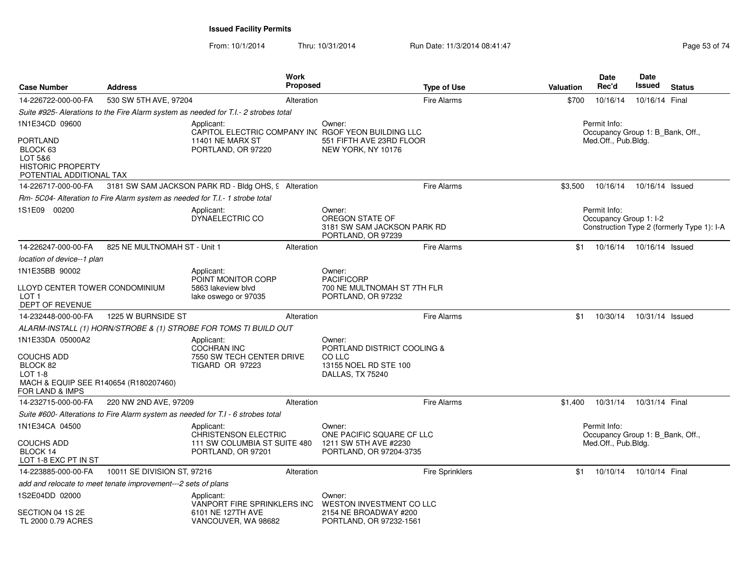# Issued Facility Permits

From: 10/1/2014 Thru: 10/31/2014 Run Date: 11/3/2014 08:41:47

| Case Number | Address | Work Proposed | Type of Use | Valuation | Date Rec'd | Date Issued | Status |
|---|---|---|---|---|---|---|---|
| 14-226722-000-00-FA | 530 SW 5TH AVE, 97204 | Alteration | Fire Alarms | $700 | 10/16/14 | 10/16/14 | Final |

*Suite #925- Alerations to the Fire Alarm system as needed for T.I.- 2 strobes total*

1N1E34CD 09600

PORTLAND
BLOCK 63
LOT 5&6
HISTORIC PROPERTY
POTENTIAL ADDITIONAL TAX

Applicant:
CAPITOL ELECTRIC COMPANY INC
11401 NE MARX ST
PORTLAND, OR 97220

Owner:
RGOF YEON BUILDING LLC
551 FIFTH AVE 23RD FLOOR
NEW YORK, NY 10176

Permit Info:
Occupancy Group 1: B_Bank, Off., Med.Off., Pub.Bldg.

| Case Number | Address | Work Proposed | Type of Use | Valuation | Date Rec'd | Date Issued | Status |
|---|---|---|---|---|---|---|---|
| 14-226717-000-00-FA | 3181 SW SAM JACKSON PARK RD - Bldg OHS, 9 | Alteration | Fire Alarms | $3,500 | 10/16/14 | 10/16/14 | Issued |

*Rm- 5C04- Alteration to Fire Alarm system as needed for T.I.- 1 strobe total*

1S1E09 00200

Applicant:
DYNAELECTRIC CO

Owner:
OREGON STATE OF
3181 SW SAM JACKSON PARK RD
PORTLAND, OR 97239

Permit Info:
Occupancy Group 1: I-2
Construction Type 2 (formerly Type 1): I-A

| Case Number | Address | Work Proposed | Type of Use | Valuation | Date Rec'd | Date Issued | Status |
|---|---|---|---|---|---|---|---|
| 14-226247-000-00-FA | 825 NE MULTNOMAH ST - Unit 1 | Alteration | Fire Alarms | $1 | 10/16/14 | 10/16/14 | Issued |

*location of device--1 plan*

1N1E35BB 90002

LLOYD CENTER TOWER CONDOMINIUM
LOT 1
DEPT OF REVENUE

Applicant:
POINT MONITOR CORP
5863 lakeview blvd
lake oswego or 97035

Owner:
PACIFICORP
700 NE MULTNOMAH ST 7TH FLR
PORTLAND, OR 97232

| Case Number | Address | Work Proposed | Type of Use | Valuation | Date Rec'd | Date Issued | Status |
|---|---|---|---|---|---|---|---|
| 14-232448-000-00-FA | 1225 W BURNSIDE ST | Alteration | Fire Alarms | $1 | 10/30/14 | 10/31/14 | Issued |

*ALARM-INSTALL (1) HORN/STROBE & (1) STROBE FOR TOMS TI BUILD OUT*

1N1E33DA 05000A2

COUCHS ADD
BLOCK 82
LOT 1-8
MACH & EQUIP SEE R140654 (R180207460)
FOR LAND & IMPS

Applicant:
COCHRAN INC
7550 SW TECH CENTER DRIVE
TIGARD OR 97223

Owner:
PORTLAND DISTRICT COOLING & CO LLC
13155 NOEL RD STE 100
DALLAS, TX 75240

| Case Number | Address | Work Proposed | Type of Use | Valuation | Date Rec'd | Date Issued | Status |
|---|---|---|---|---|---|---|---|
| 14-232715-000-00-FA | 220 NW 2ND AVE, 97209 | Alteration | Fire Alarms | $1,400 | 10/31/14 | 10/31/14 | Final |

*Suite #600- Alterations to Fire Alarm system as needed for T.I - 6 strobes total*

1N1E34CA 04500

COUCHS ADD
BLOCK 14
LOT 1-8 EXC PT IN ST

Applicant:
CHRISTENSON ELECTRIC
111 SW COLUMBIA ST SUITE 480
PORTLAND, OR 97201

Owner:
ONE PACIFIC SQUARE CF LLC
1211 SW 5TH AVE #2230
PORTLAND, OR 97204-3735

Permit Info:
Occupancy Group 1: B_Bank, Off., Med.Off., Pub.Bldg.

| Case Number | Address | Work Proposed | Type of Use | Valuation | Date Rec'd | Date Issued | Status |
|---|---|---|---|---|---|---|---|
| 14-223885-000-00-FA | 10011 SE DIVISION ST, 97216 | Alteration | Fire Sprinklers | $1 | 10/10/14 | 10/10/14 | Final |

*add and relocate to meet tenate improvement---2 sets of plans*

1S2E04DD 02000

SECTION 04 1S 2E
TL 2000 0.79 ACRES

Applicant:
VANPORT FIRE SPRINKLERS INC
6101 NE 127TH AVE
VANCOUVER, WA 98682

Owner:
WESTON INVESTMENT CO LLC
2154 NE BROADWAY #200
PORTLAND, OR 97232-1561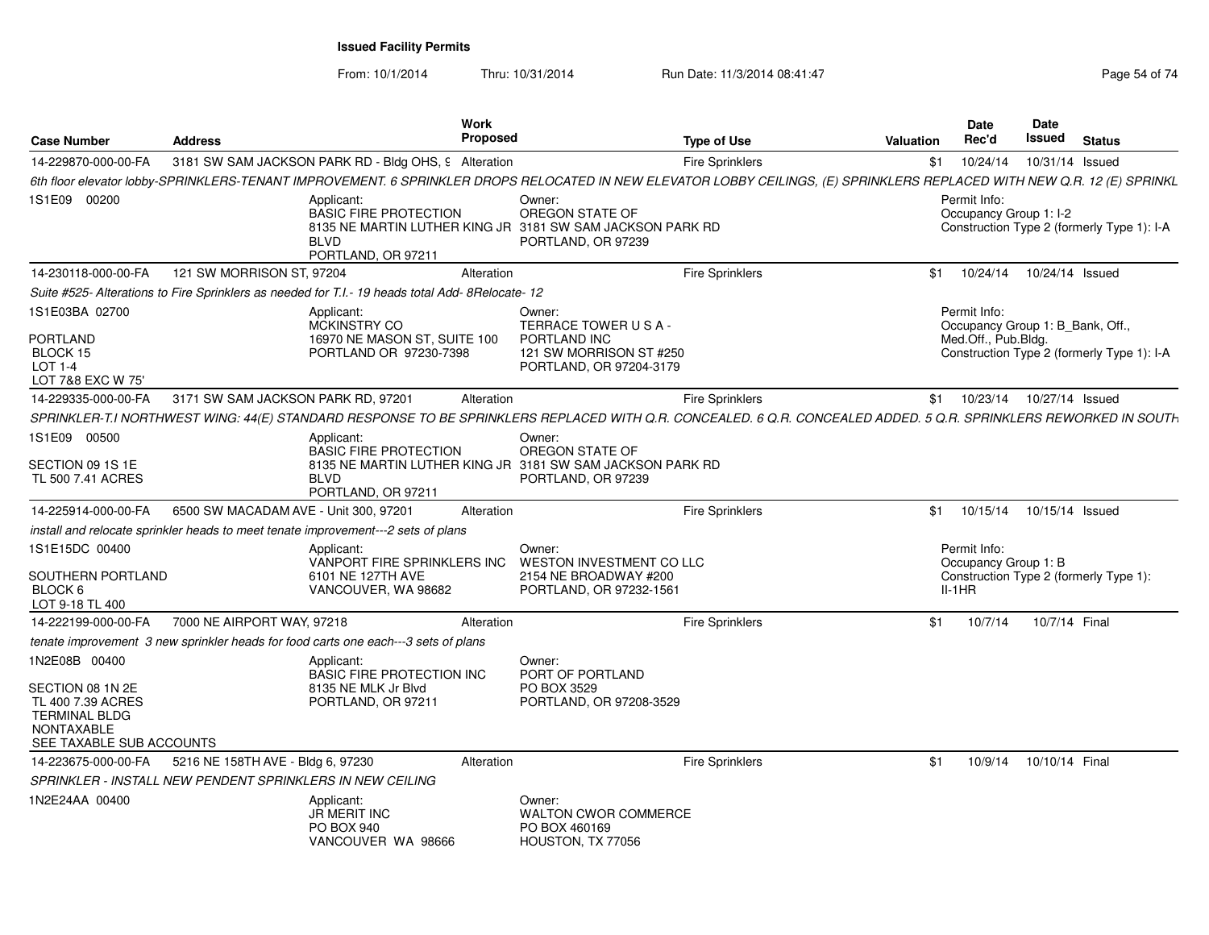# Issued Facility Permits

From: 10/1/2014 Thru: 10/31/2014 Run Date: 11/3/2014 08:41:47

| Case Number | Address | Work Proposed | Type of Use | Valuation | Date Rec'd | Date Issued | Status |
|---|---|---|---|---|---|---|---|
| 14-229870-000-00-FA | 3181 SW SAM JACKSON PARK RD - Bldg OHS, 9 | Alteration | Fire Sprinklers | $1 | 10/24/14 | 10/31/14 | Issued |

6th floor elevator lobby-SPRINKLERS-TENANT IMPROVEMENT. 6 SPRINKLER DROPS RELOCATED IN NEW ELEVATOR LOBBY CEILINGS, (E) SPRINKLERS REPLACED WITH NEW Q.R. 12 (E) SPRINKL

1S1E09 00200

Applicant: BASIC FIRE PROTECTION, 8135 NE MARTIN LUTHER KING JR BLVD, PORTLAND, OR 97211

Owner: OREGON STATE OF, 3181 SW SAM JACKSON PARK RD, PORTLAND, OR 97239

Permit Info: Occupancy Group 1: I-2; Construction Type 2 (formerly Type 1): I-A

| Case Number | Address | Work Proposed | Type of Use | Valuation | Date Rec'd | Date Issued | Status |
|---|---|---|---|---|---|---|---|
| 14-230118-000-00-FA | 121 SW MORRISON ST, 97204 | Alteration | Fire Sprinklers | $1 | 10/24/14 | 10/24/14 | Issued |

Suite #525- Alterations to Fire Sprinklers as needed for T.I.- 19 heads total Add- 8Relocate- 12

1S1E03BA 02700
PORTLAND
BLOCK 15
LOT 1-4
LOT 7&8 EXC W 75'

Applicant: MCKINSTRY CO, 16970 NE MASON ST, SUITE 100, PORTLAND OR 97230-7398

Owner: TERRACE TOWER U S A - PORTLAND INC, 121 SW MORRISON ST #250, PORTLAND, OR 97204-3179

Permit Info: Occupancy Group 1: B_Bank, Off., Med.Off., Pub.Bldg.; Construction Type 2 (formerly Type 1): I-A

| Case Number | Address | Work Proposed | Type of Use | Valuation | Date Rec'd | Date Issued | Status |
|---|---|---|---|---|---|---|---|
| 14-229335-000-00-FA | 3171 SW SAM JACKSON PARK RD, 97201 | Alteration | Fire Sprinklers | $1 | 10/23/14 | 10/27/14 | Issued |

SPRINKLER-T.I NORTHWEST WING: 44(E) STANDARD RESPONSE TO BE SPRINKLERS REPLACED WITH Q.R. CONCEALED. 6 Q.R. CONCEALED ADDED. 5 Q.R. SPRINKLERS REWORKED IN SOUTH

1S1E09 00500
SECTION 09 1S 1E
TL 500 7.41 ACRES

Applicant: BASIC FIRE PROTECTION, 8135 NE MARTIN LUTHER KING JR BLVD, PORTLAND, OR 97211

Owner: OREGON STATE OF, 3181 SW SAM JACKSON PARK RD, PORTLAND, OR 97239

| Case Number | Address | Work Proposed | Type of Use | Valuation | Date Rec'd | Date Issued | Status |
|---|---|---|---|---|---|---|---|
| 14-225914-000-00-FA | 6500 SW MACADAM AVE - Unit 300, 97201 | Alteration | Fire Sprinklers | $1 | 10/15/14 | 10/15/14 | Issued |

install and relocate sprinkler heads to meet tenate improvement---2 sets of plans

1S1E15DC 00400
SOUTHERN PORTLAND
BLOCK 6
LOT 9-18 TL 400

Applicant: VANPORT FIRE SPRINKLERS INC, 6101 NE 127TH AVE, VANCOUVER, WA 98682

Owner: WESTON INVESTMENT CO LLC, 2154 NE BROADWAY #200, PORTLAND, OR 97232-1561

Permit Info: Occupancy Group 1: B; Construction Type 2 (formerly Type 1): II-1HR

| Case Number | Address | Work Proposed | Type of Use | Valuation | Date Rec'd | Date Issued | Status |
|---|---|---|---|---|---|---|---|
| 14-222199-000-00-FA | 7000 NE AIRPORT WAY, 97218 | Alteration | Fire Sprinklers | $1 | 10/7/14 | 10/7/14 | Final |

tenate improvement 3 new sprinkler heads for food carts one each---3 sets of plans

1N2E08B 00400
SECTION 08 1N 2E
TL 400 7.39 ACRES
TERMINAL BLDG
NONTAXABLE
SEE TAXABLE SUB ACCOUNTS

Applicant: BASIC FIRE PROTECTION INC, 8135 NE MLK Jr Blvd, PORTLAND, OR 97211

Owner: PORT OF PORTLAND, PO BOX 3529, PORTLAND, OR 97208-3529

| Case Number | Address | Work Proposed | Type of Use | Valuation | Date Rec'd | Date Issued | Status |
|---|---|---|---|---|---|---|---|
| 14-223675-000-00-FA | 5216 NE 158TH AVE - Bldg 6, 97230 | Alteration | Fire Sprinklers | $1 | 10/9/14 | 10/10/14 | Final |

SPRINKLER - INSTALL NEW PENDENT SPRINKLERS IN NEW CEILING

1N2E24AA 00400

Applicant: JR MERIT INC, PO BOX 940, VANCOUVER WA 98666

Owner: WALTON CWOR COMMERCE, PO BOX 460169, HOUSTON, TX 77056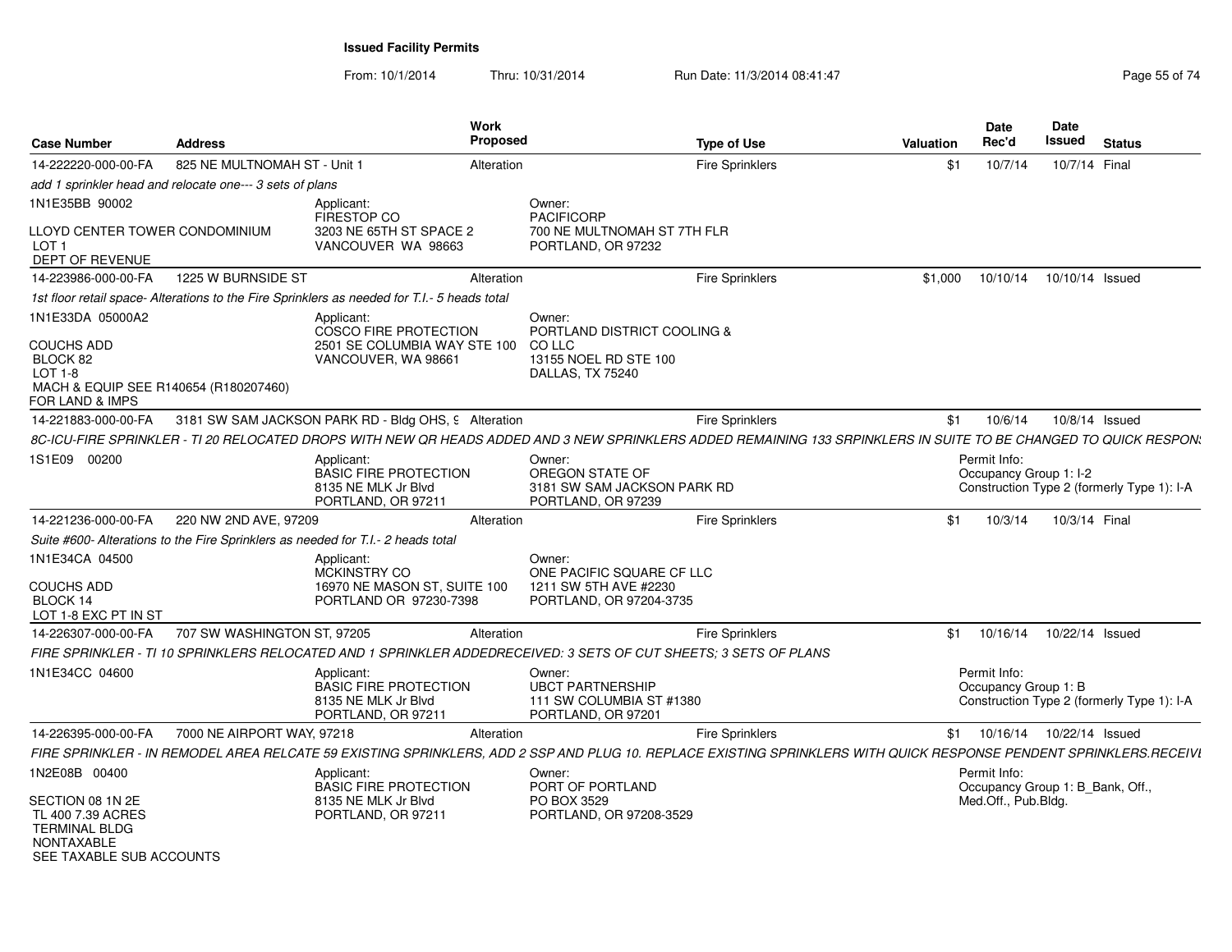## Issued Facility Permits

From: 10/1/2014 Thru: 10/31/2014 Run Date: 11/3/2014 08:41:47

| Case Number | Address | Work Proposed | Type of Use | Valuation | Date Rec'd | Date Issued | Status |
|---|---|---|---|---|---|---|---|
| 14-222220-000-00-FA | 825 NE MULTNOMAH ST - Unit 1 | Alteration | Fire Sprinklers | $1 | 10/7/14 | 10/7/14 | Final |

*add 1 sprinkler head and relocate one--- 3 sets of plans*

1N1E35BB 90002

LLOYD CENTER TOWER CONDOMINIUM
LOT 1
DEPT OF REVENUE

Applicant:
FIRESTOP CO
3203 NE 65TH ST SPACE 2
VANCOUVER WA 98663

Owner:
PACIFICORP
700 NE MULTNOMAH ST 7TH FLR
PORTLAND, OR 97232

| Case Number | Address | Work Proposed | Type of Use | Valuation | Date Rec'd | Date Issued | Status |
|---|---|---|---|---|---|---|---|
| 14-223986-000-00-FA | 1225 W BURNSIDE ST | Alteration | Fire Sprinklers | $1,000 | 10/10/14 | 10/10/14 | Issued |

*1st floor retail space- Alterations to the Fire Sprinklers as needed for T.I.- 5 heads total*

1N1E33DA 05000A2

COUCHS ADD
BLOCK 82
LOT 1-8
MACH & EQUIP SEE R140654 (R180207460)
FOR LAND & IMPS

Applicant:
COSCO FIRE PROTECTION
2501 SE COLUMBIA WAY STE 100
VANCOUVER, WA 98661

Owner:
PORTLAND DISTRICT COOLING & CO LLC
13155 NOEL RD STE 100
DALLAS, TX 75240

| Case Number | Address | Work Proposed | Type of Use | Valuation | Date Rec'd | Date Issued | Status |
|---|---|---|---|---|---|---|---|
| 14-221883-000-00-FA | 3181 SW SAM JACKSON PARK RD - Bldg OHS, 9 | Alteration | Fire Sprinklers | $1 | 10/6/14 | 10/8/14 | Issued |

*8C-ICU-FIRE SPRINKLER - TI 20 RELOCATED DROPS WITH NEW QR HEADS ADDED AND 3 NEW SPRINKLERS ADDED REMAINING 133 SRPINKLERS IN SUITE TO BE CHANGED TO QUICK RESPONS*

1S1E09 00200

Applicant:
BASIC FIRE PROTECTION
8135 NE MLK Jr Blvd
PORTLAND, OR 97211

Owner:
OREGON STATE OF
3181 SW SAM JACKSON PARK RD
PORTLAND, OR 97239

Permit Info:
Occupancy Group 1: I-2
Construction Type 2 (formerly Type 1): I-A

| Case Number | Address | Work Proposed | Type of Use | Valuation | Date Rec'd | Date Issued | Status |
|---|---|---|---|---|---|---|---|
| 14-221236-000-00-FA | 220 NW 2ND AVE, 97209 | Alteration | Fire Sprinklers | $1 | 10/3/14 | 10/3/14 | Final |

*Suite #600- Alterations to the Fire Sprinklers as needed for T.I.- 2 heads total*

1N1E34CA 04500

COUCHS ADD
BLOCK 14
LOT 1-8 EXC PT IN ST

Applicant:
MCKINSTRY CO
16970 NE MASON ST, SUITE 100
PORTLAND OR 97230-7398

Owner:
ONE PACIFIC SQUARE CF LLC
1211 SW 5TH AVE #2230
PORTLAND, OR 97204-3735

| Case Number | Address | Work Proposed | Type of Use | Valuation | Date Rec'd | Date Issued | Status |
|---|---|---|---|---|---|---|---|
| 14-226307-000-00-FA | 707 SW WASHINGTON ST, 97205 | Alteration | Fire Sprinklers | $1 | 10/16/14 | 10/22/14 | Issued |

*FIRE SPRINKLER - TI 10 SPRINKLERS RELOCATED AND 1 SPRINKLER ADDEDRECEIVED: 3 SETS OF CUT SHEETS; 3 SETS OF PLANS*

1N1E34CC 04600

Applicant:
BASIC FIRE PROTECTION
8135 NE MLK Jr Blvd
PORTLAND, OR 97211

Owner:
UBCT PARTNERSHIP
111 SW COLUMBIA ST #1380
PORTLAND, OR 97201

Permit Info:
Occupancy Group 1: B
Construction Type 2 (formerly Type 1): I-A

| Case Number | Address | Work Proposed | Type of Use | Valuation | Date Rec'd | Date Issued | Status |
|---|---|---|---|---|---|---|---|
| 14-226395-000-00-FA | 7000 NE AIRPORT WAY, 97218 | Alteration | Fire Sprinklers | $1 | 10/16/14 | 10/22/14 | Issued |

*FIRE SPRINKLER - IN REMODEL AREA RELCATE 59 EXISTING SPRINKLERS, ADD 2 SSP AND PLUG 10. REPLACE EXISTING SPRINKLERS WITH QUICK RESPONSE PENDENT SPRINKLERS.RECEIVI*

1N2E08B 00400

SECTION 08 1N 2E
TL 400 7.39 ACRES
TERMINAL BLDG
NONTAXABLE
SEE TAXABLE SUB ACCOUNTS

Applicant:
BASIC FIRE PROTECTION
8135 NE MLK Jr Blvd
PORTLAND, OR 97211

Owner:
PORT OF PORTLAND
PO BOX 3529
PORTLAND, OR 97208-3529

Permit Info:
Occupancy Group 1: B_Bank, Off., Med.Off., Pub.Bldg.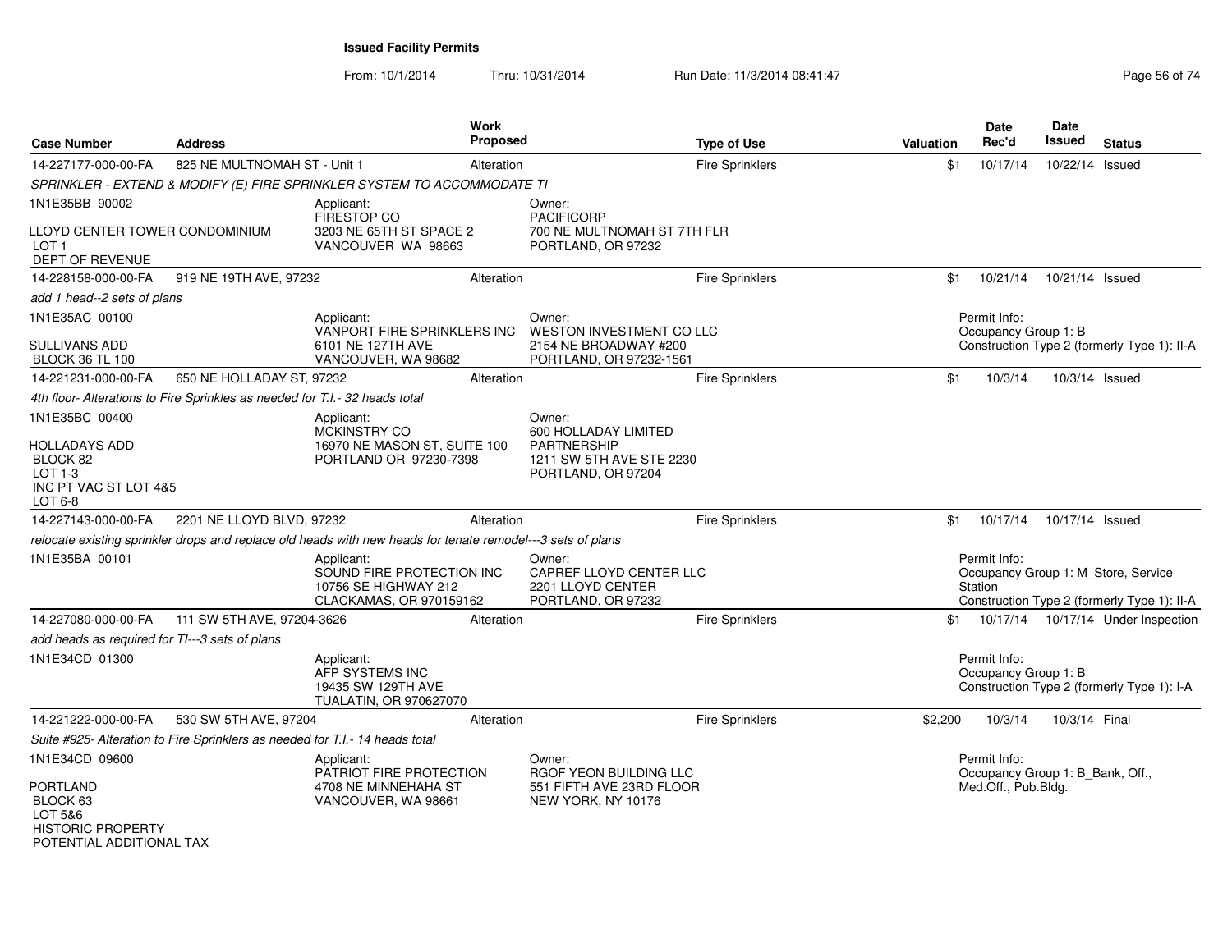# Issued Facility Permits

From: 10/1/2014 Thru: 10/31/2014 Run Date: 11/3/2014 08:41:47

| Case Number | Address | Work Proposed | Type of Use | Valuation | Date Rec'd | Date Issued | Status |
|---|---|---|---|---|---|---|---|
| 14-227177-000-00-FA | 825 NE MULTNOMAH ST - Unit 1 | Alteration | Fire Sprinklers | $1 | 10/17/14 | 10/22/14 | Issued |

*SPRINKLER - EXTEND & MODIFY (E) FIRE SPRINKLER SYSTEM TO ACCOMMODATE TI*

1N1E35BB 90002

LLOYD CENTER TOWER CONDOMINIUM
LOT 1
DEPT OF REVENUE

Applicant:
FIRESTOP CO
3203 NE 65TH ST SPACE 2
VANCOUVER WA 98663

Owner:
PACIFICORP
700 NE MULTNOMAH ST 7TH FLR
PORTLAND, OR 97232

| Case Number | Address | Work Proposed | Type of Use | Valuation | Date Rec'd | Date Issued | Status |
|---|---|---|---|---|---|---|---|
| 14-228158-000-00-FA | 919 NE 19TH AVE, 97232 | Alteration | Fire Sprinklers | $1 | 10/21/14 | 10/21/14 | Issued |

*add 1 head--2 sets of plans*

1N1E35AC 00100

SULLIVANS ADD
BLOCK 36 TL 100

Applicant:
VANPORT FIRE SPRINKLERS INC
6101 NE 127TH AVE
VANCOUVER, WA 98682

Owner:
WESTON INVESTMENT CO LLC
2154 NE BROADWAY #200
PORTLAND, OR 97232-1561

Permit Info:
Occupancy Group 1: B
Construction Type 2 (formerly Type 1): II-A

| Case Number | Address | Work Proposed | Type of Use | Valuation | Date Rec'd | Date Issued | Status |
|---|---|---|---|---|---|---|---|
| 14-221231-000-00-FA | 650 NE HOLLADAY ST, 97232 | Alteration | Fire Sprinklers | $1 | 10/3/14 | 10/3/14 | Issued |

*4th floor- Alterations to Fire Sprinkles as needed for T.I.- 32 heads total*

1N1E35BC 00400

HOLLADAYS ADD
BLOCK 82
LOT 1-3
INC PT VAC ST LOT 4&5
LOT 6-8

Applicant:
MCKINSTRY CO
16970 NE MASON ST, SUITE 100
PORTLAND OR 97230-7398

Owner:
600 HOLLADAY LIMITED PARTNERSHIP
1211 SW 5TH AVE STE 2230
PORTLAND, OR 97204

| Case Number | Address | Work Proposed | Type of Use | Valuation | Date Rec'd | Date Issued | Status |
|---|---|---|---|---|---|---|---|
| 14-227143-000-00-FA | 2201 NE LLOYD BLVD, 97232 | Alteration | Fire Sprinklers | $1 | 10/17/14 | 10/17/14 | Issued |

*relocate existing sprinkler drops and replace old heads with new heads for tenate remodel---3 sets of plans*

1N1E35BA 00101

Applicant:
SOUND FIRE PROTECTION INC
10756 SE HIGHWAY 212
CLACKAMAS, OR 970159162

Owner:
CAPREF LLOYD CENTER LLC
2201 LLOYD CENTER
PORTLAND, OR 97232

Permit Info:
Occupancy Group 1: M_Store, Service Station
Construction Type 2 (formerly Type 1): II-A

| Case Number | Address | Work Proposed | Type of Use | Valuation | Date Rec'd | Date Issued | Status |
|---|---|---|---|---|---|---|---|
| 14-227080-000-00-FA | 111 SW 5TH AVE, 97204-3626 | Alteration | Fire Sprinklers | $1 | 10/17/14 | 10/17/14 | Under Inspection |

*add heads as required for TI---3 sets of plans*

1N1E34CD 01300

Applicant:
AFP SYSTEMS INC
19435 SW 129TH AVE
TUALATIN, OR 970627070

Permit Info:
Occupancy Group 1: B
Construction Type 2 (formerly Type 1): I-A

| Case Number | Address | Work Proposed | Type of Use | Valuation | Date Rec'd | Date Issued | Status |
|---|---|---|---|---|---|---|---|
| 14-221222-000-00-FA | 530 SW 5TH AVE, 97204 | Alteration | Fire Sprinklers | $2,200 | 10/3/14 | 10/3/14 | Final |

*Suite #925- Alteration to Fire Sprinklers as needed for T.I.- 14 heads total*

1N1E34CD 09600

PORTLAND
BLOCK 63
LOT 5&6
HISTORIC PROPERTY
POTENTIAL ADDITIONAL TAX

Applicant:
PATRIOT FIRE PROTECTION
4708 NE MINNEHAHA ST
VANCOUVER, WA 98661

Owner:
RGOF YEON BUILDING LLC
551 FIFTH AVE 23RD FLOOR
NEW YORK, NY 10176

Permit Info:
Occupancy Group 1: B_Bank, Off., Med.Off., Pub.Bldg.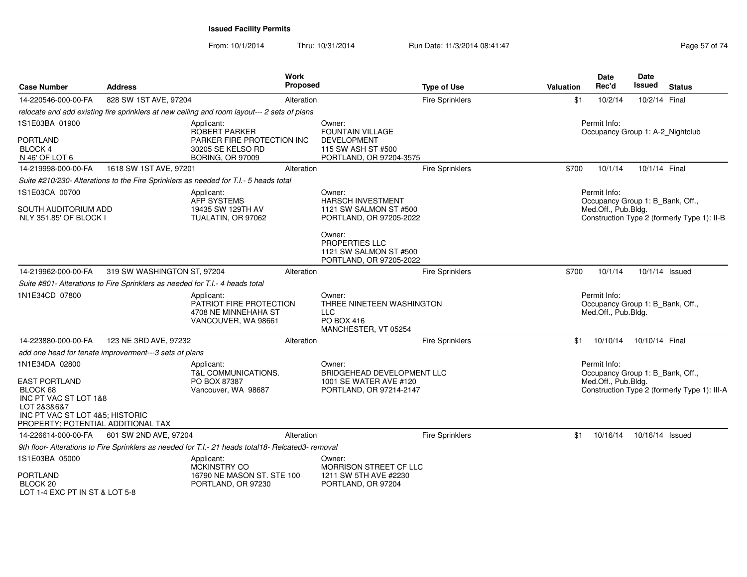**Issued Facility Permits**

From: 10/1/2014 Thru: 10/31/2014 Run Date: 11/3/2014 08:41:47

| Case Number | Address | Work Proposed | Type of Use | Valuation | Date Rec'd | Date Issued | Status |
|---|---|---|---|---|---|---|---|
| 14-220546-000-00-FA | 828 SW 1ST AVE, 97204 | Alteration | Fire Sprinklers | $1 | 10/2/14 | 10/2/14 | Final |
| *relocate and add existing fire sprinklers at new ceiling and room layout--- 2 sets of plans* | | | | | | | |
| 1S1E03BA 01900<br>PORTLAND<br>BLOCK 4<br>N 46' OF LOT 6 | Applicant:<br>ROBERT PARKER<br>PARKER FIRE PROTECTION INC<br>30205 SE KELSO RD<br>BORING, OR 97009 | | Owner:<br>FOUNTAIN VILLAGE DEVELOPMENT<br>115 SW ASH ST #500<br>PORTLAND, OR 97204-3575 | | Permit Info:<br>Occupancy Group 1: A-2_Nightclub | | |
| 14-219998-000-00-FA | 1618 SW 1ST AVE, 97201 | Alteration | Fire Sprinklers | $700 | 10/1/14 | 10/1/14 | Final |
| *Suite #210/230- Alterations to the Fire Sprinklers as needed for T.I.- 5 heads total* | | | | | | | |
| 1S1E03CA 00700<br>SOUTH AUDITORIUM ADD<br>NLY 351.85' OF BLOCK I | Applicant:<br>AFP SYSTEMS<br>19435 SW 129TH AV<br>TUALATIN, OR 97062 | | Owner:<br>HARSCH INVESTMENT<br>1121 SW SALMON ST #500<br>PORTLAND, OR 97205-2022<br><br>Owner:<br>PROPERTIES LLC<br>1121 SW SALMON ST #500<br>PORTLAND, OR 97205-2022 | | Permit Info:<br>Occupancy Group 1: B_Bank, Off., Med.Off., Pub.Bldg.<br>Construction Type 2 (formerly Type 1): II-B | | |
| 14-219962-000-00-FA | 319 SW WASHINGTON ST, 97204 | Alteration | Fire Sprinklers | $700 | 10/1/14 | 10/1/14 | Issued |
| *Suite #801- Alterations to Fire Sprinklers as needed for T.I.- 4 heads total* | | | | | | | |
| 1N1E34CD 07800 | Applicant:<br>PATRIOT FIRE PROTECTION<br>4708 NE MINNEHAHA ST<br>VANCOUVER, WA 98661 | | Owner:<br>THREE NINETEEN WASHINGTON LLC<br>PO BOX 416<br>MANCHESTER, VT 05254 | | Permit Info:<br>Occupancy Group 1: B_Bank, Off., Med.Off., Pub.Bldg. | | |
| 14-223880-000-00-FA | 123 NE 3RD AVE, 97232 | Alteration | Fire Sprinklers | $1 | 10/10/14 | 10/10/14 | Final |
| *add one head for tenate improverment---3 sets of plans* | | | | | | | |
| 1N1E34DA 02800<br>EAST PORTLAND<br>BLOCK 68<br>INC PT VAC ST LOT 1&8<br>LOT 2&3&6&7<br>INC PT VAC ST LOT 4&5; HISTORIC PROPERTY; POTENTIAL ADDITIONAL TAX | Applicant:<br>T&L COMMUNICATIONS.<br>PO BOX 87387<br>Vancouver, WA 98687 | | Owner:<br>BRIDGEHEAD DEVELOPMENT LLC<br>1001 SE WATER AVE #120<br>PORTLAND, OR 97214-2147 | | Permit Info:<br>Occupancy Group 1: B_Bank, Off., Med.Off., Pub.Bldg.<br>Construction Type 2 (formerly Type 1): III-A | | |
| 14-226614-000-00-FA | 601 SW 2ND AVE, 97204 | Alteration | Fire Sprinklers | $1 | 10/16/14 | 10/16/14 | Issued |
| *9th floor- Alterations to Fire Sprinklers as needed for T.I.- 21 heads total18- Relcated3- removal* | | | | | | | |
| 1S1E03BA 05000<br>PORTLAND<br>BLOCK 20<br>LOT 1-4 EXC PT IN ST & LOT 5-8 | Applicant:<br>MCKINSTRY CO<br>16790 NE MASON ST. STE 100<br>PORTLAND, OR 97230 | | Owner:<br>MORRISON STREET CF LLC<br>1211 SW 5TH AVE #2230<br>PORTLAND, OR 97204 | | | | |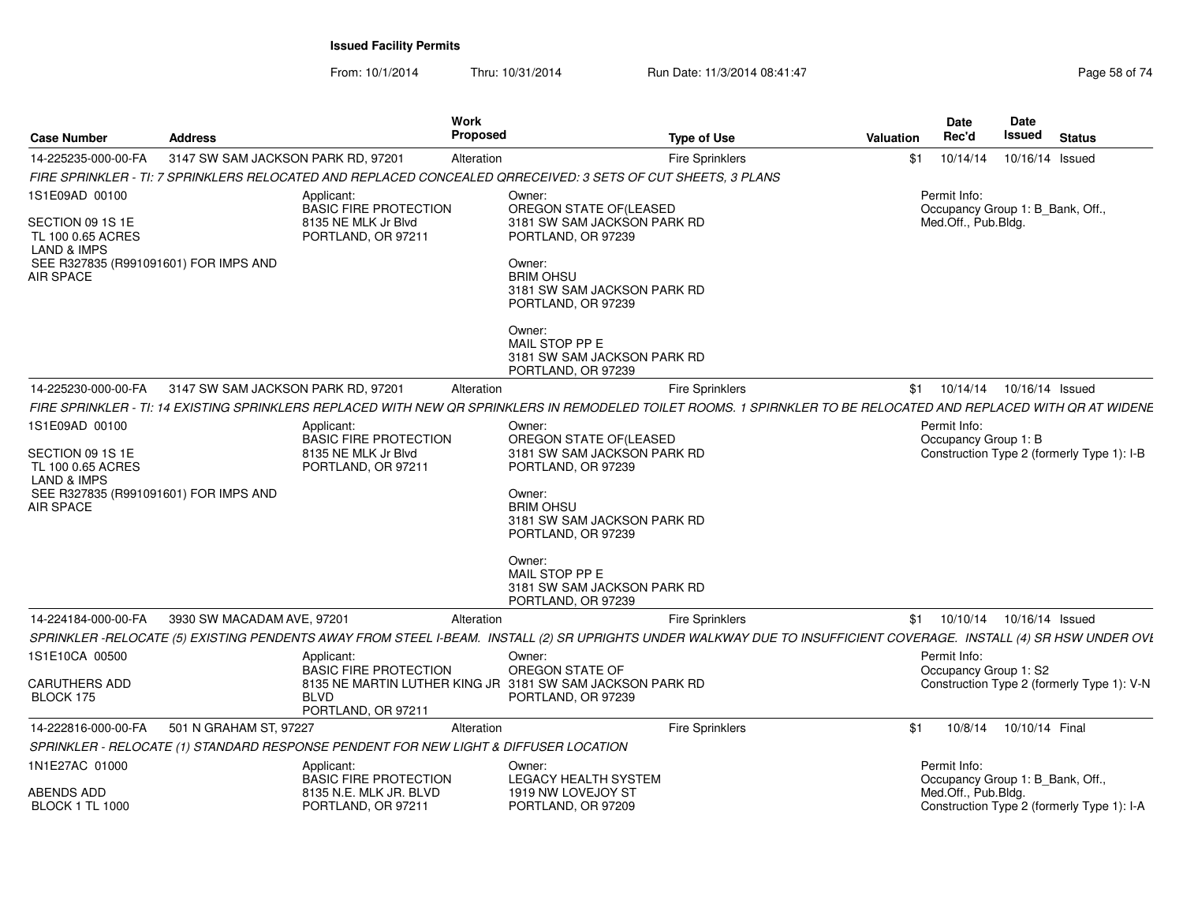**Issued Facility Permits**

From: 10/1/2014 Thru: 10/31/2014 Run Date: 11/3/2014 08:41:47

| Case Number | Address | Work Proposed | Type of Use | Valuation | Date Rec'd | Date Issued | Status |
|---|---|---|---|---|---|---|---|
| 14-225235-000-00-FA | 3147 SW SAM JACKSON PARK RD, 97201 | Alteration | Fire Sprinklers | $1 | 10/14/14 | 10/16/14 | Issued |

*FIRE SPRINKLER - TI: 7 SPRINKLERS RELOCATED AND REPLACED CONCEALED QRRECEIVED: 3 SETS OF CUT SHEETS, 3 PLANS*

1S1E09AD 00100

SECTION 09 1S 1E
TL 100 0.65 ACRES
LAND & IMPS
SEE R327835 (R991091601) FOR IMPS AND AIR SPACE

Applicant:
BASIC FIRE PROTECTION
8135 NE MLK Jr Blvd
PORTLAND, OR 97211

Owner:
OREGON STATE OF(LEASED
3181 SW SAM JACKSON PARK RD
PORTLAND, OR 97239

Owner:
BRIM OHSU
3181 SW SAM JACKSON PARK RD
PORTLAND, OR 97239

Owner:
MAIL STOP PP E
3181 SW SAM JACKSON PARK RD
PORTLAND, OR 97239

Permit Info:
Occupancy Group 1: B_Bank, Off., Med.Off., Pub.Bldg.

| Case Number | Address | Work Proposed | Type of Use | Valuation | Date Rec'd | Date Issued | Status |
|---|---|---|---|---|---|---|---|
| 14-225230-000-00-FA | 3147 SW SAM JACKSON PARK RD, 97201 | Alteration | Fire Sprinklers | $1 | 10/14/14 | 10/16/14 | Issued |

*FIRE SPRINKLER - TI: 14 EXISTING SPRINKLERS REPLACED WITH NEW QR SPRINKLERS IN REMODELED TOILET ROOMS. 1 SPIRNKLER TO BE RELOCATED AND REPLACED WITH QR AT WIDENE*

1S1E09AD 00100

SECTION 09 1S 1E
TL 100 0.65 ACRES
LAND & IMPS
SEE R327835 (R991091601) FOR IMPS AND AIR SPACE

Applicant:
BASIC FIRE PROTECTION
8135 NE MLK Jr Blvd
PORTLAND, OR 97211

Owner:
OREGON STATE OF(LEASED
3181 SW SAM JACKSON PARK RD
PORTLAND, OR 97239

Owner:
BRIM OHSU
3181 SW SAM JACKSON PARK RD
PORTLAND, OR 97239

Owner:
MAIL STOP PP E
3181 SW SAM JACKSON PARK RD
PORTLAND, OR 97239

Permit Info:
Occupancy Group 1: B
Construction Type 2 (formerly Type 1): I-B

| Case Number | Address | Work Proposed | Type of Use | Valuation | Date Rec'd | Date Issued | Status |
|---|---|---|---|---|---|---|---|
| 14-224184-000-00-FA | 3930 SW MACADAM AVE, 97201 | Alteration | Fire Sprinklers | $1 | 10/10/14 | 10/16/14 | Issued |

*SPRINKLER -RELOCATE (5) EXISTING PENDENTS AWAY FROM STEEL I-BEAM. INSTALL (2) SR UPRIGHTS UNDER WALKWAY DUE TO INSUFFICIENT COVERAGE. INSTALL (4) SR HSW UNDER OVE*

1S1E10CA 00500

CARUTHERS ADD
BLOCK 175

Applicant:
BASIC FIRE PROTECTION
8135 NE MARTIN LUTHER KING JR BLVD
PORTLAND, OR 97211

Owner:
OREGON STATE OF
3181 SW SAM JACKSON PARK RD
PORTLAND, OR 97239

Permit Info:
Occupancy Group 1: S2
Construction Type 2 (formerly Type 1): V-N

| Case Number | Address | Work Proposed | Type of Use | Valuation | Date Rec'd | Date Issued | Status |
|---|---|---|---|---|---|---|---|
| 14-222816-000-00-FA | 501 N GRAHAM ST, 97227 | Alteration | Fire Sprinklers | $1 | 10/8/14 | 10/10/14 | Final |

*SPRINKLER - RELOCATE (1) STANDARD RESPONSE PENDENT FOR NEW LIGHT & DIFFUSER LOCATION*

1N1E27AC 01000

ABENDS ADD
BLOCK 1 TL 1000

Applicant:
BASIC FIRE PROTECTION
8135 N.E. MLK JR. BLVD
PORTLAND, OR 97211

Owner:
LEGACY HEALTH SYSTEM
1919 NW LOVEJOY ST
PORTLAND, OR 97209

Permit Info:
Occupancy Group 1: B_Bank, Off., Med.Off., Pub.Bldg.
Construction Type 2 (formerly Type 1): I-A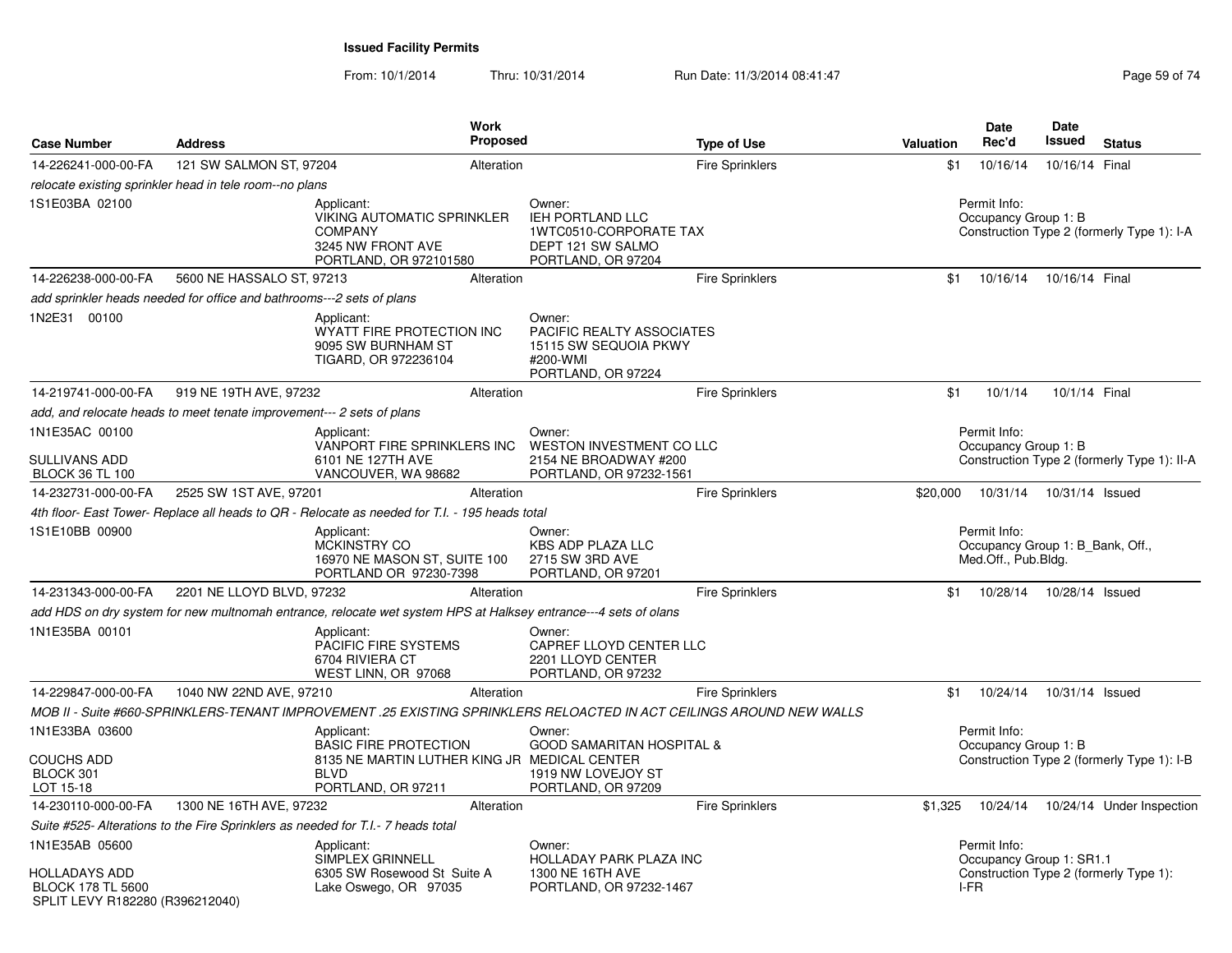**Issued Facility Permits**

From: 10/1/2014 Thru: 10/31/2014 Run Date: 11/3/2014 08:41:47

| Case Number | Address | Work Proposed | Type of Use | Valuation | Date Rec'd | Date Issued | Status |
|---|---|---|---|---|---|---|---|
| 14-226241-000-00-FA | 121 SW SALMON ST, 97204 | Alteration | Fire Sprinklers | $1 | 10/16/14 | 10/16/14 | Final |

*relocate existing sprinkler head in tele room--no plans*

1S1E03BA 02100

Applicant: VIKING AUTOMATIC SPRINKLER COMPANY, 3245 NW FRONT AVE, PORTLAND, OR 972101580

Owner: IEH PORTLAND LLC, 1WTC0510-CORPORATE TAX, DEPT 121 SW SALMO, PORTLAND, OR 97204

Permit Info: Occupancy Group 1: B; Construction Type 2 (formerly Type 1): I-A

| Case Number | Address | Work Proposed | Type of Use | Valuation | Date Rec'd | Date Issued | Status |
|---|---|---|---|---|---|---|---|
| 14-226238-000-00-FA | 5600 NE HASSALO ST, 97213 | Alteration | Fire Sprinklers | $1 | 10/16/14 | 10/16/14 | Final |

*add sprinkler heads needed for office and bathrooms---2 sets of plans*

1N2E31 00100

Applicant: WYATT FIRE PROTECTION INC, 9095 SW BURNHAM ST, TIGARD, OR 972236104

Owner: PACIFIC REALTY ASSOCIATES, 15115 SW SEQUOIA PKWY #200-WMI, PORTLAND, OR 97224

| Case Number | Address | Work Proposed | Type of Use | Valuation | Date Rec'd | Date Issued | Status |
|---|---|---|---|---|---|---|---|
| 14-219741-000-00-FA | 919 NE 19TH AVE, 97232 | Alteration | Fire Sprinklers | $1 | 10/1/14 | 10/1/14 | Final |

*add, and relocate heads to meet tenate improvement--- 2 sets of plans*

1N1E35AC 00100

SULLIVANS ADD
BLOCK 36 TL 100

Applicant: VANPORT FIRE SPRINKLERS INC, 6101 NE 127TH AVE, VANCOUVER, WA 98682

Owner: WESTON INVESTMENT CO LLC, 2154 NE BROADWAY #200, PORTLAND, OR 97232-1561

Permit Info: Occupancy Group 1: B; Construction Type 2 (formerly Type 1): II-A

| Case Number | Address | Work Proposed | Type of Use | Valuation | Date Rec'd | Date Issued | Status |
|---|---|---|---|---|---|---|---|
| 14-232731-000-00-FA | 2525 SW 1ST AVE, 97201 | Alteration | Fire Sprinklers | $20,000 | 10/31/14 | 10/31/14 | Issued |

*4th floor- East Tower- Replace all heads to QR - Relocate as needed for T.I. - 195 heads total*

1S1E10BB 00900

Applicant: MCKINSTRY CO, 16970 NE MASON ST, SUITE 100, PORTLAND OR 97230-7398

Owner: KBS ADP PLAZA LLC, 2715 SW 3RD AVE, PORTLAND, OR 97201

Permit Info: Occupancy Group 1: B_Bank, Off., Med.Off., Pub.Bldg.

| Case Number | Address | Work Proposed | Type of Use | Valuation | Date Rec'd | Date Issued | Status |
|---|---|---|---|---|---|---|---|
| 14-231343-000-00-FA | 2201 NE LLOYD BLVD, 97232 | Alteration | Fire Sprinklers | $1 | 10/28/14 | 10/28/14 | Issued |

*add HDS on dry system for new multnomah entrance, relocate wet system HPS at Halksey entrance---4 sets of olans*

1N1E35BA 00101

Applicant: PACIFIC FIRE SYSTEMS, 6704 RIVIERA CT, WEST LINN, OR 97068

Owner: CAPREF LLOYD CENTER LLC, 2201 LLOYD CENTER, PORTLAND, OR 97232

| Case Number | Address | Work Proposed | Type of Use | Valuation | Date Rec'd | Date Issued | Status |
|---|---|---|---|---|---|---|---|
| 14-229847-000-00-FA | 1040 NW 22ND AVE, 97210 | Alteration | Fire Sprinklers | $1 | 10/24/14 | 10/31/14 | Issued |

*MOB II - Suite #660-SPRINKLERS-TENANT IMPROVEMENT .25 EXISTING SPRINKLERS RELOACTED IN ACT CEILINGS AROUND NEW WALLS*

1N1E33BA 03600

COUCHS ADD
BLOCK 301
LOT 15-18

Applicant: BASIC FIRE PROTECTION, 8135 NE MARTIN LUTHER KING JR BLVD, PORTLAND, OR 97211

Owner: GOOD SAMARITAN HOSPITAL & MEDICAL CENTER, 1919 NW LOVEJOY ST, PORTLAND, OR 97209

Permit Info: Occupancy Group 1: B; Construction Type 2 (formerly Type 1): I-B

| Case Number | Address | Work Proposed | Type of Use | Valuation | Date Rec'd | Date Issued | Status |
|---|---|---|---|---|---|---|---|
| 14-230110-000-00-FA | 1300 NE 16TH AVE, 97232 | Alteration | Fire Sprinklers | $1,325 | 10/24/14 | 10/24/14 | Under Inspection |

*Suite #525- Alterations to the Fire Sprinklers as needed for T.I.- 7 heads total*

1N1E35AB 05600

HOLLADAYS ADD
BLOCK 178 TL 5600
SPLIT LEVY R182280 (R396212040)

Applicant: SIMPLEX GRINNELL, 6305 SW Rosewood St Suite A, Lake Oswego, OR 97035

Owner: HOLLADAY PARK PLAZA INC, 1300 NE 16TH AVE, PORTLAND, OR 97232-1467

Permit Info: Occupancy Group 1: SR1.1; Construction Type 2 (formerly Type 1): I-FR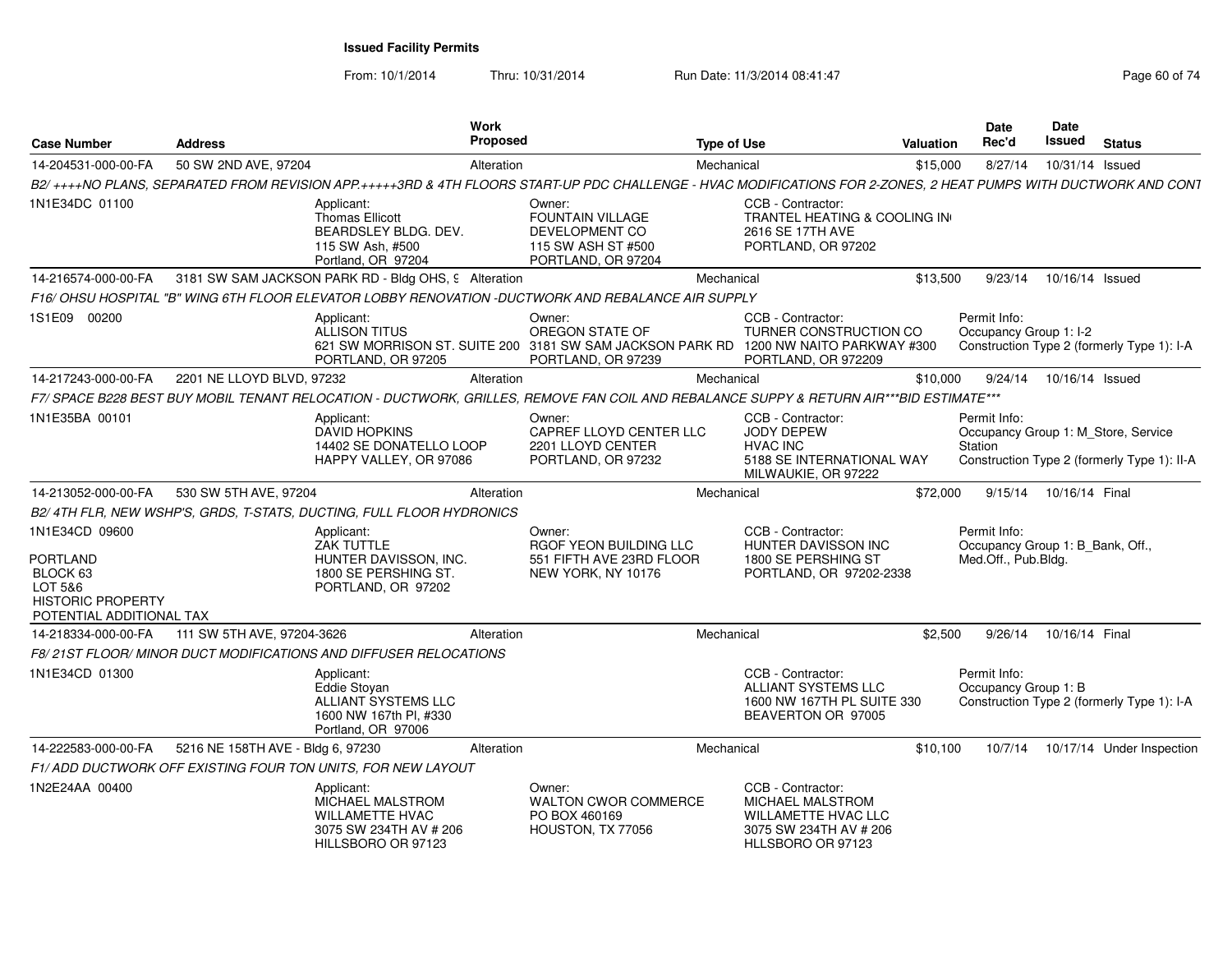# Issued Facility Permits

From: 10/1/2014 Thru: 10/31/2014 Run Date: 11/3/2014 08:41:47

| Case Number | Address | Work Proposed | Type of Use | Valuation | Date Rec'd | Date Issued | Status |
|---|---|---|---|---|---|---|---|
| 14-204531-000-00-FA | 50 SW 2ND AVE, 97204 | Alteration | Mechanical | $15,000 | 8/27/14 | 10/31/14 | Issued |

B2/ ++++NO PLANS, SEPARATED FROM REVISION APP.+++++3RD & 4TH FLOORS START-UP PDC CHALLENGE - HVAC MODIFICATIONS FOR 2-ZONES, 2 HEAT PUMPS WITH DUCTWORK AND CONT

1N1E34DC 01100

Applicant:
Thomas Ellicott
BEARDSLEY BLDG. DEV.
115 SW Ash, #500
Portland, OR 97204

Owner:
FOUNTAIN VILLAGE DEVELOPMENT CO
115 SW ASH ST #500
PORTLAND, OR 97204

CCB - Contractor:
TRANTEL HEATING & COOLING IN
2616 SE 17TH AVE
PORTLAND, OR 97202

| Case Number | Address | Work Proposed | Type of Use | Valuation | Date Rec'd | Date Issued | Status |
|---|---|---|---|---|---|---|---|
| 14-216574-000-00-FA | 3181 SW SAM JACKSON PARK RD - Bldg OHS, 9 | Alteration | Mechanical | $13,500 | 9/23/14 | 10/16/14 | Issued |

F16/ OHSU HOSPITAL "B" WING 6TH FLOOR ELEVATOR LOBBY RENOVATION -DUCTWORK AND REBALANCE AIR SUPPLY

1S1E09 00200

Applicant:
ALLISON TITUS
621 SW MORRISON ST. SUITE 200
PORTLAND, OR 97205

Owner:
OREGON STATE OF
3181 SW SAM JACKSON PARK RD
PORTLAND, OR 97239

CCB - Contractor:
TURNER CONSTRUCTION CO
1200 NW NAITO PARKWAY #300
PORTLAND, OR 972209

Permit Info:
Occupancy Group 1: I-2
Construction Type 2 (formerly Type 1): I-A

| Case Number | Address | Work Proposed | Type of Use | Valuation | Date Rec'd | Date Issued | Status |
|---|---|---|---|---|---|---|---|
| 14-217243-000-00-FA | 2201 NE LLOYD BLVD, 97232 | Alteration | Mechanical | $10,000 | 9/24/14 | 10/16/14 | Issued |

F7/ SPACE B228 BEST BUY MOBIL TENANT RELOCATION - DUCTWORK, GRILLES, REMOVE FAN COIL AND REBALANCE SUPPY & RETURN AIR***BID ESTIMATE***

1N1E35BA 00101

Applicant:
DAVID HOPKINS
14402 SE DONATELLO LOOP
HAPPY VALLEY, OR 97086

Owner:
CAPREF LLOYD CENTER LLC
2201 LLOYD CENTER
PORTLAND, OR 97232

CCB - Contractor:
JODY DEPEW
HVAC INC
5188 SE INTERNATIONAL WAY
MILWAUKIE, OR 97222

Permit Info:
Occupancy Group 1: M_Store, Service Station
Construction Type 2 (formerly Type 1): II-A

| Case Number | Address | Work Proposed | Type of Use | Valuation | Date Rec'd | Date Issued | Status |
|---|---|---|---|---|---|---|---|
| 14-213052-000-00-FA | 530 SW 5TH AVE, 97204 | Alteration | Mechanical | $72,000 | 9/15/14 | 10/16/14 | Final |

B2/ 4TH FLR, NEW WSHP'S, GRDS, T-STATS, DUCTING, FULL FLOOR HYDRONICS

1N1E34CD 09600

PORTLAND
BLOCK 63
LOT 5&6
HISTORIC PROPERTY
POTENTIAL ADDITIONAL TAX

Applicant:
ZAK TUTTLE
HUNTER DAVISSON, INC.
1800 SE PERSHING ST.
PORTLAND, OR 97202

Owner:
RGOF YEON BUILDING LLC
551 FIFTH AVE 23RD FLOOR
NEW YORK, NY 10176

CCB - Contractor:
HUNTER DAVISSON INC
1800 SE PERSHING ST
PORTLAND, OR 97202-2338

Permit Info:
Occupancy Group 1: B_Bank, Off., Med.Off., Pub.Bldg.

| Case Number | Address | Work Proposed | Type of Use | Valuation | Date Rec'd | Date Issued | Status |
|---|---|---|---|---|---|---|---|
| 14-218334-000-00-FA | 111 SW 5TH AVE, 97204-3626 | Alteration | Mechanical | $2,500 | 9/26/14 | 10/16/14 | Final |

F8/ 21ST FLOOR/ MINOR DUCT MODIFICATIONS AND DIFFUSER RELOCATIONS

1N1E34CD 01300

Applicant:
Eddie Stoyan
ALLIANT SYSTEMS LLC
1600 NW 167th Pl, #330
Portland, OR 97006

CCB - Contractor:
ALLIANT SYSTEMS LLC
1600 NW 167TH PL SUITE 330
BEAVERTON OR 97005

Permit Info:
Occupancy Group 1: B
Construction Type 2 (formerly Type 1): I-A

| Case Number | Address | Work Proposed | Type of Use | Valuation | Date Rec'd | Date Issued | Status |
|---|---|---|---|---|---|---|---|
| 14-222583-000-00-FA | 5216 NE 158TH AVE - Bldg 6, 97230 | Alteration | Mechanical | $10,100 | 10/7/14 | 10/17/14 | Under Inspection |

F1/ ADD DUCTWORK OFF EXISTING FOUR TON UNITS, FOR NEW LAYOUT

1N2E24AA 00400

Applicant:
MICHAEL MALSTROM
WILLAMETTE HVAC
3075 SW 234TH AV # 206
HILLSBORO OR 97123

Owner:
WALTON CWOR COMMERCE
PO BOX 460169
HOUSTON, TX 77056

CCB - Contractor:
MICHAEL MALSTROM
WILLAMETTE HVAC LLC
3075 SW 234TH AV # 206
HLLSBORO OR 97123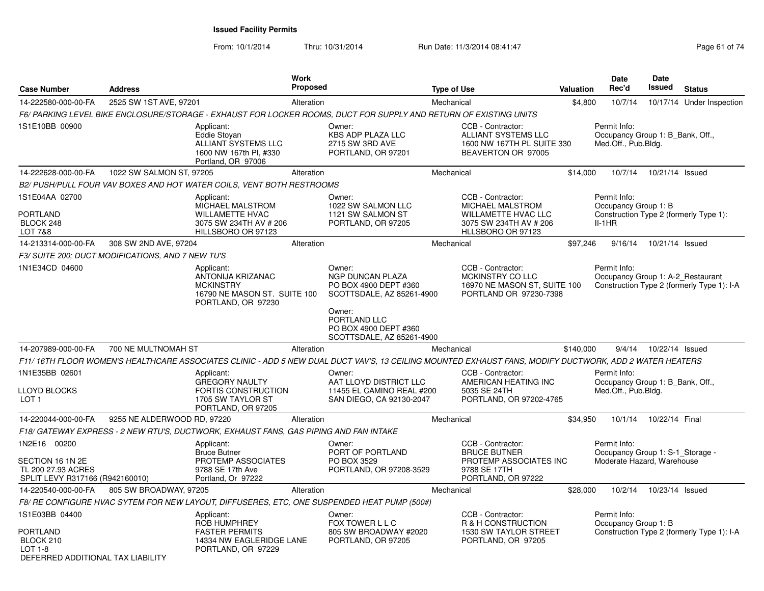**Issued Facility Permits**

From: 10/1/2014 Thru: 10/31/2014 Run Date: 11/3/2014 08:41:47

| Case Number | Address | Work Proposed | Type of Use | Valuation | Date Rec'd | Date Issued | Status |
|---|---|---|---|---|---|---|---|
| 14-222580-000-00-FA | 2525 SW 1ST AVE, 97201 | Alteration | Mechanical | $4,800 | 10/7/14 | 10/17/14 | Under Inspection |

F6/ PARKING LEVEL BIKE ENCLOSURE/STORAGE - EXHAUST FOR LOCKER ROOMS, DUCT FOR SUPPLY AND RETURN OF EXISTING UNITS

- 1S1E10BB 00900
- Applicant: Eddie Stoyan, ALLIANT SYSTEMS LLC, 1600 NW 167th Pl, #330, Portland, OR 97006
- Owner: KBS ADP PLAZA LLC, 2715 SW 3RD AVE, PORTLAND, OR 97201
- CCB - Contractor: ALLIANT SYSTEMS LLC, 1600 NW 167TH PL SUITE 330, BEAVERTON OR 97005
- Permit Info: Occupancy Group 1: B_Bank, Off., Med.Off., Pub.Bldg.

| Case Number | Address | Work Proposed | Type of Use | Valuation | Date Rec'd | Date Issued | Status |
|---|---|---|---|---|---|---|---|
| 14-222628-000-00-FA | 1022 SW SALMON ST, 97205 | Alteration | Mechanical | $14,000 | 10/7/14 | 10/21/14 | Issued |

B2/ PUSH/PULL FOUR VAV BOXES AND HOT WATER COILS, VENT BOTH RESTROOMS

- 1S1E04AA 02700, PORTLAND, BLOCK 248, LOT 7&8
- Applicant: MICHAEL MALSTROM, WILLAMETTE HVAC, 3075 SW 234TH AV # 206, HILLSBORO OR 97123
- Owner: 1022 SW SALMON LLC, 1121 SW SALMON ST, PORTLAND, OR 97205
- CCB - Contractor: MICHAEL MALSTROM, WILLAMETTE HVAC LLC, 3075 SW 234TH AV # 206, HLLSBORO OR 97123
- Permit Info: Occupancy Group 1: B, Construction Type 2 (formerly Type 1): II-1HR

| Case Number | Address | Work Proposed | Type of Use | Valuation | Date Rec'd | Date Issued | Status |
|---|---|---|---|---|---|---|---|
| 14-213314-000-00-FA | 308 SW 2ND AVE, 97204 | Alteration | Mechanical | $97,246 | 9/16/14 | 10/21/14 | Issued |

F3/ SUITE 200; DUCT MODIFICATIONS, AND 7 NEW TU'S

- 1N1E34CD 04600
- Applicant: ANTONIJA KRIZANAC, MCKINSTRY, 16790 NE MASON ST. SUITE 100, PORTLAND, OR 97230
- Owner: NGP DUNCAN PLAZA, PO BOX 4900 DEPT #360, SCOTTSDALE, AZ 85261-4900
- Owner: PORTLAND LLC, PO BOX 4900 DEPT #360, SCOTTSDALE, AZ 85261-4900
- CCB - Contractor: MCKINSTRY CO LLC, 16970 NE MASON ST, SUITE 100, PORTLAND OR 97230-7398
- Permit Info: Occupancy Group 1: A-2_Restaurant, Construction Type 2 (formerly Type 1): I-A

| Case Number | Address | Work Proposed | Type of Use | Valuation | Date Rec'd | Date Issued | Status |
|---|---|---|---|---|---|---|---|
| 14-207989-000-00-FA | 700 NE MULTNOMAH ST | Alteration | Mechanical | $140,000 | 9/4/14 | 10/22/14 | Issued |

F11/ 16TH FLOOR WOMEN'S HEALTHCARE ASSOCIATES CLINIC - ADD 5 NEW DUAL DUCT VAV'S, 13 CEILING MOUNTED EXHAUST FANS, MODIFY DUCTWORK, ADD 2 WATER HEATERS

- 1N1E35BB 02601, LLOYD BLOCKS, LOT 1
- Applicant: GREGORY NAULTY, FORTIS CONSTRUCTION, 1705 SW TAYLOR ST, PORTLAND, OR 97205
- Owner: AAT LLOYD DISTRICT LLC, 11455 EL CAMINO REAL #200, SAN DIEGO, CA 92130-2047
- CCB - Contractor: AMERICAN HEATING INC, 5035 SE 24TH, PORTLAND, OR 97202-4765
- Permit Info: Occupancy Group 1: B_Bank, Off., Med.Off., Pub.Bldg.

| Case Number | Address | Work Proposed | Type of Use | Valuation | Date Rec'd | Date Issued | Status |
|---|---|---|---|---|---|---|---|
| 14-220044-000-00-FA | 9255 NE ALDERWOOD RD, 97220 | Alteration | Mechanical | $34,950 | 10/1/14 | 10/22/14 | Final |

F18/ GATEWAY EXPRESS - 2 NEW RTU'S, DUCTWORK, EXHAUST FANS, GAS PIPING AND FAN INTAKE

- 1N2E16 00200, SECTION 16 1N 2E, TL 200 27.93 ACRES, SPLIT LEVY R317166 (R942160010)
- Applicant: Bruce Butner, PROTEMP ASSOCIATES, 9788 SE 17th Ave, Portland, Or 97222
- Owner: PORT OF PORTLAND, PO BOX 3529, PORTLAND, OR 97208-3529
- CCB - Contractor: BRUCE BUTNER, PROTEMP ASSOCIATES INC, 9788 SE 17TH, PORTLAND, OR 97222
- Permit Info: Occupancy Group 1: S-1_Storage - Moderate Hazard, Warehouse

| Case Number | Address | Work Proposed | Type of Use | Valuation | Date Rec'd | Date Issued | Status |
|---|---|---|---|---|---|---|---|
| 14-220540-000-00-FA | 805 SW BROADWAY, 97205 | Alteration | Mechanical | $28,000 | 10/2/14 | 10/23/14 | Issued |

F8/ RE CONFIGURE HVAC SYTEM FOR NEW LAYOUT, DIFFUSERES, ETC, ONE SUSPENDED HEAT PUMP (500#)

- 1S1E03BB 04400, PORTLAND, BLOCK 210, LOT 1-8, DEFERRED ADDITIONAL TAX LIABILITY
- Applicant: ROB HUMPHREY, FASTER PERMITS, 14334 NW EAGLERIDGE LANE, PORTLAND, OR 97229
- Owner: FOX TOWER L L C, 805 SW BROADWAY #2020, PORTLAND, OR 97205
- CCB - Contractor: R & H CONSTRUCTION, 1530 SW TAYLOR STREET, PORTLAND, OR 97205
- Permit Info: Occupancy Group 1: B, Construction Type 2 (formerly Type 1): I-A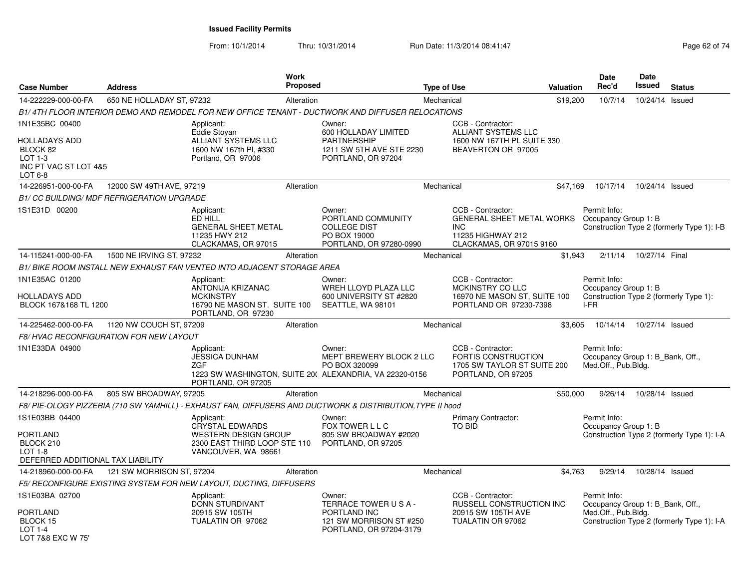# Issued Facility Permits

From: 10/1/2014 Thru: 10/31/2014 Run Date: 11/3/2014 08:41:47

| Case Number | Address | Work Proposed | Type of Use | Valuation | Date Rec'd | Date Issued | Status |
|---|---|---|---|---|---|---|---|
| 14-222229-000-00-FA | 650 NE HOLLADAY ST, 97232 | Alteration | Mechanical | $19,200 | 10/7/14 | 10/24/14 | Issued |

*B1/ 4TH FLOOR INTERIOR DEMO AND REMODEL FOR NEW OFFICE TENANT - DUCTWORK AND DIFFUSER RELOCATIONS*

1N1E35BC 00400
HOLLADAYS ADD
BLOCK 82
LOT 1-3
INC PT VAC ST LOT 4&5
LOT 6-8

Applicant: Eddie Stoyan, ALLIANT SYSTEMS LLC, 1600 NW 167th Pl, #330, Portland, OR 97006

Owner: 600 HOLLADAY LIMITED PARTNERSHIP, 1211 SW 5TH AVE STE 2230, PORTLAND, OR 97204

CCB - Contractor: ALLIANT SYSTEMS LLC, 1600 NW 167TH PL SUITE 330, BEAVERTON OR 97005

| Case Number | Address | Work Proposed | Type of Use | Valuation | Date Rec'd | Date Issued | Status |
|---|---|---|---|---|---|---|---|
| 14-226951-000-00-FA | 12000 SW 49TH AVE, 97219 | Alteration | Mechanical | $47,169 | 10/17/14 | 10/24/14 | Issued |

*B1/ CC BUILDING/ MDF REFRIGERATION UPGRADE*

1S1E31D 00200

Applicant: ED HILL, GENERAL SHEET METAL, 11235 HWY 212, CLACKAMAS, OR 97015

Owner: PORTLAND COMMUNITY COLLEGE DIST, PO BOX 19000, PORTLAND, OR 97280-0990

CCB - Contractor: GENERAL SHEET METAL WORKS INC, 11235 HIGHWAY 212, CLACKAMAS, OR 97015 9160

Permit Info: Occupancy Group 1: B; Construction Type 2 (formerly Type 1): I-B

| Case Number | Address | Work Proposed | Type of Use | Valuation | Date Rec'd | Date Issued | Status |
|---|---|---|---|---|---|---|---|
| 14-115241-000-00-FA | 1500 NE IRVING ST, 97232 | Alteration | Mechanical | $1,943 | 2/11/14 | 10/27/14 | Final |

*B1/ BIKE ROOM INSTALL NEW EXHAUST FAN VENTED INTO ADJACENT STORAGE AREA*

1N1E35AC 01200
HOLLADAYS ADD
BLOCK 167&168 TL 1200

Applicant: ANTONIJA KRIZANAC, MCKINSTRY, 16790 NE MASON ST. SUITE 100, PORTLAND, OR 97230

Owner: WREH LLOYD PLAZA LLC, 600 UNIVERSITY ST #2820, SEATTLE, WA 98101

CCB - Contractor: MCKINSTRY CO LLC, 16970 NE MASON ST, SUITE 100, PORTLAND OR 97230-7398

Permit Info: Occupancy Group 1: B; Construction Type 2 (formerly Type 1): I-FR

| Case Number | Address | Work Proposed | Type of Use | Valuation | Date Rec'd | Date Issued | Status |
|---|---|---|---|---|---|---|---|
| 14-225462-000-00-FA | 1120 NW COUCH ST, 97209 | Alteration | Mechanical | $3,605 | 10/14/14 | 10/27/14 | Issued |

*F8/ HVAC RECONFIGURATION FOR NEW LAYOUT*

1N1E33DA 04900

Applicant: JESSICA DUNHAM, ZGF, 1223 SW WASHINGTON, SUITE 20( PORTLAND, OR 97205

Owner: MEPT BREWERY BLOCK 2 LLC, PO BOX 320099, ALEXANDRIA, VA 22320-0156

CCB - Contractor: FORTIS CONSTRUCTION, 1705 SW TAYLOR ST SUITE 200, PORTLAND, OR 97205

Permit Info: Occupancy Group 1: B_Bank, Off., Med.Off., Pub.Bldg.

| Case Number | Address | Work Proposed | Type of Use | Valuation | Date Rec'd | Date Issued | Status |
|---|---|---|---|---|---|---|---|
| 14-218296-000-00-FA | 805 SW BROADWAY, 97205 | Alteration | Mechanical | $50,000 | 9/26/14 | 10/28/14 | Issued |

*F8/ PIE-OLOGY PIZZERIA (710 SW YAMHILL) - EXHAUST FAN, DIFFUSERS AND DUCTWORK & DISTRIBUTION,TYPE II hood*

1S1E03BB 04400
PORTLAND
BLOCK 210
LOT 1-8
DEFERRED ADDITIONAL TAX LIABILITY

Applicant: CRYSTAL EDWARDS, WESTERN DESIGN GROUP, 2300 EAST THIRD LOOP STE 110, VANCOUVER, WA 98661

Owner: FOX TOWER L L C, 805 SW BROADWAY #2020, PORTLAND, OR 97205

Primary Contractor: TO BID

Permit Info: Occupancy Group 1: B; Construction Type 2 (formerly Type 1): I-A

| Case Number | Address | Work Proposed | Type of Use | Valuation | Date Rec'd | Date Issued | Status |
|---|---|---|---|---|---|---|---|
| 14-218960-000-00-FA | 121 SW MORRISON ST, 97204 | Alteration | Mechanical | $4,763 | 9/29/14 | 10/28/14 | Issued |

*F5/ RECONFIGURE EXISTING SYSTEM FOR NEW LAYOUT, DUCTING, DIFFUSERS*

1S1E03BA 02700
PORTLAND
BLOCK 15
LOT 1-4
LOT 7&8 EXC W 75'

Applicant: DONN STURDIVANT, 20915 SW 105TH, TUALATIN OR 97062

Owner: TERRACE TOWER U S A - PORTLAND INC, 121 SW MORRISON ST #250, PORTLAND, OR 97204-3179

CCB - Contractor: RUSSELL CONSTRUCTION INC, 20915 SW 105TH AVE, TUALATIN OR 97062

Permit Info: Occupancy Group 1: B_Bank, Off., Med.Off., Pub.Bldg.; Construction Type 2 (formerly Type 1): I-A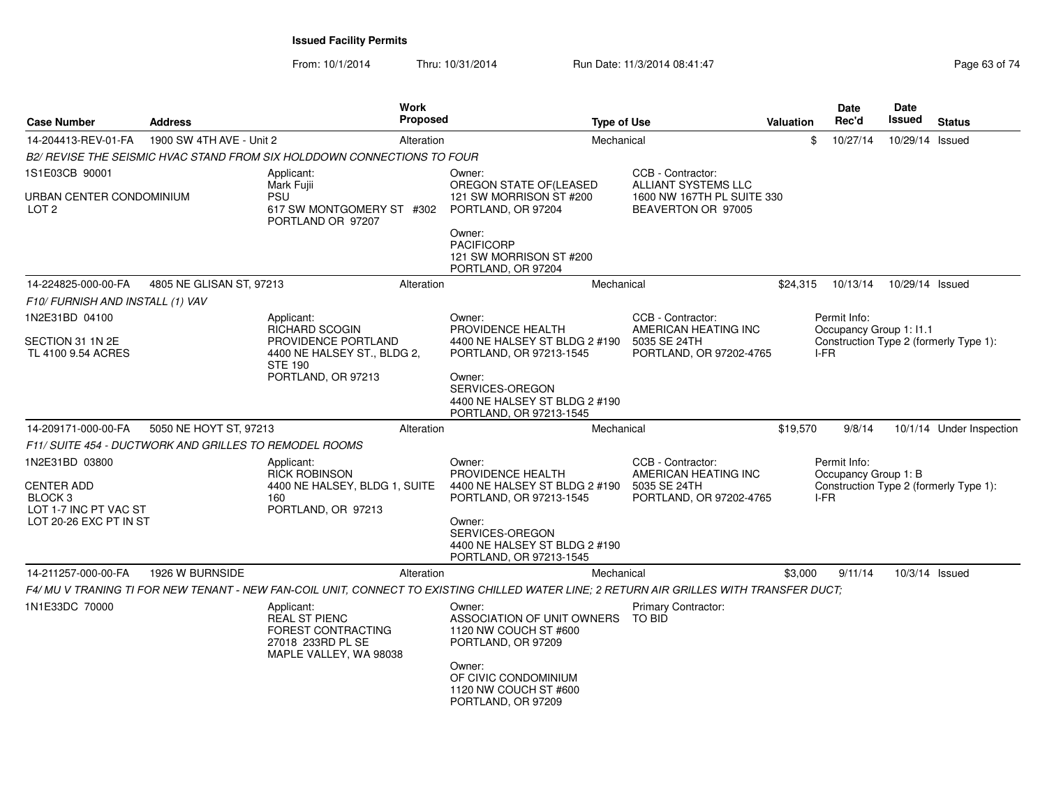**Issued Facility Permits**

From: 10/1/2014 Thru: 10/31/2014 Run Date: 11/3/2014 08:41:47

| Case Number | Address | Work Proposed | Type of Use | Valuation | Date Rec'd | Date Issued | Status |
|---|---|---|---|---|---|---|---|
| 14-204413-REV-01-FA | 1900 SW 4TH AVE - Unit 2 | Alteration | Mechanical | $ | 10/27/14 | 10/29/14 | Issued |

*B2/ REVISE THE SEISMIC HVAC STAND FROM SIX HOLDDOWN CONNECTIONS TO FOUR*

1S1E03CB 90001

URBAN CENTER CONDOMINIUM
LOT 2

Applicant:
Mark Fujii
PSU
617 SW MONTGOMERY ST #302
PORTLAND OR 97207

Owner:
OREGON STATE OF(LEASED
121 SW MORRISON ST #200
PORTLAND, OR 97204

Owner:
PACIFICORP
121 SW MORRISON ST #200
PORTLAND, OR 97204

CCB - Contractor:
ALLIANT SYSTEMS LLC
1600 NW 167TH PL SUITE 330
BEAVERTON OR 97005

| Case Number | Address | Work Proposed | Type of Use | Valuation | Date Rec'd | Date Issued | Status |
|---|---|---|---|---|---|---|---|
| 14-224825-000-00-FA | 4805 NE GLISAN ST, 97213 | Alteration | Mechanical | $24,315 | 10/13/14 | 10/29/14 | Issued |

*F10/ FURNISH AND INSTALL (1) VAV*

1N2E31BD 04100

SECTION 31 1N 2E
TL 4100 9.54 ACRES

Applicant:
RICHARD SCOGIN
PROVIDENCE PORTLAND
4400 NE HALSEY ST., BLDG 2,
STE 190
PORTLAND, OR 97213

Owner:
PROVIDENCE HEALTH
4400 NE HALSEY ST BLDG 2 #190
PORTLAND, OR 97213-1545

Owner:
SERVICES-OREGON
4400 NE HALSEY ST BLDG 2 #190
PORTLAND, OR 97213-1545

CCB - Contractor:
AMERICAN HEATING INC
5035 SE 24TH
PORTLAND, OR 97202-4765

Permit Info:
Occupancy Group 1: I1.1
Construction Type 2 (formerly Type 1): I-FR

| Case Number | Address | Work Proposed | Type of Use | Valuation | Date Rec'd | Date Issued | Status |
|---|---|---|---|---|---|---|---|
| 14-209171-000-00-FA | 5050 NE HOYT ST, 97213 | Alteration | Mechanical | $19,570 | 9/8/14 | 10/1/14 | Under Inspection |

*F11/ SUITE 454 - DUCTWORK AND GRILLES TO REMODEL ROOMS*

1N2E31BD 03800

CENTER ADD
BLOCK 3
LOT 1-7 INC PT VAC ST
LOT 20-26 EXC PT IN ST

Applicant:
RICK ROBINSON
4400 NE HALSEY, BLDG 1, SUITE 160
PORTLAND, OR 97213

Owner:
PROVIDENCE HEALTH
4400 NE HALSEY ST BLDG 2 #190
PORTLAND, OR 97213-1545

Owner:
SERVICES-OREGON
4400 NE HALSEY ST BLDG 2 #190
PORTLAND, OR 97213-1545

CCB - Contractor:
AMERICAN HEATING INC
5035 SE 24TH
PORTLAND, OR 97202-4765

Permit Info:
Occupancy Group 1: B
Construction Type 2 (formerly Type 1): I-FR

| Case Number | Address | Work Proposed | Type of Use | Valuation | Date Rec'd | Date Issued | Status |
|---|---|---|---|---|---|---|---|
| 14-211257-000-00-FA | 1926 W BURNSIDE | Alteration | Mechanical | $3,000 | 9/11/14 | 10/3/14 | Issued |

*F4/ MU V TRANING TI FOR NEW TENANT - NEW FAN-COIL UNIT, CONNECT TO EXISTING CHILLED WATER LINE; 2 RETURN AIR GRILLES WITH TRANSFER DUCT;*

1N1E33DC 70000

Applicant:
REAL ST PIENC
FOREST CONTRACTING
27018 233RD PL SE
MAPLE VALLEY, WA 98038

Owner:
ASSOCIATION OF UNIT OWNERS
1120 NW COUCH ST #600
PORTLAND, OR 97209

Owner:
OF CIVIC CONDOMINIUM
1120 NW COUCH ST #600
PORTLAND, OR 97209

Primary Contractor:
TO BID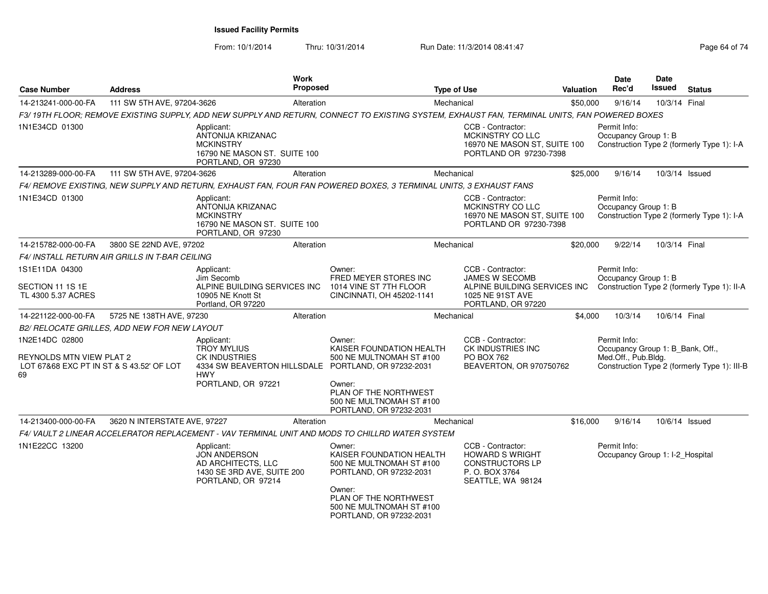# Issued Facility Permits

From: 10/1/2014 Thru: 10/31/2014 Run Date: 11/3/2014 08:41:47

| Case Number | Address | Work Proposed | Type of Use | Valuation | Date Rec'd | Date Issued | Status |
|---|---|---|---|---|---|---|---|
| 14-213241-000-00-FA | 111 SW 5TH AVE, 97204-3626 | Alteration | Mechanical | $50,000 | 9/16/14 | 10/3/14 | Final |

*F3/ 19TH FLOOR; REMOVE EXISTING SUPPLY, ADD NEW SUPPLY AND RETURN, CONNECT TO EXISTING SYSTEM, EXHAUST FAN, TERMINAL UNITS, FAN POWERED BOXES*

1N1E34CD 01300

Applicant: ANTONIJA KRIZANAC, MCKINSTRY, 16790 NE MASON ST. SUITE 100, PORTLAND, OR 97230

CCB - Contractor: MCKINSTRY CO LLC, 16970 NE MASON ST, SUITE 100, PORTLAND OR 97230-7398

Permit Info: Occupancy Group 1: B; Construction Type 2 (formerly Type 1): I-A

| Case Number | Address | Work Proposed | Type of Use | Valuation | Date Rec'd | Date Issued | Status |
|---|---|---|---|---|---|---|---|
| 14-213289-000-00-FA | 111 SW 5TH AVE, 97204-3626 | Alteration | Mechanical | $25,000 | 9/16/14 | 10/3/14 | Issued |

*F4/ REMOVE EXISTING, NEW SUPPLY AND RETURN, EXHAUST FAN, FOUR FAN POWERED BOXES, 3 TERMINAL UNITS, 3 EXHAUST FANS*

1N1E34CD 01300

Applicant: ANTONIJA KRIZANAC, MCKINSTRY, 16790 NE MASON ST. SUITE 100, PORTLAND, OR 97230

CCB - Contractor: MCKINSTRY CO LLC, 16970 NE MASON ST, SUITE 100, PORTLAND OR 97230-7398

Permit Info: Occupancy Group 1: B; Construction Type 2 (formerly Type 1): I-A

| Case Number | Address | Work Proposed | Type of Use | Valuation | Date Rec'd | Date Issued | Status |
|---|---|---|---|---|---|---|---|
| 14-215782-000-00-FA | 3800 SE 22ND AVE, 97202 | Alteration | Mechanical | $20,000 | 9/22/14 | 10/3/14 | Final |

*F4/ INSTALL RETURN AIR GRILLS IN T-BAR CEILING*

1S1E11DA 04300, SECTION 11 1S 1E, TL 4300 5.37 ACRES

Applicant: Jim Secomb, ALPINE BUILDING SERVICES INC, 10905 NE Knott St, Portland, OR 97220

Owner: FRED MEYER STORES INC, 1014 VINE ST 7TH FLOOR, CINCINNATI, OH 45202-1141

CCB - Contractor: JAMES W SECOMB, ALPINE BUILDING SERVICES INC, 1025 NE 91ST AVE, PORTLAND, OR 97220

Permit Info: Occupancy Group 1: B; Construction Type 2 (formerly Type 1): II-A

| Case Number | Address | Work Proposed | Type of Use | Valuation | Date Rec'd | Date Issued | Status |
|---|---|---|---|---|---|---|---|
| 14-221122-000-00-FA | 5725 NE 138TH AVE, 97230 | Alteration | Mechanical | $4,000 | 10/3/14 | 10/6/14 | Final |

*B2/ RELOCATE GRILLES, ADD NEW FOR NEW LAYOUT*

1N2E14DC 02800, REYNOLDS MTN VIEW PLAT 2, LOT 67&68 EXC PT IN ST & S 43.52' OF LOT 69

Applicant: TROY MYLIUS, CK INDUSTRIES, 4334 SW BEAVERTON HILLSDALE HWY, PORTLAND, OR 97221

Owner: KAISER FOUNDATION HEALTH, 500 NE MULTNOMAH ST #100, PORTLAND, OR 97232-2031

Owner: PLAN OF THE NORTHWEST, 500 NE MULTNOMAH ST #100, PORTLAND, OR 97232-2031

CCB - Contractor: CK INDUSTRIES INC, PO BOX 762, BEAVERTON, OR 970750762

Permit Info: Occupancy Group 1: B_Bank, Off., Med.Off., Pub.Bldg.; Construction Type 2 (formerly Type 1): III-B

| Case Number | Address | Work Proposed | Type of Use | Valuation | Date Rec'd | Date Issued | Status |
|---|---|---|---|---|---|---|---|
| 14-213400-000-00-FA | 3620 N INTERSTATE AVE, 97227 | Alteration | Mechanical | $16,000 | 9/16/14 | 10/6/14 | Issued |

*F4/ VAULT 2 LINEAR ACCELERATOR REPLACEMENT - VAV TERMINAL UNIT AND MODS TO CHILLRD WATER SYSTEM*

1N1E22CC 13200

Applicant: JON ANDERSON, AD ARCHITECTS, LLC, 1430 SE 3RD AVE, SUITE 200, PORTLAND, OR 97214

Owner: KAISER FOUNDATION HEALTH, 500 NE MULTNOMAH ST #100, PORTLAND, OR 97232-2031

Owner: PLAN OF THE NORTHWEST, 500 NE MULTNOMAH ST #100, PORTLAND, OR 97232-2031

CCB - Contractor: HOWARD S WRIGHT CONSTRUCTORS LP, P. O. BOX 3764, SEATTLE, WA 98124

Permit Info: Occupancy Group 1: I-2_Hospital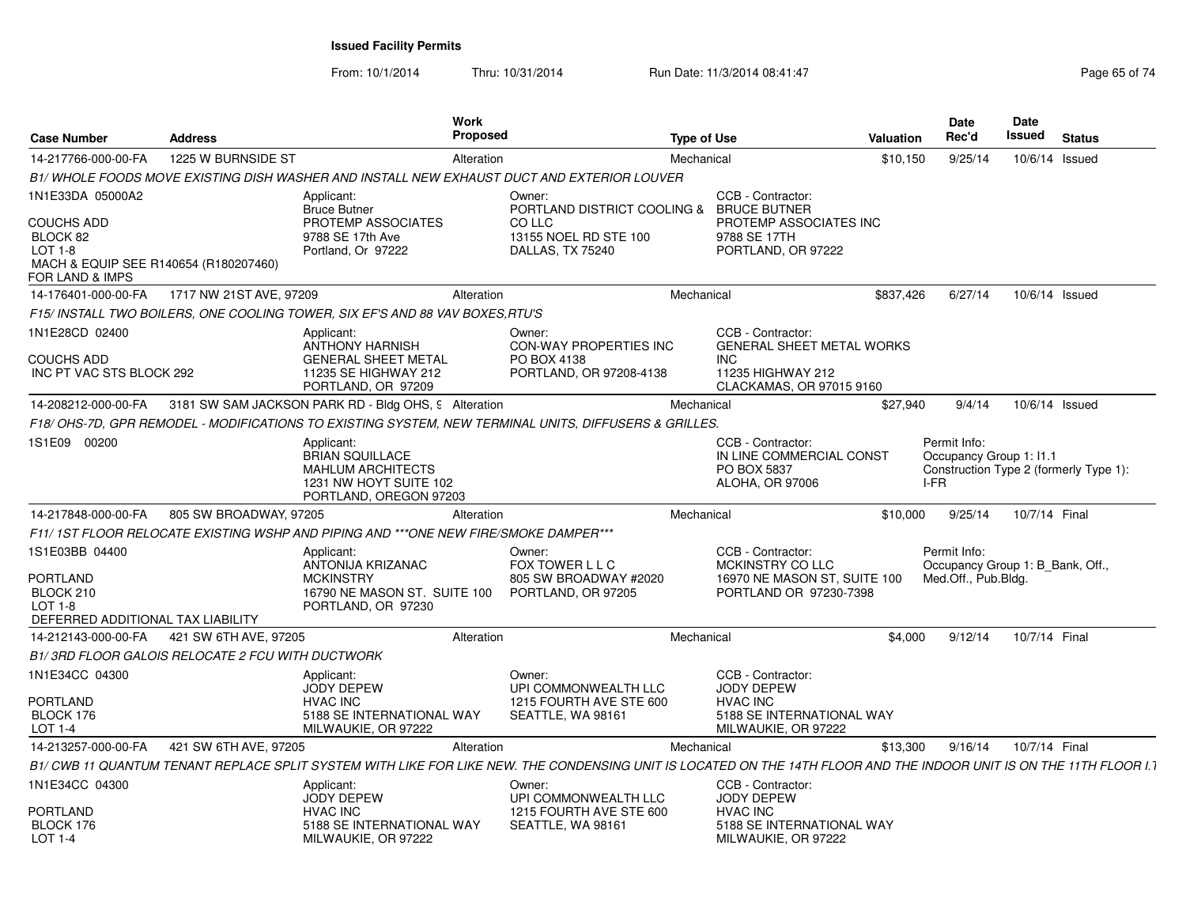**Issued Facility Permits**

From: 10/1/2014 Thru: 10/31/2014 Run Date: 11/3/2014 08:41:47

| Case Number | Address | Work Proposed | Type of Use | Valuation | Date Rec'd | Date Issued | Status |
|---|---|---|---|---|---|---|---|
| 14-217766-000-00-FA | 1225 W BURNSIDE ST | Alteration | Mechanical | $10,150 | 9/25/14 | 10/6/14 | Issued |

B1/ WHOLE FOODS MOVE EXISTING DISH WASHER AND INSTALL NEW EXHAUST DUCT AND EXTERIOR LOUVER

1N1E33DA 05000A2
COUCHS ADD
BLOCK 82
LOT 1-8
MACH & EQUIP SEE R140654 (R180207460)
FOR LAND & IMPS

Applicant: Bruce Butner, PROTEMP ASSOCIATES, 9788 SE 17th Ave, Portland, Or 97222
Owner: PORTLAND DISTRICT COOLING & CO LLC, 13155 NOEL RD STE 100, DALLAS, TX 75240
CCB - Contractor: BRUCE BUTNER, PROTEMP ASSOCIATES INC, 9788 SE 17TH, PORTLAND, OR 97222

| Case Number | Address | Work Proposed | Type of Use | Valuation | Date Rec'd | Date Issued | Status |
|---|---|---|---|---|---|---|---|
| 14-176401-000-00-FA | 1717 NW 21ST AVE, 97209 | Alteration | Mechanical | $837,426 | 6/27/14 | 10/6/14 | Issued |

F15/ INSTALL TWO BOILERS, ONE COOLING TOWER, SIX EF'S AND 88 VAV BOXES,RTU'S

1N1E28CD 02400
COUCHS ADD
INC PT VAC STS BLOCK 292

Applicant: ANTHONY HARNISH, GENERAL SHEET METAL, 11235 SE HIGHWAY 212, PORTLAND, OR 97209
Owner: CON-WAY PROPERTIES INC, PO BOX 4138, PORTLAND, OR 97208-4138
CCB - Contractor: GENERAL SHEET METAL WORKS INC, 11235 HIGHWAY 212, CLACKAMAS, OR 97015 9160

| Case Number | Address | Work Proposed | Type of Use | Valuation | Date Rec'd | Date Issued | Status |
|---|---|---|---|---|---|---|---|
| 14-208212-000-00-FA | 3181 SW SAM JACKSON PARK RD - Bldg OHS, 9 | Alteration | Mechanical | $27,940 | 9/4/14 | 10/6/14 | Issued |

F18/ OHS-7D, GPR REMODEL - MODIFICATIONS TO EXISTING SYSTEM, NEW TERMINAL UNITS, DIFFUSERS & GRILLES.

1S1E09 00200

Applicant: BRIAN SQUILLACE, MAHLUM ARCHITECTS, 1231 NW HOYT SUITE 102, PORTLAND, OREGON 97203
CCB - Contractor: IN LINE COMMERCIAL CONST, PO BOX 5837, ALOHA, OR 97006
Permit Info: Occupancy Group 1: I1.1; Construction Type 2 (formerly Type 1): I-FR

| Case Number | Address | Work Proposed | Type of Use | Valuation | Date Rec'd | Date Issued | Status |
|---|---|---|---|---|---|---|---|
| 14-217848-000-00-FA | 805 SW BROADWAY, 97205 | Alteration | Mechanical | $10,000 | 9/25/14 | 10/7/14 | Final |

F11/ 1ST FLOOR RELOCATE EXISTING WSHP AND PIPING AND ***ONE NEW FIRE/SMOKE DAMPER***

1S1E03BB 04400
PORTLAND
BLOCK 210
LOT 1-8
DEFERRED ADDITIONAL TAX LIABILITY

Applicant: ANTONIJA KRIZANAC, MCKINSTRY, 16790 NE MASON ST. SUITE 100, PORTLAND, OR 97230
Owner: FOX TOWER L L C, 805 SW BROADWAY #2020, PORTLAND, OR 97205
CCB - Contractor: MCKINSTRY CO LLC, 16970 NE MASON ST, SUITE 100, PORTLAND OR 97230-7398
Permit Info: Occupancy Group 1: B_Bank, Off., Med.Off., Pub.Bldg.

| Case Number | Address | Work Proposed | Type of Use | Valuation | Date Rec'd | Date Issued | Status |
|---|---|---|---|---|---|---|---|
| 14-212143-000-00-FA | 421 SW 6TH AVE, 97205 | Alteration | Mechanical | $4,000 | 9/12/14 | 10/7/14 | Final |

B1/ 3RD FLOOR GALOIS RELOCATE 2 FCU WITH DUCTWORK

1N1E34CC 04300
PORTLAND
BLOCK 176
LOT 1-4

Applicant: JODY DEPEW, HVAC INC, 5188 SE INTERNATIONAL WAY, MILWAUKIE, OR 97222
Owner: UPI COMMONWEALTH LLC, 1215 FOURTH AVE STE 600, SEATTLE, WA 98161
CCB - Contractor: JODY DEPEW, HVAC INC, 5188 SE INTERNATIONAL WAY, MILWAUKIE, OR 97222

| Case Number | Address | Work Proposed | Type of Use | Valuation | Date Rec'd | Date Issued | Status |
|---|---|---|---|---|---|---|---|
| 14-213257-000-00-FA | 421 SW 6TH AVE, 97205 | Alteration | Mechanical | $13,300 | 9/16/14 | 10/7/14 | Final |

B1/ CWB 11 QUANTUM TENANT REPLACE SPLIT SYSTEM WITH LIKE FOR LIKE NEW. THE CONDENSING UNIT IS LOCATED ON THE 14TH FLOOR AND THE INDOOR UNIT IS ON THE 11TH FLOOR I.T

1N1E34CC 04300
PORTLAND
BLOCK 176
LOT 1-4

Applicant: JODY DEPEW, HVAC INC, 5188 SE INTERNATIONAL WAY, MILWAUKIE, OR 97222
Owner: UPI COMMONWEALTH LLC, 1215 FOURTH AVE STE 600, SEATTLE, WA 98161
CCB - Contractor: JODY DEPEW, HVAC INC, 5188 SE INTERNATIONAL WAY, MILWAUKIE, OR 97222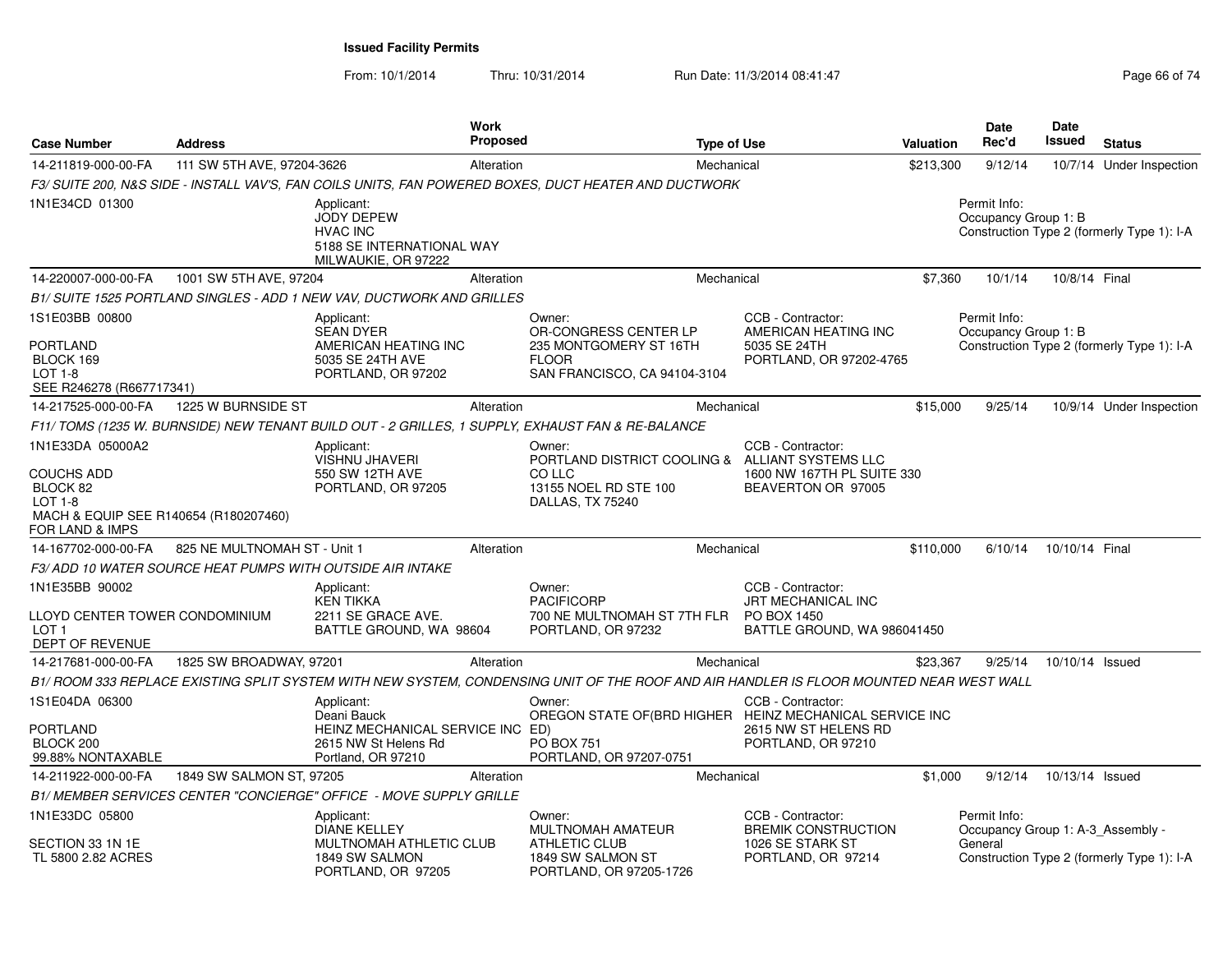# Issued Facility Permits

From: 10/1/2014 Thru: 10/31/2014 Run Date: 11/3/2014 08:41:47

| Case Number | Address | Work Proposed | Type of Use | Valuation | Date Rec'd | Date Issued | Status |
|---|---|---|---|---|---|---|---|
| 14-211819-000-00-FA | 111 SW 5TH AVE, 97204-3626 | Alteration | Mechanical | $213,300 | 9/12/14 | 10/7/14 | Under Inspection |

*F3/ SUITE 200, N&S SIDE - INSTALL VAV'S, FAN COILS UNITS, FAN POWERED BOXES, DUCT HEATER AND DUCTWORK*

1N1E34CD 01300

Applicant:
JODY DEPEW
HVAC INC
5188 SE INTERNATIONAL WAY
MILWAUKIE, OR 97222

Permit Info:
Occupancy Group 1: B
Construction Type 2 (formerly Type 1): I-A

---

| Case Number | Address | Work Proposed | Type of Use | Valuation | Date Rec'd | Date Issued | Status |
|---|---|---|---|---|---|---|---|
| 14-220007-000-00-FA | 1001 SW 5TH AVE, 97204 | Alteration | Mechanical | $7,360 | 10/1/14 | 10/8/14 | Final |

*B1/ SUITE 1525 PORTLAND SINGLES - ADD 1 NEW VAV, DUCTWORK AND GRILLES*

1S1E03BB 00800

PORTLAND
BLOCK 169
LOT 1-8
SEE R246278 (R667717341)

Applicant:
SEAN DYER
AMERICAN HEATING INC
5035 SE 24TH AVE
PORTLAND, OR 97202

Owner:
OR-CONGRESS CENTER LP
235 MONTGOMERY ST 16TH FLOOR
SAN FRANCISCO, CA 94104-3104

CCB - Contractor:
AMERICAN HEATING INC
5035 SE 24TH
PORTLAND, OR 97202-4765

Permit Info:
Occupancy Group 1: B
Construction Type 2 (formerly Type 1): I-A

---

| Case Number | Address | Work Proposed | Type of Use | Valuation | Date Rec'd | Date Issued | Status |
|---|---|---|---|---|---|---|---|
| 14-217525-000-00-FA | 1225 W BURNSIDE ST | Alteration | Mechanical | $15,000 | 9/25/14 | 10/9/14 | Under Inspection |

*F11/ TOMS (1235 W. BURNSIDE) NEW TENANT BUILD OUT - 2 GRILLES, 1 SUPPLY, EXHAUST FAN & RE-BALANCE*

1N1E33DA 05000A2

COUCHS ADD
BLOCK 82
LOT 1-8
MACH & EQUIP SEE R140654 (R180207460)
FOR LAND & IMPS

Applicant:
VISHNU JHAVERI
550 SW 12TH AVE
PORTLAND, OR 97205

Owner:
PORTLAND DISTRICT COOLING & CO LLC
13155 NOEL RD STE 100
DALLAS, TX 75240

CCB - Contractor:
ALLIANT SYSTEMS LLC
1600 NW 167TH PL SUITE 330
BEAVERTON OR 97005

---

| Case Number | Address | Work Proposed | Type of Use | Valuation | Date Rec'd | Date Issued | Status |
|---|---|---|---|---|---|---|---|
| 14-167702-000-00-FA | 825 NE MULTNOMAH ST - Unit 1 | Alteration | Mechanical | $110,000 | 6/10/14 | 10/10/14 | Final |

*F3/ ADD 10 WATER SOURCE HEAT PUMPS WITH OUTSIDE AIR INTAKE*

1N1E35BB 90002

LLOYD CENTER TOWER CONDOMINIUM
LOT 1
DEPT OF REVENUE

Applicant:
KEN TIKKA
2211 SE GRACE AVE.
BATTLE GROUND, WA 98604

Owner:
PACIFICORP
700 NE MULTNOMAH ST 7TH FLR
PORTLAND, OR 97232

CCB - Contractor:
JRT MECHANICAL INC
PO BOX 1450
BATTLE GROUND, WA 986041450

---

| Case Number | Address | Work Proposed | Type of Use | Valuation | Date Rec'd | Date Issued | Status |
|---|---|---|---|---|---|---|---|
| 14-217681-000-00-FA | 1825 SW BROADWAY, 97201 | Alteration | Mechanical | $23,367 | 9/25/14 | 10/10/14 | Issued |

*B1/ ROOM 333 REPLACE EXISTING SPLIT SYSTEM WITH NEW SYSTEM, CONDENSING UNIT OF THE ROOF AND AIR HANDLER IS FLOOR MOUNTED NEAR WEST WALL*

1S1E04DA 06300

PORTLAND
BLOCK 200
99.88% NONTAXABLE

Applicant:
Deani Bauck
HEINZ MECHANICAL SERVICE INC
2615 NW St Helens Rd
Portland, OR 97210

Owner:
OREGON STATE OF(BRD HIGHER ED)
PO BOX 751
PORTLAND, OR 97207-0751

CCB - Contractor:
HEINZ MECHANICAL SERVICE INC
2615 NW ST HELENS RD
PORTLAND, OR 97210

---

| Case Number | Address | Work Proposed | Type of Use | Valuation | Date Rec'd | Date Issued | Status |
|---|---|---|---|---|---|---|---|
| 14-211922-000-00-FA | 1849 SW SALMON ST, 97205 | Alteration | Mechanical | $1,000 | 9/12/14 | 10/13/14 | Issued |

*B1/ MEMBER SERVICES CENTER "CONCIERGE" OFFICE - MOVE SUPPLY GRILLE*

1N1E33DC 05800

SECTION 33 1N 1E
TL 5800 2.82 ACRES

Applicant:
DIANE KELLEY
MULTNOMAH ATHLETIC CLUB
1849 SW SALMON
PORTLAND, OR 97205

Owner:
MULTNOMAH AMATEUR ATHLETIC CLUB
1849 SW SALMON ST
PORTLAND, OR 97205-1726

CCB - Contractor:
BREMIK CONSTRUCTION
1026 SE STARK ST
PORTLAND, OR 97214

Permit Info:
Occupancy Group 1: A-3_Assembly - General
Construction Type 2 (formerly Type 1): I-A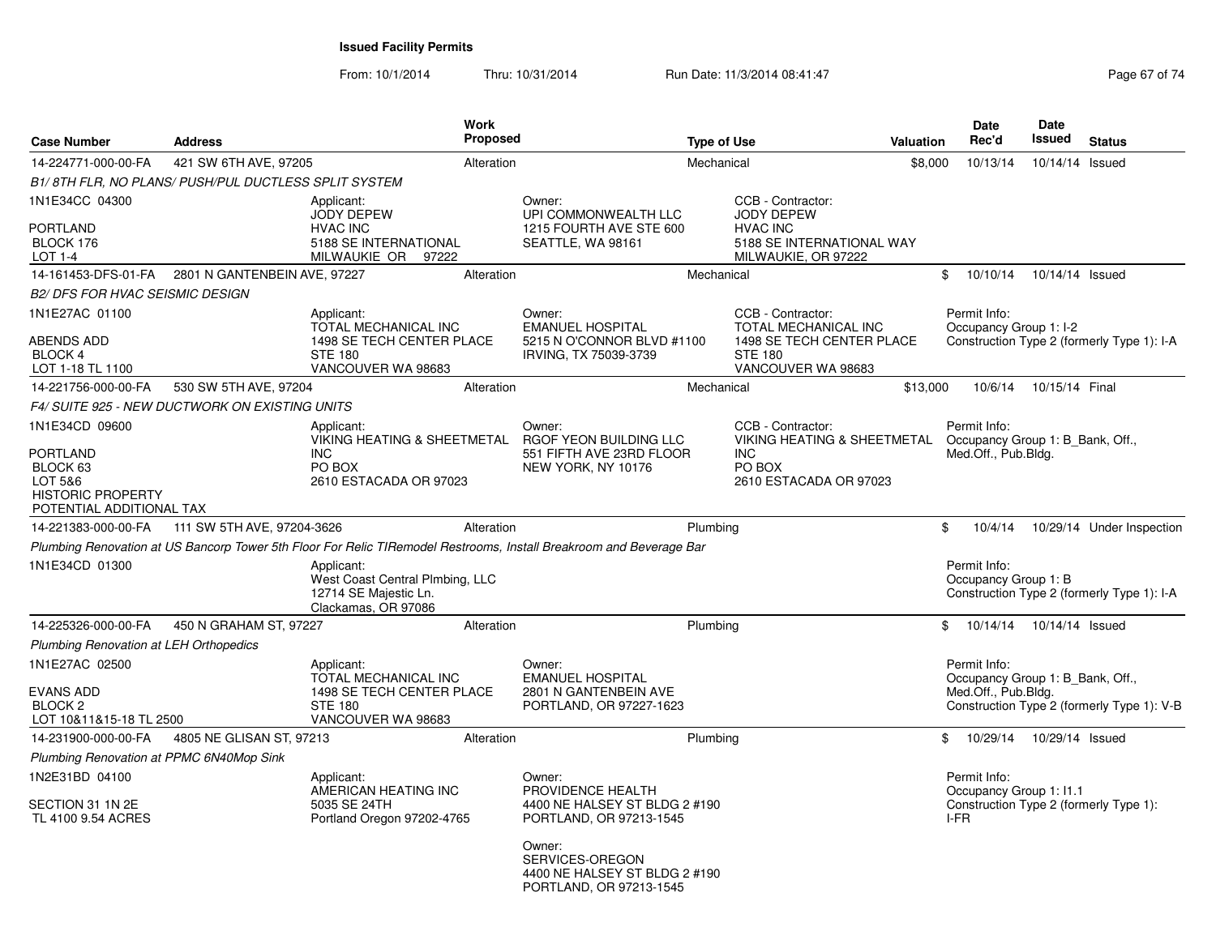**Issued Facility Permits**

From: 10/1/2014 Thru: 10/31/2014 Run Date: 11/3/2014 08:41:47

| Case Number | Address | Work Proposed | Type of Use | Valuation | Date Rec'd | Date Issued | Status |
|---|---|---|---|---|---|---|---|
| 14-224771-000-00-FA | 421 SW 6TH AVE, 97205 | Alteration | Mechanical | $8,000 | 10/13/14 | 10/14/14 | Issued |

*B1/ 8TH FLR, NO PLANS/ PUSH/PUL DUCTLESS SPLIT SYSTEM*

1N1E34CC 04300
PORTLAND
BLOCK 176
LOT 1-4

Applicant: JODY DEPEW, HVAC INC, 5188 SE INTERNATIONAL, MILWAUKIE OR 97222

Owner: UPI COMMONWEALTH LLC, 1215 FOURTH AVE STE 600, SEATTLE, WA 98161

CCB - Contractor: JODY DEPEW, HVAC INC, 5188 SE INTERNATIONAL WAY, MILWAUKIE, OR 97222

| Case Number | Address | Work Proposed | Type of Use | Valuation | Date Rec'd | Date Issued | Status |
|---|---|---|---|---|---|---|---|
| 14-161453-DFS-01-FA | 2801 N GANTENBEIN AVE, 97227 | Alteration | Mechanical | $ | 10/10/14 | 10/14/14 | Issued |

*B2/ DFS FOR HVAC SEISMIC DESIGN*

1N1E27AC 01100
ABENDS ADD
BLOCK 4
LOT 1-18 TL 1100

Applicant: TOTAL MECHANICAL INC, 1498 SE TECH CENTER PLACE, STE 180, VANCOUVER WA 98683

Owner: EMANUEL HOSPITAL, 5215 N O'CONNOR BLVD #1100, IRVING, TX 75039-3739

CCB - Contractor: TOTAL MECHANICAL INC, 1498 SE TECH CENTER PLACE, STE 180, VANCOUVER WA 98683

Permit Info: Occupancy Group 1: I-2; Construction Type 2 (formerly Type 1): I-A

| Case Number | Address | Work Proposed | Type of Use | Valuation | Date Rec'd | Date Issued | Status |
|---|---|---|---|---|---|---|---|
| 14-221756-000-00-FA | 530 SW 5TH AVE, 97204 | Alteration | Mechanical | $13,000 | 10/6/14 | 10/15/14 | Final |

*F4/ SUITE 925 - NEW DUCTWORK ON EXISTING UNITS*

1N1E34CD 09600
PORTLAND
BLOCK 63
LOT 5&6
HISTORIC PROPERTY
POTENTIAL ADDITIONAL TAX

Applicant: VIKING HEATING & SHEETMETAL INC, PO BOX, 2610 ESTACADA OR 97023

Owner: RGOF YEON BUILDING LLC, 551 FIFTH AVE 23RD FLOOR, NEW YORK, NY 10176

CCB - Contractor: VIKING HEATING & SHEETMETAL INC, PO BOX, 2610 ESTACADA OR 97023

Permit Info: Occupancy Group 1: B_Bank, Off., Med.Off., Pub.Bldg.

| Case Number | Address | Work Proposed | Type of Use | Valuation | Date Rec'd | Date Issued | Status |
|---|---|---|---|---|---|---|---|
| 14-221383-000-00-FA | 111 SW 5TH AVE, 97204-3626 | Alteration | Plumbing | $ | 10/4/14 | 10/29/14 | Under Inspection |

*Plumbing Renovation at US Bancorp Tower 5th Floor For Relic TIRemodel Restrooms, Install Breakroom and Beverage Bar*

1N1E34CD 01300

Applicant: West Coast Central Plmbing, LLC, 12714 SE Majestic Ln., Clackamas, OR 97086

Permit Info: Occupancy Group 1: B; Construction Type 2 (formerly Type 1): I-A

| Case Number | Address | Work Proposed | Type of Use | Valuation | Date Rec'd | Date Issued | Status |
|---|---|---|---|---|---|---|---|
| 14-225326-000-00-FA | 450 N GRAHAM ST, 97227 | Alteration | Plumbing | $ | 10/14/14 | 10/14/14 | Issued |

*Plumbing Renovation at LEH Orthopedics*

1N1E27AC 02500
EVANS ADD
BLOCK 2
LOT 10&11&15-18 TL 2500

Applicant: TOTAL MECHANICAL INC, 1498 SE TECH CENTER PLACE, STE 180, VANCOUVER WA 98683

Owner: EMANUEL HOSPITAL, 2801 N GANTENBEIN AVE, PORTLAND, OR 97227-1623

Permit Info: Occupancy Group 1: B_Bank, Off., Med.Off., Pub.Bldg.; Construction Type 2 (formerly Type 1): V-B

| Case Number | Address | Work Proposed | Type of Use | Valuation | Date Rec'd | Date Issued | Status |
|---|---|---|---|---|---|---|---|
| 14-231900-000-00-FA | 4805 NE GLISAN ST, 97213 | Alteration | Plumbing | $ | 10/29/14 | 10/29/14 | Issued |

*Plumbing Renovation at PPMC 6N40Mop Sink*

1N2E31BD 04100
SECTION 31 1N 2E
TL 4100 9.54 ACRES

Applicant: AMERICAN HEATING INC, 5035 SE 24TH, Portland Oregon 97202-4765

Owner: PROVIDENCE HEALTH, 4400 NE HALSEY ST BLDG 2 #190, PORTLAND, OR 97213-1545

Owner: SERVICES-OREGON, 4400 NE HALSEY ST BLDG 2 #190, PORTLAND, OR 97213-1545

Permit Info: Occupancy Group 1: I1.1; Construction Type 2 (formerly Type 1): I-FR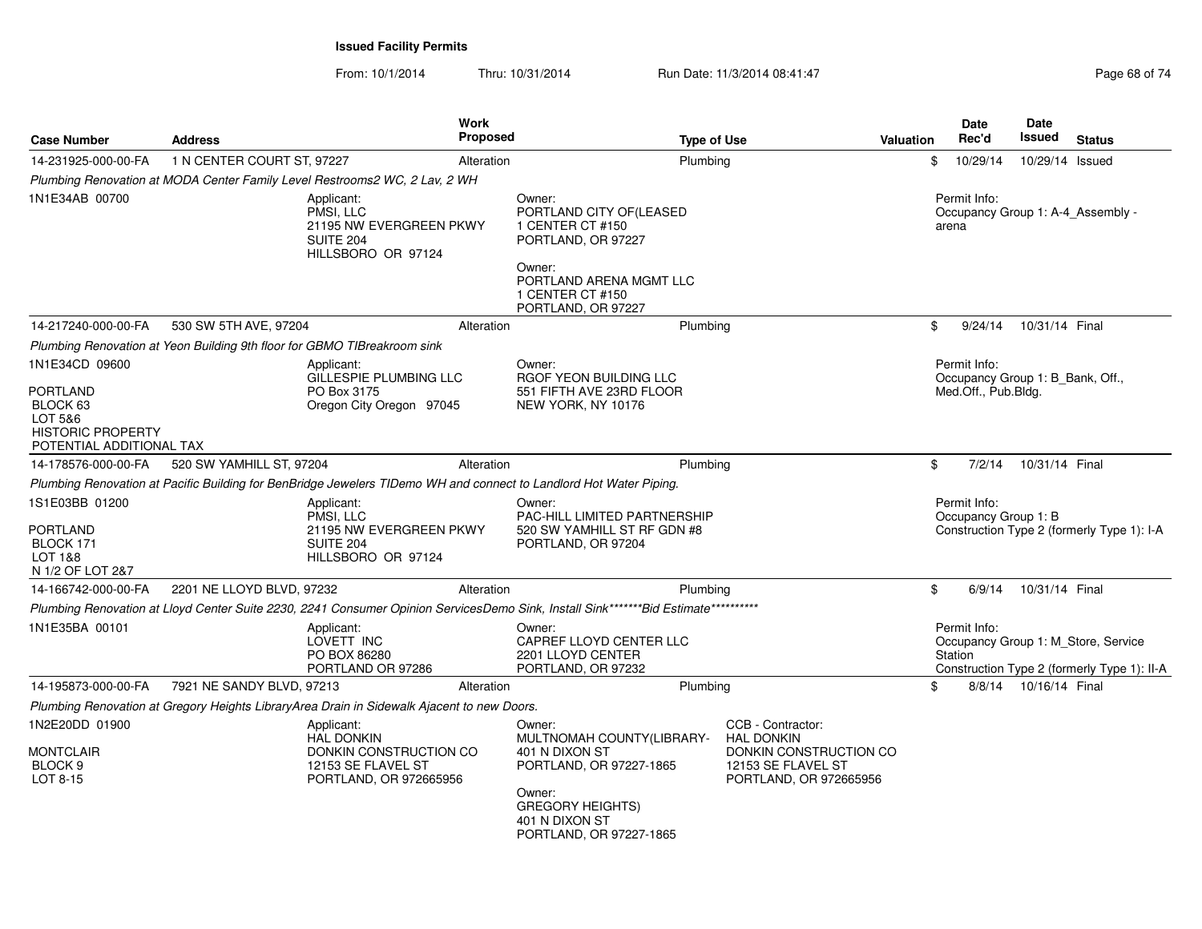**Issued Facility Permits**

From: 10/1/2014 Thru: 10/31/2014 Run Date: 11/3/2014 08:41:47

| Case Number | Address | Work Proposed | Type of Use | Valuation | Date Rec'd | Date Issued | Status |
|---|---|---|---|---|---|---|---|
| 14-231925-000-00-FA | 1 N CENTER COURT ST, 97227 | Alteration | Plumbing | $ | 10/29/14 | 10/29/14 | Issued |

*Plumbing Renovation at MODA Center Family Level Restrooms2 WC, 2 Lav, 2 WH*

1N1E34AB 00700

Applicant:
PMSI, LLC
21195 NW EVERGREEN PKWY
SUITE 204
HILLSBORO OR 97124

Owner:
PORTLAND CITY OF(LEASED
1 CENTER CT #150
PORTLAND, OR 97227

Owner:
PORTLAND ARENA MGMT LLC
1 CENTER CT #150
PORTLAND, OR 97227

Permit Info:
Occupancy Group 1: A-4_Assembly - arena

| Case Number | Address | Work Proposed | Type of Use | Valuation | Date Rec'd | Date Issued | Status |
|---|---|---|---|---|---|---|---|
| 14-217240-000-00-FA | 530 SW 5TH AVE, 97204 | Alteration | Plumbing | $ | 9/24/14 | 10/31/14 | Final |

*Plumbing Renovation at Yeon Building 9th floor for GBMO TIBreakroom sink*

1N1E34CD 09600

PORTLAND
BLOCK 63
LOT 5&6
HISTORIC PROPERTY
POTENTIAL ADDITIONAL TAX

Applicant:
GILLESPIE PLUMBING LLC
PO Box 3175
Oregon City Oregon 97045

Owner:
RGOF YEON BUILDING LLC
551 FIFTH AVE 23RD FLOOR
NEW YORK, NY 10176

Permit Info:
Occupancy Group 1: B_Bank, Off., Med.Off., Pub.Bldg.

| Case Number | Address | Work Proposed | Type of Use | Valuation | Date Rec'd | Date Issued | Status |
|---|---|---|---|---|---|---|---|
| 14-178576-000-00-FA | 520 SW YAMHILL ST, 97204 | Alteration | Plumbing | $ | 7/2/14 | 10/31/14 | Final |

*Plumbing Renovation at Pacific Building for BenBridge Jewelers TIDemo WH and connect to Landlord Hot Water Piping.*

1S1E03BB 01200

PORTLAND
BLOCK 171
LOT 1&8
N 1/2 OF LOT 2&7

Applicant:
PMSI, LLC
21195 NW EVERGREEN PKWY
SUITE 204
HILLSBORO OR 97124

Owner:
PAC-HILL LIMITED PARTNERSHIP
520 SW YAMHILL ST RF GDN #8
PORTLAND, OR 97204

Permit Info:
Occupancy Group 1: B
Construction Type 2 (formerly Type 1): I-A

| Case Number | Address | Work Proposed | Type of Use | Valuation | Date Rec'd | Date Issued | Status |
|---|---|---|---|---|---|---|---|
| 14-166742-000-00-FA | 2201 NE LLOYD BLVD, 97232 | Alteration | Plumbing | $ | 6/9/14 | 10/31/14 | Final |

*Plumbing Renovation at Lloyd Center Suite 2230, 2241 Consumer Opinion ServicesDemo Sink, Install Sink*******Bid Estimate***********

1N1E35BA 00101

Applicant:
LOVETT INC
PO BOX 86280
PORTLAND OR 97286

Owner:
CAPREF LLOYD CENTER LLC
2201 LLOYD CENTER
PORTLAND, OR 97232

Permit Info:
Occupancy Group 1: M_Store, Service Station
Construction Type 2 (formerly Type 1): II-A

| Case Number | Address | Work Proposed | Type of Use | Valuation | Date Rec'd | Date Issued | Status |
|---|---|---|---|---|---|---|---|
| 14-195873-000-00-FA | 7921 NE SANDY BLVD, 97213 | Alteration | Plumbing | $ | 8/8/14 | 10/16/14 | Final |

*Plumbing Renovation at Gregory Heights LibraryArea Drain in Sidewalk Ajacent to new Doors.*

1N2E20DD 01900

MONTCLAIR
BLOCK 9
LOT 8-15

Applicant:
HAL DONKIN
DONKIN CONSTRUCTION CO
12153 SE FLAVEL ST
PORTLAND, OR 972665956

Owner:
MULTNOMAH COUNTY(LIBRARY-
401 N DIXON ST
PORTLAND, OR 97227-1865

Owner:
GREGORY HEIGHTS)
401 N DIXON ST
PORTLAND, OR 97227-1865

CCB - Contractor:
HAL DONKIN
DONKIN CONSTRUCTION CO
12153 SE FLAVEL ST
PORTLAND, OR 972665956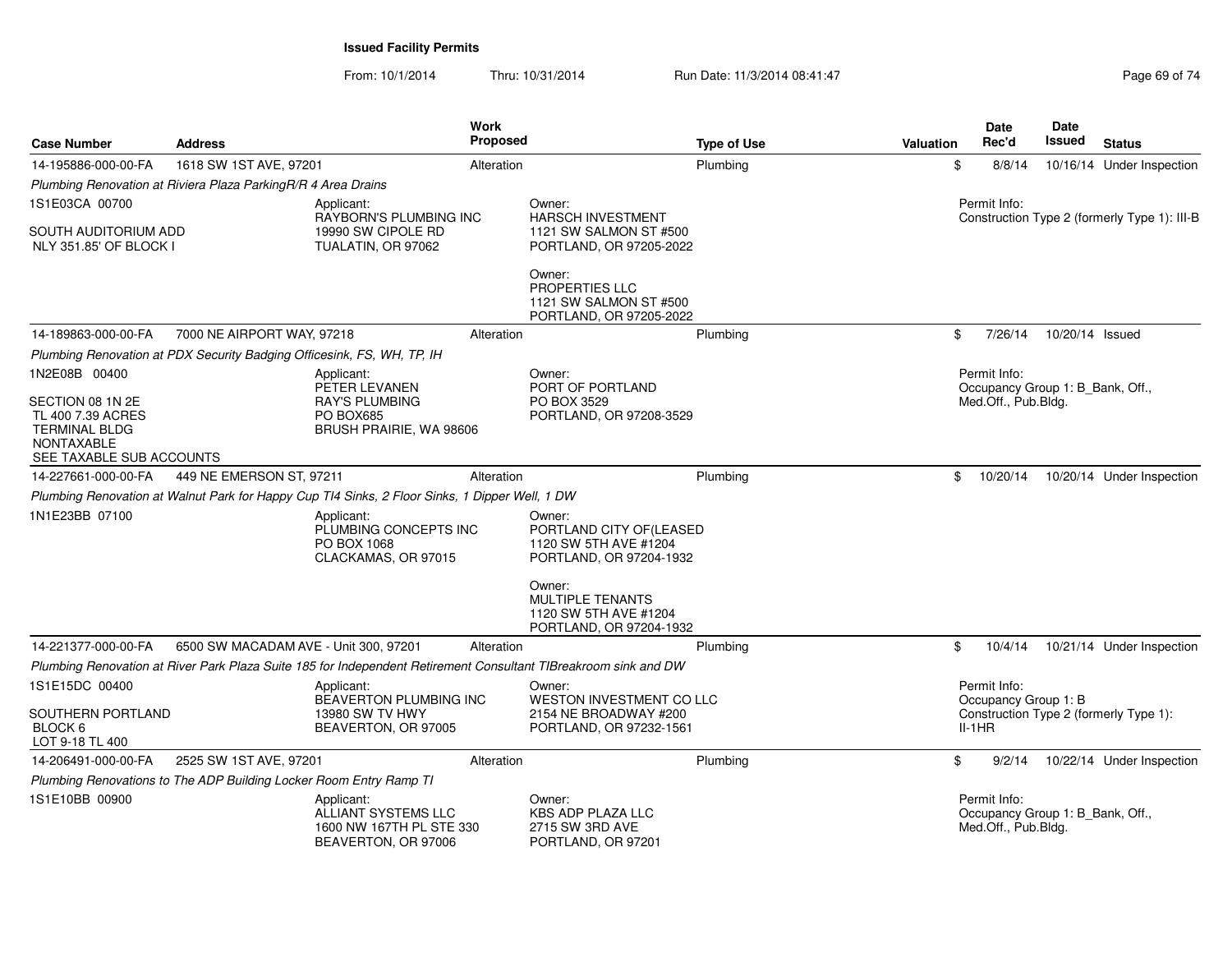**Issued Facility Permits**

From: 10/1/2014 Thru: 10/31/2014 Run Date: 11/3/2014 08:41:47

| Case Number | Address | Work Proposed | Type of Use | Valuation | Date Rec'd | Date Issued | Status |
|---|---|---|---|---|---|---|---|
| 14-195886-000-00-FA | 1618 SW 1ST AVE, 97201 | Alteration | Plumbing | $ | 8/8/14 | 10/16/14 | Under Inspection |

*Plumbing Renovation at Riviera Plaza ParkingR/R 4 Area Drains*

1S1E03CA 00700

SOUTH AUDITORIUM ADD
NLY 351.85' OF BLOCK I

Applicant:
RAYBORN'S PLUMBING INC
19990 SW CIPOLE RD
TUALATIN, OR 97062

Owner:
HARSCH INVESTMENT
1121 SW SALMON ST #500
PORTLAND, OR 97205-2022

Owner:
PROPERTIES LLC
1121 SW SALMON ST #500
PORTLAND, OR 97205-2022

Permit Info:
Construction Type 2 (formerly Type 1): III-B

| Case Number | Address | Work Proposed | Type of Use | Valuation | Date Rec'd | Date Issued | Status |
|---|---|---|---|---|---|---|---|
| 14-189863-000-00-FA | 7000 NE AIRPORT WAY, 97218 | Alteration | Plumbing | $ | 7/26/14 | 10/20/14 | Issued |

*Plumbing Renovation at PDX Security Badging Officesink, FS, WH, TP, IH*

1N2E08B 00400

SECTION 08 1N 2E
TL 400 7.39 ACRES
TERMINAL BLDG
NONTAXABLE
SEE TAXABLE SUB ACCOUNTS

Applicant:
PETER LEVANEN
RAY'S PLUMBING
PO BOX685
BRUSH PRAIRIE, WA 98606

Owner:
PORT OF PORTLAND
PO BOX 3529
PORTLAND, OR 97208-3529

Permit Info:
Occupancy Group 1: B_Bank, Off., Med.Off., Pub.Bldg.

| Case Number | Address | Work Proposed | Type of Use | Valuation | Date Rec'd | Date Issued | Status |
|---|---|---|---|---|---|---|---|
| 14-227661-000-00-FA | 449 NE EMERSON ST, 97211 | Alteration | Plumbing | $ | 10/20/14 | 10/20/14 | Under Inspection |

*Plumbing Renovation at Walnut Park for Happy Cup TI4 Sinks, 2 Floor Sinks, 1 Dipper Well, 1 DW*

1N1E23BB 07100

Applicant:
PLUMBING CONCEPTS INC
PO BOX 1068
CLACKAMAS, OR 97015

Owner:
PORTLAND CITY OF(LEASED
1120 SW 5TH AVE #1204
PORTLAND, OR 97204-1932

Owner:
MULTIPLE TENANTS
1120 SW 5TH AVE #1204
PORTLAND, OR 97204-1932

| Case Number | Address | Work Proposed | Type of Use | Valuation | Date Rec'd | Date Issued | Status |
|---|---|---|---|---|---|---|---|
| 14-221377-000-00-FA | 6500 SW MACADAM AVE - Unit 300, 97201 | Alteration | Plumbing | $ | 10/4/14 | 10/21/14 | Under Inspection |

*Plumbing Renovation at River Park Plaza Suite 185 for Independent Retirement Consultant TIBreakroom sink and DW*

1S1E15DC 00400

SOUTHERN PORTLAND
BLOCK 6
LOT 9-18 TL 400

Applicant:
BEAVERTON PLUMBING INC
13980 SW TV HWY
BEAVERTON, OR 97005

Owner:
WESTON INVESTMENT CO LLC
2154 NE BROADWAY #200
PORTLAND, OR 97232-1561

Permit Info:
Occupancy Group 1: B
Construction Type 2 (formerly Type 1): II-1HR

| Case Number | Address | Work Proposed | Type of Use | Valuation | Date Rec'd | Date Issued | Status |
|---|---|---|---|---|---|---|---|
| 14-206491-000-00-FA | 2525 SW 1ST AVE, 97201 | Alteration | Plumbing | $ | 9/2/14 | 10/22/14 | Under Inspection |

*Plumbing Renovations to The ADP Building Locker Room Entry Ramp TI*

1S1E10BB 00900

Applicant:
ALLIANT SYSTEMS LLC
1600 NW 167TH PL STE 330
BEAVERTON, OR 97006

Owner:
KBS ADP PLAZA LLC
2715 SW 3RD AVE
PORTLAND, OR 97201

Permit Info:
Occupancy Group 1: B_Bank, Off., Med.Off., Pub.Bldg.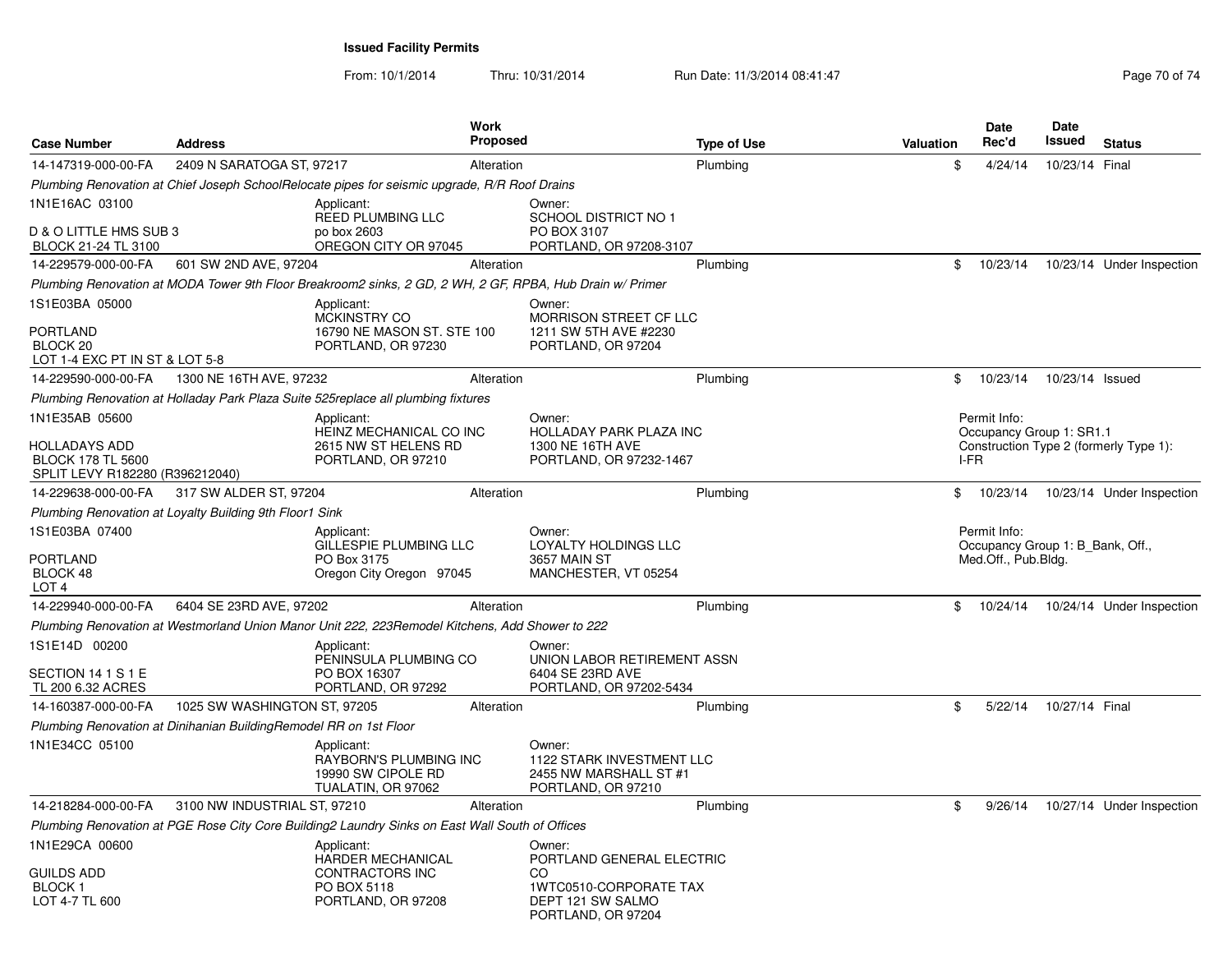**Issued Facility Permits**

From: 10/1/2014 Thru: 10/31/2014 Run Date: 11/3/2014 08:41:47

| Case Number | Address | Work Proposed | Type of Use | Valuation | Date Rec'd | Date Issued | Status |
|---|---|---|---|---|---|---|---|
| 14-147319-000-00-FA | 2409 N SARATOGA ST, 97217 | Alteration | Plumbing | $ | 4/24/14 | 10/23/14 | Final |

*Plumbing Renovation at Chief Joseph SchoolRelocate pipes for seismic upgrade, R/R Roof Drains*

1N1E16AC 03100
D & O LITTLE HMS SUB 3
BLOCK 21-24 TL 3100

Applicant: REED PLUMBING LLC, po box 2603, OREGON CITY OR 97045

Owner: SCHOOL DISTRICT NO 1, PO BOX 3107, PORTLAND, OR 97208-3107

| Case Number | Address | Work Proposed | Type of Use | Valuation | Date Rec'd | Date Issued | Status |
|---|---|---|---|---|---|---|---|
| 14-229579-000-00-FA | 601 SW 2ND AVE, 97204 | Alteration | Plumbing | $ | 10/23/14 | 10/23/14 | Under Inspection |

*Plumbing Renovation at MODA Tower 9th Floor Breakroom2 sinks, 2 GD, 2 WH, 2 GF, RPBA, Hub Drain w/ Primer*

1S1E03BA 05000
PORTLAND
BLOCK 20
LOT 1-4 EXC PT IN ST & LOT 5-8

Applicant: MCKINSTRY CO, 16790 NE MASON ST. STE 100, PORTLAND, OR 97230

Owner: MORRISON STREET CF LLC, 1211 SW 5TH AVE #2230, PORTLAND, OR 97204

| Case Number | Address | Work Proposed | Type of Use | Valuation | Date Rec'd | Date Issued | Status |
|---|---|---|---|---|---|---|---|
| 14-229590-000-00-FA | 1300 NE 16TH AVE, 97232 | Alteration | Plumbing | $ | 10/23/14 | 10/23/14 | Issued |

*Plumbing Renovation at Holladay Park Plaza Suite 525replace all plumbing fixtures*

1N1E35AB 05600
HOLLADAYS ADD
BLOCK 178 TL 5600
SPLIT LEVY R182280 (R396212040)

Applicant: HEINZ MECHANICAL CO INC, 2615 NW ST HELENS RD, PORTLAND, OR 97210

Owner: HOLLADAY PARK PLAZA INC, 1300 NE 16TH AVE, PORTLAND, OR 97232-1467

Permit Info:
Occupancy Group 1: SR1.1
Construction Type 2 (formerly Type 1): I-FR

| Case Number | Address | Work Proposed | Type of Use | Valuation | Date Rec'd | Date Issued | Status |
|---|---|---|---|---|---|---|---|
| 14-229638-000-00-FA | 317 SW ALDER ST, 97204 | Alteration | Plumbing | $ | 10/23/14 | 10/23/14 | Under Inspection |

*Plumbing Renovation at Loyalty Building 9th Floor1 Sink*

1S1E03BA 07400
PORTLAND
BLOCK 48
LOT 4

Applicant: GILLESPIE PLUMBING LLC, PO Box 3175, Oregon City Oregon 97045

Owner: LOYALTY HOLDINGS LLC, 3657 MAIN ST, MANCHESTER, VT 05254

Permit Info:
Occupancy Group 1: B_Bank, Off., Med.Off., Pub.Bldg.

| Case Number | Address | Work Proposed | Type of Use | Valuation | Date Rec'd | Date Issued | Status |
|---|---|---|---|---|---|---|---|
| 14-229940-000-00-FA | 6404 SE 23RD AVE, 97202 | Alteration | Plumbing | $ | 10/24/14 | 10/24/14 | Under Inspection |

*Plumbing Renovation at Westmorland Union Manor Unit 222, 223Remodel Kitchens, Add Shower to 222*

1S1E14D 00200
SECTION 14 1 S 1 E
TL 200 6.32 ACRES

Applicant: PENINSULA PLUMBING CO, PO BOX 16307, PORTLAND, OR 97292

Owner: UNION LABOR RETIREMENT ASSN, 6404 SE 23RD AVE, PORTLAND, OR 97202-5434

| Case Number | Address | Work Proposed | Type of Use | Valuation | Date Rec'd | Date Issued | Status |
|---|---|---|---|---|---|---|---|
| 14-160387-000-00-FA | 1025 SW WASHINGTON ST, 97205 | Alteration | Plumbing | $ | 5/22/14 | 10/27/14 | Final |

*Plumbing Renovation at Dinihanian BuildingRemodel RR on 1st Floor*

1N1E34CC 05100

Applicant: RAYBORN'S PLUMBING INC, 19990 SW CIPOLE RD, TUALATIN, OR 97062

Owner: 1122 STARK INVESTMENT LLC, 2455 NW MARSHALL ST #1, PORTLAND, OR 97210

| Case Number | Address | Work Proposed | Type of Use | Valuation | Date Rec'd | Date Issued | Status |
|---|---|---|---|---|---|---|---|
| 14-218284-000-00-FA | 3100 NW INDUSTRIAL ST, 97210 | Alteration | Plumbing | $ | 9/26/14 | 10/27/14 | Under Inspection |

*Plumbing Renovation at PGE Rose City Core Building2 Laundry Sinks on East Wall South of Offices*

1N1E29CA 00600
GUILDS ADD
BLOCK 1
LOT 4-7 TL 600

Applicant: HARDER MECHANICAL CONTRACTORS INC, PO BOX 5118, PORTLAND, OR 97208

Owner: PORTLAND GENERAL ELECTRIC CO, 1WTC0510-CORPORATE TAX DEPT 121 SW SALMO, PORTLAND, OR 97204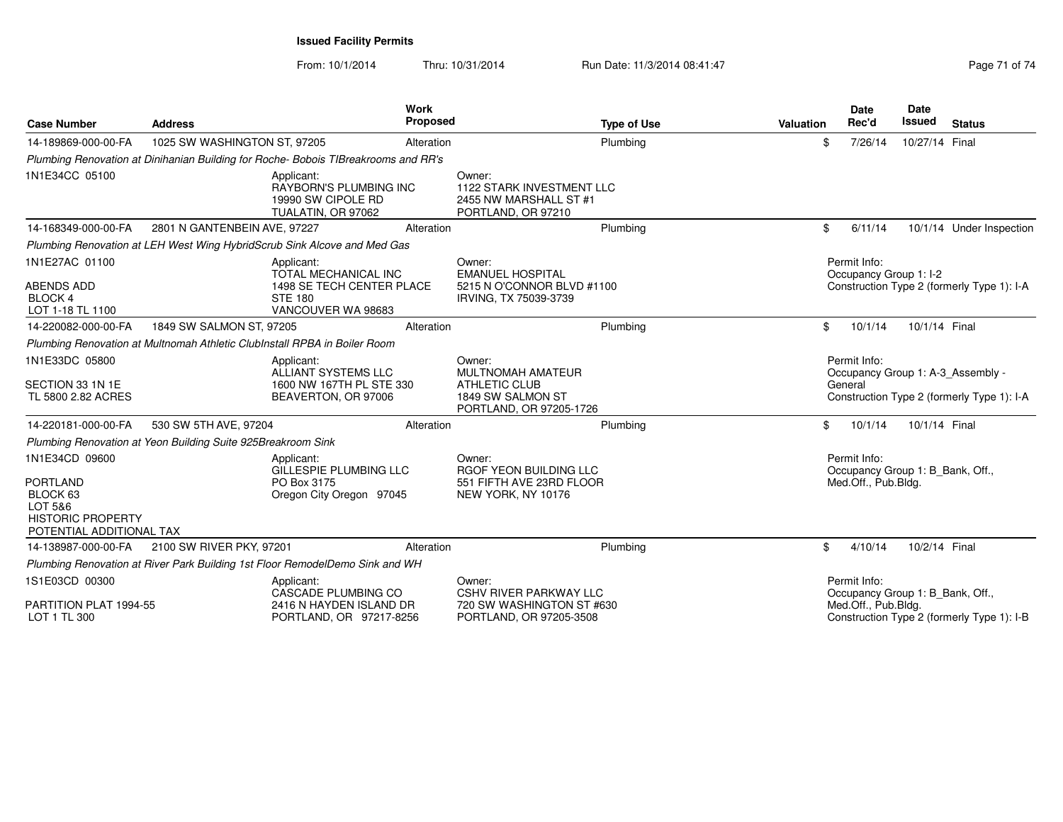# Issued Facility Permits

From: 10/1/2014 Thru: 10/31/2014 Run Date: 11/3/2014 08:41:47

| Case Number | Address | Work Proposed | Type of Use | Valuation | Date Rec'd | Date Issued | Status |
|---|---|---|---|---|---|---|---|
| 14-189869-000-00-FA | 1025 SW WASHINGTON ST, 97205 | Alteration | Plumbing | $ | 7/26/14 | 10/27/14 | Final |

*Plumbing Renovation at Dinihanian Building for Roche- Bobois TIBreakrooms and RR's*

1N1E34CC 05100

Applicant:
RAYBORN'S PLUMBING INC
19990 SW CIPOLE RD
TUALATIN, OR 97062

Owner:
1122 STARK INVESTMENT LLC
2455 NW MARSHALL ST #1
PORTLAND, OR 97210

---

| Case Number | Address | Work Proposed | Type of Use | Valuation | Date Rec'd | Date Issued | Status |
|---|---|---|---|---|---|---|---|
| 14-168349-000-00-FA | 2801 N GANTENBEIN AVE, 97227 | Alteration | Plumbing | $ | 6/11/14 | 10/1/14 | Under Inspection |

*Plumbing Renovation at LEH West Wing HybridScrub Sink Alcove and Med Gas*

1N1E27AC 01100

ABENDS ADD
BLOCK 4
LOT 1-18 TL 1100

Applicant:
TOTAL MECHANICAL INC
1498 SE TECH CENTER PLACE
STE 180
VANCOUVER WA 98683

Owner:
EMANUEL HOSPITAL
5215 N O'CONNOR BLVD #1100
IRVING, TX 75039-3739

Permit Info:
Occupancy Group 1: I-2
Construction Type 2 (formerly Type 1): I-A

---

| Case Number | Address | Work Proposed | Type of Use | Valuation | Date Rec'd | Date Issued | Status |
|---|---|---|---|---|---|---|---|
| 14-220082-000-00-FA | 1849 SW SALMON ST, 97205 | Alteration | Plumbing | $ | 10/1/14 | 10/1/14 | Final |

*Plumbing Renovation at Multnomah Athletic ClubInstall RPBA in Boiler Room*

1N1E33DC 05800

SECTION 33 1N 1E
TL 5800 2.82 ACRES

Applicant:
ALLIANT SYSTEMS LLC
1600 NW 167TH PL STE 330
BEAVERTON, OR 97006

Owner:
MULTNOMAH AMATEUR
ATHLETIC CLUB
1849 SW SALMON ST
PORTLAND, OR 97205-1726

Permit Info:
Occupancy Group 1: A-3_Assembly - General
Construction Type 2 (formerly Type 1): I-A

---

| Case Number | Address | Work Proposed | Type of Use | Valuation | Date Rec'd | Date Issued | Status |
|---|---|---|---|---|---|---|---|
| 14-220181-000-00-FA | 530 SW 5TH AVE, 97204 | Alteration | Plumbing | $ | 10/1/14 | 10/1/14 | Final |

*Plumbing Renovation at Yeon Building Suite 925Breakroom Sink*

1N1E34CD 09600

PORTLAND
BLOCK 63
LOT 5&6
HISTORIC PROPERTY
POTENTIAL ADDITIONAL TAX

Applicant:
GILLESPIE PLUMBING LLC
PO Box 3175
Oregon City Oregon 97045

Owner:
RGOF YEON BUILDING LLC
551 FIFTH AVE 23RD FLOOR
NEW YORK, NY 10176

Permit Info:
Occupancy Group 1: B_Bank, Off., Med.Off., Pub.Bldg.

---

| Case Number | Address | Work Proposed | Type of Use | Valuation | Date Rec'd | Date Issued | Status |
|---|---|---|---|---|---|---|---|
| 14-138987-000-00-FA | 2100 SW RIVER PKY, 97201 | Alteration | Plumbing | $ | 4/10/14 | 10/2/14 | Final |

*Plumbing Renovation at River Park Building 1st Floor RemodelDemo Sink and WH*

1S1E03CD 00300

PARTITION PLAT 1994-55
LOT 1 TL 300

Applicant:
CASCADE PLUMBING CO
2416 N HAYDEN ISLAND DR
PORTLAND, OR 97217-8256

Owner:
CSHV RIVER PARKWAY LLC
720 SW WASHINGTON ST #630
PORTLAND, OR 97205-3508

Permit Info:
Occupancy Group 1: B_Bank, Off., Med.Off., Pub.Bldg.
Construction Type 2 (formerly Type 1): I-B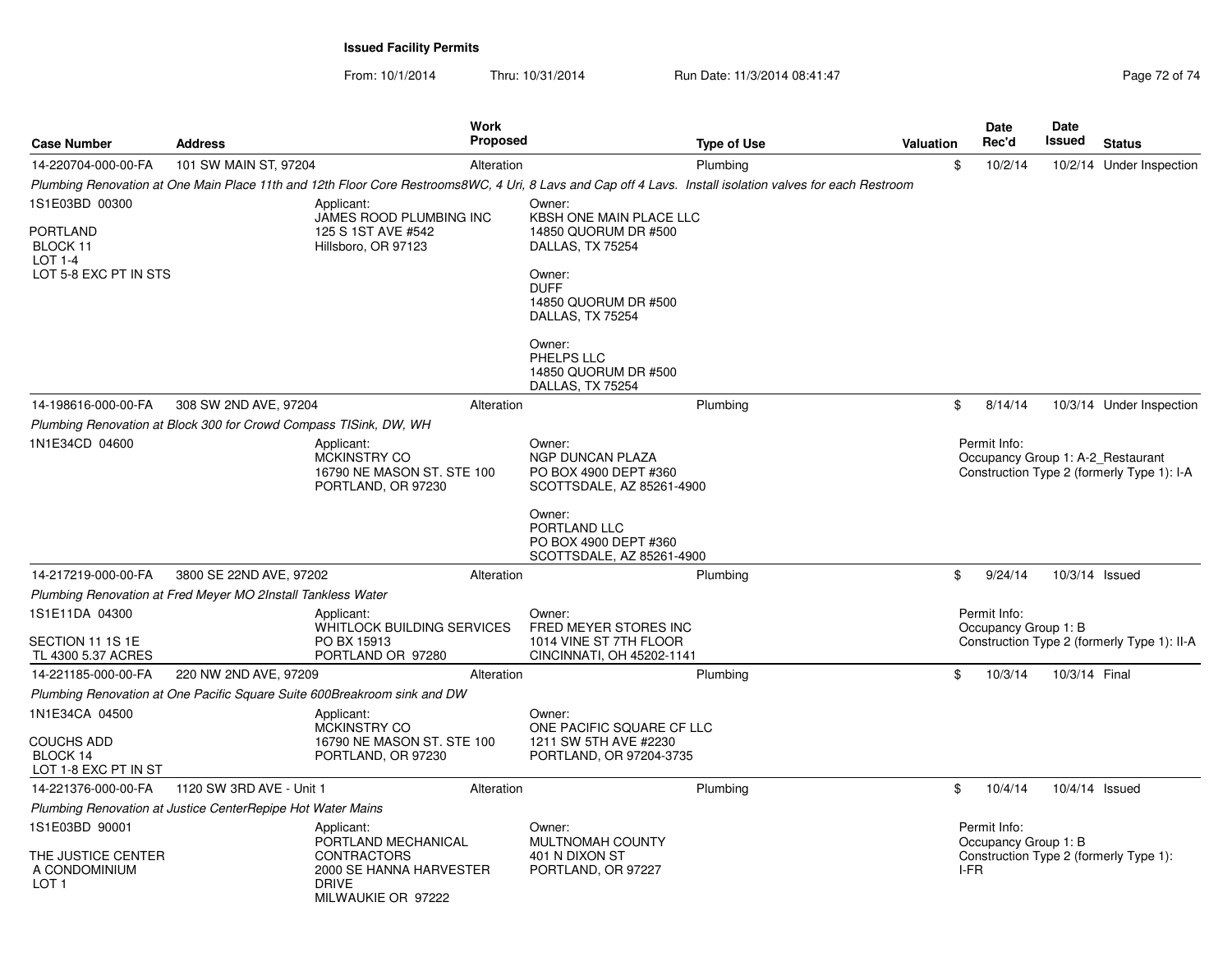**Issued Facility Permits**

From: 10/1/2014 Thru: 10/31/2014 Run Date: 11/3/2014 08:41:47

| Case Number | Address | Work Proposed | Type of Use | Valuation | Date Rec'd | Date Issued | Status |
|---|---|---|---|---|---|---|---|
| 14-220704-000-00-FA | 101 SW MAIN ST, 97204 | Alteration | Plumbing | $ | 10/2/14 | 10/2/14 | Under Inspection |

*Plumbing Renovation at One Main Place 11th and 12th Floor Core Restrooms8WC, 4 Uri, 8 Lavs and Cap off 4 Lavs. Install isolation valves for each Restroom*

1S1E03BD 00300

PORTLAND
BLOCK 11
LOT 1-4
LOT 5-8 EXC PT IN STS

Applicant:
JAMES ROOD PLUMBING INC
125 S 1ST AVE #542
Hillsboro, OR 97123

Owner:
KBSH ONE MAIN PLACE LLC
14850 QUORUM DR #500
DALLAS, TX 75254

Owner:
DUFF
14850 QUORUM DR #500
DALLAS, TX 75254

Owner:
PHELPS LLC
14850 QUORUM DR #500
DALLAS, TX 75254

| Case Number | Address | Work Proposed | Type of Use | Valuation | Date Rec'd | Date Issued | Status |
|---|---|---|---|---|---|---|---|
| 14-198616-000-00-FA | 308 SW 2ND AVE, 97204 | Alteration | Plumbing | $ | 8/14/14 | 10/3/14 | Under Inspection |

*Plumbing Renovation at Block 300 for Crowd Compass TISink, DW, WH*

1N1E34CD 04600

Applicant:
MCKINSTRY CO
16790 NE MASON ST. STE 100
PORTLAND, OR 97230

Owner:
NGP DUNCAN PLAZA
PO BOX 4900 DEPT #360
SCOTTSDALE, AZ 85261-4900

Owner:
PORTLAND LLC
PO BOX 4900 DEPT #360
SCOTTSDALE, AZ 85261-4900

Permit Info:
Occupancy Group 1: A-2_Restaurant
Construction Type 2 (formerly Type 1): I-A

| Case Number | Address | Work Proposed | Type of Use | Valuation | Date Rec'd | Date Issued | Status |
|---|---|---|---|---|---|---|---|
| 14-217219-000-00-FA | 3800 SE 22ND AVE, 97202 | Alteration | Plumbing | $ | 9/24/14 | 10/3/14 | Issued |

*Plumbing Renovation at Fred Meyer MO 2Install Tankless Water*

1S1E11DA 04300

SECTION 11 1S 1E
TL 4300 5.37 ACRES

Applicant:
WHITLOCK BUILDING SERVICES
PO BX 15913
PORTLAND OR 97280

Owner:
FRED MEYER STORES INC
1014 VINE ST 7TH FLOOR
CINCINNATI, OH 45202-1141

Permit Info:
Occupancy Group 1: B
Construction Type 2 (formerly Type 1): II-A

| Case Number | Address | Work Proposed | Type of Use | Valuation | Date Rec'd | Date Issued | Status |
|---|---|---|---|---|---|---|---|
| 14-221185-000-00-FA | 220 NW 2ND AVE, 97209 | Alteration | Plumbing | $ | 10/3/14 | 10/3/14 | Final |

*Plumbing Renovation at One Pacific Square Suite 600Breakroom sink and DW*

1N1E34CA 04500

COUCHS ADD
BLOCK 14
LOT 1-8 EXC PT IN ST

Applicant:
MCKINSTRY CO
16790 NE MASON ST. STE 100
PORTLAND, OR 97230

Owner:
ONE PACIFIC SQUARE CF LLC
1211 SW 5TH AVE #2230
PORTLAND, OR 97204-3735

| Case Number | Address | Work Proposed | Type of Use | Valuation | Date Rec'd | Date Issued | Status |
|---|---|---|---|---|---|---|---|
| 14-221376-000-00-FA | 1120 SW 3RD AVE - Unit 1 | Alteration | Plumbing | $ | 10/4/14 | 10/4/14 | Issued |

*Plumbing Renovation at Justice CenterRepipe Hot Water Mains*

1S1E03BD 90001

THE JUSTICE CENTER
A CONDOMINIUM
LOT 1

Applicant:
PORTLAND MECHANICAL CONTRACTORS
2000 SE HANNA HARVESTER DRIVE
MILWAUKIE OR 97222

Owner:
MULTNOMAH COUNTY
401 N DIXON ST
PORTLAND, OR 97227

Permit Info:
Occupancy Group 1: B
Construction Type 2 (formerly Type 1): I-FR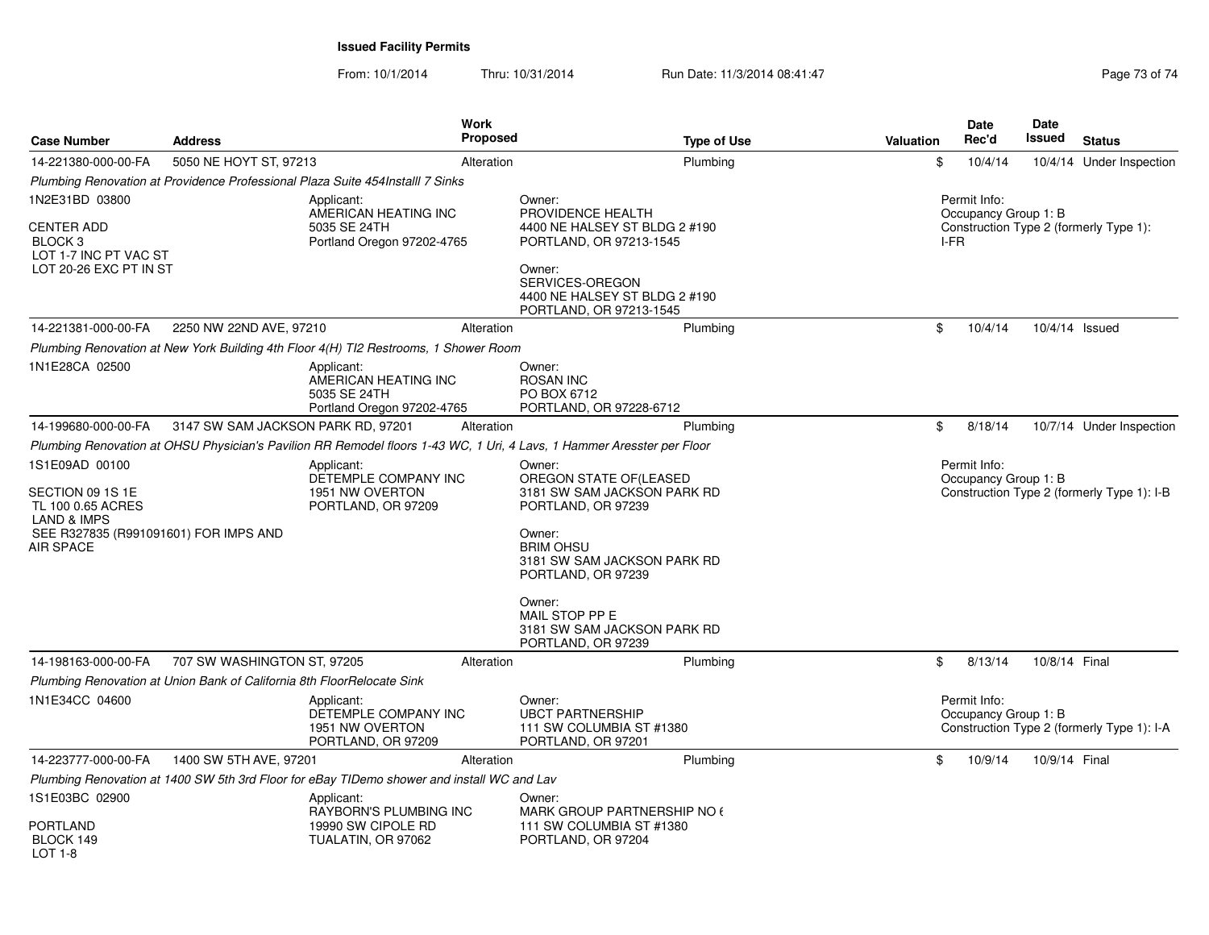**Issued Facility Permits**

From: 10/1/2014 Thru: 10/31/2014 Run Date: 11/3/2014 08:41:47

| Case Number | Address | Work Proposed | Type of Use | Valuation | Date Rec'd | Date Issued | Status |
|---|---|---|---|---|---|---|---|
| 14-221380-000-00-FA | 5050 NE HOYT ST, 97213 | Alteration | Plumbing | $ | 10/4/14 | 10/4/14 | Under Inspection |

*Plumbing Renovation at Providence Professional Plaza Suite 454Installl 7 Sinks*

1N2E31BD 03800

CENTER ADD
BLOCK 3
LOT 1-7 INC PT VAC ST
LOT 20-26 EXC PT IN ST

Applicant:
AMERICAN HEATING INC
5035 SE 24TH
Portland Oregon 97202-4765

Owner:
PROVIDENCE HEALTH
4400 NE HALSEY ST BLDG 2 #190
PORTLAND, OR 97213-1545

Owner:
SERVICES-OREGON
4400 NE HALSEY ST BLDG 2 #190
PORTLAND, OR 97213-1545

Permit Info:
Occupancy Group 1: B
Construction Type 2 (formerly Type 1): I-FR

| Case Number | Address | Work Proposed | Type of Use | Valuation | Date Rec'd | Date Issued | Status |
|---|---|---|---|---|---|---|---|
| 14-221381-000-00-FA | 2250 NW 22ND AVE, 97210 | Alteration | Plumbing | $ | 10/4/14 | 10/4/14 | Issued |

*Plumbing Renovation at New York Building 4th Floor 4(H) TI2 Restrooms, 1 Shower Room*

1N1E28CA 02500

Applicant:
AMERICAN HEATING INC
5035 SE 24TH
Portland Oregon 97202-4765

Owner:
ROSAN INC
PO BOX 6712
PORTLAND, OR 97228-6712

| Case Number | Address | Work Proposed | Type of Use | Valuation | Date Rec'd | Date Issued | Status |
|---|---|---|---|---|---|---|---|
| 14-199680-000-00-FA | 3147 SW SAM JACKSON PARK RD, 97201 | Alteration | Plumbing | $ | 8/18/14 | 10/7/14 | Under Inspection |

*Plumbing Renovation at OHSU Physician's Pavilion RR Remodel floors 1-43 WC, 1 Uri, 4 Lavs, 1 Hammer Aresster per Floor*

1S1E09AD 00100

SECTION 09 1S 1E
TL 100 0.65 ACRES
LAND & IMPS
SEE R327835 (R991091601) FOR IMPS AND AIR SPACE

Applicant:
DETEMPLE COMPANY INC
1951 NW OVERTON
PORTLAND, OR 97209

Owner:
OREGON STATE OF(LEASED
3181 SW SAM JACKSON PARK RD
PORTLAND, OR 97239

Owner:
BRIM OHSU
3181 SW SAM JACKSON PARK RD
PORTLAND, OR 97239

Owner:
MAIL STOP PP E
3181 SW SAM JACKSON PARK RD
PORTLAND, OR 97239

Permit Info:
Occupancy Group 1: B
Construction Type 2 (formerly Type 1): I-B

| Case Number | Address | Work Proposed | Type of Use | Valuation | Date Rec'd | Date Issued | Status |
|---|---|---|---|---|---|---|---|
| 14-198163-000-00-FA | 707 SW WASHINGTON ST, 97205 | Alteration | Plumbing | $ | 8/13/14 | 10/8/14 | Final |

*Plumbing Renovation at Union Bank of California 8th FloorRelocate Sink*

1N1E34CC 04600

Applicant:
DETEMPLE COMPANY INC
1951 NW OVERTON
PORTLAND, OR 97209

Owner:
UBCT PARTNERSHIP
111 SW COLUMBIA ST #1380
PORTLAND, OR 97201

Permit Info:
Occupancy Group 1: B
Construction Type 2 (formerly Type 1): I-A

| Case Number | Address | Work Proposed | Type of Use | Valuation | Date Rec'd | Date Issued | Status |
|---|---|---|---|---|---|---|---|
| 14-223777-000-00-FA | 1400 SW 5TH AVE, 97201 | Alteration | Plumbing | $ | 10/9/14 | 10/9/14 | Final |

*Plumbing Renovation at 1400 SW 5th 3rd Floor for eBay TIDemo shower and install WC and Lav*

1S1E03BC 02900

PORTLAND
BLOCK 149
LOT 1-8

Applicant:
RAYBORN'S PLUMBING INC
19990 SW CIPOLE RD
TUALATIN, OR 97062

Owner:
MARK GROUP PARTNERSHIP NO 6
111 SW COLUMBIA ST #1380
PORTLAND, OR 97204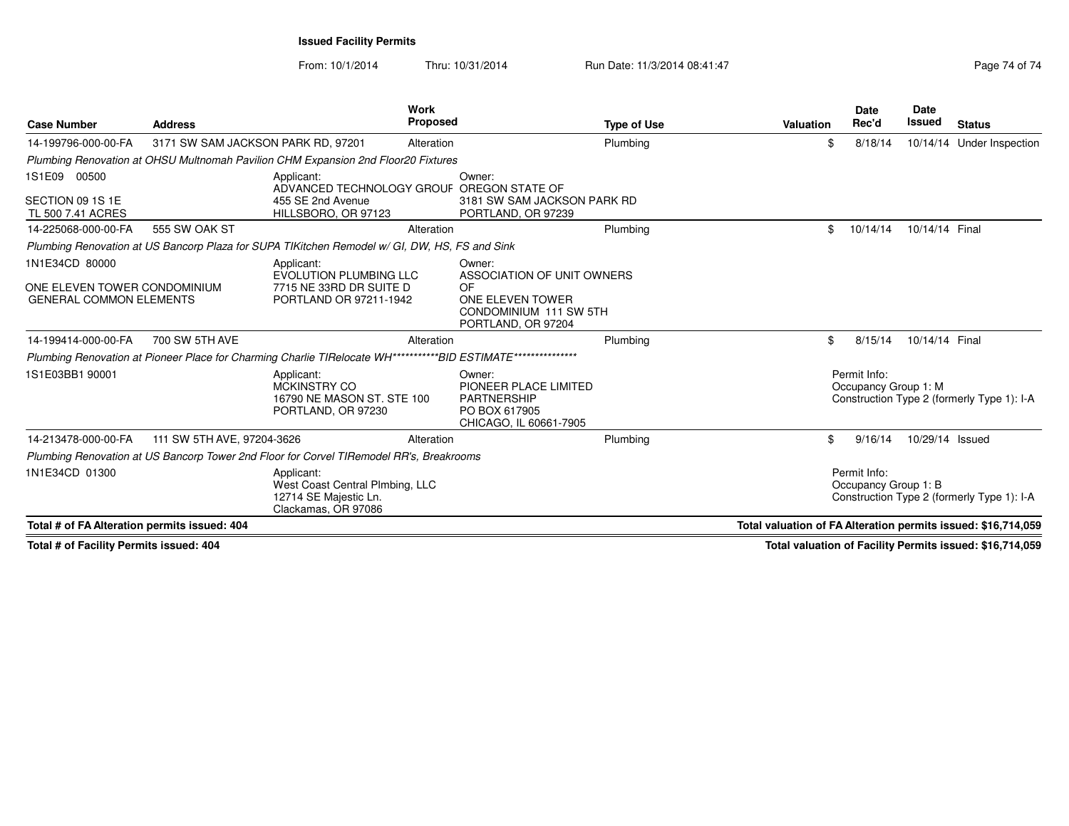**Issued Facility Permits**

From: 10/1/2014 Thru: 10/31/2014 Run Date: 11/3/2014 08:41:47

| Case Number | Address | Work Proposed | Type of Use | Valuation | Date Rec'd | Date Issued | Status |
|---|---|---|---|---|---|---|---|
| 14-199796-000-00-FA | 3171 SW SAM JACKSON PARK RD, 97201 | Alteration | Plumbing | $ | 8/18/14 | 10/14/14 | Under Inspection |
| *Plumbing Renovation at OHSU Multnomah Pavilion CHM Expansion 2nd Floor20 Fixtures* | | | | | | | |
| 1S1E09 00500<br>SECTION 09 1S 1E<br>TL 500 7.41 ACRES | Applicant:<br>ADVANCED TECHNOLOGY GROUF<br>455 SE 2nd Avenue<br>HILLSBORO, OR 97123 | Owner:<br>OREGON STATE OF<br>3181 SW SAM JACKSON PARK RD<br>PORTLAND, OR 97239 | | | | | |
| 14-225068-000-00-FA | 555 SW OAK ST | Alteration | Plumbing | $ | 10/14/14 | 10/14/14 | Final |
| *Plumbing Renovation at US Bancorp Plaza for SUPA TIKitchen Remodel w/ GI, DW, HS, FS and Sink* | | | | | | | |
| 1N1E34CD 80000<br>ONE ELEVEN TOWER CONDOMINIUM<br>GENERAL COMMON ELEMENTS | Applicant:<br>EVOLUTION PLUMBING LLC<br>7715 NE 33RD DR SUITE D<br>PORTLAND OR 97211-1942 | Owner:<br>ASSOCIATION OF UNIT OWNERS OF<br>ONE ELEVEN TOWER CONDOMINIUM 111 SW 5TH<br>PORTLAND, OR 97204 | | | | | |
| 14-199414-000-00-FA | 700 SW 5TH AVE | Alteration | Plumbing | $ | 8/15/14 | 10/14/14 | Final |
| *Plumbing Renovation at Pioneer Place for Charming Charlie TIRelocate WH***********BID ESTIMATE**************** | | | | | | | |
| 1S1E03BB1 90001 | Applicant:<br>MCKINSTRY CO<br>16790 NE MASON ST. STE 100<br>PORTLAND, OR 97230 | Owner:<br>PIONEER PLACE LIMITED PARTNERSHIP<br>PO BOX 617905<br>CHICAGO, IL 60661-7905 | | Permit Info:<br>Occupancy Group 1: M<br>Construction Type 2 (formerly Type 1): I-A | | | |
| 14-213478-000-00-FA | 111 SW 5TH AVE, 97204-3626 | Alteration | Plumbing | $ | 9/16/14 | 10/29/14 | Issued |
| *Plumbing Renovation at US Bancorp Tower 2nd Floor for Corvel TIRemodel RR's, Breakrooms* | | | | | | | |
| 1N1E34CD 01300 | Applicant:<br>West Coast Central Plmbing, LLC<br>12714 SE Majestic Ln.<br>Clackamas, OR 97086 | | | Permit Info:<br>Occupancy Group 1: B<br>Construction Type 2 (formerly Type 1): I-A | | | |

**Total # of FA Alteration permits issued: 404** — **Total valuation of FA Alteration permits issued: $16,714,059**

**Total # of Facility Permits issued: 404** — **Total valuation of Facility Permits issued: $16,714,059**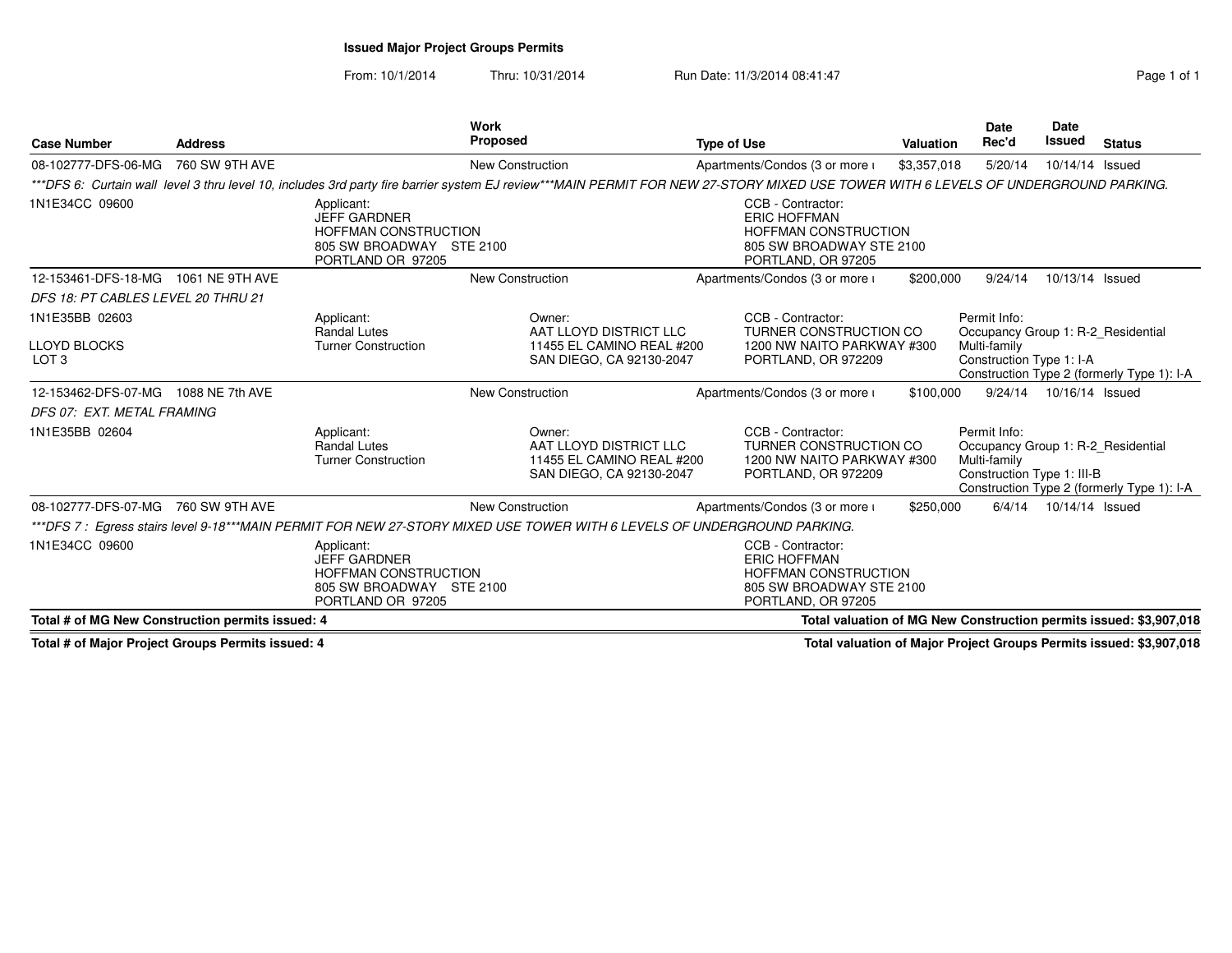# Issued Major Project Groups Permits

From: 10/1/2014 Thru: 10/31/2014 Run Date: 11/3/2014 08:41:47

| Case Number | Address | Work Proposed | Type of Use | Valuation | Date Rec'd | Date Issued | Status |
|---|---|---|---|---|---|---|---|
| 08-102777-DFS-06-MG | 760 SW 9TH AVE | New Construction | Apartments/Condos (3 or more ı | $3,357,018 | 5/20/14 | 10/14/14 | Issued |

*\*\*\*DFS 6: Curtain wall level 3 thru level 10, includes 3rd party fire barrier system EJ review\*\*\*MAIN PERMIT FOR NEW 27-STORY MIXED USE TOWER WITH 6 LEVELS OF UNDERGROUND PARKING.*

1N1E34CC 09600

Applicant:
JEFF GARDNER
HOFFMAN CONSTRUCTION
805 SW BROADWAY STE 2100
PORTLAND OR 97205

CCB - Contractor:
ERIC HOFFMAN
HOFFMAN CONSTRUCTION
805 SW BROADWAY STE 2100
PORTLAND, OR 97205

---

| Case Number | Address | Work Proposed | Type of Use | Valuation | Date Rec'd | Date Issued | Status |
|---|---|---|---|---|---|---|---|
| 12-153461-DFS-18-MG | 1061 NE 9TH AVE | New Construction | Apartments/Condos (3 or more ı | $200,000 | 9/24/14 | 10/13/14 | Issued |

*DFS 18: PT CABLES LEVEL 20 THRU 21*

1N1E35BB 02603

LLOYD BLOCKS
LOT 3

Applicant:
Randal Lutes
Turner Construction

Owner:
AAT LLOYD DISTRICT LLC
11455 EL CAMINO REAL #200
SAN DIEGO, CA 92130-2047

CCB - Contractor:
TURNER CONSTRUCTION CO
1200 NW NAITO PARKWAY #300
PORTLAND, OR 972209

Permit Info:
Occupancy Group 1: R-2_Residential Multi-family
Construction Type 1: I-A
Construction Type 2 (formerly Type 1): I-A

---

| Case Number | Address | Work Proposed | Type of Use | Valuation | Date Rec'd | Date Issued | Status |
|---|---|---|---|---|---|---|---|
| 12-153462-DFS-07-MG | 1088 NE 7th AVE | New Construction | Apartments/Condos (3 or more ı | $100,000 | 9/24/14 | 10/16/14 | Issued |

*DFS 07: EXT. METAL FRAMING*

1N1E35BB 02604

Applicant:
Randal Lutes
Turner Construction

Owner:
AAT LLOYD DISTRICT LLC
11455 EL CAMINO REAL #200
SAN DIEGO, CA 92130-2047

CCB - Contractor:
TURNER CONSTRUCTION CO
1200 NW NAITO PARKWAY #300
PORTLAND, OR 972209

Permit Info:
Occupancy Group 1: R-2_Residential Multi-family
Construction Type 1: III-B
Construction Type 2 (formerly Type 1): I-A

---

| Case Number | Address | Work Proposed | Type of Use | Valuation | Date Rec'd | Date Issued | Status |
|---|---|---|---|---|---|---|---|
| 08-102777-DFS-07-MG | 760 SW 9TH AVE | New Construction | Apartments/Condos (3 or more ı | $250,000 | 6/4/14 | 10/14/14 | Issued |

*\*\*\*DFS 7 : Egress stairs level 9-18\*\*\*MAIN PERMIT FOR NEW 27-STORY MIXED USE TOWER WITH 6 LEVELS OF UNDERGROUND PARKING.*

1N1E34CC 09600

Applicant:
JEFF GARDNER
HOFFMAN CONSTRUCTION
805 SW BROADWAY STE 2100
PORTLAND OR 97205

CCB - Contractor:
ERIC HOFFMAN
HOFFMAN CONSTRUCTION
805 SW BROADWAY STE 2100
PORTLAND, OR 97205

---

**Total # of MG New Construction permits issued: 4**

**Total valuation of MG New Construction permits issued: $3,907,018**

**Total # of Major Project Groups Permits issued: 4**

**Total valuation of Major Project Groups Permits issued: $3,907,018**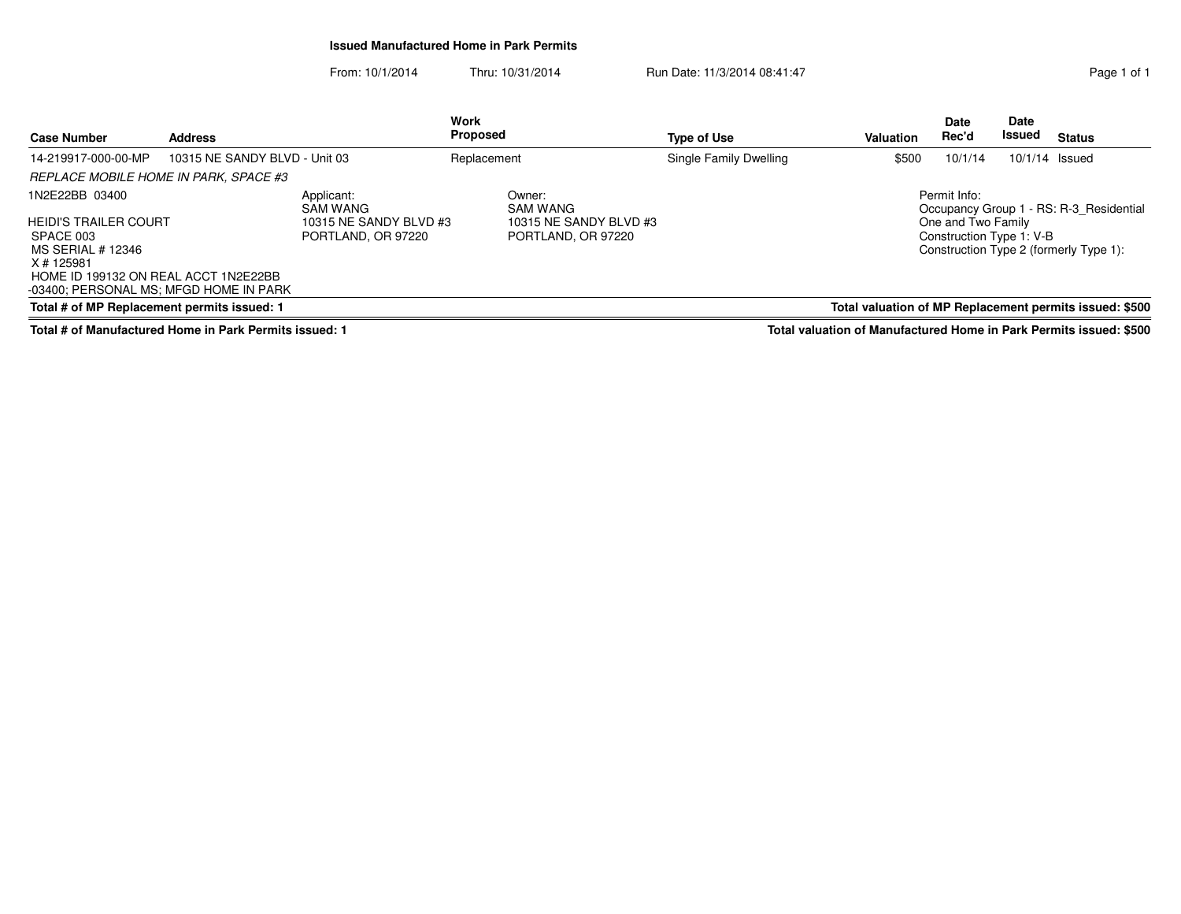## Issued Manufactured Home in Park Permits

From: 10/1/2014 Thru: 10/31/2014 Run Date: 11/3/2014 08:41:47

| Case Number | Address | Work Proposed | Type of Use | Valuation | Date Rec'd | Date Issued | Status |
|---|---|---|---|---|---|---|---|
| 14-219917-000-00-MP | 10315 NE SANDY BLVD - Unit 03 | Replacement | Single Family Dwelling | $500 | 10/1/14 | 10/1/14 | Issued |

*REPLACE MOBILE HOME IN PARK, SPACE #3*

1N2E22BB 03400

HEIDI'S TRAILER COURT
SPACE 003
MS SERIAL # 12346
X # 125981
HOME ID 199132 ON REAL ACCT 1N2E22BB
-03400; PERSONAL MS; MFGD HOME IN PARK

Applicant:
SAM WANG
10315 NE SANDY BLVD #3
PORTLAND, OR 97220

Owner:
SAM WANG
10315 NE SANDY BLVD #3
PORTLAND, OR 97220

Permit Info:
Occupancy Group 1 - RS: R-3_Residential One and Two Family
Construction Type 1: V-B
Construction Type 2 (formerly Type 1):

**Total # of MP Replacement permits issued: 1**

**Total valuation of MP Replacement permits issued: $500**

**Total # of Manufactured Home in Park Permits issued: 1**

**Total valuation of Manufactured Home in Park Permits issued: $500**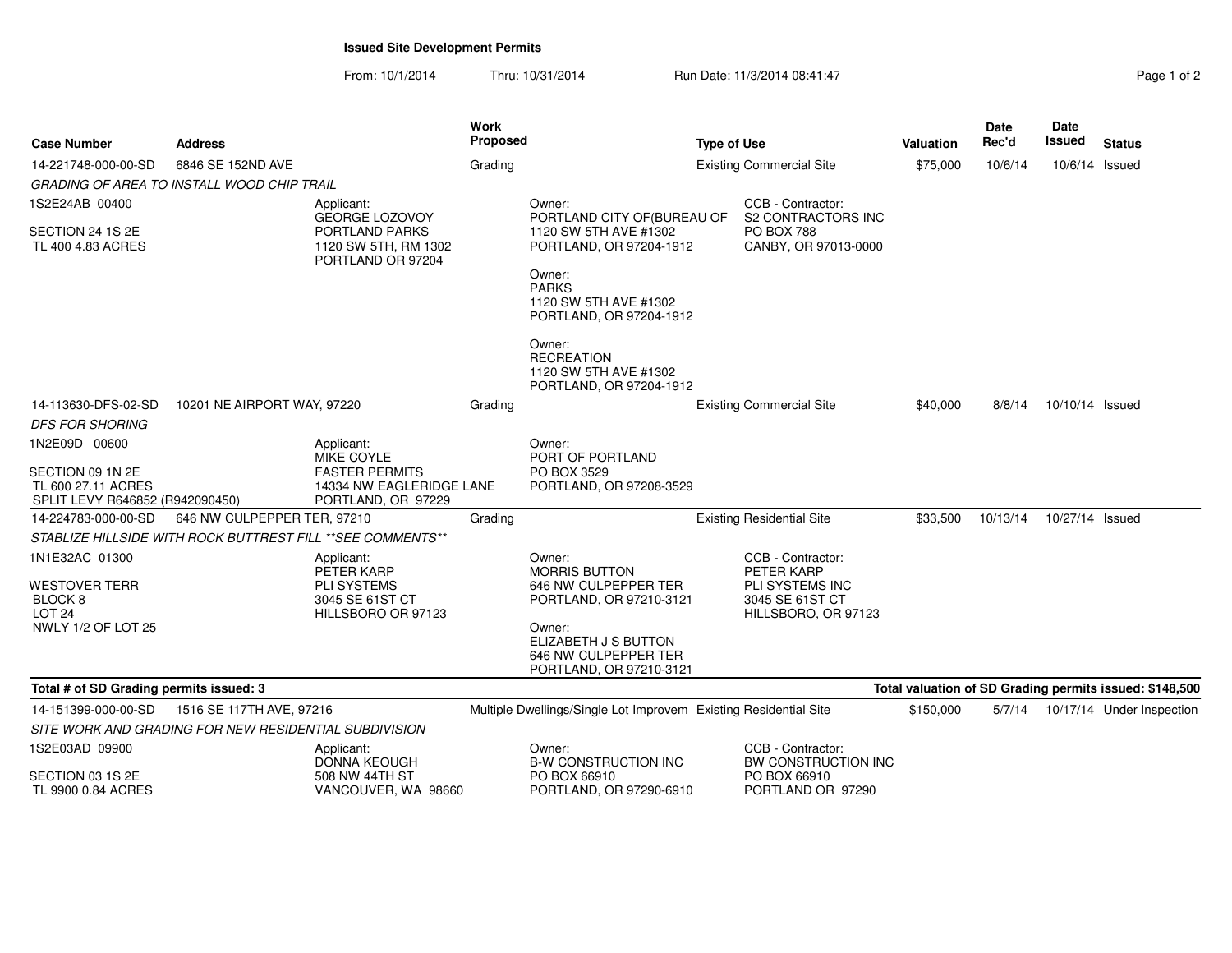## Issued Site Development Permits

From: 10/1/2014 Thru: 10/31/2014 Run Date: 11/3/2014 08:41:47

| Case Number | Address | Work Proposed | Type of Use | Valuation | Date Rec'd | Date Issued | Status |
|---|---|---|---|---|---|---|---|
| 14-221748-000-00-SD | 6846 SE 152ND AVE | Grading | Existing Commercial Site | $75,000 | 10/6/14 | 10/6/14 | Issued |

*GRADING OF AREA TO INSTALL WOOD CHIP TRAIL*

1S2E24AB 00400
SECTION 24 1S 2E
TL 400 4.83 ACRES

Applicant: GEORGE LOZOVOY, PORTLAND PARKS, 1120 SW 5TH, RM 1302, PORTLAND OR 97204

Owner: PORTLAND CITY OF(BUREAU OF, 1120 SW 5TH AVE #1302, PORTLAND, OR 97204-1912

Owner: PARKS, 1120 SW 5TH AVE #1302, PORTLAND, OR 97204-1912

Owner: RECREATION, 1120 SW 5TH AVE #1302, PORTLAND, OR 97204-1912

CCB - Contractor: S2 CONTRACTORS INC, PO BOX 788, CANBY, OR 97013-0000

| Case Number | Address | Work Proposed | Type of Use | Valuation | Date Rec'd | Date Issued | Status |
|---|---|---|---|---|---|---|---|
| 14-113630-DFS-02-SD | 10201 NE AIRPORT WAY, 97220 | Grading | Existing Commercial Site | $40,000 | 8/8/14 | 10/10/14 | Issued |

*DFS FOR SHORING*

1N2E09D 00600
SECTION 09 1N 2E
TL 600 27.11 ACRES
SPLIT LEVY R646852 (R942090450)

Applicant: MIKE COYLE, FASTER PERMITS, 14334 NW EAGLERIDGE LANE, PORTLAND, OR 97229

Owner: PORT OF PORTLAND, PO BOX 3529, PORTLAND, OR 97208-3529

| Case Number | Address | Work Proposed | Type of Use | Valuation | Date Rec'd | Date Issued | Status |
|---|---|---|---|---|---|---|---|
| 14-224783-000-00-SD | 646 NW CULPEPPER TER, 97210 | Grading | Existing Residential Site | $33,500 | 10/13/14 | 10/27/14 | Issued |

*STABLIZE HILLSIDE WITH ROCK BUTTREST FILL **SEE COMMENTS***

1N1E32AC 01300
WESTOVER TERR
BLOCK 8
LOT 24
NWLY 1/2 OF LOT 25

Applicant: PETER KARP, PLI SYSTEMS, 3045 SE 61ST CT, HILLSBORO OR 97123

Owner: MORRIS BUTTON, 646 NW CULPEPPER TER, PORTLAND, OR 97210-3121

Owner: ELIZABETH J S BUTTON, 646 NW CULPEPPER TER, PORTLAND, OR 97210-3121

CCB - Contractor: PETER KARP, PLI SYSTEMS INC, 3045 SE 61ST CT, HILLSBORO, OR 97123

**Total # of SD Grading permits issued: 3** — **Total valuation of SD Grading permits issued: $148,500**

| Case Number | Address | Work Proposed | Type of Use | Valuation | Date Rec'd | Date Issued | Status |
|---|---|---|---|---|---|---|---|
| 14-151399-000-00-SD | 1516 SE 117TH AVE, 97216 | Multiple Dwellings/Single Lot Improvem | Existing Residential Site | $150,000 | 5/7/14 | 10/17/14 | Under Inspection |

*SITE WORK AND GRADING FOR NEW RESIDENTIAL SUBDIVISION*

1S2E03AD 09900
SECTION 03 1S 2E
TL 9900 0.84 ACRES

Applicant: DONNA KEOUGH, 508 NW 44TH ST, VANCOUVER, WA 98660

Owner: B-W CONSTRUCTION INC, PO BOX 66910, PORTLAND, OR 97290-6910

CCB - Contractor: BW CONSTRUCTION INC, PO BOX 66910, PORTLAND OR 97290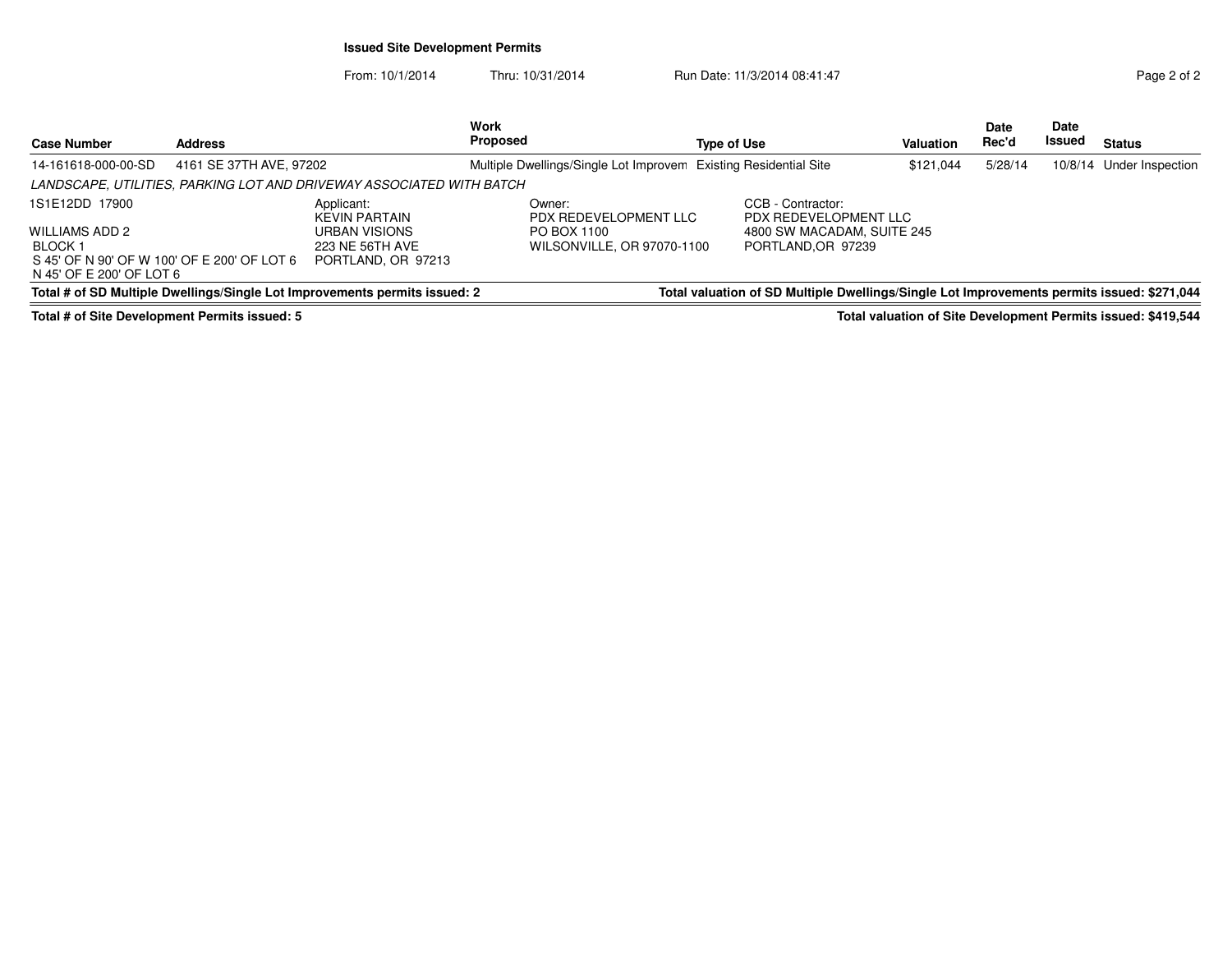**Issued Site Development Permits**

From: 10/1/2014 Thru: 10/31/2014 Run Date: 11/3/2014 08:41:47

| Case Number | Address | Work Proposed | Type of Use | Valuation | Date Rec'd | Date Issued | Status |
|---|---|---|---|---|---|---|---|
| 14-161618-000-00-SD | 4161 SE 37TH AVE, 97202 | Multiple Dwellings/Single Lot Improvem | Existing Residential Site | $121,044 | 5/28/14 | 10/8/14 | Under Inspection |

*LANDSCAPE, UTILITIES, PARKING LOT AND DRIVEWAY ASSOCIATED WITH BATCH*

1S1E12DD 17900

WILLIAMS ADD 2
BLOCK 1
S 45' OF N 90' OF W 100' OF E 200' OF LOT 6
N 45' OF E 200' OF LOT 6

Applicant:
KEVIN PARTAIN
URBAN VISIONS
223 NE 56TH AVE
PORTLAND, OR 97213

Owner:
PDX REDEVELOPMENT LLC
PO BOX 1100
WILSONVILLE, OR 97070-1100

CCB - Contractor:
PDX REDEVELOPMENT LLC
4800 SW MACADAM, SUITE 245
PORTLAND,OR 97239

**Total # of SD Multiple Dwellings/Single Lot Improvements permits issued: 2**

**Total valuation of SD Multiple Dwellings/Single Lot Improvements permits issued: $271,044**

**Total # of Site Development Permits issued: 5**

**Total valuation of Site Development Permits issued: $419,544**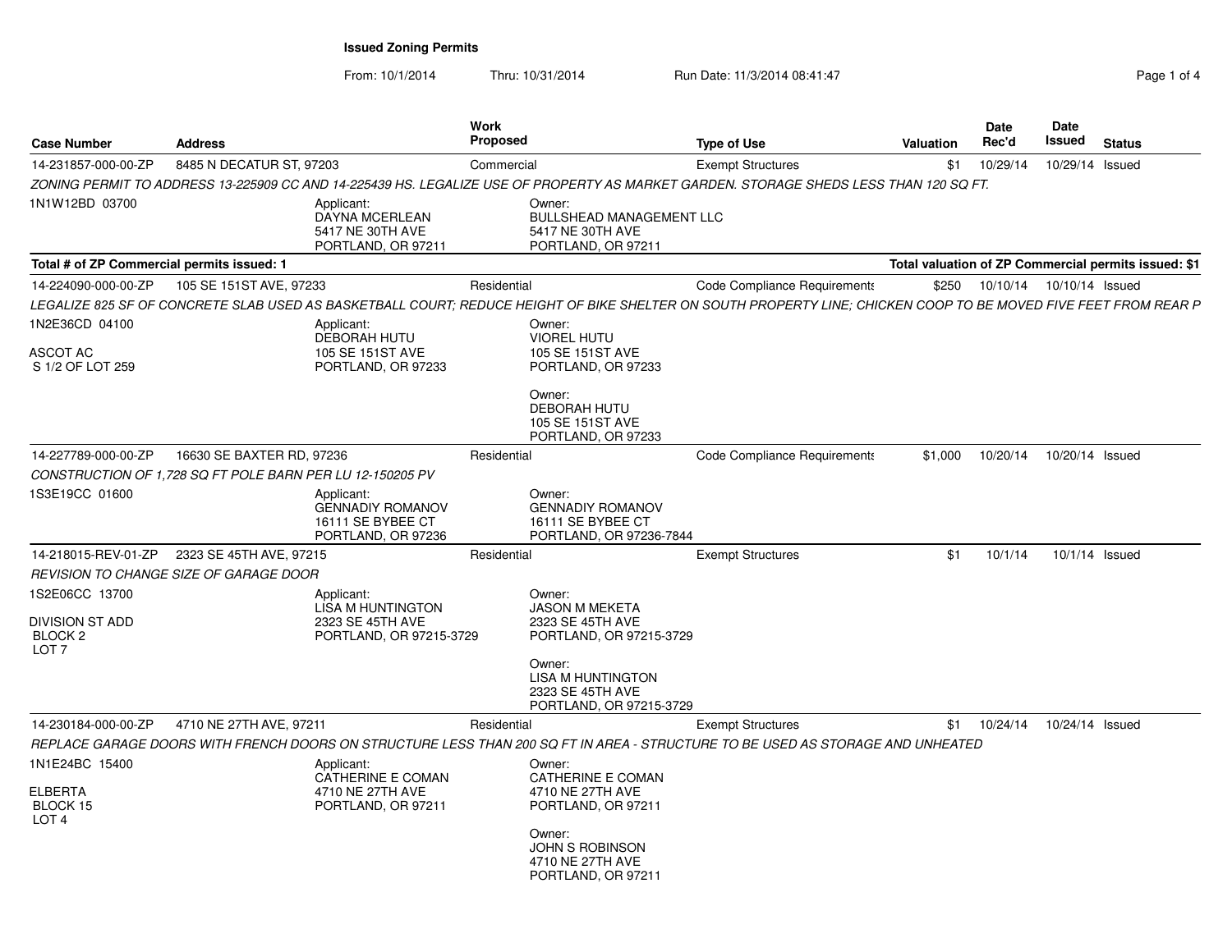**Issued Zoning Permits**

From: 10/1/2014 Thru: 10/31/2014 Run Date: 11/3/2014 08:41:47

| Case Number | Address | Work Proposed | Type of Use | Valuation | Date Rec'd | Date Issued | Status |
|---|---|---|---|---|---|---|---|
| 14-231857-000-00-ZP | 8485 N DECATUR ST, 97203 | Commercial | Exempt Structures | $1 | 10/29/14 | 10/29/14 | Issued |

*ZONING PERMIT TO ADDRESS 13-225909 CC AND 14-225439 HS. LEGALIZE USE OF PROPERTY AS MARKET GARDEN. STORAGE SHEDS LESS THAN 120 SQ FT.*

1N1W12BD 03700

Applicant: DAYNA MCERLEAN, 5417 NE 30TH AVE, PORTLAND, OR 97211

Owner: BULLSHEAD MANAGEMENT LLC, 5417 NE 30TH AVE, PORTLAND, OR 97211

**Total # of ZP Commercial permits issued: 1** — **Total valuation of ZP Commercial permits issued: $1**

| Case Number | Address | Work Proposed | Type of Use | Valuation | Date Rec'd | Date Issued | Status |
|---|---|---|---|---|---|---|---|
| 14-224090-000-00-ZP | 105 SE 151ST AVE, 97233 | Residential | Code Compliance Requirements | $250 | 10/10/14 | 10/10/14 | Issued |

*LEGALIZE 825 SF OF CONCRETE SLAB USED AS BASKETBALL COURT; REDUCE HEIGHT OF BIKE SHELTER ON SOUTH PROPERTY LINE; CHICKEN COOP TO BE MOVED FIVE FEET FROM REAR P*

1N2E36CD 04100
ASCOT AC
S 1/2 OF LOT 259

Applicant: DEBORAH HUTU, 105 SE 151ST AVE, PORTLAND, OR 97233

Owner: VIOREL HUTU, 105 SE 151ST AVE, PORTLAND, OR 97233

Owner: DEBORAH HUTU, 105 SE 151ST AVE, PORTLAND, OR 97233

| Case Number | Address | Work Proposed | Type of Use | Valuation | Date Rec'd | Date Issued | Status |
|---|---|---|---|---|---|---|---|
| 14-227789-000-00-ZP | 16630 SE BAXTER RD, 97236 | Residential | Code Compliance Requirements | $1,000 | 10/20/14 | 10/20/14 | Issued |

*CONSTRUCTION OF 1,728 SQ FT POLE BARN PER LU 12-150205 PV*

1S3E19CC 01600

Applicant: GENNADIY ROMANOV, 16111 SE BYBEE CT, PORTLAND, OR 97236

Owner: GENNADIY ROMANOV, 16111 SE BYBEE CT, PORTLAND, OR 97236-7844

| Case Number | Address | Work Proposed | Type of Use | Valuation | Date Rec'd | Date Issued | Status |
|---|---|---|---|---|---|---|---|
| 14-218015-REV-01-ZP | 2323 SE 45TH AVE, 97215 | Residential | Exempt Structures | $1 | 10/1/14 | 10/1/14 | Issued |

*REVISION TO CHANGE SIZE OF GARAGE DOOR*

1S2E06CC 13700
DIVISION ST ADD
BLOCK 2
LOT 7

Applicant: LISA M HUNTINGTON, 2323 SE 45TH AVE, PORTLAND, OR 97215-3729

Owner: JASON M MEKETA, 2323 SE 45TH AVE, PORTLAND, OR 97215-3729

Owner: LISA M HUNTINGTON, 2323 SE 45TH AVE, PORTLAND, OR 97215-3729

| Case Number | Address | Work Proposed | Type of Use | Valuation | Date Rec'd | Date Issued | Status |
|---|---|---|---|---|---|---|---|
| 14-230184-000-00-ZP | 4710 NE 27TH AVE, 97211 | Residential | Exempt Structures | $1 | 10/24/14 | 10/24/14 | Issued |

*REPLACE GARAGE DOORS WITH FRENCH DOORS ON STRUCTURE LESS THAN 200 SQ FT IN AREA - STRUCTURE TO BE USED AS STORAGE AND UNHEATED*

1N1E24BC 15400
ELBERTA
BLOCK 15
LOT 4

Applicant: CATHERINE E COMAN, 4710 NE 27TH AVE, PORTLAND, OR 97211

Owner: CATHERINE E COMAN, 4710 NE 27TH AVE, PORTLAND, OR 97211

Owner: JOHN S ROBINSON, 4710 NE 27TH AVE, PORTLAND, OR 97211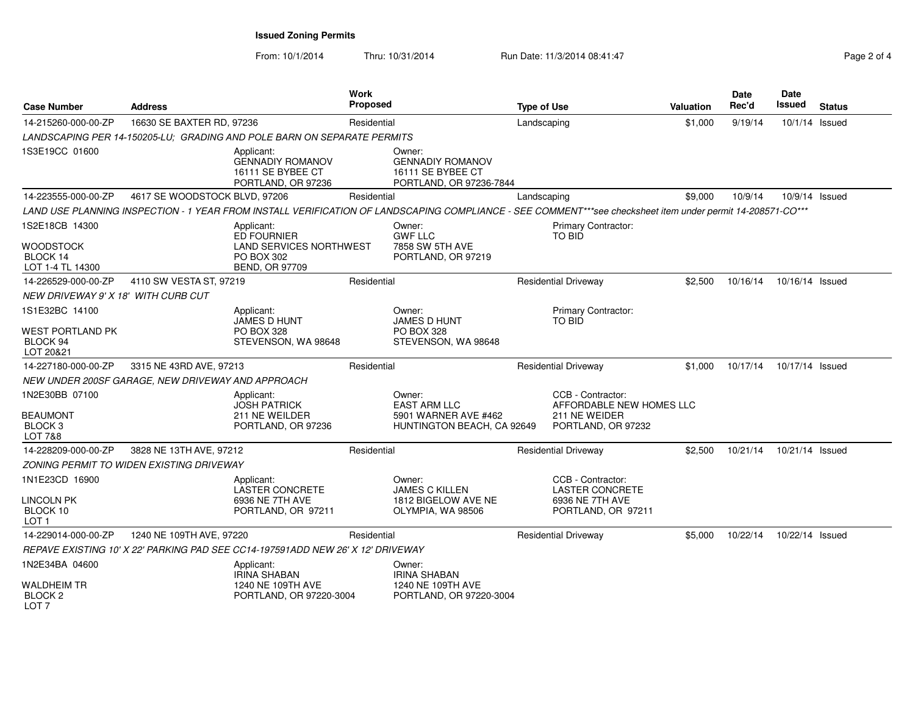**Issued Zoning Permits**

From: 10/1/2014 Thru: 10/31/2014 Run Date: 11/3/2014 08:41:47

| Case Number | Address | Work Proposed | Type of Use | Valuation | Date Rec'd | Date Issued | Status |
|---|---|---|---|---|---|---|---|
| 14-215260-000-00-ZP | 16630 SE BAXTER RD, 97236 | Residential | Landscaping | $1,000 | 9/19/14 | 10/1/14 | Issued |

*LANDSCAPING PER 14-150205-LU; GRADING AND POLE BARN ON SEPARATE PERMITS*

1S3E19CC 01600

Applicant: GENNADIY ROMANOV, 16111 SE BYBEE CT, PORTLAND, OR 97236

Owner: GENNADIY ROMANOV, 16111 SE BYBEE CT, PORTLAND, OR 97236-7844

---

| Case Number | Address | Work Proposed | Type of Use | Valuation | Date Rec'd | Date Issued | Status |
|---|---|---|---|---|---|---|---|
| 14-223555-000-00-ZP | 4617 SE WOODSTOCK BLVD, 97206 | Residential | Landscaping | $9,000 | 10/9/14 | 10/9/14 | Issued |

*LAND USE PLANNING INSPECTION - 1 YEAR FROM INSTALL VERIFICATION OF LANDSCAPING COMPLIANCE - SEE COMMENT\*\*\*see checksheet item under permit 14-208571-CO\*\*\**

1S2E18CB 14300

WOODSTOCK
BLOCK 14
LOT 1-4 TL 14300

Applicant: ED FOURNIER, LAND SERVICES NORTHWEST, PO BOX 302, BEND, OR 97709

Owner: GWF LLC, 7858 SW 5TH AVE, PORTLAND, OR 97219

Primary Contractor: TO BID

---

| Case Number | Address | Work Proposed | Type of Use | Valuation | Date Rec'd | Date Issued | Status |
|---|---|---|---|---|---|---|---|
| 14-226529-000-00-ZP | 4110 SW VESTA ST, 97219 | Residential | Residential Driveway | $2,500 | 10/16/14 | 10/16/14 | Issued |

*NEW DRIVEWAY 9' X 18' WITH CURB CUT*

1S1E32BC 14100

WEST PORTLAND PK
BLOCK 94
LOT 20&21

Applicant: JAMES D HUNT, PO BOX 328, STEVENSON, WA 98648

Owner: JAMES D HUNT, PO BOX 328, STEVENSON, WA 98648

Primary Contractor: TO BID

---

| Case Number | Address | Work Proposed | Type of Use | Valuation | Date Rec'd | Date Issued | Status |
|---|---|---|---|---|---|---|---|
| 14-227180-000-00-ZP | 3315 NE 43RD AVE, 97213 | Residential | Residential Driveway | $1,000 | 10/17/14 | 10/17/14 | Issued |

*NEW UNDER 200SF GARAGE, NEW DRIVEWAY AND APPROACH*

1N2E30BB 07100

BEAUMONT
BLOCK 3
LOT 7&8

Applicant: JOSH PATRICK, 211 NE WEILDER, PORTLAND, OR 97236

Owner: EAST ARM LLC, 5901 WARNER AVE #462, HUNTINGTON BEACH, CA 92649

CCB - Contractor: AFFORDABLE NEW HOMES LLC, 211 NE WEIDER, PORTLAND, OR 97232

---

| Case Number | Address | Work Proposed | Type of Use | Valuation | Date Rec'd | Date Issued | Status |
|---|---|---|---|---|---|---|---|
| 14-228209-000-00-ZP | 3828 NE 13TH AVE, 97212 | Residential | Residential Driveway | $2,500 | 10/21/14 | 10/21/14 | Issued |

*ZONING PERMIT TO WIDEN EXISTING DRIVEWAY*

1N1E23CD 16900

LINCOLN PK
BLOCK 10
LOT 1

Applicant: LASTER CONCRETE, 6936 NE 7TH AVE, PORTLAND, OR 97211

Owner: JAMES C KILLEN, 1812 BIGELOW AVE NE, OLYMPIA, WA 98506

CCB - Contractor: LASTER CONCRETE, 6936 NE 7TH AVE, PORTLAND, OR 97211

---

| Case Number | Address | Work Proposed | Type of Use | Valuation | Date Rec'd | Date Issued | Status |
|---|---|---|---|---|---|---|---|
| 14-229014-000-00-ZP | 1240 NE 109TH AVE, 97220 | Residential | Residential Driveway | $5,000 | 10/22/14 | 10/22/14 | Issued |

*REPAVE EXISTING 10' X 22' PARKING PAD SEE CC14-197591ADD NEW 26' X 12' DRIVEWAY*

1N2E34BA 04600

WALDHEIM TR
BLOCK 2
LOT 7

Applicant: IRINA SHABAN, 1240 NE 109TH AVE, PORTLAND, OR 97220-3004

Owner: IRINA SHABAN, 1240 NE 109TH AVE, PORTLAND, OR 97220-3004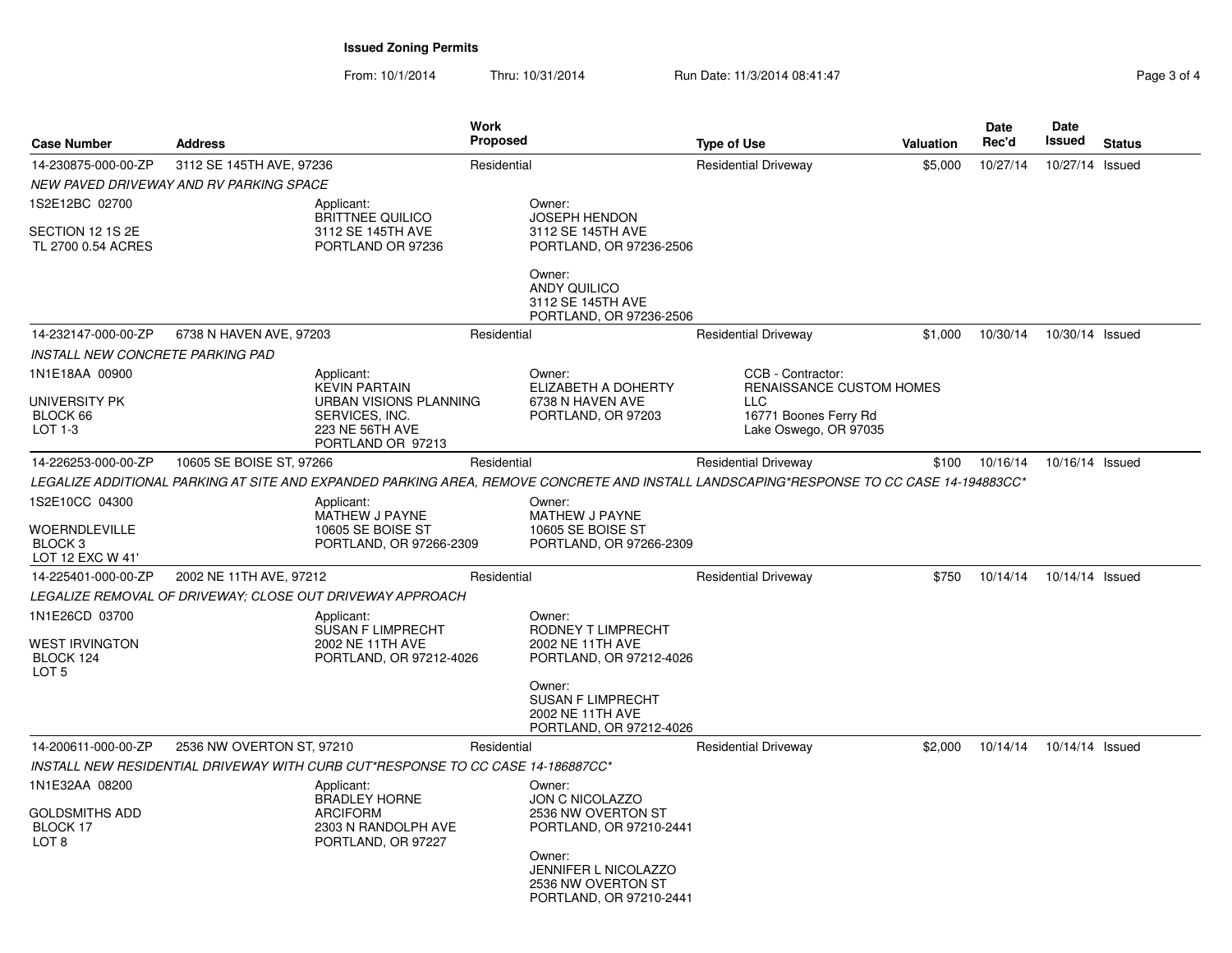## Issued Zoning Permits

From: 10/1/2014 Thru: 10/31/2014 Run Date: 11/3/2014 08:41:47

| Case Number | Address | Work Proposed | Type of Use | Valuation | Date Rec'd | Date Issued | Status |
|---|---|---|---|---|---|---|---|
| 14-230875-000-00-ZP | 3112 SE 145TH AVE, 97236 | Residential | Residential Driveway | $5,000 | 10/27/14 | 10/27/14 | Issued |

*NEW PAVED DRIVEWAY AND RV PARKING SPACE*

1S2E12BC 02700

SECTION 12 1S 2E
TL 2700 0.54 ACRES

Applicant:
BRITTNEE QUILICO
3112 SE 145TH AVE
PORTLAND OR 97236

Owner:
JOSEPH HENDON
3112 SE 145TH AVE
PORTLAND, OR 97236-2506

Owner:
ANDY QUILICO
3112 SE 145TH AVE
PORTLAND, OR 97236-2506

| Case Number | Address | Work Proposed | Type of Use | Valuation | Date Rec'd | Date Issued | Status |
|---|---|---|---|---|---|---|---|
| 14-232147-000-00-ZP | 6738 N HAVEN AVE, 97203 | Residential | Residential Driveway | $1,000 | 10/30/14 | 10/30/14 | Issued |

*INSTALL NEW CONCRETE PARKING PAD*

1N1E18AA 00900

UNIVERSITY PK
BLOCK 66
LOT 1-3

Applicant:
KEVIN PARTAIN
URBAN VISIONS PLANNING SERVICES, INC.
223 NE 56TH AVE
PORTLAND OR 97213

Owner:
ELIZABETH A DOHERTY
6738 N HAVEN AVE
PORTLAND, OR 97203

CCB - Contractor:
RENAISSANCE CUSTOM HOMES LLC
16771 Boones Ferry Rd
Lake Oswego, OR 97035

| Case Number | Address | Work Proposed | Type of Use | Valuation | Date Rec'd | Date Issued | Status |
|---|---|---|---|---|---|---|---|
| 14-226253-000-00-ZP | 10605 SE BOISE ST, 97266 | Residential | Residential Driveway | $100 | 10/16/14 | 10/16/14 | Issued |

*LEGALIZE ADDITIONAL PARKING AT SITE AND EXPANDED PARKING AREA, REMOVE CONCRETE AND INSTALL LANDSCAPING*RESPONSE TO CC CASE 14-194883CC**

1S2E10CC 04300

WOERNDLEVILLE
BLOCK 3
LOT 12 EXC W 41'

Applicant:
MATHEW J PAYNE
10605 SE BOISE ST
PORTLAND, OR 97266-2309

Owner:
MATHEW J PAYNE
10605 SE BOISE ST
PORTLAND, OR 97266-2309

| Case Number | Address | Work Proposed | Type of Use | Valuation | Date Rec'd | Date Issued | Status |
|---|---|---|---|---|---|---|---|
| 14-225401-000-00-ZP | 2002 NE 11TH AVE, 97212 | Residential | Residential Driveway | $750 | 10/14/14 | 10/14/14 | Issued |

*LEGALIZE REMOVAL OF DRIVEWAY; CLOSE OUT DRIVEWAY APPROACH*

1N1E26CD 03700

WEST IRVINGTON
BLOCK 124
LOT 5

Applicant:
SUSAN F LIMPRECHT
2002 NE 11TH AVE
PORTLAND, OR 97212-4026

Owner:
RODNEY T LIMPRECHT
2002 NE 11TH AVE
PORTLAND, OR 97212-4026

Owner:
SUSAN F LIMPRECHT
2002 NE 11TH AVE
PORTLAND, OR 97212-4026

| Case Number | Address | Work Proposed | Type of Use | Valuation | Date Rec'd | Date Issued | Status |
|---|---|---|---|---|---|---|---|
| 14-200611-000-00-ZP | 2536 NW OVERTON ST, 97210 | Residential | Residential Driveway | $2,000 | 10/14/14 | 10/14/14 | Issued |

*INSTALL NEW RESIDENTIAL DRIVEWAY WITH CURB CUT*RESPONSE TO CC CASE 14-186887CC**

1N1E32AA 08200

GOLDSMITHS ADD
BLOCK 17
LOT 8

Applicant:
BRADLEY HORNE
ARCIFORM
2303 N RANDOLPH AVE
PORTLAND, OR 97227

Owner:
JON C NICOLAZZO
2536 NW OVERTON ST
PORTLAND, OR 97210-2441

Owner:
JENNIFER L NICOLAZZO
2536 NW OVERTON ST
PORTLAND, OR 97210-2441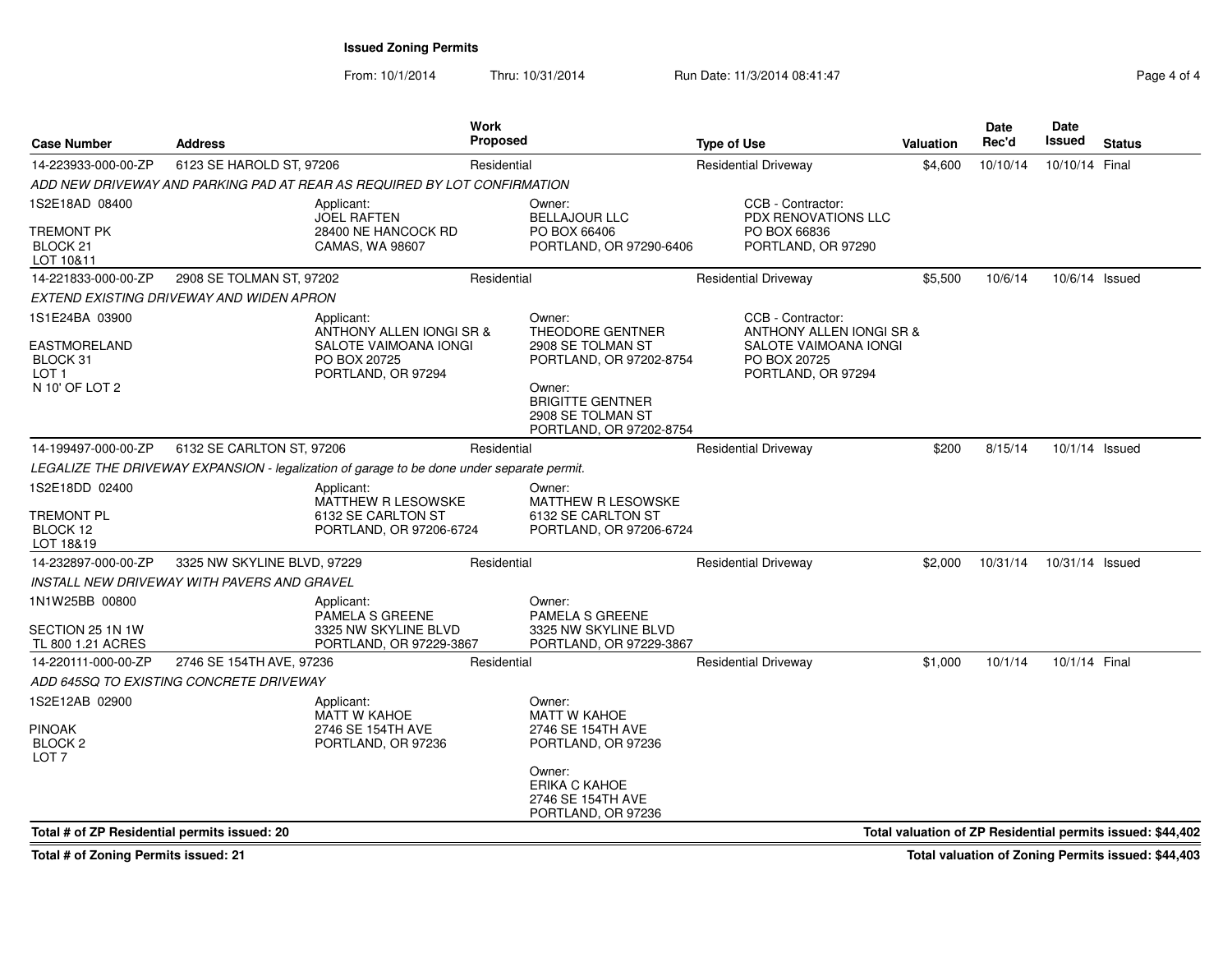**Issued Zoning Permits**

From: 10/1/2014 Thru: 10/31/2014 Run Date: 11/3/2014 08:41:47

| Case Number | Address | Work Proposed | | Type of Use | Valuation | Date Rec'd | Date Issued | Status |
|---|---|---|---|---|---|---|---|---|
| 14-223933-000-00-ZP | 6123 SE HAROLD ST, 97206 | Residential | | Residential Driveway | $4,600 | 10/10/14 | 10/10/14 | Final |
| *ADD NEW DRIVEWAY AND PARKING PAD AT REAR AS REQUIRED BY LOT CONFIRMATION* | | | | | | | | |
| 1S2E18AD 08400<br><br>TREMONT PK<br>BLOCK 21<br>LOT 10&11 | Applicant:<br>JOEL RAFTEN<br>28400 NE HANCOCK RD<br>CAMAS, WA 98607 | Owner:<br>BELLAJOUR LLC<br>PO BOX 66406<br>PORTLAND, OR 97290-6406 | | CCB - Contractor:<br>PDX RENOVATIONS LLC<br>PO BOX 66836<br>PORTLAND, OR 97290 | | | | |
| 14-221833-000-00-ZP | 2908 SE TOLMAN ST, 97202 | Residential | | Residential Driveway | $5,500 | 10/6/14 | 10/6/14 | Issued |
| *EXTEND EXISTING DRIVEWAY AND WIDEN APRON* | | | | | | | | |
| 1S1E24BA 03900<br><br>EASTMORELAND<br>BLOCK 31<br>LOT 1<br>N 10' OF LOT 2 | Applicant:<br>ANTHONY ALLEN IONGI SR &<br>SALOTE VAIMOANA IONGI<br>PO BOX 20725<br>PORTLAND, OR 97294 | Owner:<br>THEODORE GENTNER<br>2908 SE TOLMAN ST<br>PORTLAND, OR 97202-8754<br><br>Owner:<br>BRIGITTE GENTNER<br>2908 SE TOLMAN ST<br>PORTLAND, OR 97202-8754 | | CCB - Contractor:<br>ANTHONY ALLEN IONGI SR &<br>SALOTE VAIMOANA IONGI<br>PO BOX 20725<br>PORTLAND, OR 97294 | | | | |
| 14-199497-000-00-ZP | 6132 SE CARLTON ST, 97206 | Residential | | Residential Driveway | $200 | 8/15/14 | 10/1/14 | Issued |
| *LEGALIZE THE DRIVEWAY EXPANSION - legalization of garage to be done under separate permit.* | | | | | | | | |
| 1S2E18DD 02400<br><br>TREMONT PL<br>BLOCK 12<br>LOT 18&19 | Applicant:<br>MATTHEW R LESOWSKE<br>6132 SE CARLTON ST<br>PORTLAND, OR 97206-6724 | Owner:<br>MATTHEW R LESOWSKE<br>6132 SE CARLTON ST<br>PORTLAND, OR 97206-6724 | | | | | | |
| 14-232897-000-00-ZP | 3325 NW SKYLINE BLVD, 97229 | Residential | | Residential Driveway | $2,000 | 10/31/14 | 10/31/14 | Issued |
| *INSTALL NEW DRIVEWAY WITH PAVERS AND GRAVEL* | | | | | | | | |
| 1N1W25BB 00800<br><br>SECTION 25 1N 1W<br>TL 800 1.21 ACRES | Applicant:<br>PAMELA S GREENE<br>3325 NW SKYLINE BLVD<br>PORTLAND, OR 97229-3867 | Owner:<br>PAMELA S GREENE<br>3325 NW SKYLINE BLVD<br>PORTLAND, OR 97229-3867 | | | | | | |
| 14-220111-000-00-ZP | 2746 SE 154TH AVE, 97236 | Residential | | Residential Driveway | $1,000 | 10/1/14 | 10/1/14 | Final |
| *ADD 645SQ TO EXISTING CONCRETE DRIVEWAY* | | | | | | | | |
| 1S2E12AB 02900<br><br>PINOAK<br>BLOCK 2<br>LOT 7 | Applicant:<br>MATT W KAHOE<br>2746 SE 154TH AVE<br>PORTLAND, OR 97236 | Owner:<br>MATT W KAHOE<br>2746 SE 154TH AVE<br>PORTLAND, OR 97236<br><br>Owner:<br>ERIKA C KAHOE<br>2746 SE 154TH AVE<br>PORTLAND, OR 97236 | | | | | | |

**Total # of ZP Residential permits issued: 20** — **Total valuation of ZP Residential permits issued: $44,402**

**Total # of Zoning Permits issued: 21** — **Total valuation of Zoning Permits issued: $44,403**